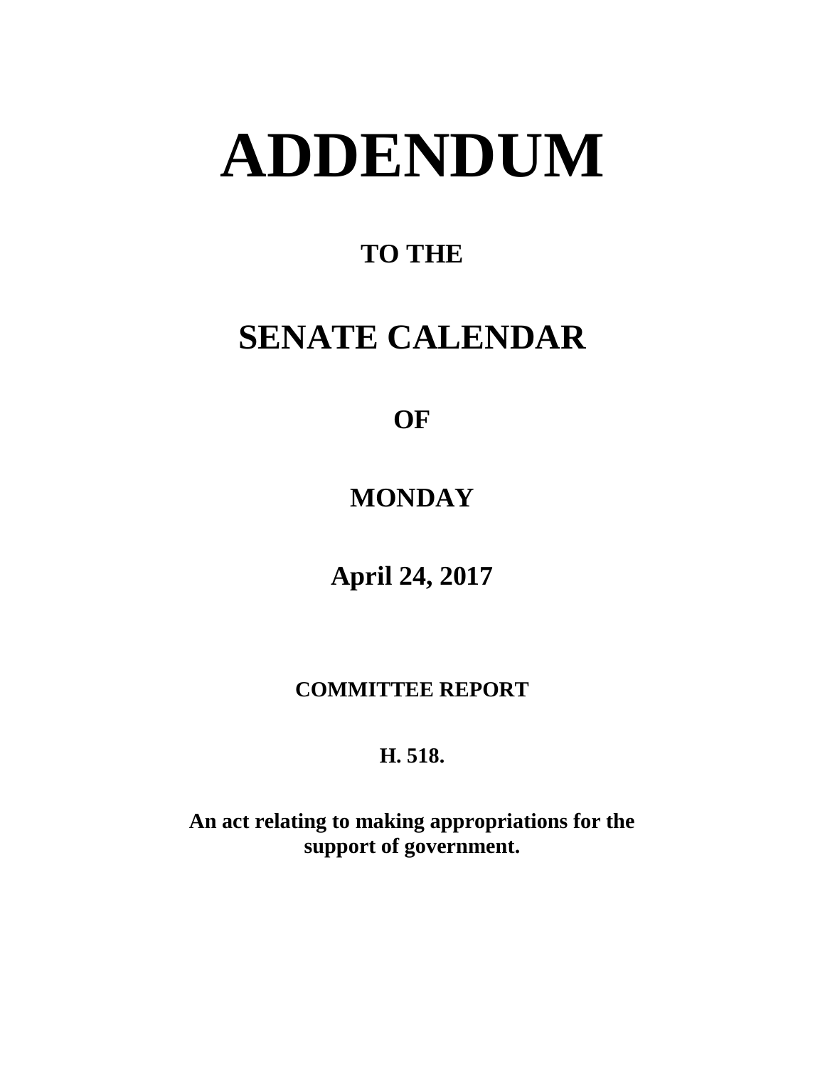# ADDENDUM

## TO THE

# SENATE CALENDAR

## OF

## MONDAY

## April 24, 2017

**COMMITTEE REPORT**

**H. 518.**

**An act relating to making appropriations for the support of government.**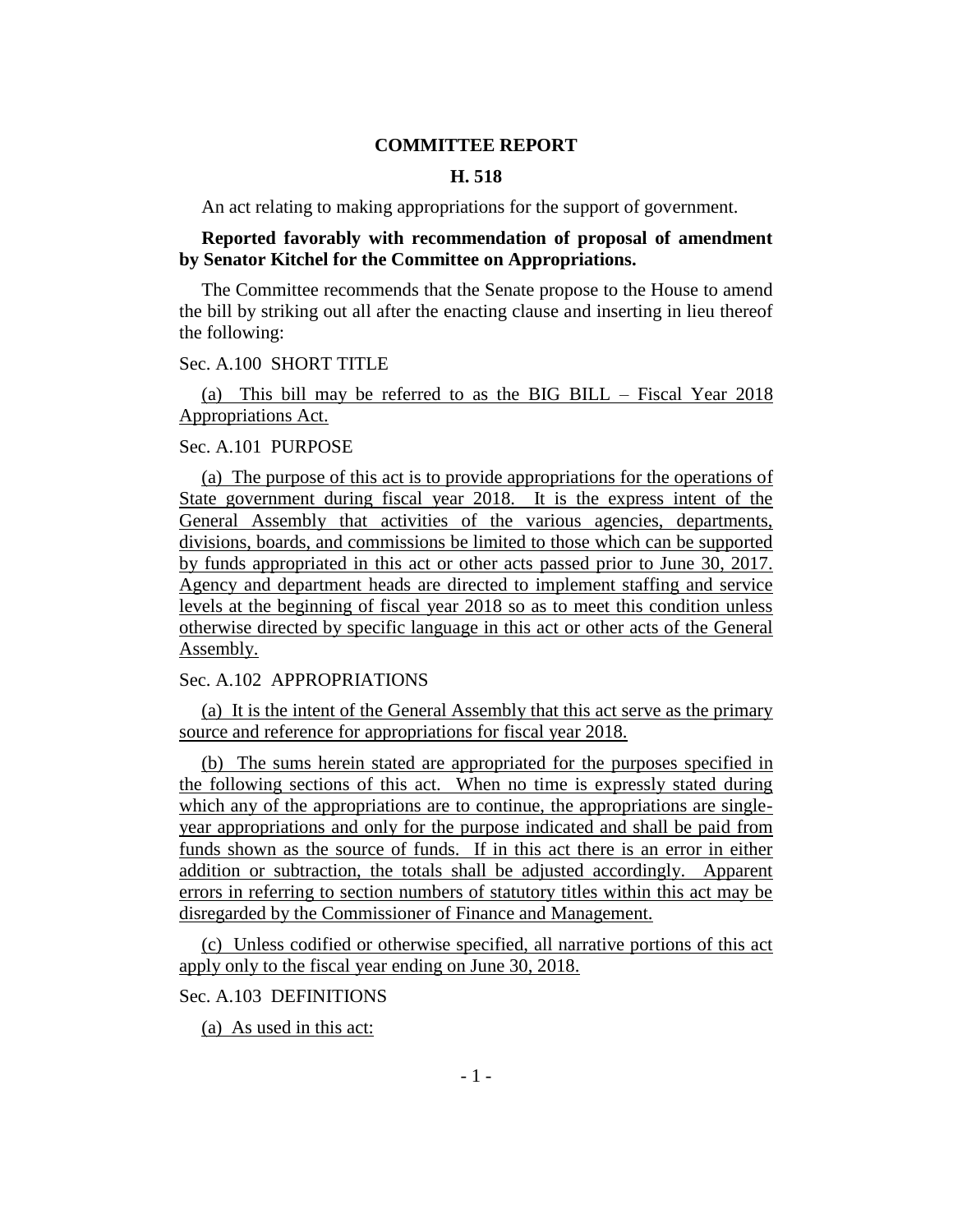**COMMITTEE REPORT**

**H. 518**

An act relating to making appropriations for the support of government.

**Reported favorably with recommendation of proposal of amendment by Senator Kitchel for the Committee on Appropriations.**

The Committee recommends that the Senate propose to the House to amend the bill by striking out all after the enacting clause and inserting in lieu thereof the following:

Sec. A.100 SHORT TITLE

(a) This bill may be referred to as the BIG BILL – Fiscal Year 2018 Appropriations Act.

Sec. A.101 PURPOSE

(a) The purpose of this act is to provide appropriations for the operations of State government during fiscal year 2018. It is the express intent of the General Assembly that activities of the various agencies, departments, divisions, boards, and commissions be limited to those which can be supported by funds appropriated in this act or other acts passed prior to June 30, 2017. Agency and department heads are directed to implement staffing and service levels at the beginning of fiscal year 2018 so as to meet this condition unless otherwise directed by specific language in this act or other acts of the General Assembly.

Sec. A.102 APPROPRIATIONS

(a) It is the intent of the General Assembly that this act serve as the primary source and reference for appropriations for fiscal year 2018.

(b) The sums herein stated are appropriated for the purposes specified in the following sections of this act. When no time is expressly stated during which any of the appropriations are to continue, the appropriations are single-year appropriations and only for the purpose indicated and shall be paid from funds shown as the source of funds. If in this act there is an error in either addition or subtraction, the totals shall be adjusted accordingly. Apparent errors in referring to section numbers of statutory titles within this act may be disregarded by the Commissioner of Finance and Management.

(c) Unless codified or otherwise specified, all narrative portions of this act apply only to the fiscal year ending on June 30, 2018.

Sec. A.103 DEFINITIONS

(a) As used in this act: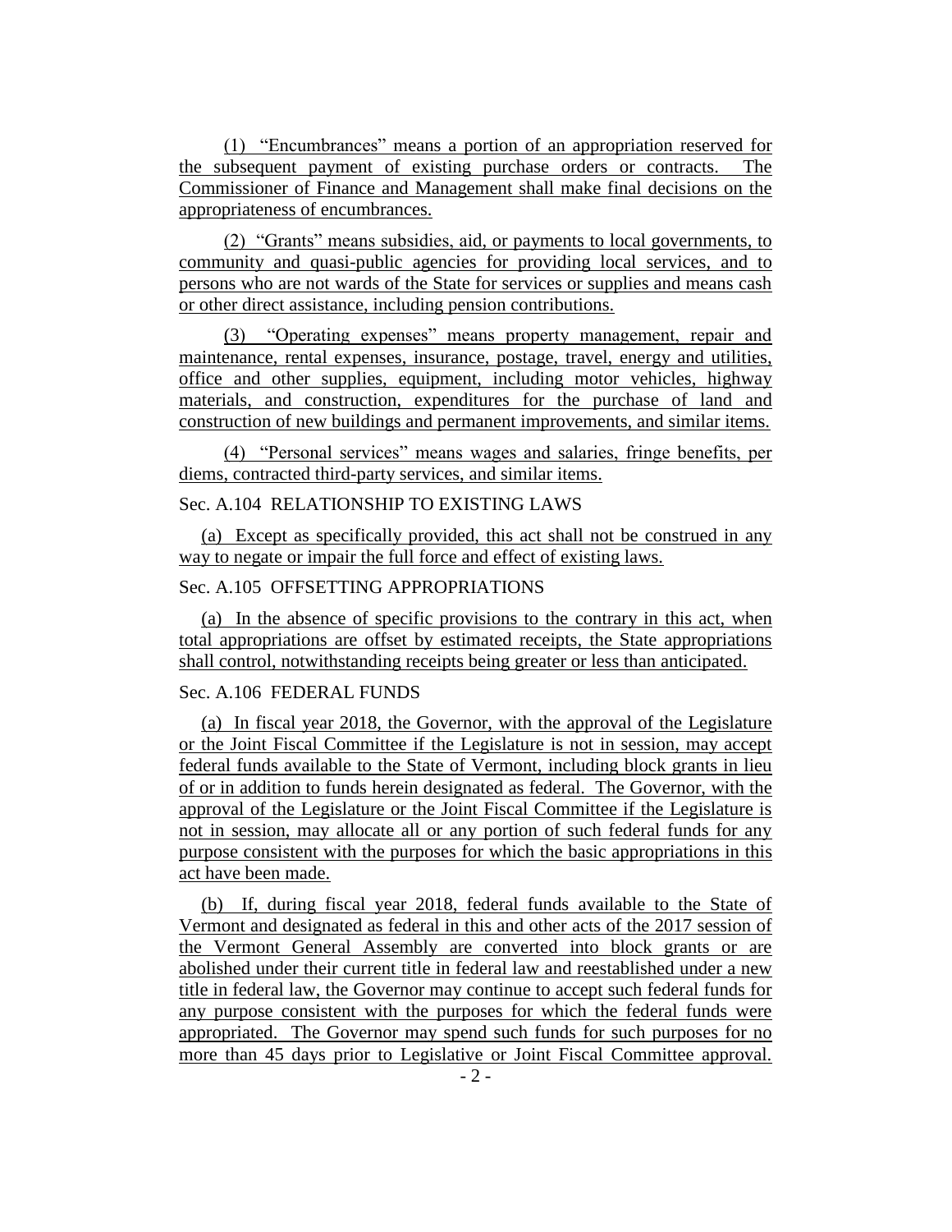(1) "Encumbrances" means a portion of an appropriation reserved for the subsequent payment of existing purchase orders or contracts. The Commissioner of Finance and Management shall make final decisions on the appropriateness of encumbrances.

(2) "Grants" means subsidies, aid, or payments to local governments, to community and quasi-public agencies for providing local services, and to persons who are not wards of the State for services or supplies and means cash or other direct assistance, including pension contributions.

(3) "Operating expenses" means property management, repair and maintenance, rental expenses, insurance, postage, travel, energy and utilities, office and other supplies, equipment, including motor vehicles, highway materials, and construction, expenditures for the purchase of land and construction of new buildings and permanent improvements, and similar items.

(4) "Personal services" means wages and salaries, fringe benefits, per diems, contracted third-party services, and similar items.

Sec. A.104 RELATIONSHIP TO EXISTING LAWS

(a) Except as specifically provided, this act shall not be construed in any way to negate or impair the full force and effect of existing laws.

Sec. A.105 OFFSETTING APPROPRIATIONS

(a) In the absence of specific provisions to the contrary in this act, when total appropriations are offset by estimated receipts, the State appropriations shall control, notwithstanding receipts being greater or less than anticipated.

Sec. A.106 FEDERAL FUNDS

(a) In fiscal year 2018, the Governor, with the approval of the Legislature or the Joint Fiscal Committee if the Legislature is not in session, may accept federal funds available to the State of Vermont, including block grants in lieu of or in addition to funds herein designated as federal. The Governor, with the approval of the Legislature or the Joint Fiscal Committee if the Legislature is not in session, may allocate all or any portion of such federal funds for any purpose consistent with the purposes for which the basic appropriations in this act have been made.

(b) If, during fiscal year 2018, federal funds available to the State of Vermont and designated as federal in this and other acts of the 2017 session of the Vermont General Assembly are converted into block grants or are abolished under their current title in federal law and reestablished under a new title in federal law, the Governor may continue to accept such federal funds for any purpose consistent with the purposes for which the federal funds were appropriated. The Governor may spend such funds for such purposes for no more than 45 days prior to Legislative or Joint Fiscal Committee approval.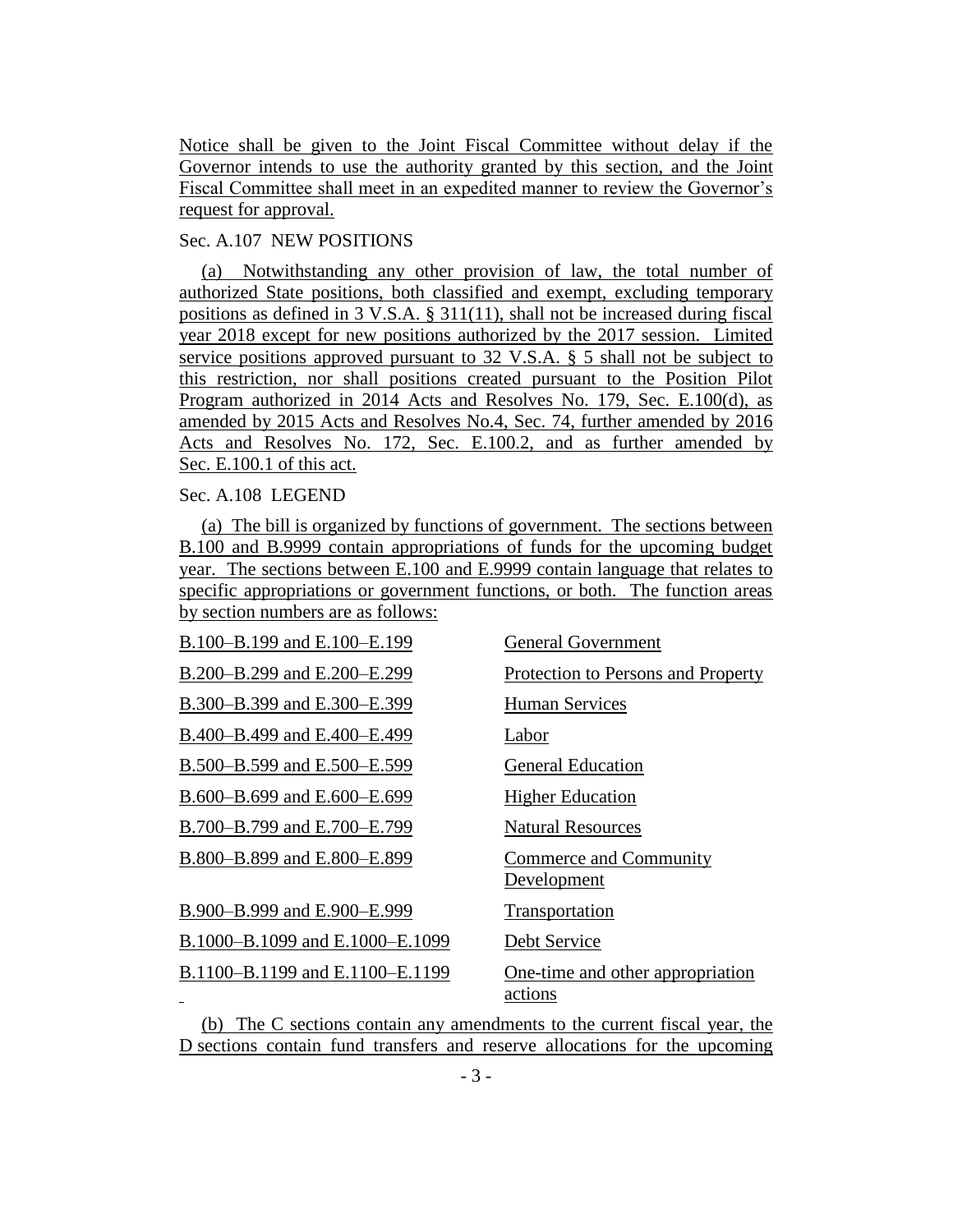Notice shall be given to the Joint Fiscal Committee without delay if the Governor intends to use the authority granted by this section, and the Joint Fiscal Committee shall meet in an expedited manner to review the Governor's request for approval.

Sec. A.107 NEW POSITIONS

(a) Notwithstanding any other provision of law, the total number of authorized State positions, both classified and exempt, excluding temporary positions as defined in 3 V.S.A. § 311(11), shall not be increased during fiscal year 2018 except for new positions authorized by the 2017 session. Limited service positions approved pursuant to 32 V.S.A. § 5 shall not be subject to this restriction, nor shall positions created pursuant to the Position Pilot Program authorized in 2014 Acts and Resolves No. 179, Sec. E.100(d), as amended by 2015 Acts and Resolves No.4, Sec. 74, further amended by 2016 Acts and Resolves No. 172, Sec. E.100.2, and as further amended by Sec. E.100.1 of this act.

Sec. A.108 LEGEND

(a) The bill is organized by functions of government. The sections between B.100 and B.9999 contain appropriations of funds for the upcoming budget year. The sections between E.100 and E.9999 contain language that relates to specific appropriations or government functions, or both. The function areas by section numbers are as follows:

| | |
|---|---|
| B.100–B.199 and E.100–E.199 | General Government |
| B.200–B.299 and E.200–E.299 | Protection to Persons and Property |
| B.300–B.399 and E.300–E.399 | Human Services |
| B.400–B.499 and E.400–E.499 | Labor |
| B.500–B.599 and E.500–E.599 | General Education |
| B.600–B.699 and E.600–E.699 | Higher Education |
| B.700–B.799 and E.700–E.799 | Natural Resources |
| B.800–B.899 and E.800–E.899 | Commerce and Community Development |
| B.900–B.999 and E.900–E.999 | Transportation |
| B.1000–B.1099 and E.1000–E.1099 | Debt Service |
| B.1100–B.1199 and E.1100–E.1199 | One-time and other appropriation actions |

(b) The C sections contain any amendments to the current fiscal year, the D sections contain fund transfers and reserve allocations for the upcoming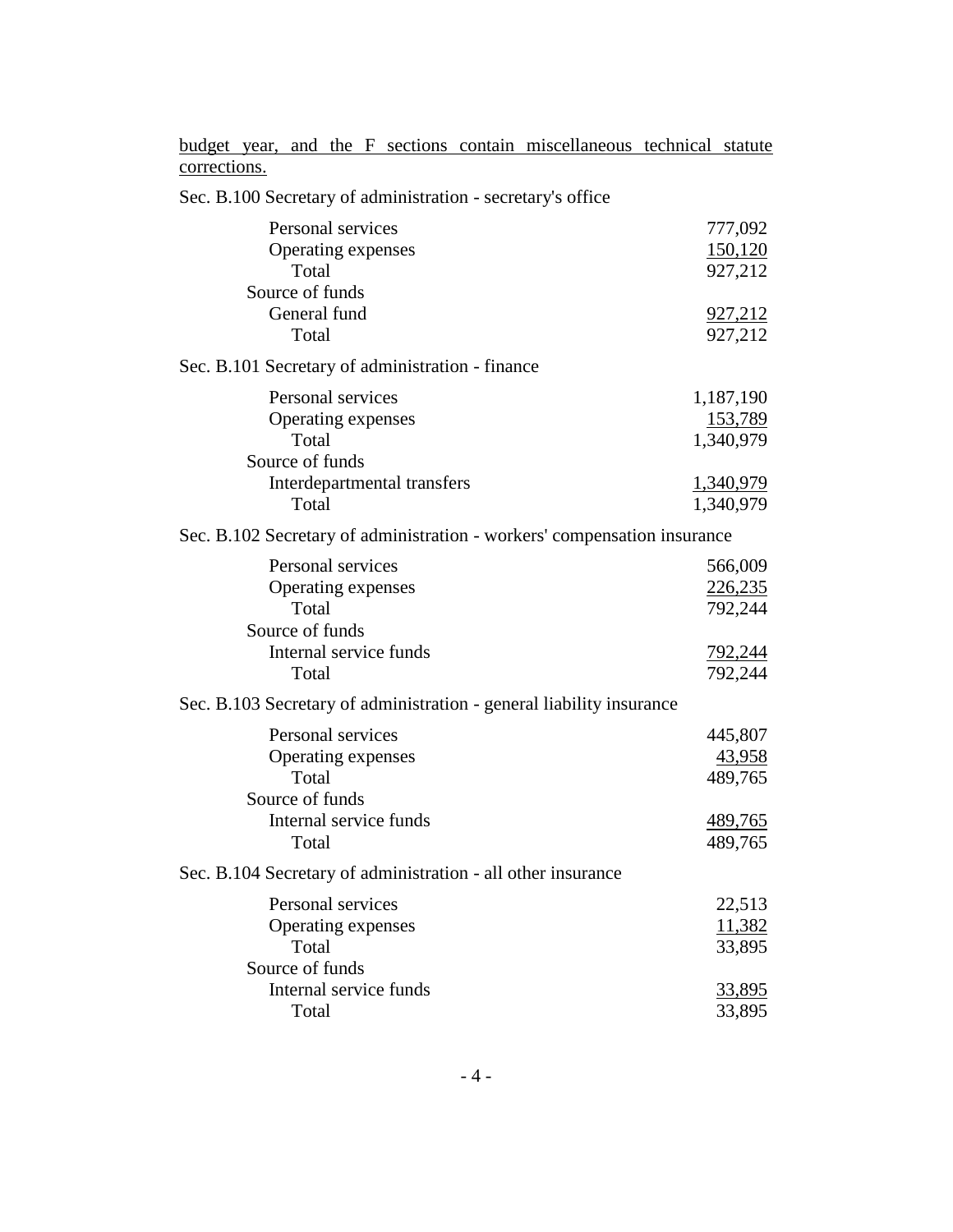budget year, and the F sections contain miscellaneous technical statute corrections.

Sec. B.100 Secretary of administration - secretary's office

| | |
|---|---:|
| Personal services | 777,092 |
| Operating expenses | 150,120 |
| Total | 927,212 |
| Source of funds | |
| General fund | 927,212 |
| Total | 927,212 |

Sec. B.101 Secretary of administration - finance

| | |
|---|---:|
| Personal services | 1,187,190 |
| Operating expenses | 153,789 |
| Total | 1,340,979 |
| Source of funds | |
| Interdepartmental transfers | 1,340,979 |
| Total | 1,340,979 |

Sec. B.102 Secretary of administration - workers' compensation insurance

| | |
|---|---:|
| Personal services | 566,009 |
| Operating expenses | 226,235 |
| Total | 792,244 |
| Source of funds | |
| Internal service funds | 792,244 |
| Total | 792,244 |

Sec. B.103 Secretary of administration - general liability insurance

| | |
|---|---:|
| Personal services | 445,807 |
| Operating expenses | 43,958 |
| Total | 489,765 |
| Source of funds | |
| Internal service funds | 489,765 |
| Total | 489,765 |

Sec. B.104 Secretary of administration - all other insurance

| | |
|---|---:|
| Personal services | 22,513 |
| Operating expenses | 11,382 |
| Total | 33,895 |
| Source of funds | |
| Internal service funds | 33,895 |
| Total | 33,895 |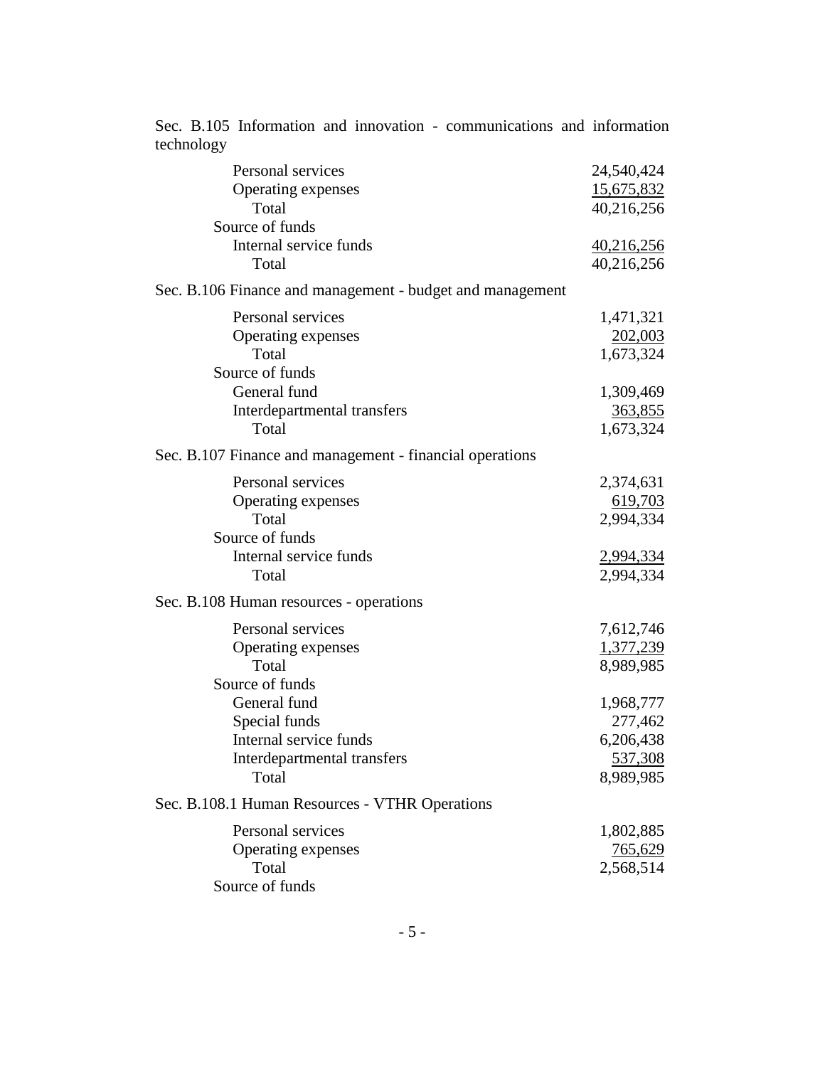Sec. B.105 Information and innovation - communications and information technology

| | |
|---|---|
| Personal services | 24,540,424 |
| Operating expenses | 15,675,832 |
| Total | 40,216,256 |
| Source of funds | |
| Internal service funds | 40,216,256 |
| Total | 40,216,256 |

Sec. B.106 Finance and management - budget and management

| | |
|---|---|
| Personal services | 1,471,321 |
| Operating expenses | 202,003 |
| Total | 1,673,324 |
| Source of funds | |
| General fund | 1,309,469 |
| Interdepartmental transfers | 363,855 |
| Total | 1,673,324 |

Sec. B.107 Finance and management - financial operations

| | |
|---|---|
| Personal services | 2,374,631 |
| Operating expenses | 619,703 |
| Total | 2,994,334 |
| Source of funds | |
| Internal service funds | 2,994,334 |
| Total | 2,994,334 |

Sec. B.108 Human resources - operations

| | |
|---|---|
| Personal services | 7,612,746 |
| Operating expenses | 1,377,239 |
| Total | 8,989,985 |
| Source of funds | |
| General fund | 1,968,777 |
| Special funds | 277,462 |
| Internal service funds | 6,206,438 |
| Interdepartmental transfers | 537,308 |
| Total | 8,989,985 |

Sec. B.108.1 Human Resources - VTHR Operations

| | |
|---|---|
| Personal services | 1,802,885 |
| Operating expenses | 765,629 |
| Total | 2,568,514 |
| Source of funds | |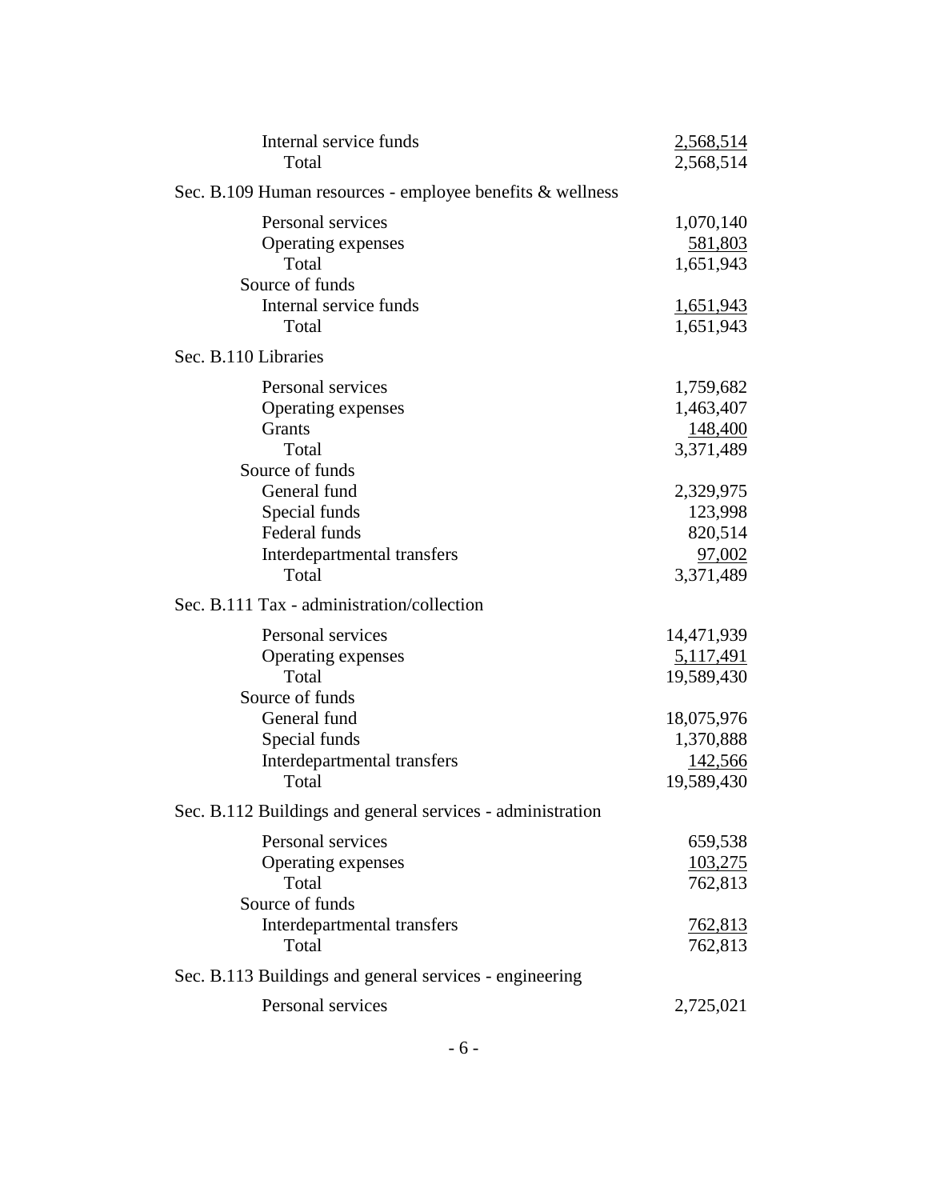| | |
|---|---|
| Internal service funds | 2,568,514 |
| Total | 2,568,514 |

Sec. B.109 Human resources - employee benefits & wellness

| | |
|---|---|
| Personal services | 1,070,140 |
| Operating expenses | 581,803 |
| Total | 1,651,943 |
| Source of funds | |
| Internal service funds | 1,651,943 |
| Total | 1,651,943 |

Sec. B.110 Libraries

| | |
|---|---|
| Personal services | 1,759,682 |
| Operating expenses | 1,463,407 |
| Grants | 148,400 |
| Total | 3,371,489 |
| Source of funds | |
| General fund | 2,329,975 |
| Special funds | 123,998 |
| Federal funds | 820,514 |
| Interdepartmental transfers | 97,002 |
| Total | 3,371,489 |

Sec. B.111 Tax - administration/collection

| | |
|---|---|
| Personal services | 14,471,939 |
| Operating expenses | 5,117,491 |
| Total | 19,589,430 |
| Source of funds | |
| General fund | 18,075,976 |
| Special funds | 1,370,888 |
| Interdepartmental transfers | 142,566 |
| Total | 19,589,430 |

Sec. B.112 Buildings and general services - administration

| | |
|---|---|
| Personal services | 659,538 |
| Operating expenses | 103,275 |
| Total | 762,813 |
| Source of funds | |
| Interdepartmental transfers | 762,813 |
| Total | 762,813 |

Sec. B.113 Buildings and general services - engineering

| | |
|---|---|
| Personal services | 2,725,021 |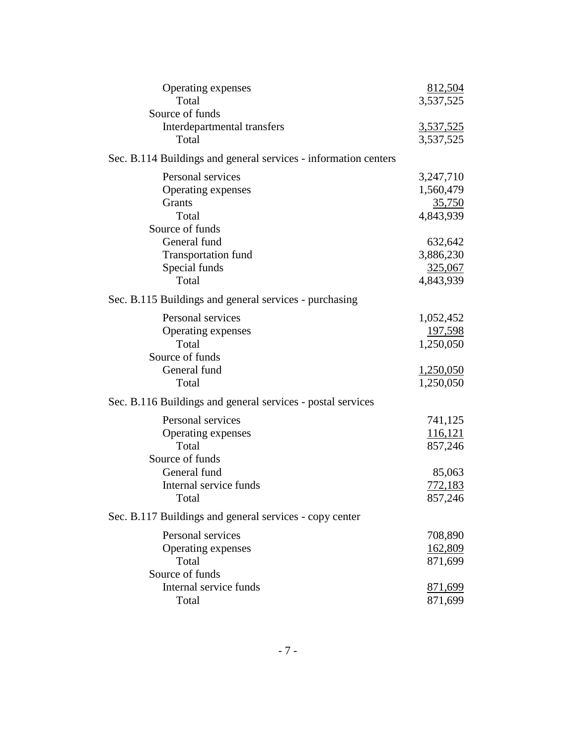| | |
|---|---:|
| Operating expenses | 812,504 |
| Total | 3,537,525 |
| Source of funds | |
| Interdepartmental transfers | 3,537,525 |
| Total | 3,537,525 |

Sec. B.114 Buildings and general services - information centers

| | |
|---|---:|
| Personal services | 3,247,710 |
| Operating expenses | 1,560,479 |
| Grants | 35,750 |
| Total | 4,843,939 |
| Source of funds | |
| General fund | 632,642 |
| Transportation fund | 3,886,230 |
| Special funds | 325,067 |
| Total | 4,843,939 |

Sec. B.115 Buildings and general services - purchasing

| | |
|---|---:|
| Personal services | 1,052,452 |
| Operating expenses | 197,598 |
| Total | 1,250,050 |
| Source of funds | |
| General fund | 1,250,050 |
| Total | 1,250,050 |

Sec. B.116 Buildings and general services - postal services

| | |
|---|---:|
| Personal services | 741,125 |
| Operating expenses | 116,121 |
| Total | 857,246 |
| Source of funds | |
| General fund | 85,063 |
| Internal service funds | 772,183 |
| Total | 857,246 |

Sec. B.117 Buildings and general services - copy center

| | |
|---|---:|
| Personal services | 708,890 |
| Operating expenses | 162,809 |
| Total | 871,699 |
| Source of funds | |
| Internal service funds | 871,699 |
| Total | 871,699 |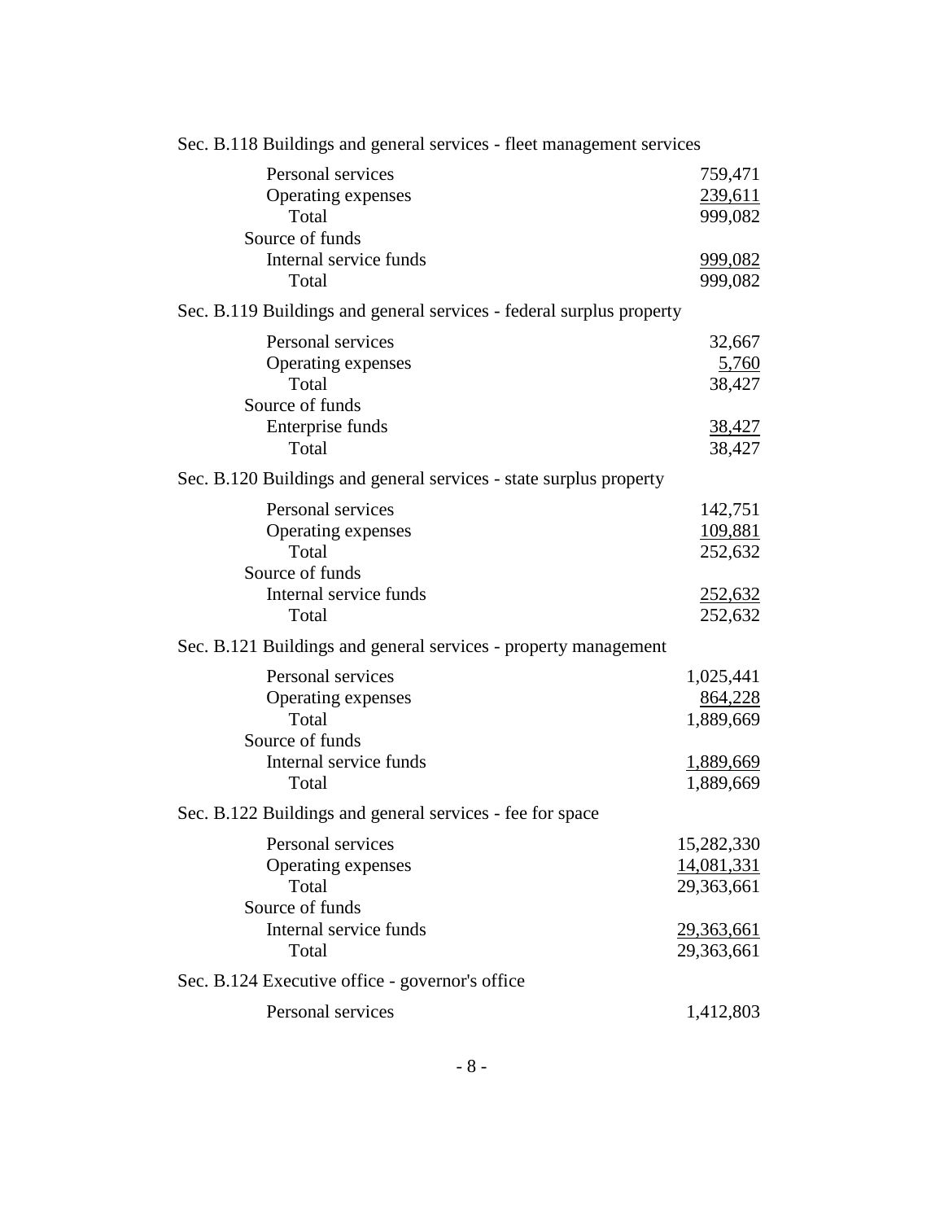Sec. B.118 Buildings and general services - fleet management services

| | |
|---|---:|
| Personal services | 759,471 |
| Operating expenses | 239,611 |
| Total | 999,082 |
| Source of funds | |
| Internal service funds | 999,082 |
| Total | 999,082 |

Sec. B.119 Buildings and general services - federal surplus property

| | |
|---|---:|
| Personal services | 32,667 |
| Operating expenses | 5,760 |
| Total | 38,427 |
| Source of funds | |
| Enterprise funds | 38,427 |
| Total | 38,427 |

Sec. B.120 Buildings and general services - state surplus property

| | |
|---|---:|
| Personal services | 142,751 |
| Operating expenses | 109,881 |
| Total | 252,632 |
| Source of funds | |
| Internal service funds | 252,632 |
| Total | 252,632 |

Sec. B.121 Buildings and general services - property management

| | |
|---|---:|
| Personal services | 1,025,441 |
| Operating expenses | 864,228 |
| Total | 1,889,669 |
| Source of funds | |
| Internal service funds | 1,889,669 |
| Total | 1,889,669 |

Sec. B.122 Buildings and general services - fee for space

| | |
|---|---:|
| Personal services | 15,282,330 |
| Operating expenses | 14,081,331 |
| Total | 29,363,661 |
| Source of funds | |
| Internal service funds | 29,363,661 |
| Total | 29,363,661 |

Sec. B.124 Executive office - governor's office

| | |
|---|---:|
| Personal services | 1,412,803 |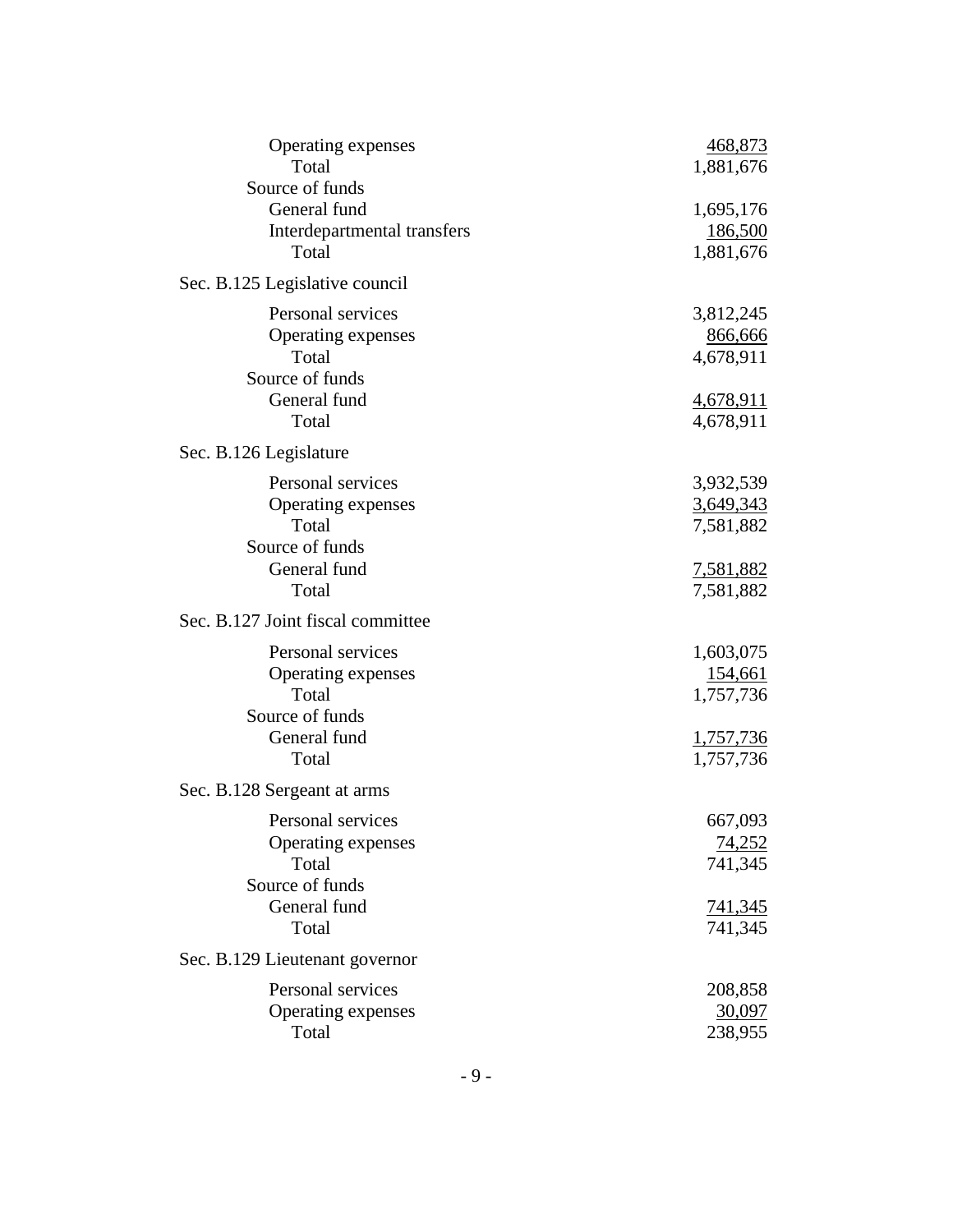| | |
|---|---|
| Operating expenses | 468,873 |
| Total | 1,881,676 |
| Source of funds | |
| General fund | 1,695,176 |
| Interdepartmental transfers | 186,500 |
| Total | 1,881,676 |

Sec. B.125 Legislative council

| | |
|---|---|
| Personal services | 3,812,245 |
| Operating expenses | 866,666 |
| Total | 4,678,911 |
| Source of funds | |
| General fund | 4,678,911 |
| Total | 4,678,911 |

Sec. B.126 Legislature

| | |
|---|---|
| Personal services | 3,932,539 |
| Operating expenses | 3,649,343 |
| Total | 7,581,882 |
| Source of funds | |
| General fund | 7,581,882 |
| Total | 7,581,882 |

Sec. B.127 Joint fiscal committee

| | |
|---|---|
| Personal services | 1,603,075 |
| Operating expenses | 154,661 |
| Total | 1,757,736 |
| Source of funds | |
| General fund | 1,757,736 |
| Total | 1,757,736 |

Sec. B.128 Sergeant at arms

| | |
|---|---|
| Personal services | 667,093 |
| Operating expenses | 74,252 |
| Total | 741,345 |
| Source of funds | |
| General fund | 741,345 |
| Total | 741,345 |

Sec. B.129 Lieutenant governor

| | |
|---|---|
| Personal services | 208,858 |
| Operating expenses | 30,097 |
| Total | 238,955 |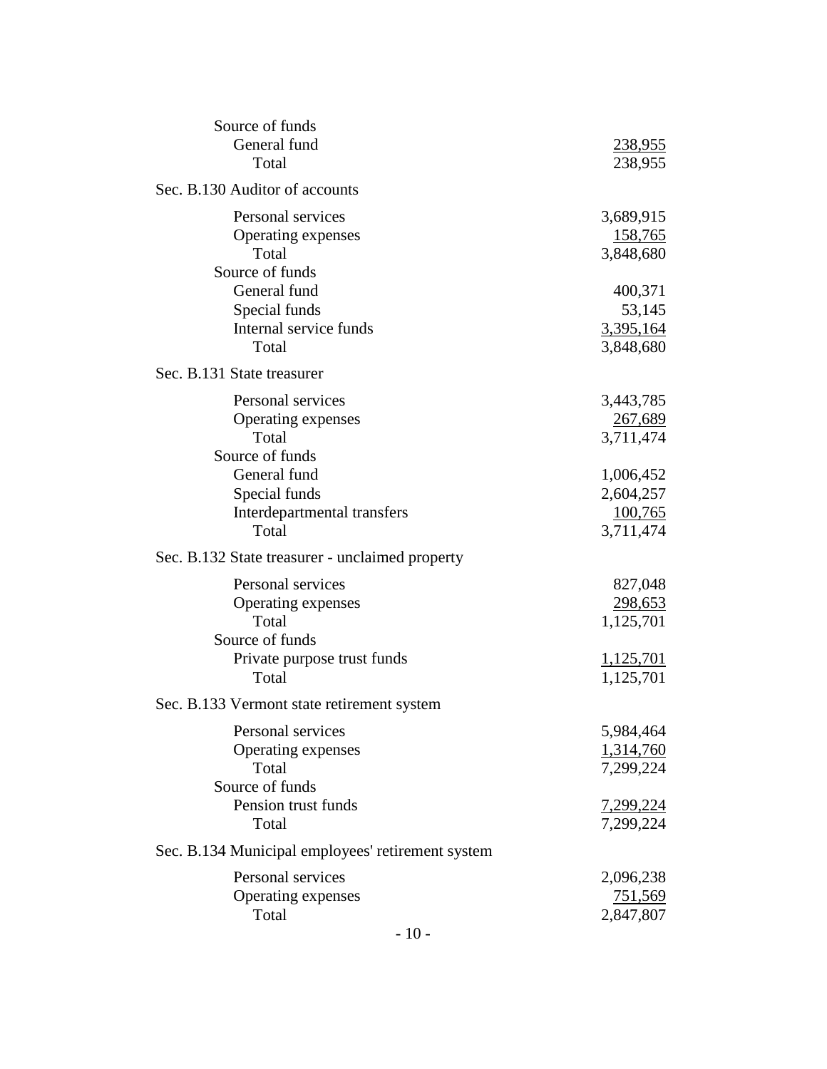| | |
|---|---|
| Source of funds | |
| General fund | 238,955 |
| Total | 238,955 |

Sec. B.130 Auditor of accounts

| | |
|---|---|
| Personal services | 3,689,915 |
| Operating expenses | 158,765 |
| Total | 3,848,680 |
| Source of funds | |
| General fund | 400,371 |
| Special funds | 53,145 |
| Internal service funds | 3,395,164 |
| Total | 3,848,680 |

Sec. B.131 State treasurer

| | |
|---|---|
| Personal services | 3,443,785 |
| Operating expenses | 267,689 |
| Total | 3,711,474 |
| Source of funds | |
| General fund | 1,006,452 |
| Special funds | 2,604,257 |
| Interdepartmental transfers | 100,765 |
| Total | 3,711,474 |

Sec. B.132 State treasurer - unclaimed property

| | |
|---|---|
| Personal services | 827,048 |
| Operating expenses | 298,653 |
| Total | 1,125,701 |
| Source of funds | |
| Private purpose trust funds | 1,125,701 |
| Total | 1,125,701 |

Sec. B.133 Vermont state retirement system

| | |
|---|---|
| Personal services | 5,984,464 |
| Operating expenses | 1,314,760 |
| Total | 7,299,224 |
| Source of funds | |
| Pension trust funds | 7,299,224 |
| Total | 7,299,224 |

Sec. B.134 Municipal employees' retirement system

| | |
|---|---|
| Personal services | 2,096,238 |
| Operating expenses | 751,569 |
| Total | 2,847,807 |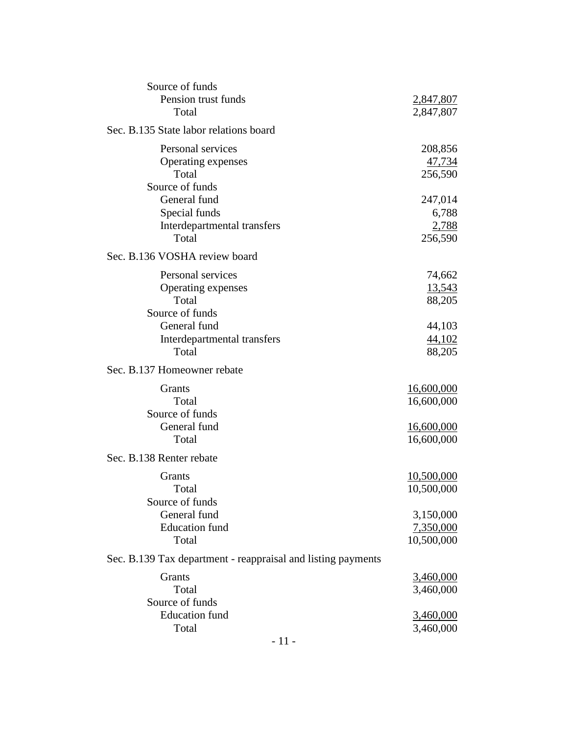Source of funds

| | |
|---|---|
| Pension trust funds | 2,847,807 |
| Total | 2,847,807 |

Sec. B.135 State labor relations board

| | |
|---|---|
| Personal services | 208,856 |
| Operating expenses | 47,734 |
| Total | 256,590 |
| Source of funds | |
| General fund | 247,014 |
| Special funds | 6,788 |
| Interdepartmental transfers | 2,788 |
| Total | 256,590 |

Sec. B.136 VOSHA review board

| | |
|---|---|
| Personal services | 74,662 |
| Operating expenses | 13,543 |
| Total | 88,205 |
| Source of funds | |
| General fund | 44,103 |
| Interdepartmental transfers | 44,102 |
| Total | 88,205 |

Sec. B.137 Homeowner rebate

| | |
|---|---|
| Grants | 16,600,000 |
| Total | 16,600,000 |
| Source of funds | |
| General fund | 16,600,000 |
| Total | 16,600,000 |

Sec. B.138 Renter rebate

| | |
|---|---|
| Grants | 10,500,000 |
| Total | 10,500,000 |
| Source of funds | |
| General fund | 3,150,000 |
| Education fund | 7,350,000 |
| Total | 10,500,000 |

Sec. B.139 Tax department - reappraisal and listing payments

| | |
|---|---|
| Grants | 3,460,000 |
| Total | 3,460,000 |
| Source of funds | |
| Education fund | 3,460,000 |
| Total | 3,460,000 |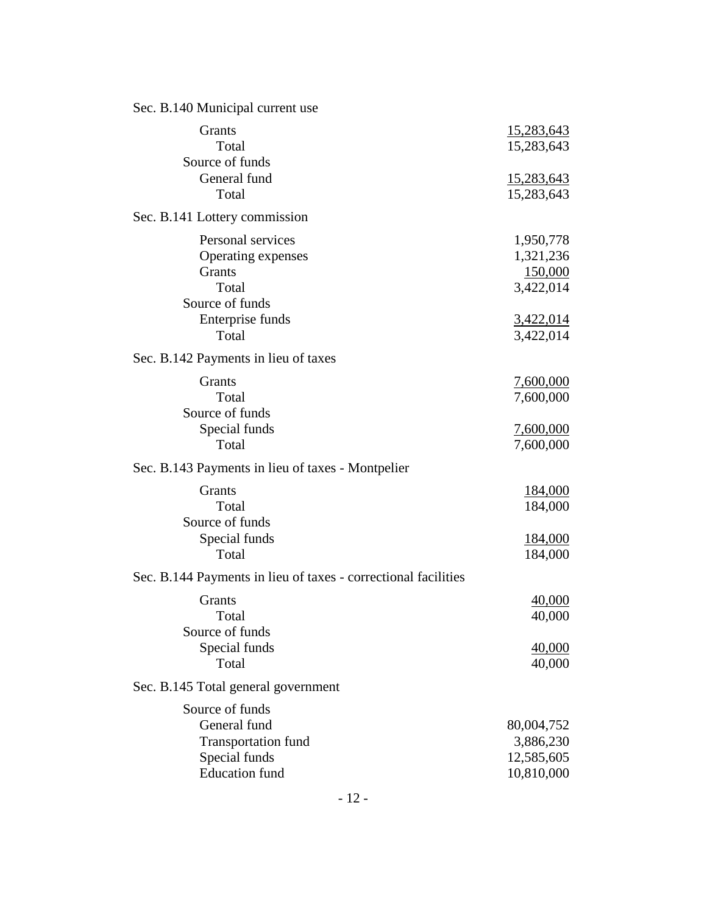Sec. B.140 Municipal current use

| | |
|---|---:|
| Grants | 15,283,643 |
| Total | 15,283,643 |
| Source of funds | |
| General fund | 15,283,643 |
| Total | 15,283,643 |

Sec. B.141 Lottery commission

| | |
|---|---:|
| Personal services | 1,950,778 |
| Operating expenses | 1,321,236 |
| Grants | 150,000 |
| Total | 3,422,014 |
| Source of funds | |
| Enterprise funds | 3,422,014 |
| Total | 3,422,014 |

Sec. B.142 Payments in lieu of taxes

| | |
|---|---:|
| Grants | 7,600,000 |
| Total | 7,600,000 |
| Source of funds | |
| Special funds | 7,600,000 |
| Total | 7,600,000 |

Sec. B.143 Payments in lieu of taxes - Montpelier

| | |
|---|---:|
| Grants | 184,000 |
| Total | 184,000 |
| Source of funds | |
| Special funds | 184,000 |
| Total | 184,000 |

Sec. B.144 Payments in lieu of taxes - correctional facilities

| | |
|---|---:|
| Grants | 40,000 |
| Total | 40,000 |
| Source of funds | |
| Special funds | 40,000 |
| Total | 40,000 |

Sec. B.145 Total general government

| | |
|---|---:|
| Source of funds | |
| General fund | 80,004,752 |
| Transportation fund | 3,886,230 |
| Special funds | 12,585,605 |
| Education fund | 10,810,000 |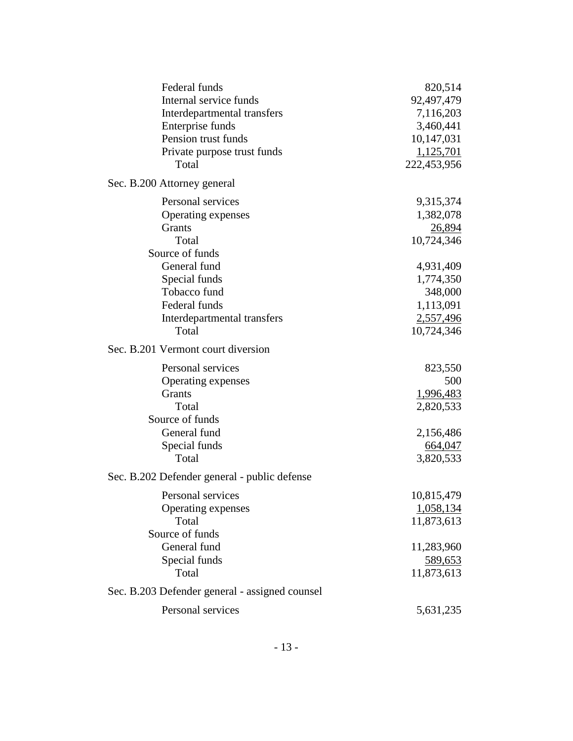| | |
|---|---|
| Federal funds | 820,514 |
| Internal service funds | 92,497,479 |
| Interdepartmental transfers | 7,116,203 |
| Enterprise funds | 3,460,441 |
| Pension trust funds | 10,147,031 |
| Private purpose trust funds | 1,125,701 |
| Total | 222,453,956 |

Sec. B.200 Attorney general

| | |
|---|---|
| Personal services | 9,315,374 |
| Operating expenses | 1,382,078 |
| Grants | 26,894 |
| Total | 10,724,346 |
| Source of funds | |
| General fund | 4,931,409 |
| Special funds | 1,774,350 |
| Tobacco fund | 348,000 |
| Federal funds | 1,113,091 |
| Interdepartmental transfers | 2,557,496 |
| Total | 10,724,346 |

Sec. B.201 Vermont court diversion

| | |
|---|---|
| Personal services | 823,550 |
| Operating expenses | 500 |
| Grants | 1,996,483 |
| Total | 2,820,533 |
| Source of funds | |
| General fund | 2,156,486 |
| Special funds | 664,047 |
| Total | 3,820,533 |

Sec. B.202 Defender general - public defense

| | |
|---|---|
| Personal services | 10,815,479 |
| Operating expenses | 1,058,134 |
| Total | 11,873,613 |
| Source of funds | |
| General fund | 11,283,960 |
| Special funds | 589,653 |
| Total | 11,873,613 |

Sec. B.203 Defender general - assigned counsel

| | |
|---|---|
| Personal services | 5,631,235 |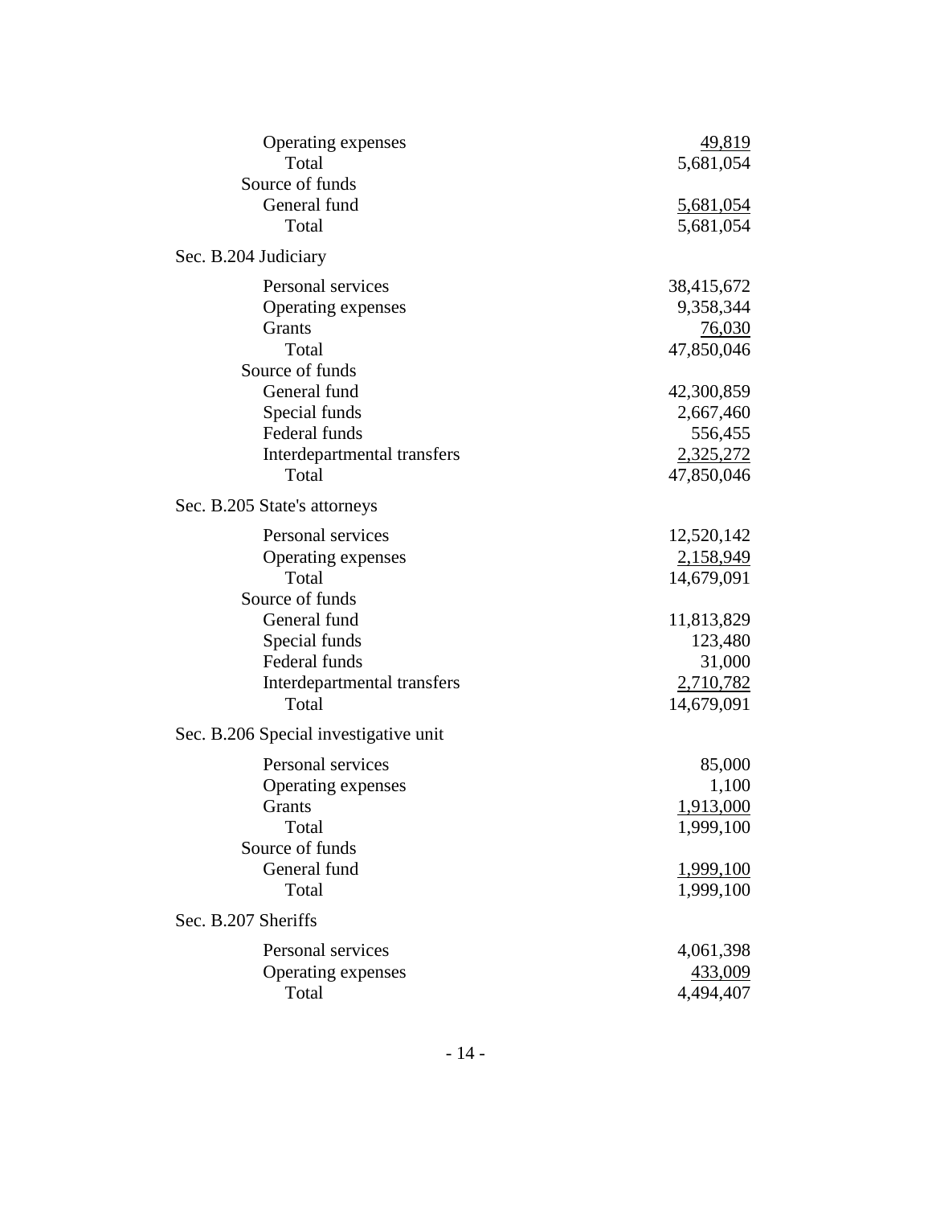| | |
|---|---|
| Operating expenses | 49,819 |
| Total | 5,681,054 |
| Source of funds | |
| General fund | 5,681,054 |
| Total | 5,681,054 |

Sec. B.204 Judiciary

| | |
|---|---|
| Personal services | 38,415,672 |
| Operating expenses | 9,358,344 |
| Grants | 76,030 |
| Total | 47,850,046 |
| Source of funds | |
| General fund | 42,300,859 |
| Special funds | 2,667,460 |
| Federal funds | 556,455 |
| Interdepartmental transfers | 2,325,272 |
| Total | 47,850,046 |

Sec. B.205 State's attorneys

| | |
|---|---|
| Personal services | 12,520,142 |
| Operating expenses | 2,158,949 |
| Total | 14,679,091 |
| Source of funds | |
| General fund | 11,813,829 |
| Special funds | 123,480 |
| Federal funds | 31,000 |
| Interdepartmental transfers | 2,710,782 |
| Total | 14,679,091 |

Sec. B.206 Special investigative unit

| | |
|---|---|
| Personal services | 85,000 |
| Operating expenses | 1,100 |
| Grants | 1,913,000 |
| Total | 1,999,100 |
| Source of funds | |
| General fund | 1,999,100 |
| Total | 1,999,100 |

Sec. B.207 Sheriffs

| | |
|---|---|
| Personal services | 4,061,398 |
| Operating expenses | 433,009 |
| Total | 4,494,407 |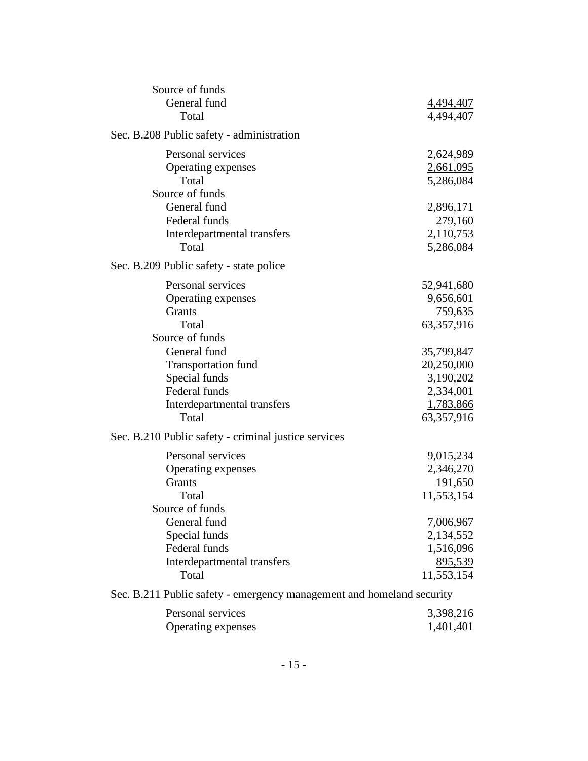| | |
|---|---|
| Source of funds | |
| General fund | 4,494,407 |
| Total | 4,494,407 |

Sec. B.208 Public safety - administration

| | |
|---|---|
| Personal services | 2,624,989 |
| Operating expenses | 2,661,095 |
| Total | 5,286,084 |
| Source of funds | |
| General fund | 2,896,171 |
| Federal funds | 279,160 |
| Interdepartmental transfers | 2,110,753 |
| Total | 5,286,084 |

Sec. B.209 Public safety - state police

| | |
|---|---|
| Personal services | 52,941,680 |
| Operating expenses | 9,656,601 |
| Grants | 759,635 |
| Total | 63,357,916 |
| Source of funds | |
| General fund | 35,799,847 |
| Transportation fund | 20,250,000 |
| Special funds | 3,190,202 |
| Federal funds | 2,334,001 |
| Interdepartmental transfers | 1,783,866 |
| Total | 63,357,916 |

Sec. B.210 Public safety - criminal justice services

| | |
|---|---|
| Personal services | 9,015,234 |
| Operating expenses | 2,346,270 |
| Grants | 191,650 |
| Total | 11,553,154 |
| Source of funds | |
| General fund | 7,006,967 |
| Special funds | 2,134,552 |
| Federal funds | 1,516,096 |
| Interdepartmental transfers | 895,539 |
| Total | 11,553,154 |

Sec. B.211 Public safety - emergency management and homeland security

| | |
|---|---|
| Personal services | 3,398,216 |
| Operating expenses | 1,401,401 |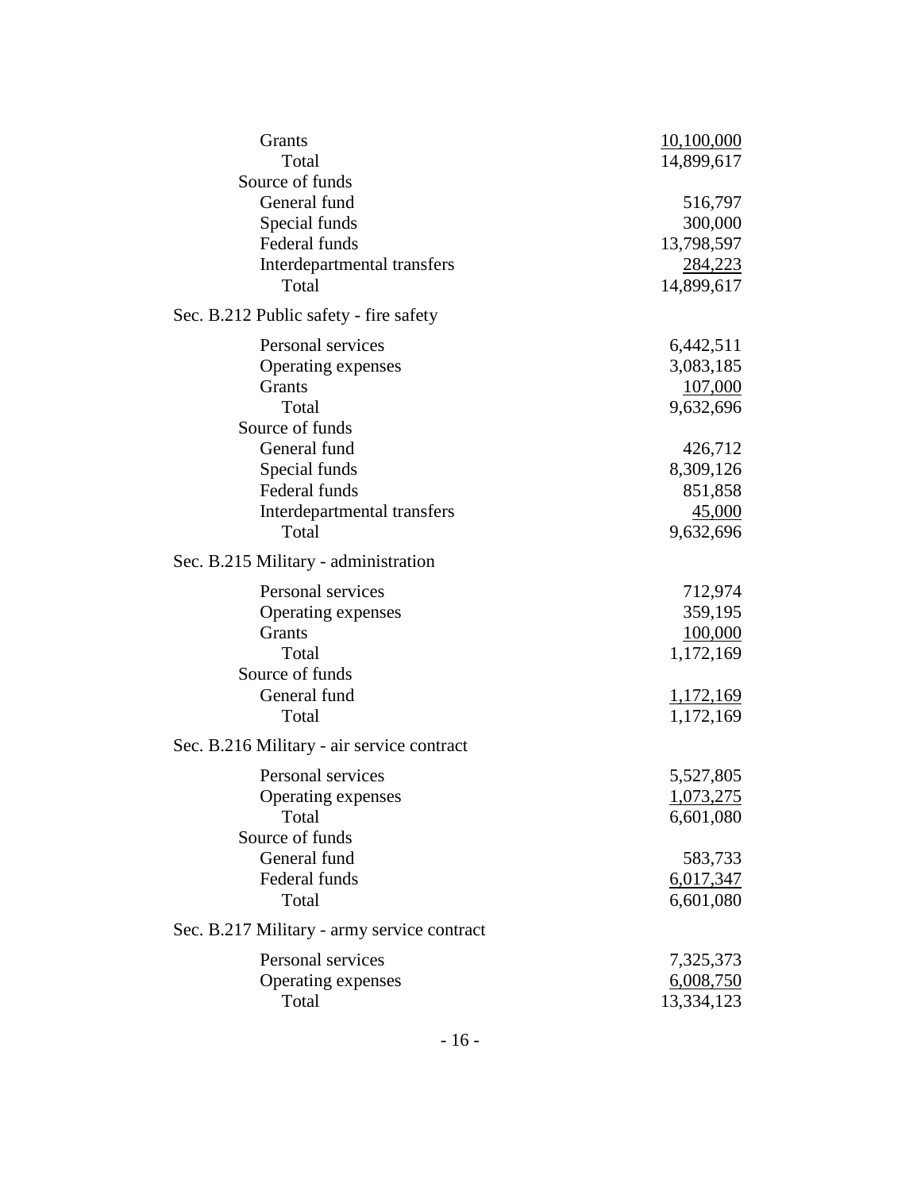| | |
|---|---|
| Grants | 10,100,000 |
| Total | 14,899,617 |
| Source of funds | |
| General fund | 516,797 |
| Special funds | 300,000 |
| Federal funds | 13,798,597 |
| Interdepartmental transfers | 284,223 |
| Total | 14,899,617 |

Sec. B.212 Public safety - fire safety

| | |
|---|---|
| Personal services | 6,442,511 |
| Operating expenses | 3,083,185 |
| Grants | 107,000 |
| Total | 9,632,696 |
| Source of funds | |
| General fund | 426,712 |
| Special funds | 8,309,126 |
| Federal funds | 851,858 |
| Interdepartmental transfers | 45,000 |
| Total | 9,632,696 |

Sec. B.215 Military - administration

| | |
|---|---|
| Personal services | 712,974 |
| Operating expenses | 359,195 |
| Grants | 100,000 |
| Total | 1,172,169 |
| Source of funds | |
| General fund | 1,172,169 |
| Total | 1,172,169 |

Sec. B.216 Military - air service contract

| | |
|---|---|
| Personal services | 5,527,805 |
| Operating expenses | 1,073,275 |
| Total | 6,601,080 |
| Source of funds | |
| General fund | 583,733 |
| Federal funds | 6,017,347 |
| Total | 6,601,080 |

Sec. B.217 Military - army service contract

| | |
|---|---|
| Personal services | 7,325,373 |
| Operating expenses | 6,008,750 |
| Total | 13,334,123 |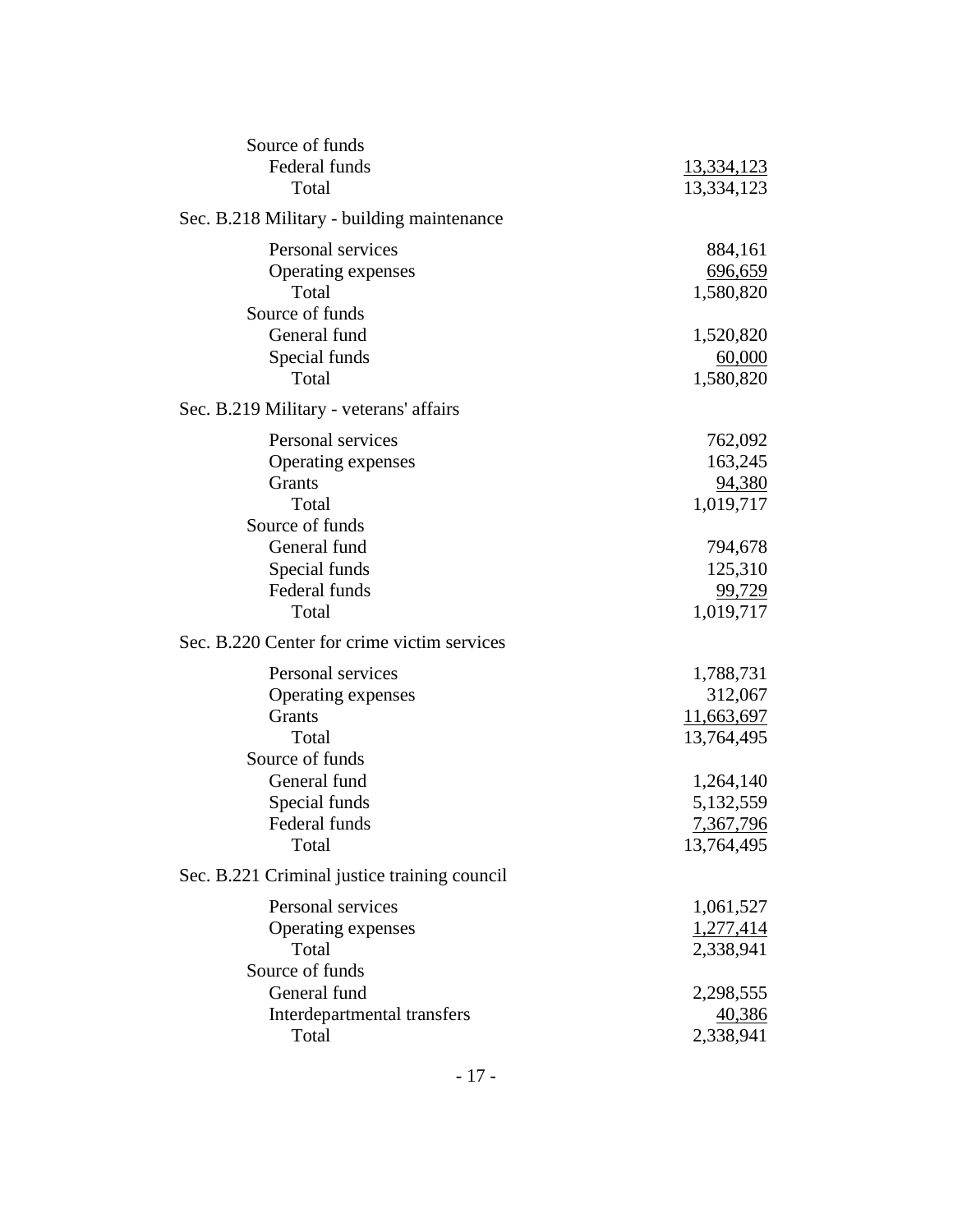Source of funds
  Federal funds 13,334,123
  Total 13,334,123

Sec. B.218 Military - building maintenance

| | |
|---|---|
| Personal services | 884,161 |
| Operating expenses | 696,659 |
| Total | 1,580,820 |
| Source of funds | |
| General fund | 1,520,820 |
| Special funds | 60,000 |
| Total | 1,580,820 |

Sec. B.219 Military - veterans' affairs

| | |
|---|---|
| Personal services | 762,092 |
| Operating expenses | 163,245 |
| Grants | 94,380 |
| Total | 1,019,717 |
| Source of funds | |
| General fund | 794,678 |
| Special funds | 125,310 |
| Federal funds | 99,729 |
| Total | 1,019,717 |

Sec. B.220 Center for crime victim services

| | |
|---|---|
| Personal services | 1,788,731 |
| Operating expenses | 312,067 |
| Grants | 11,663,697 |
| Total | 13,764,495 |
| Source of funds | |
| General fund | 1,264,140 |
| Special funds | 5,132,559 |
| Federal funds | 7,367,796 |
| Total | 13,764,495 |

Sec. B.221 Criminal justice training council

| | |
|---|---|
| Personal services | 1,061,527 |
| Operating expenses | 1,277,414 |
| Total | 2,338,941 |
| Source of funds | |
| General fund | 2,298,555 |
| Interdepartmental transfers | 40,386 |
| Total | 2,338,941 |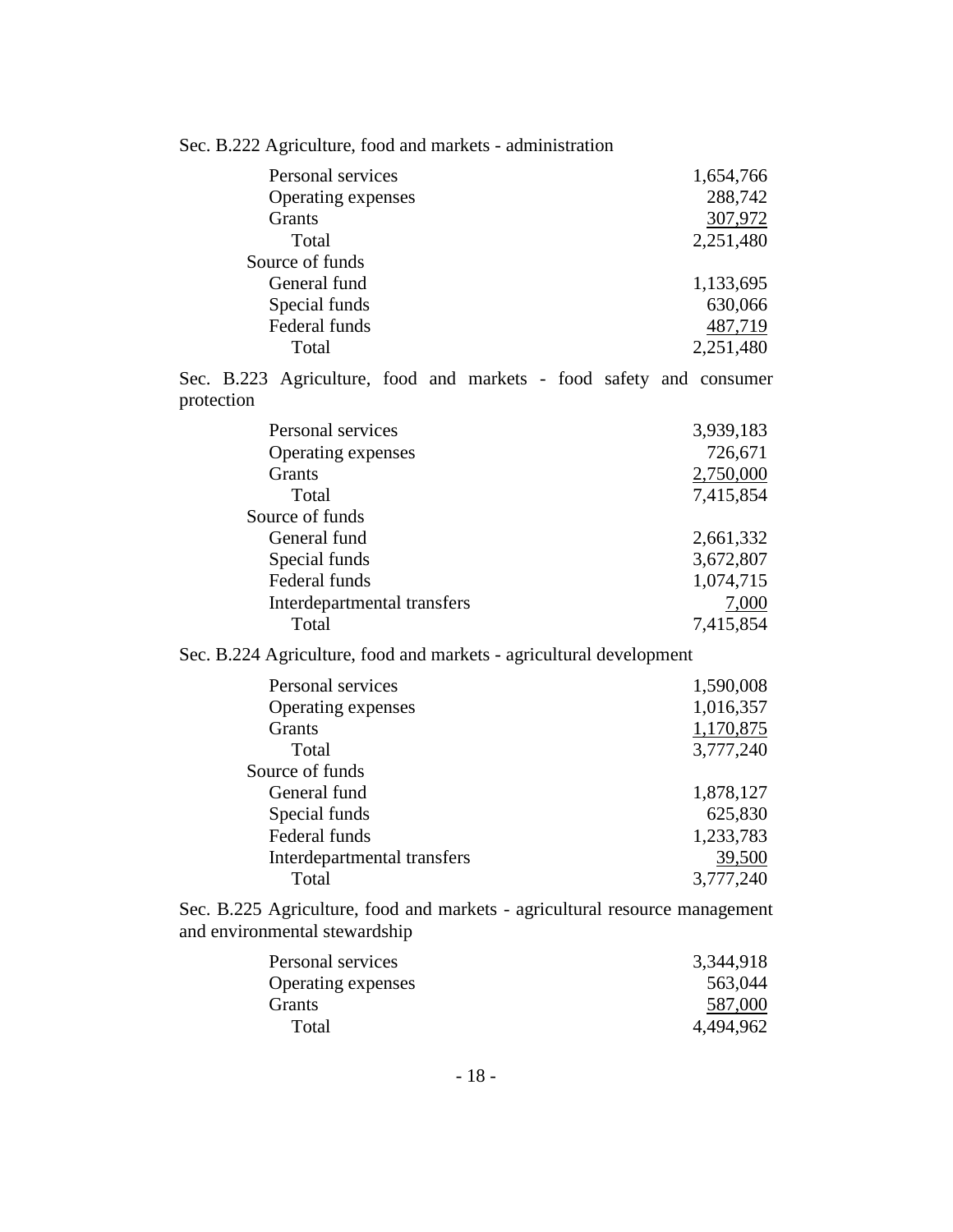Sec. B.222 Agriculture, food and markets - administration

| | |
|---|---:|
| Personal services | 1,654,766 |
| Operating expenses | 288,742 |
| Grants | 307,972 |
| Total | 2,251,480 |
| Source of funds | |
| General fund | 1,133,695 |
| Special funds | 630,066 |
| Federal funds | 487,719 |
| Total | 2,251,480 |

Sec. B.223 Agriculture, food and markets - food safety and consumer protection

| | |
|---|---:|
| Personal services | 3,939,183 |
| Operating expenses | 726,671 |
| Grants | 2,750,000 |
| Total | 7,415,854 |
| Source of funds | |
| General fund | 2,661,332 |
| Special funds | 3,672,807 |
| Federal funds | 1,074,715 |
| Interdepartmental transfers | 7,000 |
| Total | 7,415,854 |

Sec. B.224 Agriculture, food and markets - agricultural development

| | |
|---|---:|
| Personal services | 1,590,008 |
| Operating expenses | 1,016,357 |
| Grants | 1,170,875 |
| Total | 3,777,240 |
| Source of funds | |
| General fund | 1,878,127 |
| Special funds | 625,830 |
| Federal funds | 1,233,783 |
| Interdepartmental transfers | 39,500 |
| Total | 3,777,240 |

Sec. B.225 Agriculture, food and markets - agricultural resource management and environmental stewardship

| | |
|---|---:|
| Personal services | 3,344,918 |
| Operating expenses | 563,044 |
| Grants | 587,000 |
| Total | 4,494,962 |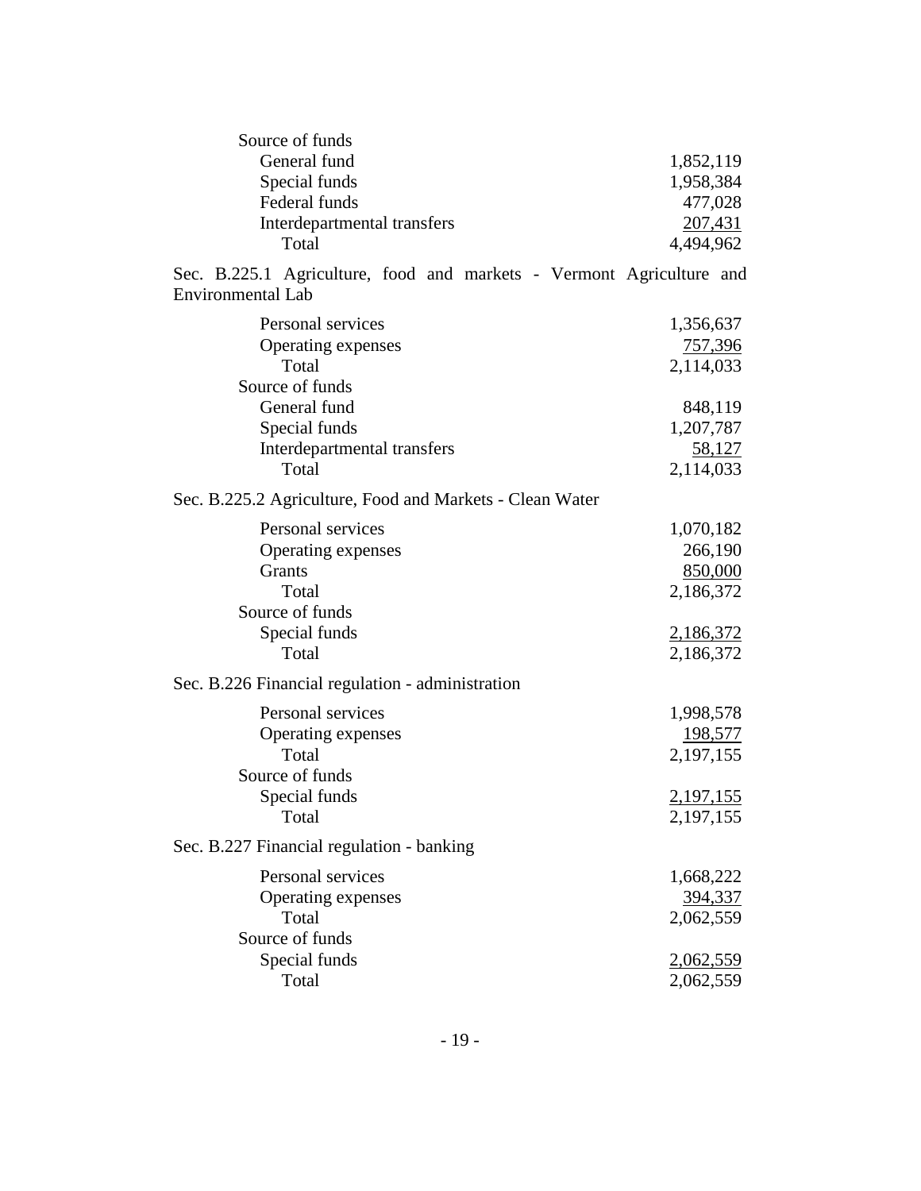Source of funds

| | |
|---|---|
| General fund | 1,852,119 |
| Special funds | 1,958,384 |
| Federal funds | 477,028 |
| Interdepartmental transfers | 207,431 |
| Total | 4,494,962 |

Sec. B.225.1 Agriculture, food and markets - Vermont Agriculture and Environmental Lab

| | |
|---|---|
| Personal services | 1,356,637 |
| Operating expenses | 757,396 |
| Total | 2,114,033 |
| Source of funds | |
| General fund | 848,119 |
| Special funds | 1,207,787 |
| Interdepartmental transfers | 58,127 |
| Total | 2,114,033 |

Sec. B.225.2 Agriculture, Food and Markets - Clean Water

| | |
|---|---|
| Personal services | 1,070,182 |
| Operating expenses | 266,190 |
| Grants | 850,000 |
| Total | 2,186,372 |
| Source of funds | |
| Special funds | 2,186,372 |
| Total | 2,186,372 |

Sec. B.226 Financial regulation - administration

| | |
|---|---|
| Personal services | 1,998,578 |
| Operating expenses | 198,577 |
| Total | 2,197,155 |
| Source of funds | |
| Special funds | 2,197,155 |
| Total | 2,197,155 |

Sec. B.227 Financial regulation - banking

| | |
|---|---|
| Personal services | 1,668,222 |
| Operating expenses | 394,337 |
| Total | 2,062,559 |
| Source of funds | |
| Special funds | 2,062,559 |
| Total | 2,062,559 |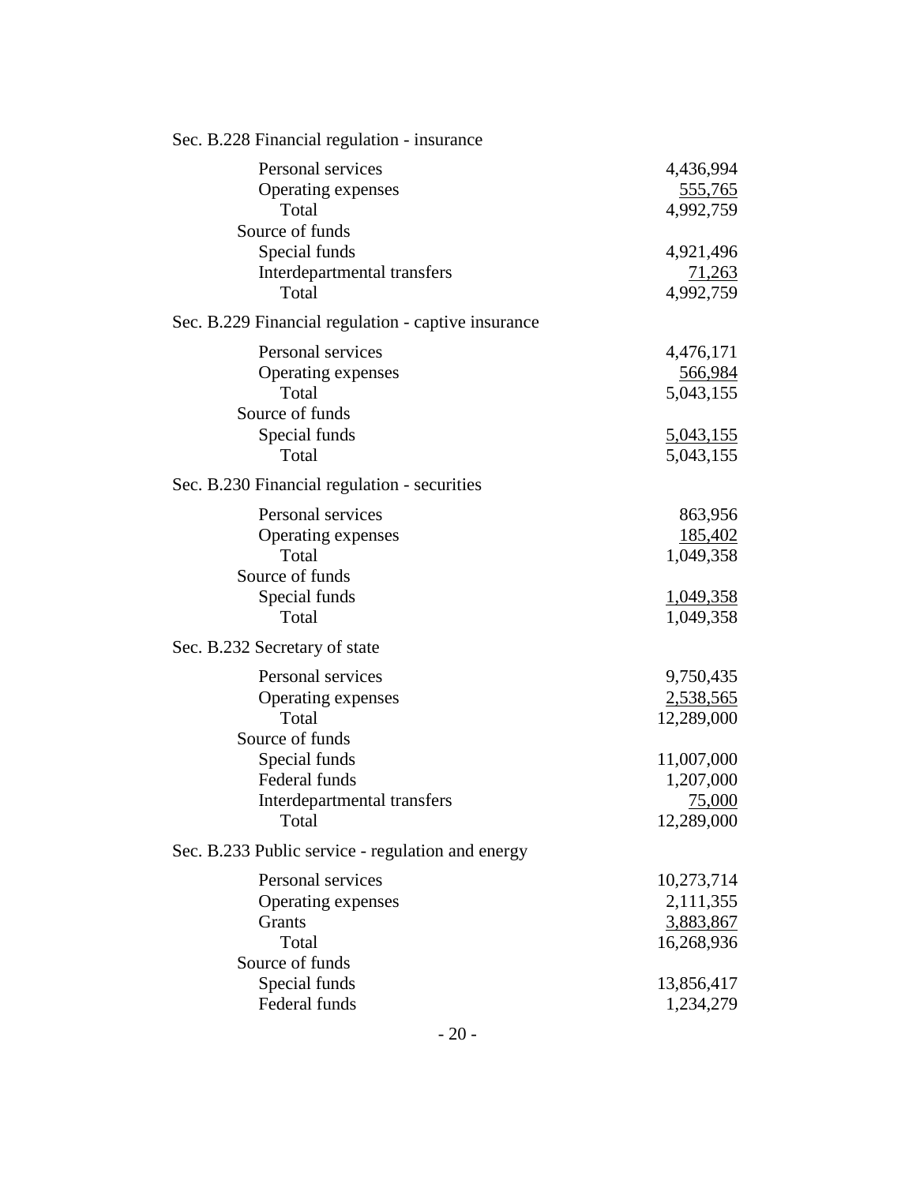Sec. B.228 Financial regulation - insurance

| | |
|---|---:|
| Personal services | 4,436,994 |
| Operating expenses | 555,765 |
| Total | 4,992,759 |
| Source of funds | |
| Special funds | 4,921,496 |
| Interdepartmental transfers | 71,263 |
| Total | 4,992,759 |

Sec. B.229 Financial regulation - captive insurance

| | |
|---|---:|
| Personal services | 4,476,171 |
| Operating expenses | 566,984 |
| Total | 5,043,155 |
| Source of funds | |
| Special funds | 5,043,155 |
| Total | 5,043,155 |

Sec. B.230 Financial regulation - securities

| | |
|---|---:|
| Personal services | 863,956 |
| Operating expenses | 185,402 |
| Total | 1,049,358 |
| Source of funds | |
| Special funds | 1,049,358 |
| Total | 1,049,358 |

Sec. B.232 Secretary of state

| | |
|---|---:|
| Personal services | 9,750,435 |
| Operating expenses | 2,538,565 |
| Total | 12,289,000 |
| Source of funds | |
| Special funds | 11,007,000 |
| Federal funds | 1,207,000 |
| Interdepartmental transfers | 75,000 |
| Total | 12,289,000 |

Sec. B.233 Public service - regulation and energy

| | |
|---|---:|
| Personal services | 10,273,714 |
| Operating expenses | 2,111,355 |
| Grants | 3,883,867 |
| Total | 16,268,936 |
| Source of funds | |
| Special funds | 13,856,417 |
| Federal funds | 1,234,279 |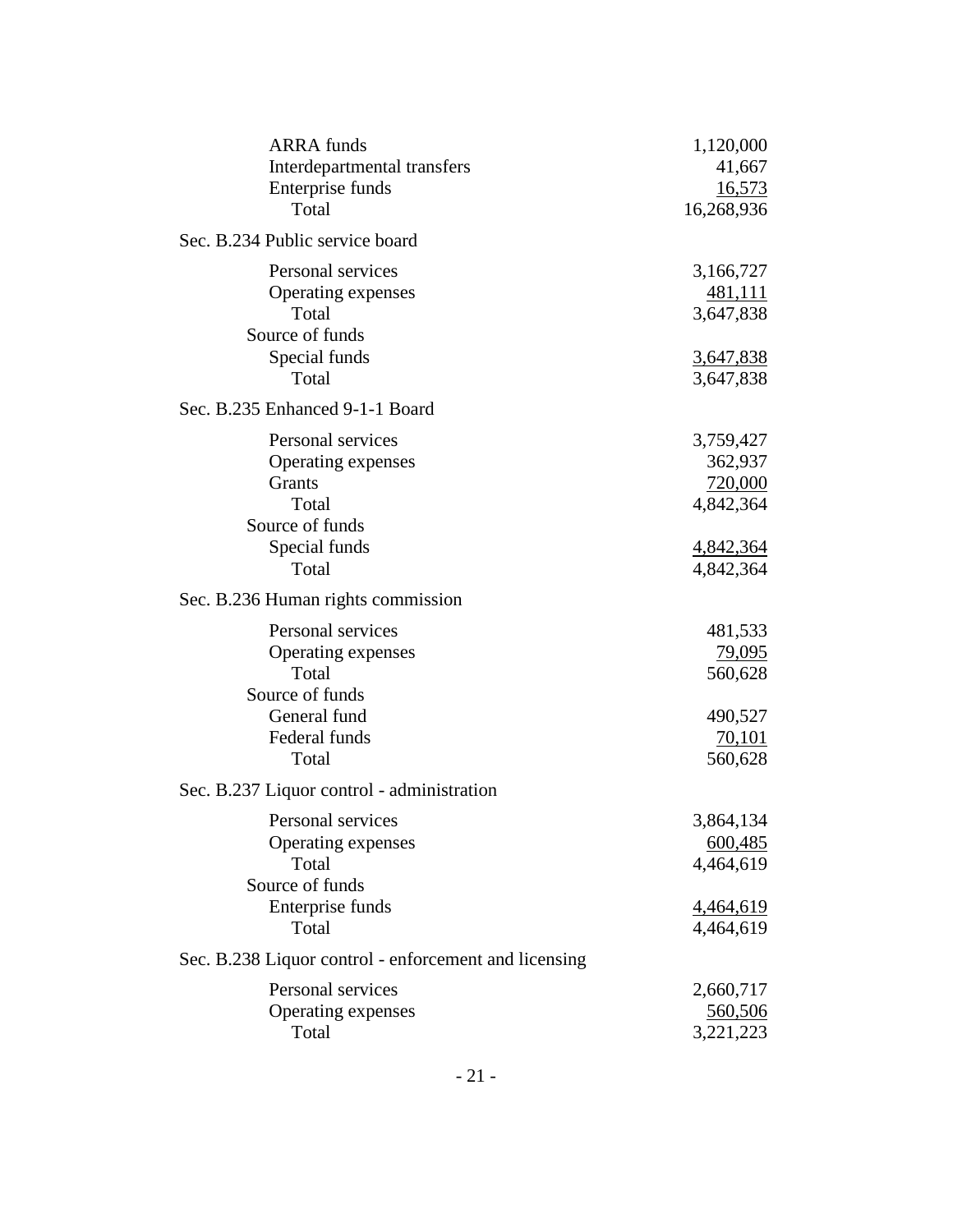| | |
|---|---|
| ARRA funds | 1,120,000 |
| Interdepartmental transfers | 41,667 |
| Enterprise funds | 16,573 |
| Total | 16,268,936 |

Sec. B.234 Public service board

| | |
|---|---|
| Personal services | 3,166,727 |
| Operating expenses | 481,111 |
| Total | 3,647,838 |
| Source of funds | |
| Special funds | 3,647,838 |
| Total | 3,647,838 |

Sec. B.235 Enhanced 9-1-1 Board

| | |
|---|---|
| Personal services | 3,759,427 |
| Operating expenses | 362,937 |
| Grants | 720,000 |
| Total | 4,842,364 |
| Source of funds | |
| Special funds | 4,842,364 |
| Total | 4,842,364 |

Sec. B.236 Human rights commission

| | |
|---|---|
| Personal services | 481,533 |
| Operating expenses | 79,095 |
| Total | 560,628 |
| Source of funds | |
| General fund | 490,527 |
| Federal funds | 70,101 |
| Total | 560,628 |

Sec. B.237 Liquor control - administration

| | |
|---|---|
| Personal services | 3,864,134 |
| Operating expenses | 600,485 |
| Total | 4,464,619 |
| Source of funds | |
| Enterprise funds | 4,464,619 |
| Total | 4,464,619 |

Sec. B.238 Liquor control - enforcement and licensing

| | |
|---|---|
| Personal services | 2,660,717 |
| Operating expenses | 560,506 |
| Total | 3,221,223 |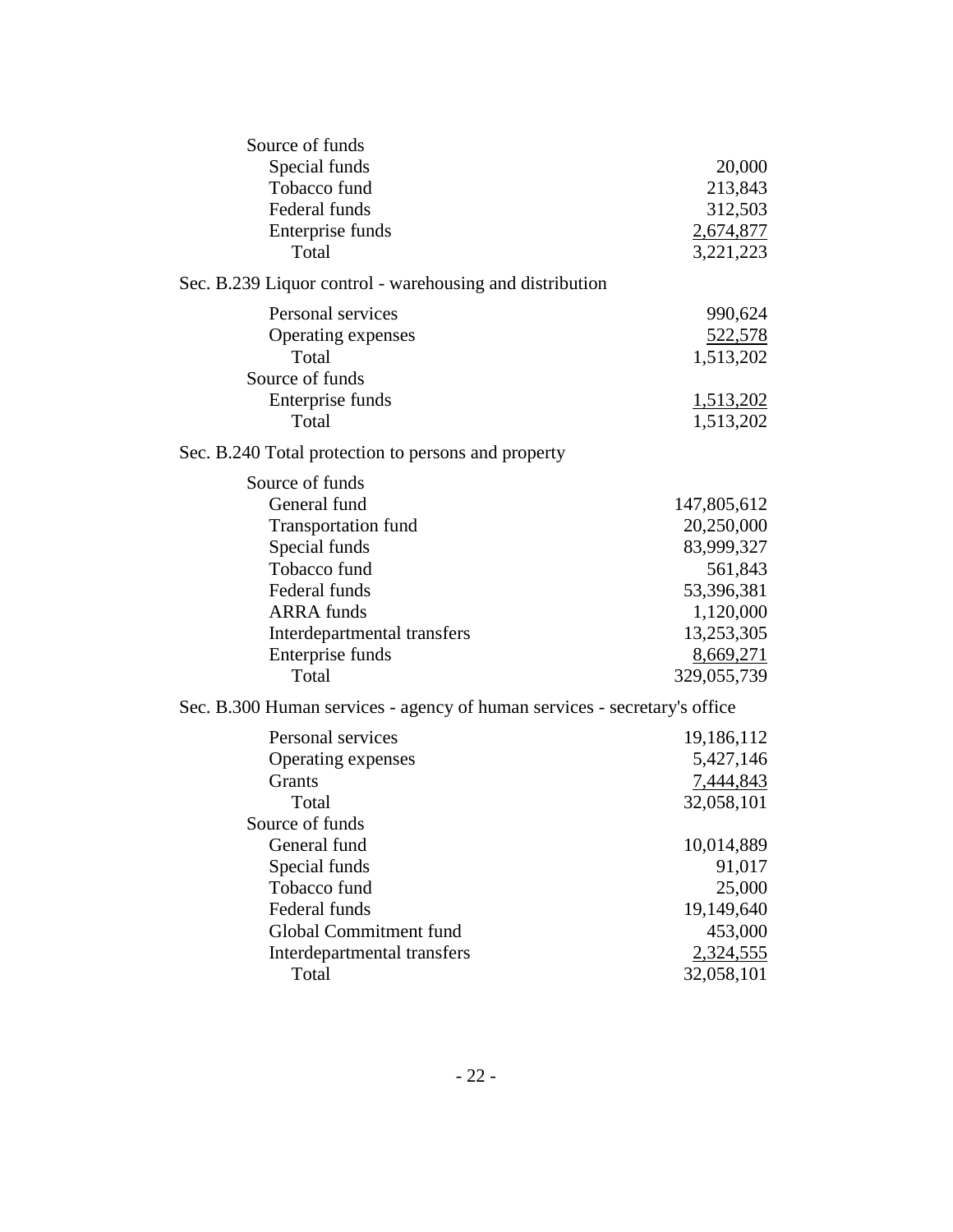| | |
|---|---|
| Source of funds | |
| Special funds | 20,000 |
| Tobacco fund | 213,843 |
| Federal funds | 312,503 |
| Enterprise funds | 2,674,877 |
| Total | 3,221,223 |

Sec. B.239 Liquor control - warehousing and distribution

| | |
|---|---|
| Personal services | 990,624 |
| Operating expenses | 522,578 |
| Total | 1,513,202 |
| Source of funds | |
| Enterprise funds | 1,513,202 |
| Total | 1,513,202 |

Sec. B.240 Total protection to persons and property

| | |
|---|---|
| Source of funds | |
| General fund | 147,805,612 |
| Transportation fund | 20,250,000 |
| Special funds | 83,999,327 |
| Tobacco fund | 561,843 |
| Federal funds | 53,396,381 |
| ARRA funds | 1,120,000 |
| Interdepartmental transfers | 13,253,305 |
| Enterprise funds | 8,669,271 |
| Total | 329,055,739 |

Sec. B.300 Human services - agency of human services - secretary's office

| | |
|---|---|
| Personal services | 19,186,112 |
| Operating expenses | 5,427,146 |
| Grants | 7,444,843 |
| Total | 32,058,101 |
| Source of funds | |
| General fund | 10,014,889 |
| Special funds | 91,017 |
| Tobacco fund | 25,000 |
| Federal funds | 19,149,640 |
| Global Commitment fund | 453,000 |
| Interdepartmental transfers | 2,324,555 |
| Total | 32,058,101 |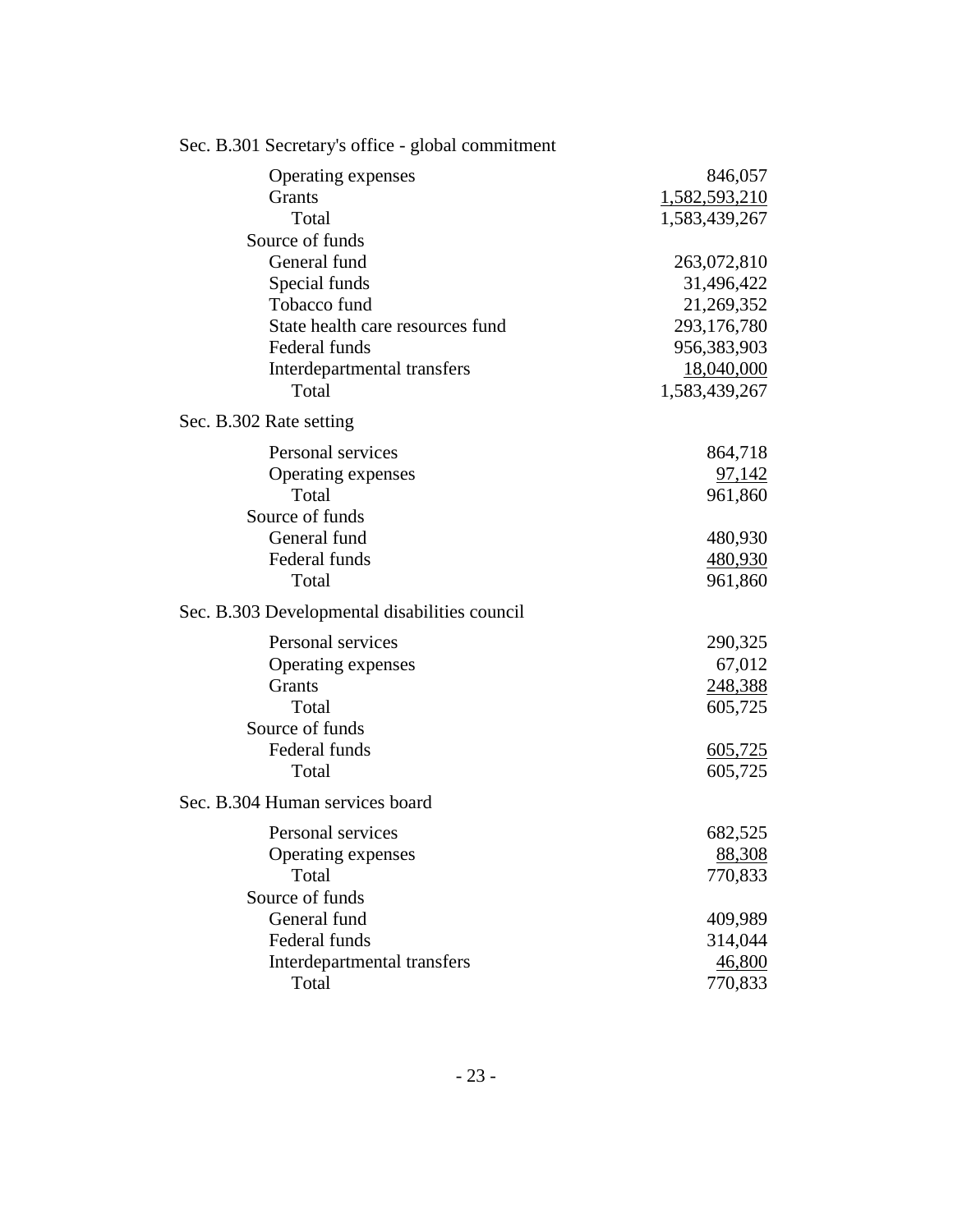Sec. B.301 Secretary's office - global commitment

| | |
|---|---:|
| Operating expenses | 846,057 |
| Grants | 1,582,593,210 |
| Total | 1,583,439,267 |
| Source of funds | |
| General fund | 263,072,810 |
| Special funds | 31,496,422 |
| Tobacco fund | 21,269,352 |
| State health care resources fund | 293,176,780 |
| Federal funds | 956,383,903 |
| Interdepartmental transfers | 18,040,000 |
| Total | 1,583,439,267 |

Sec. B.302 Rate setting

| | |
|---|---:|
| Personal services | 864,718 |
| Operating expenses | 97,142 |
| Total | 961,860 |
| Source of funds | |
| General fund | 480,930 |
| Federal funds | 480,930 |
| Total | 961,860 |

Sec. B.303 Developmental disabilities council

| | |
|---|---:|
| Personal services | 290,325 |
| Operating expenses | 67,012 |
| Grants | 248,388 |
| Total | 605,725 |
| Source of funds | |
| Federal funds | 605,725 |
| Total | 605,725 |

Sec. B.304 Human services board

| | |
|---|---:|
| Personal services | 682,525 |
| Operating expenses | 88,308 |
| Total | 770,833 |
| Source of funds | |
| General fund | 409,989 |
| Federal funds | 314,044 |
| Interdepartmental transfers | 46,800 |
| Total | 770,833 |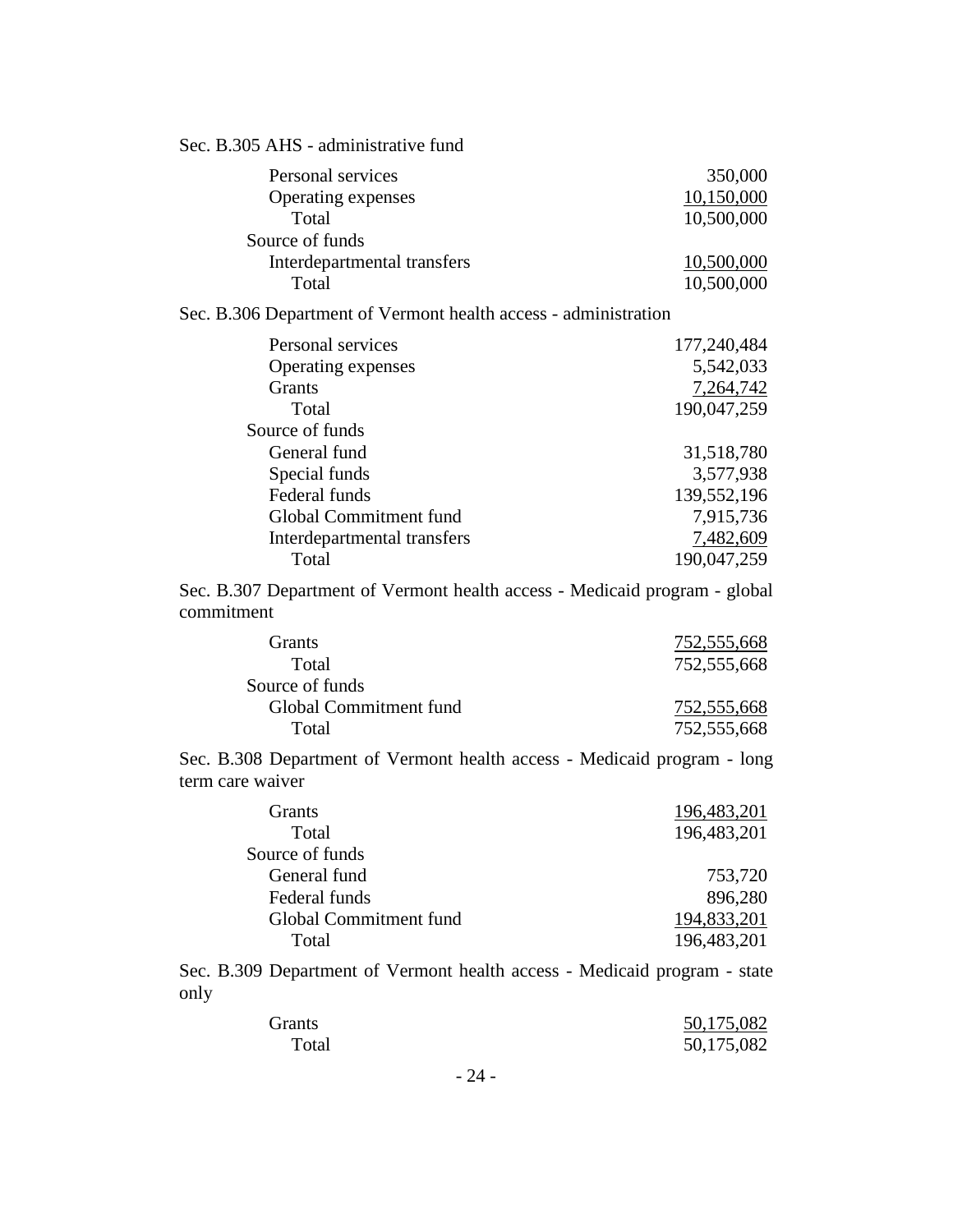Sec. B.305 AHS - administrative fund

| | |
|---|---:|
| Personal services | 350,000 |
| Operating expenses | 10,150,000 |
| Total | 10,500,000 |
| Source of funds | |
| Interdepartmental transfers | 10,500,000 |
| Total | 10,500,000 |

Sec. B.306 Department of Vermont health access - administration

| | |
|---|---:|
| Personal services | 177,240,484 |
| Operating expenses | 5,542,033 |
| Grants | 7,264,742 |
| Total | 190,047,259 |
| Source of funds | |
| General fund | 31,518,780 |
| Special funds | 3,577,938 |
| Federal funds | 139,552,196 |
| Global Commitment fund | 7,915,736 |
| Interdepartmental transfers | 7,482,609 |
| Total | 190,047,259 |

Sec. B.307 Department of Vermont health access - Medicaid program - global commitment

| | |
|---|---:|
| Grants | 752,555,668 |
| Total | 752,555,668 |
| Source of funds | |
| Global Commitment fund | 752,555,668 |
| Total | 752,555,668 |

Sec. B.308 Department of Vermont health access - Medicaid program - long term care waiver

| | |
|---|---:|
| Grants | 196,483,201 |
| Total | 196,483,201 |
| Source of funds | |
| General fund | 753,720 |
| Federal funds | 896,280 |
| Global Commitment fund | 194,833,201 |
| Total | 196,483,201 |

Sec. B.309 Department of Vermont health access - Medicaid program - state only

| | |
|---|---:|
| Grants | 50,175,082 |
| Total | 50,175,082 |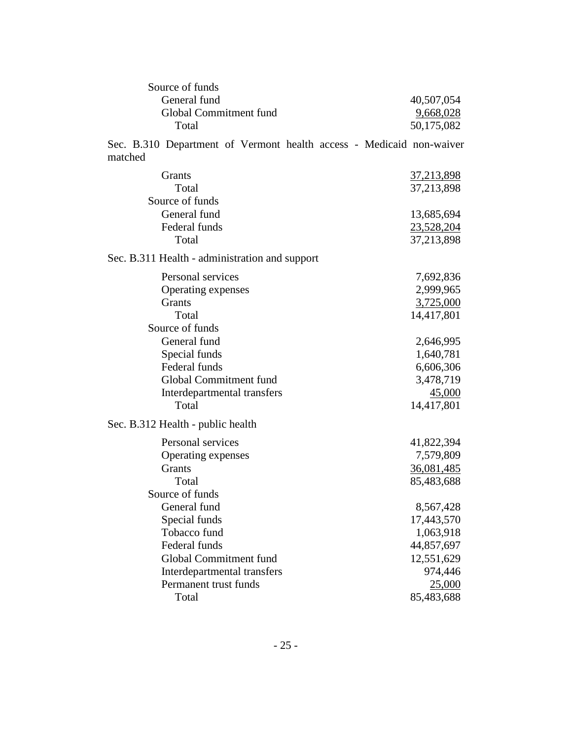| | |
|---|---|
| Source of funds | |
| General fund | 40,507,054 |
| Global Commitment fund | 9,668,028 |
| Total | 50,175,082 |

Sec. B.310 Department of Vermont health access - Medicaid non-waiver matched

| | |
|---|---|
| Grants | 37,213,898 |
| Total | 37,213,898 |
| Source of funds | |
| General fund | 13,685,694 |
| Federal funds | 23,528,204 |
| Total | 37,213,898 |

Sec. B.311 Health - administration and support

| | |
|---|---|
| Personal services | 7,692,836 |
| Operating expenses | 2,999,965 |
| Grants | 3,725,000 |
| Total | 14,417,801 |
| Source of funds | |
| General fund | 2,646,995 |
| Special funds | 1,640,781 |
| Federal funds | 6,606,306 |
| Global Commitment fund | 3,478,719 |
| Interdepartmental transfers | 45,000 |
| Total | 14,417,801 |

Sec. B.312 Health - public health

| | |
|---|---|
| Personal services | 41,822,394 |
| Operating expenses | 7,579,809 |
| Grants | 36,081,485 |
| Total | 85,483,688 |
| Source of funds | |
| General fund | 8,567,428 |
| Special funds | 17,443,570 |
| Tobacco fund | 1,063,918 |
| Federal funds | 44,857,697 |
| Global Commitment fund | 12,551,629 |
| Interdepartmental transfers | 974,446 |
| Permanent trust funds | 25,000 |
| Total | 85,483,688 |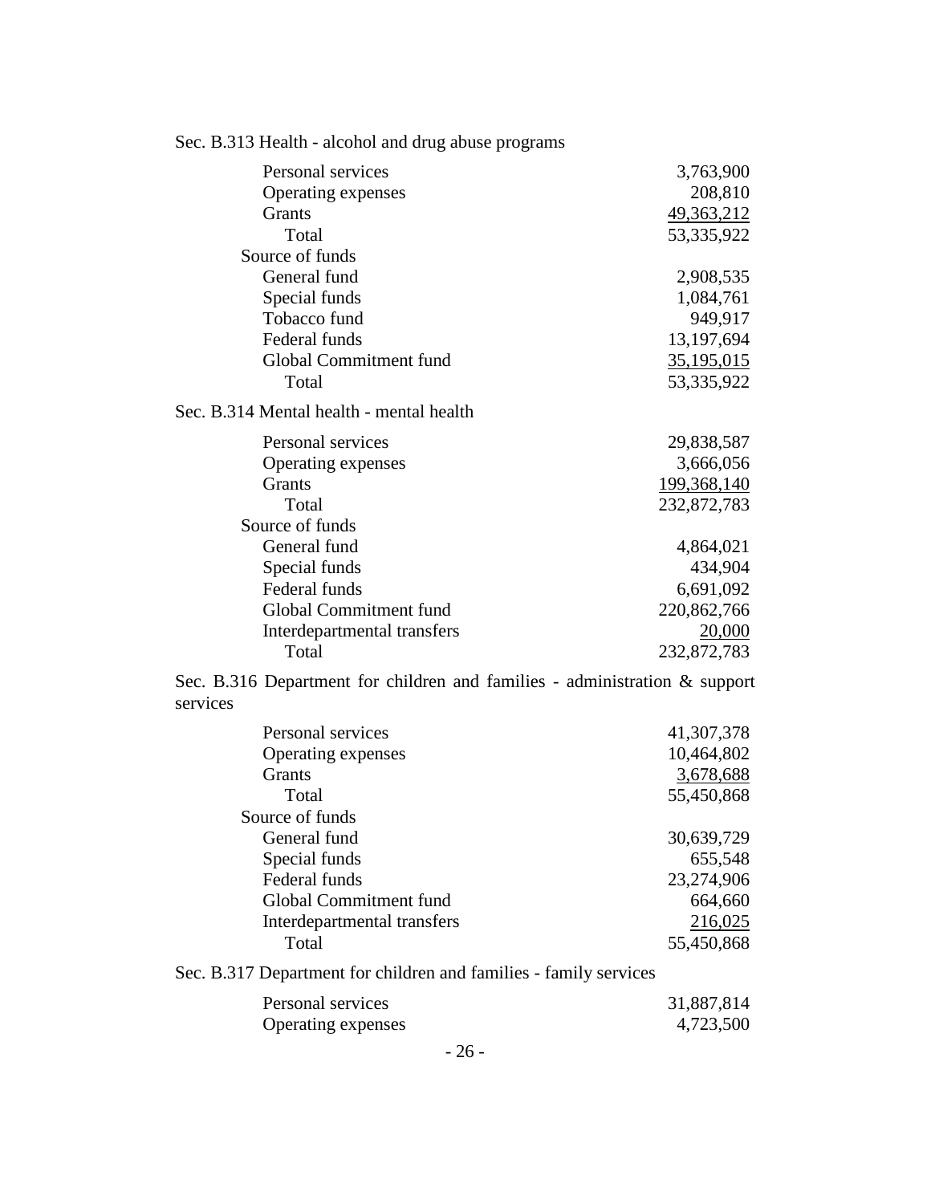Sec. B.313 Health - alcohol and drug abuse programs

| | |
|---|---|
| Personal services | 3,763,900 |
| Operating expenses | 208,810 |
| Grants | 49,363,212 |
| Total | 53,335,922 |
| Source of funds | |
| General fund | 2,908,535 |
| Special funds | 1,084,761 |
| Tobacco fund | 949,917 |
| Federal funds | 13,197,694 |
| Global Commitment fund | 35,195,015 |
| Total | 53,335,922 |

Sec. B.314 Mental health - mental health

| | |
|---|---|
| Personal services | 29,838,587 |
| Operating expenses | 3,666,056 |
| Grants | 199,368,140 |
| Total | 232,872,783 |
| Source of funds | |
| General fund | 4,864,021 |
| Special funds | 434,904 |
| Federal funds | 6,691,092 |
| Global Commitment fund | 220,862,766 |
| Interdepartmental transfers | 20,000 |
| Total | 232,872,783 |

Sec. B.316 Department for children and families - administration & support services

| | |
|---|---|
| Personal services | 41,307,378 |
| Operating expenses | 10,464,802 |
| Grants | 3,678,688 |
| Total | 55,450,868 |
| Source of funds | |
| General fund | 30,639,729 |
| Special funds | 655,548 |
| Federal funds | 23,274,906 |
| Global Commitment fund | 664,660 |
| Interdepartmental transfers | 216,025 |
| Total | 55,450,868 |

Sec. B.317 Department for children and families - family services

| | |
|---|---|
| Personal services | 31,887,814 |
| Operating expenses | 4,723,500 |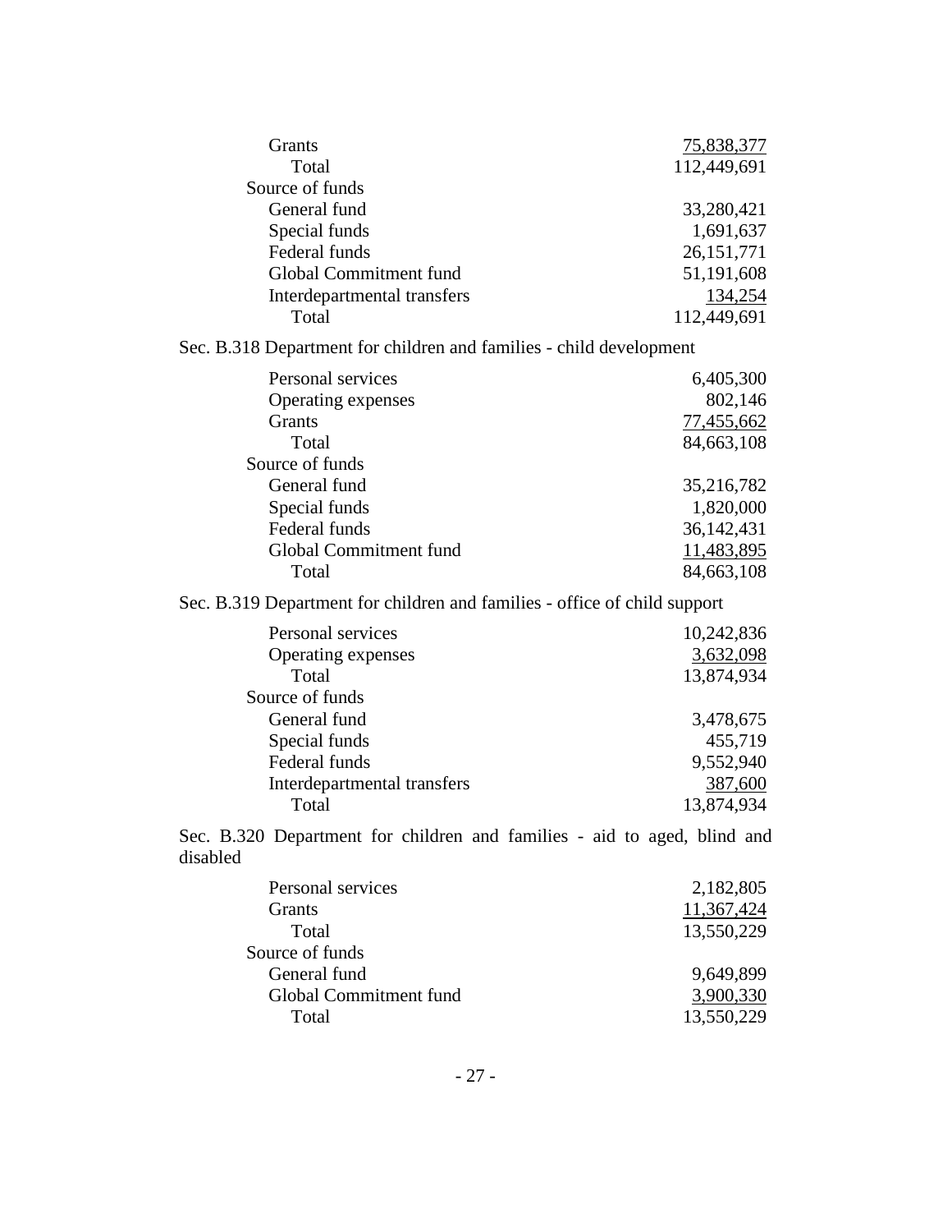| | |
|---|---:|
| Grants | 75,838,377 |
| Total | 112,449,691 |
| Source of funds | |
| General fund | 33,280,421 |
| Special funds | 1,691,637 |
| Federal funds | 26,151,771 |
| Global Commitment fund | 51,191,608 |
| Interdepartmental transfers | 134,254 |
| Total | 112,449,691 |

Sec. B.318 Department for children and families - child development

| | |
|---|---:|
| Personal services | 6,405,300 |
| Operating expenses | 802,146 |
| Grants | 77,455,662 |
| Total | 84,663,108 |
| Source of funds | |
| General fund | 35,216,782 |
| Special funds | 1,820,000 |
| Federal funds | 36,142,431 |
| Global Commitment fund | 11,483,895 |
| Total | 84,663,108 |

Sec. B.319 Department for children and families - office of child support

| | |
|---|---:|
| Personal services | 10,242,836 |
| Operating expenses | 3,632,098 |
| Total | 13,874,934 |
| Source of funds | |
| General fund | 3,478,675 |
| Special funds | 455,719 |
| Federal funds | 9,552,940 |
| Interdepartmental transfers | 387,600 |
| Total | 13,874,934 |

Sec. B.320 Department for children and families - aid to aged, blind and disabled

| | |
|---|---:|
| Personal services | 2,182,805 |
| Grants | 11,367,424 |
| Total | 13,550,229 |
| Source of funds | |
| General fund | 9,649,899 |
| Global Commitment fund | 3,900,330 |
| Total | 13,550,229 |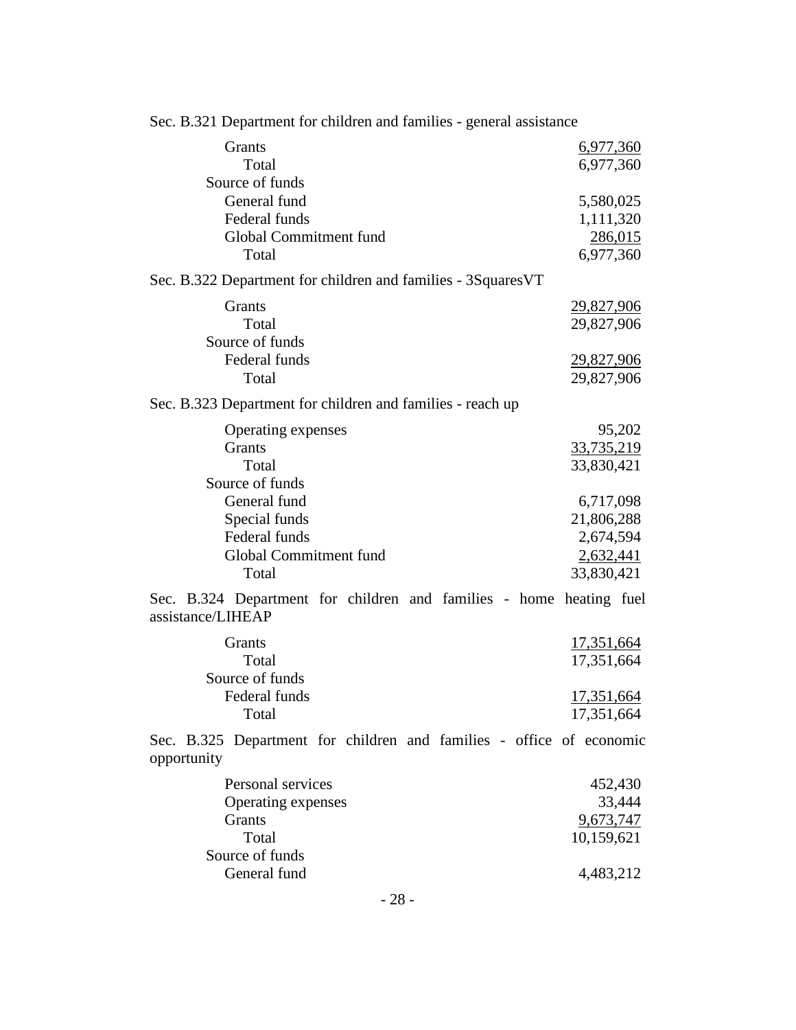Sec. B.321 Department for children and families - general assistance

| | |
|---|---:|
| Grants | 6,977,360 |
| Total | 6,977,360 |
| Source of funds | |
| General fund | 5,580,025 |
| Federal funds | 1,111,320 |
| Global Commitment fund | 286,015 |
| Total | 6,977,360 |

Sec. B.322 Department for children and families - 3SquaresVT

| | |
|---|---:|
| Grants | 29,827,906 |
| Total | 29,827,906 |
| Source of funds | |
| Federal funds | 29,827,906 |
| Total | 29,827,906 |

Sec. B.323 Department for children and families - reach up

| | |
|---|---:|
| Operating expenses | 95,202 |
| Grants | 33,735,219 |
| Total | 33,830,421 |
| Source of funds | |
| General fund | 6,717,098 |
| Special funds | 21,806,288 |
| Federal funds | 2,674,594 |
| Global Commitment fund | 2,632,441 |
| Total | 33,830,421 |

Sec. B.324 Department for children and families - home heating fuel assistance/LIHEAP

| | |
|---|---:|
| Grants | 17,351,664 |
| Total | 17,351,664 |
| Source of funds | |
| Federal funds | 17,351,664 |
| Total | 17,351,664 |

Sec. B.325 Department for children and families - office of economic opportunity

| | |
|---|---:|
| Personal services | 452,430 |
| Operating expenses | 33,444 |
| Grants | 9,673,747 |
| Total | 10,159,621 |
| Source of funds | |
| General fund | 4,483,212 |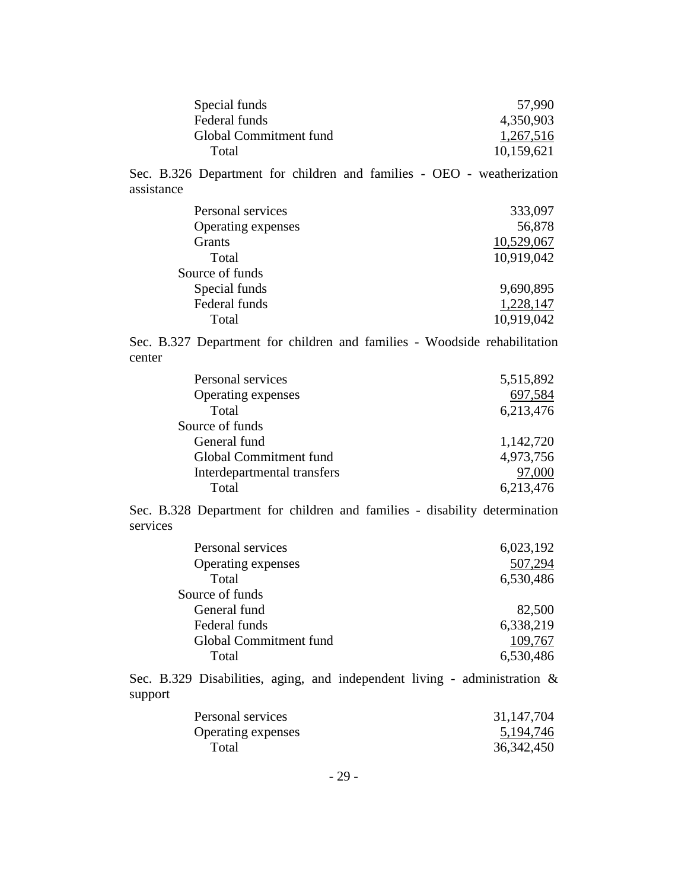| | |
|---|---|
| Special funds | 57,990 |
| Federal funds | 4,350,903 |
| Global Commitment fund | 1,267,516 |
| Total | 10,159,621 |

Sec. B.326 Department for children and families - OEO - weatherization assistance

| | |
|---|---|
| Personal services | 333,097 |
| Operating expenses | 56,878 |
| Grants | 10,529,067 |
| Total | 10,919,042 |
| Source of funds | |
| Special funds | 9,690,895 |
| Federal funds | 1,228,147 |
| Total | 10,919,042 |

Sec. B.327 Department for children and families - Woodside rehabilitation center

| | |
|---|---|
| Personal services | 5,515,892 |
| Operating expenses | 697,584 |
| Total | 6,213,476 |
| Source of funds | |
| General fund | 1,142,720 |
| Global Commitment fund | 4,973,756 |
| Interdepartmental transfers | 97,000 |
| Total | 6,213,476 |

Sec. B.328 Department for children and families - disability determination services

| | |
|---|---|
| Personal services | 6,023,192 |
| Operating expenses | 507,294 |
| Total | 6,530,486 |
| Source of funds | |
| General fund | 82,500 |
| Federal funds | 6,338,219 |
| Global Commitment fund | 109,767 |
| Total | 6,530,486 |

Sec. B.329 Disabilities, aging, and independent living - administration & support

| | |
|---|---|
| Personal services | 31,147,704 |
| Operating expenses | 5,194,746 |
| Total | 36,342,450 |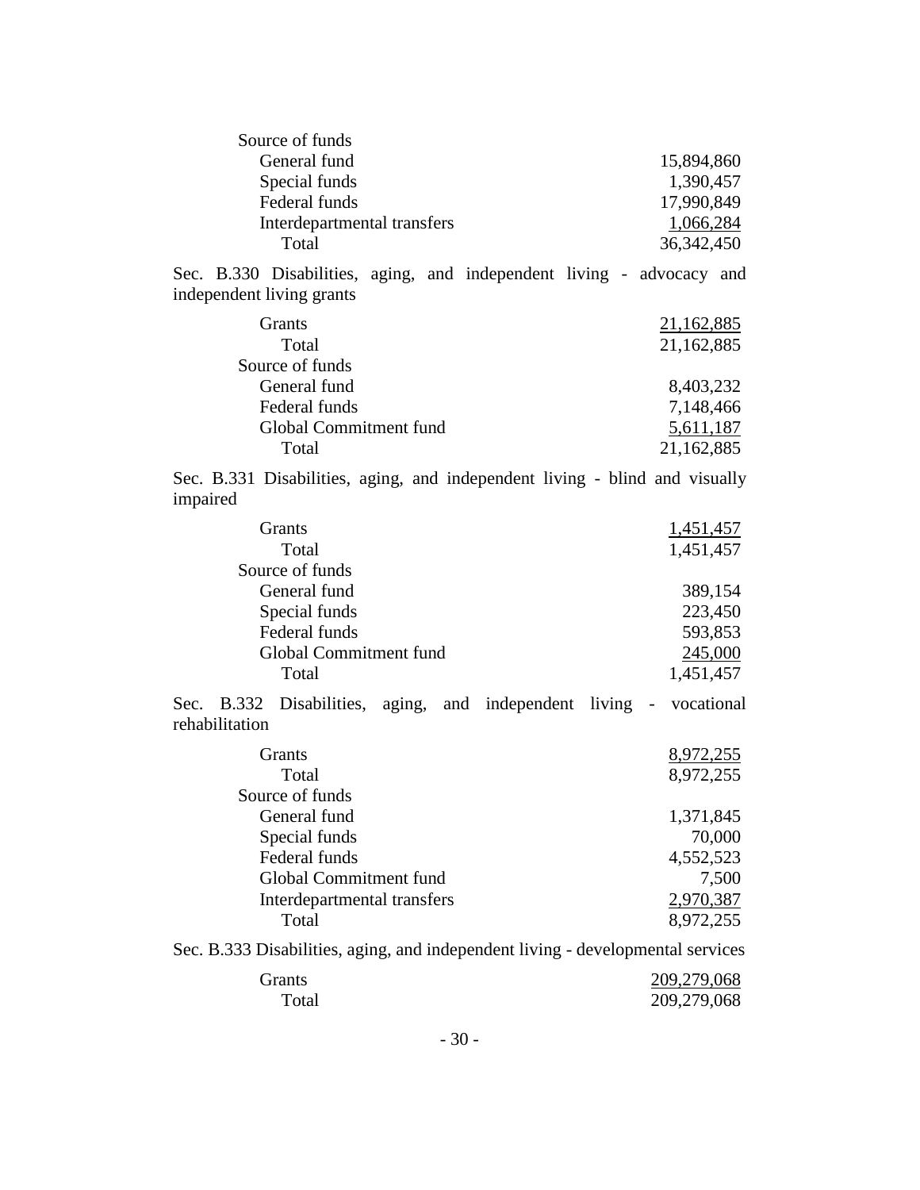| | |
|---|---|
| Source of funds | |
| General fund | 15,894,860 |
| Special funds | 1,390,457 |
| Federal funds | 17,990,849 |
| Interdepartmental transfers | 1,066,284 |
| Total | 36,342,450 |

Sec. B.330 Disabilities, aging, and independent living - advocacy and independent living grants

| | |
|---|---|
| Grants | 21,162,885 |
| Total | 21,162,885 |
| Source of funds | |
| General fund | 8,403,232 |
| Federal funds | 7,148,466 |
| Global Commitment fund | 5,611,187 |
| Total | 21,162,885 |

Sec. B.331 Disabilities, aging, and independent living - blind and visually impaired

| | |
|---|---|
| Grants | 1,451,457 |
| Total | 1,451,457 |
| Source of funds | |
| General fund | 389,154 |
| Special funds | 223,450 |
| Federal funds | 593,853 |
| Global Commitment fund | 245,000 |
| Total | 1,451,457 |

Sec. B.332 Disabilities, aging, and independent living - vocational rehabilitation

| | |
|---|---|
| Grants | 8,972,255 |
| Total | 8,972,255 |
| Source of funds | |
| General fund | 1,371,845 |
| Special funds | 70,000 |
| Federal funds | 4,552,523 |
| Global Commitment fund | 7,500 |
| Interdepartmental transfers | 2,970,387 |
| Total | 8,972,255 |

Sec. B.333 Disabilities, aging, and independent living - developmental services

| | |
|---|---|
| Grants | 209,279,068 |
| Total | 209,279,068 |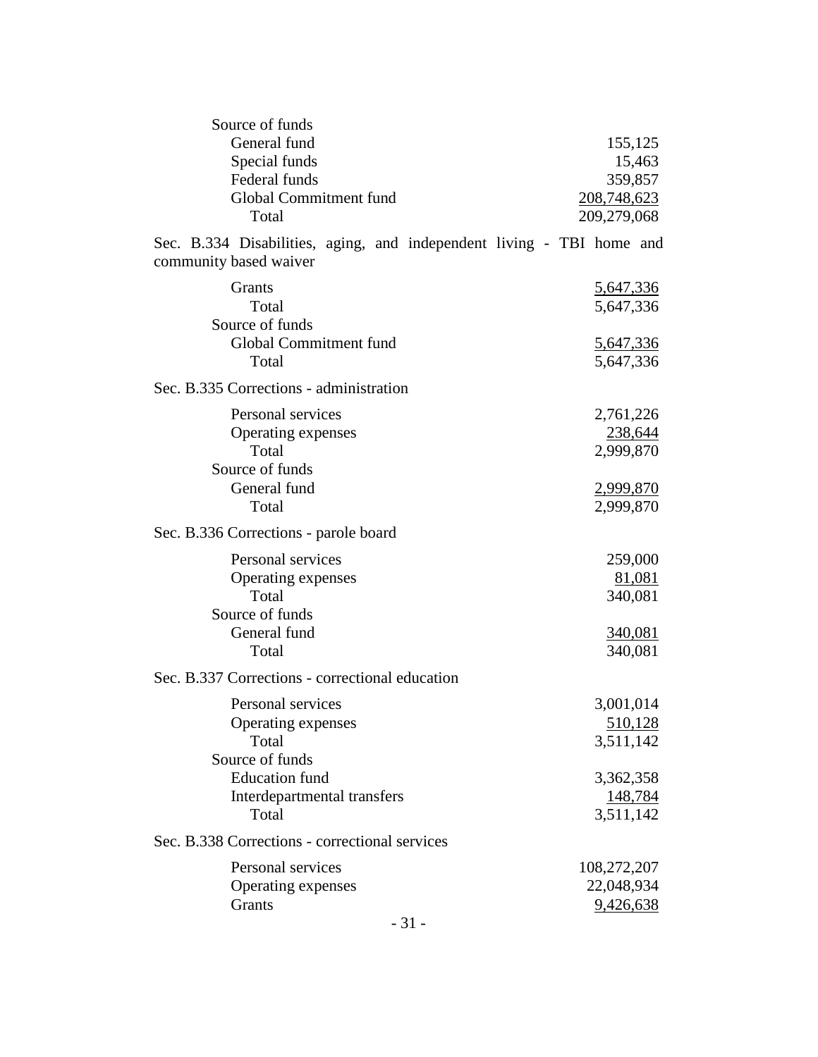Source of funds

| | |
|---|---:|
| General fund | 155,125 |
| Special funds | 15,463 |
| Federal funds | 359,857 |
| Global Commitment fund | 208,748,623 |
| Total | 209,279,068 |

Sec. B.334 Disabilities, aging, and independent living - TBI home and community based waiver

| | |
|---|---:|
| Grants | 5,647,336 |
| Total | 5,647,336 |
| Source of funds | |
| Global Commitment fund | 5,647,336 |
| Total | 5,647,336 |

Sec. B.335 Corrections - administration

| | |
|---|---:|
| Personal services | 2,761,226 |
| Operating expenses | 238,644 |
| Total | 2,999,870 |
| Source of funds | |
| General fund | 2,999,870 |
| Total | 2,999,870 |

Sec. B.336 Corrections - parole board

| | |
|---|---:|
| Personal services | 259,000 |
| Operating expenses | 81,081 |
| Total | 340,081 |
| Source of funds | |
| General fund | 340,081 |
| Total | 340,081 |

Sec. B.337 Corrections - correctional education

| | |
|---|---:|
| Personal services | 3,001,014 |
| Operating expenses | 510,128 |
| Total | 3,511,142 |
| Source of funds | |
| Education fund | 3,362,358 |
| Interdepartmental transfers | 148,784 |
| Total | 3,511,142 |

Sec. B.338 Corrections - correctional services

| | |
|---|---:|
| Personal services | 108,272,207 |
| Operating expenses | 22,048,934 |
| Grants | 9,426,638 |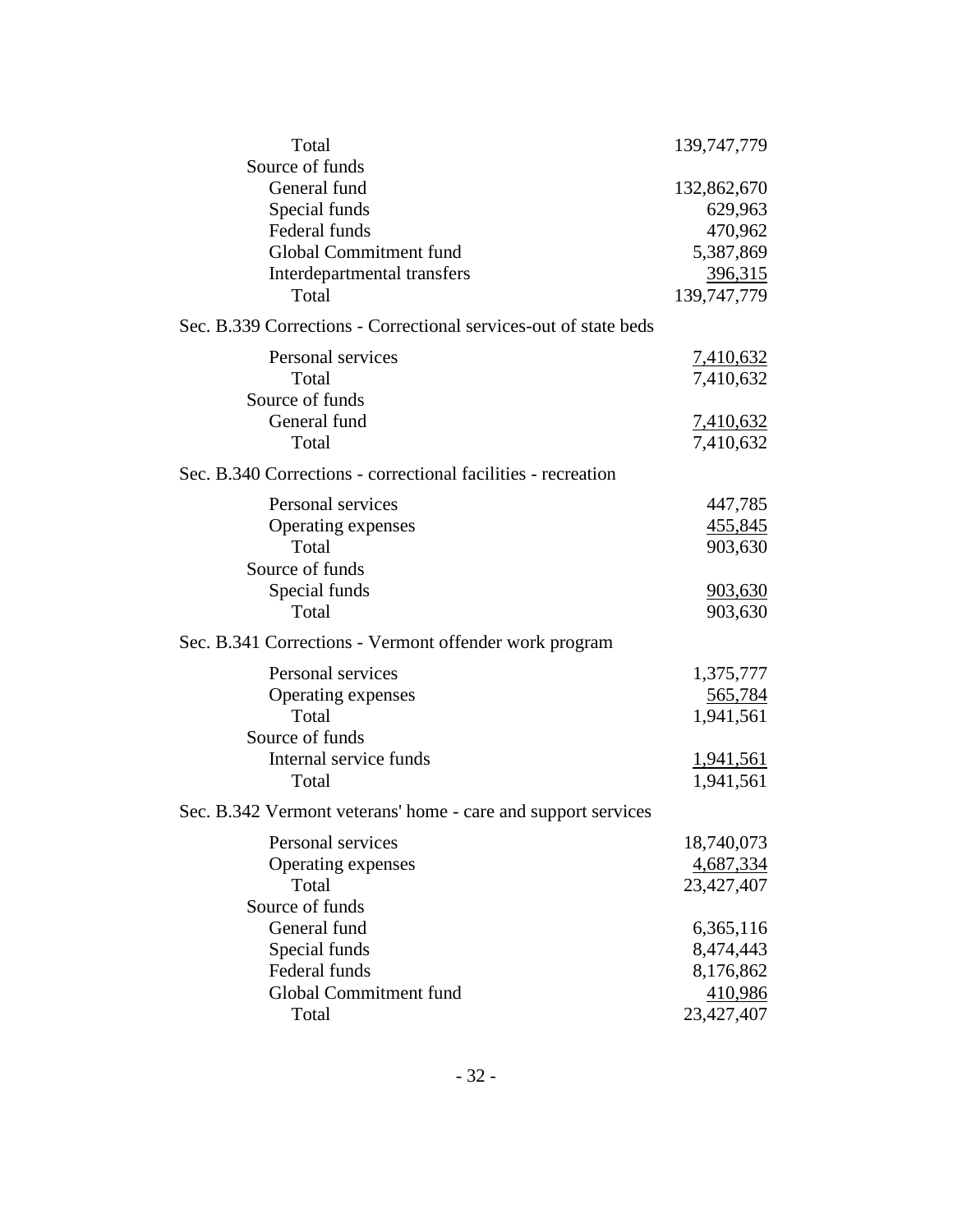| | |
|---|---|
| Total | 139,747,779 |
| Source of funds | |
| General fund | 132,862,670 |
| Special funds | 629,963 |
| Federal funds | 470,962 |
| Global Commitment fund | 5,387,869 |
| Interdepartmental transfers | 396,315 |
| Total | 139,747,779 |

Sec. B.339 Corrections - Correctional services-out of state beds

| | |
|---|---|
| Personal services | 7,410,632 |
| Total | 7,410,632 |
| Source of funds | |
| General fund | 7,410,632 |
| Total | 7,410,632 |

Sec. B.340 Corrections - correctional facilities - recreation

| | |
|---|---|
| Personal services | 447,785 |
| Operating expenses | 455,845 |
| Total | 903,630 |
| Source of funds | |
| Special funds | 903,630 |
| Total | 903,630 |

Sec. B.341 Corrections - Vermont offender work program

| | |
|---|---|
| Personal services | 1,375,777 |
| Operating expenses | 565,784 |
| Total | 1,941,561 |
| Source of funds | |
| Internal service funds | 1,941,561 |
| Total | 1,941,561 |

Sec. B.342 Vermont veterans' home - care and support services

| | |
|---|---|
| Personal services | 18,740,073 |
| Operating expenses | 4,687,334 |
| Total | 23,427,407 |
| Source of funds | |
| General fund | 6,365,116 |
| Special funds | 8,474,443 |
| Federal funds | 8,176,862 |
| Global Commitment fund | 410,986 |
| Total | 23,427,407 |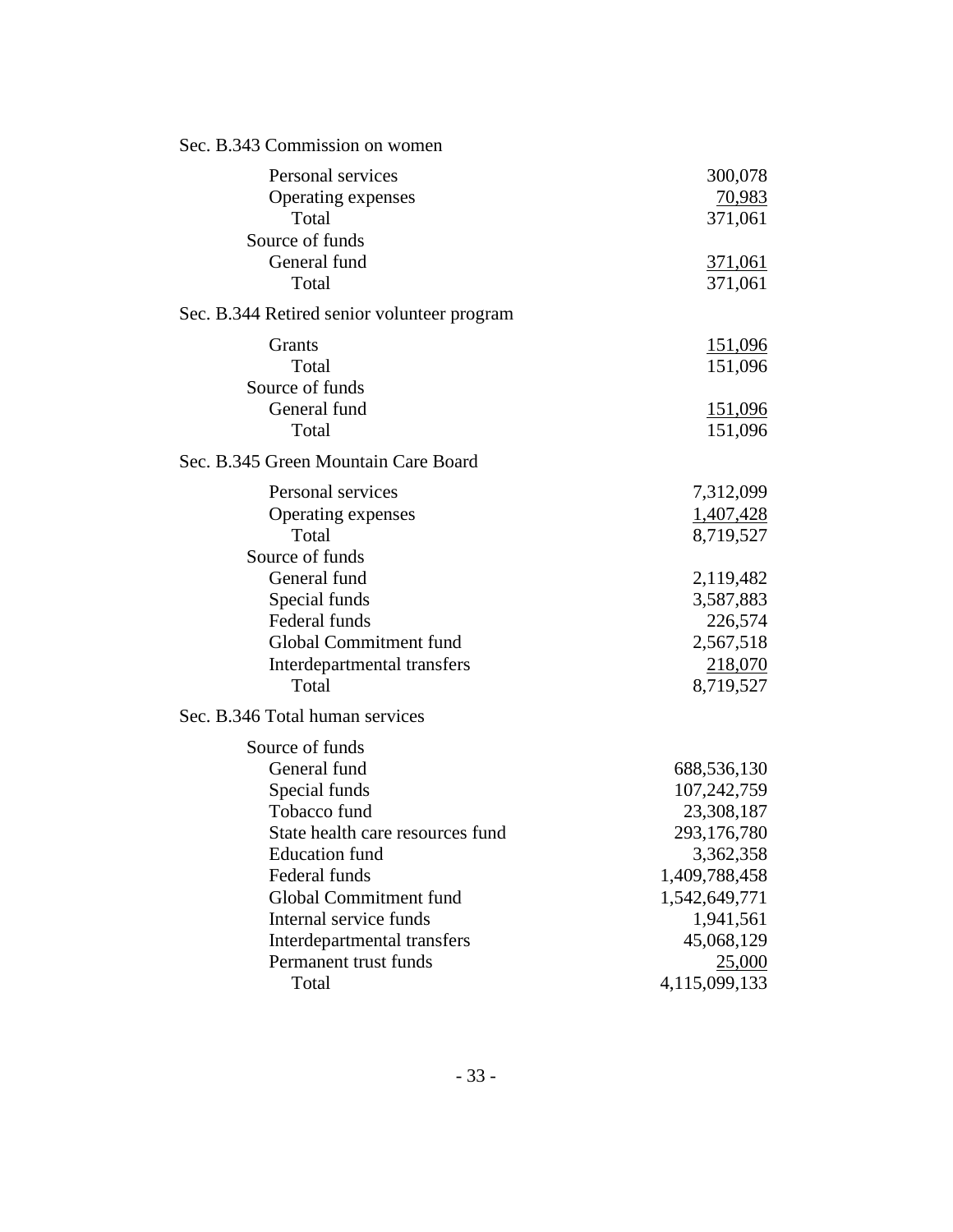Sec. B.343 Commission on women

| | |
|---|---:|
| Personal services | 300,078 |
| Operating expenses | 70,983 |
| Total | 371,061 |
| Source of funds | |
| General fund | 371,061 |
| Total | 371,061 |

Sec. B.344 Retired senior volunteer program

| | |
|---|---:|
| Grants | 151,096 |
| Total | 151,096 |
| Source of funds | |
| General fund | 151,096 |
| Total | 151,096 |

Sec. B.345 Green Mountain Care Board

| | |
|---|---:|
| Personal services | 7,312,099 |
| Operating expenses | 1,407,428 |
| Total | 8,719,527 |
| Source of funds | |
| General fund | 2,119,482 |
| Special funds | 3,587,883 |
| Federal funds | 226,574 |
| Global Commitment fund | 2,567,518 |
| Interdepartmental transfers | 218,070 |
| Total | 8,719,527 |

Sec. B.346 Total human services

| | |
|---|---:|
| Source of funds | |
| General fund | 688,536,130 |
| Special funds | 107,242,759 |
| Tobacco fund | 23,308,187 |
| State health care resources fund | 293,176,780 |
| Education fund | 3,362,358 |
| Federal funds | 1,409,788,458 |
| Global Commitment fund | 1,542,649,771 |
| Internal service funds | 1,941,561 |
| Interdepartmental transfers | 45,068,129 |
| Permanent trust funds | 25,000 |
| Total | 4,115,099,133 |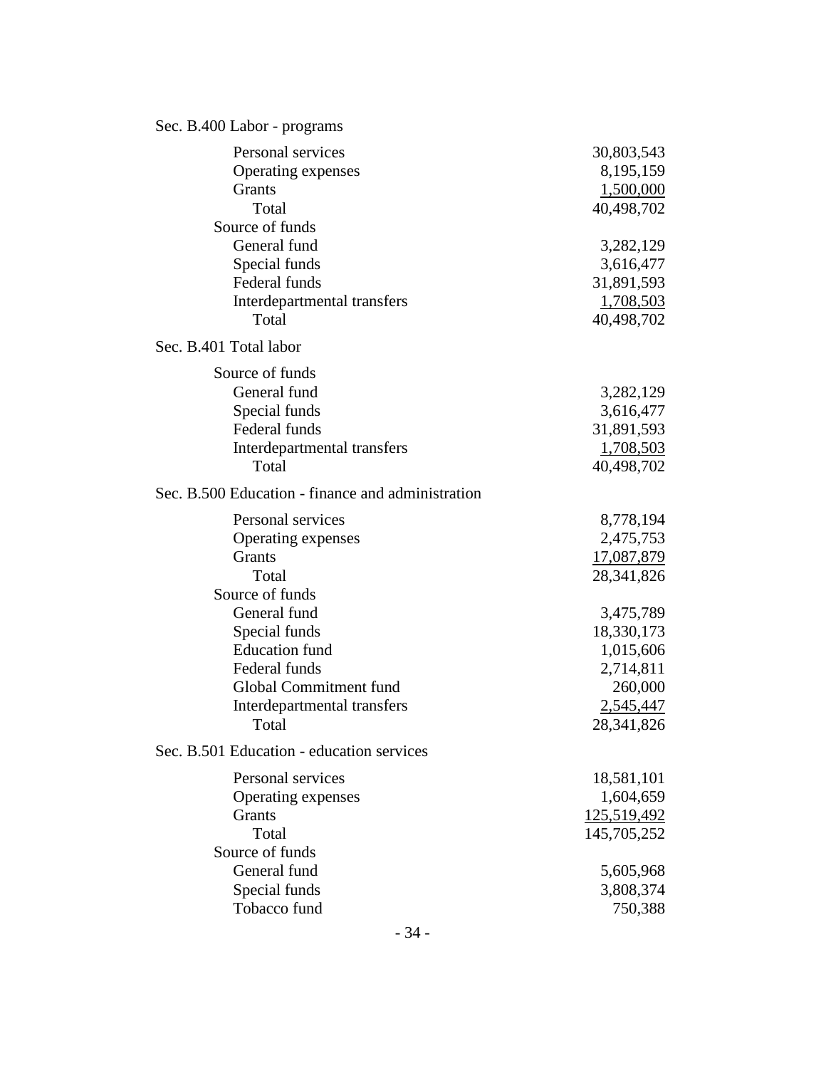Sec. B.400 Labor - programs

| | |
|---|---:|
| Personal services | 30,803,543 |
| Operating expenses | 8,195,159 |
| Grants | 1,500,000 |
| Total | 40,498,702 |
| Source of funds | |
| General fund | 3,282,129 |
| Special funds | 3,616,477 |
| Federal funds | 31,891,593 |
| Interdepartmental transfers | 1,708,503 |
| Total | 40,498,702 |

Sec. B.401 Total labor

| | |
|---|---:|
| Source of funds | |
| General fund | 3,282,129 |
| Special funds | 3,616,477 |
| Federal funds | 31,891,593 |
| Interdepartmental transfers | 1,708,503 |
| Total | 40,498,702 |

Sec. B.500 Education - finance and administration

| | |
|---|---:|
| Personal services | 8,778,194 |
| Operating expenses | 2,475,753 |
| Grants | 17,087,879 |
| Total | 28,341,826 |
| Source of funds | |
| General fund | 3,475,789 |
| Special funds | 18,330,173 |
| Education fund | 1,015,606 |
| Federal funds | 2,714,811 |
| Global Commitment fund | 260,000 |
| Interdepartmental transfers | 2,545,447 |
| Total | 28,341,826 |

Sec. B.501 Education - education services

| | |
|---|---:|
| Personal services | 18,581,101 |
| Operating expenses | 1,604,659 |
| Grants | 125,519,492 |
| Total | 145,705,252 |
| Source of funds | |
| General fund | 5,605,968 |
| Special funds | 3,808,374 |
| Tobacco fund | 750,388 |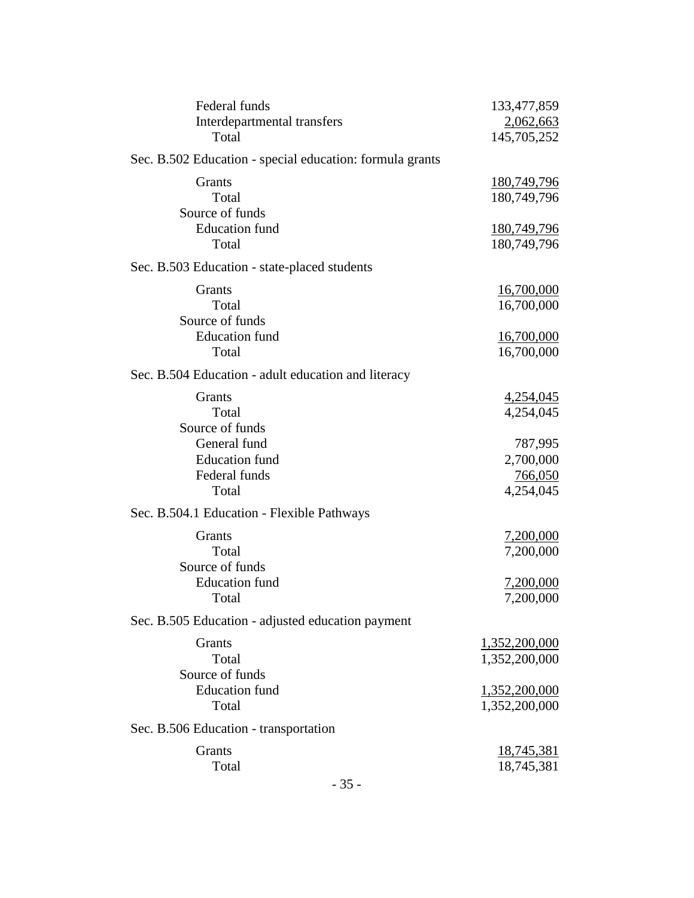| | |
|---|---|
| Federal funds | 133,477,859 |
| Interdepartmental transfers | 2,062,663 |
| Total | 145,705,252 |

Sec. B.502 Education - special education: formula grants

| | |
|---|---|
| Grants | 180,749,796 |
| Total | 180,749,796 |
| Source of funds | |
| Education fund | 180,749,796 |
| Total | 180,749,796 |

Sec. B.503 Education - state-placed students

| | |
|---|---|
| Grants | 16,700,000 |
| Total | 16,700,000 |
| Source of funds | |
| Education fund | 16,700,000 |
| Total | 16,700,000 |

Sec. B.504 Education - adult education and literacy

| | |
|---|---|
| Grants | 4,254,045 |
| Total | 4,254,045 |
| Source of funds | |
| General fund | 787,995 |
| Education fund | 2,700,000 |
| Federal funds | 766,050 |
| Total | 4,254,045 |

Sec. B.504.1 Education - Flexible Pathways

| | |
|---|---|
| Grants | 7,200,000 |
| Total | 7,200,000 |
| Source of funds | |
| Education fund | 7,200,000 |
| Total | 7,200,000 |

Sec. B.505 Education - adjusted education payment

| | |
|---|---|
| Grants | 1,352,200,000 |
| Total | 1,352,200,000 |
| Source of funds | |
| Education fund | 1,352,200,000 |
| Total | 1,352,200,000 |

Sec. B.506 Education - transportation

| | |
|---|---|
| Grants | 18,745,381 |
| Total | 18,745,381 |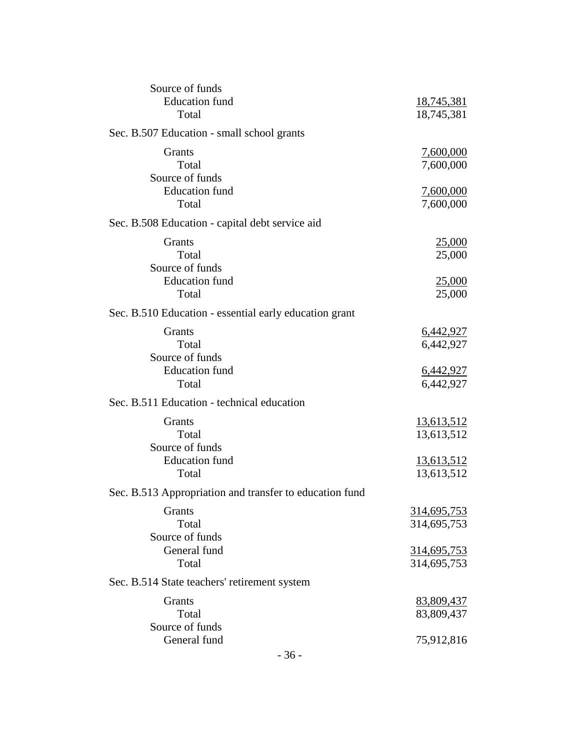Source of funds
Education fund 18,745,381
Total 18,745,381

Sec. B.507 Education - small school grants

| | |
|---|---|
| Grants | 7,600,000 |
| Total | 7,600,000 |
| Source of funds | |
| Education fund | 7,600,000 |
| Total | 7,600,000 |

Sec. B.508 Education - capital debt service aid

| | |
|---|---|
| Grants | 25,000 |
| Total | 25,000 |
| Source of funds | |
| Education fund | 25,000 |
| Total | 25,000 |

Sec. B.510 Education - essential early education grant

| | |
|---|---|
| Grants | 6,442,927 |
| Total | 6,442,927 |
| Source of funds | |
| Education fund | 6,442,927 |
| Total | 6,442,927 |

Sec. B.511 Education - technical education

| | |
|---|---|
| Grants | 13,613,512 |
| Total | 13,613,512 |
| Source of funds | |
| Education fund | 13,613,512 |
| Total | 13,613,512 |

Sec. B.513 Appropriation and transfer to education fund

| | |
|---|---|
| Grants | 314,695,753 |
| Total | 314,695,753 |
| Source of funds | |
| General fund | 314,695,753 |
| Total | 314,695,753 |

Sec. B.514 State teachers' retirement system

| | |
|---|---|
| Grants | 83,809,437 |
| Total | 83,809,437 |
| Source of funds | |
| General fund | 75,912,816 |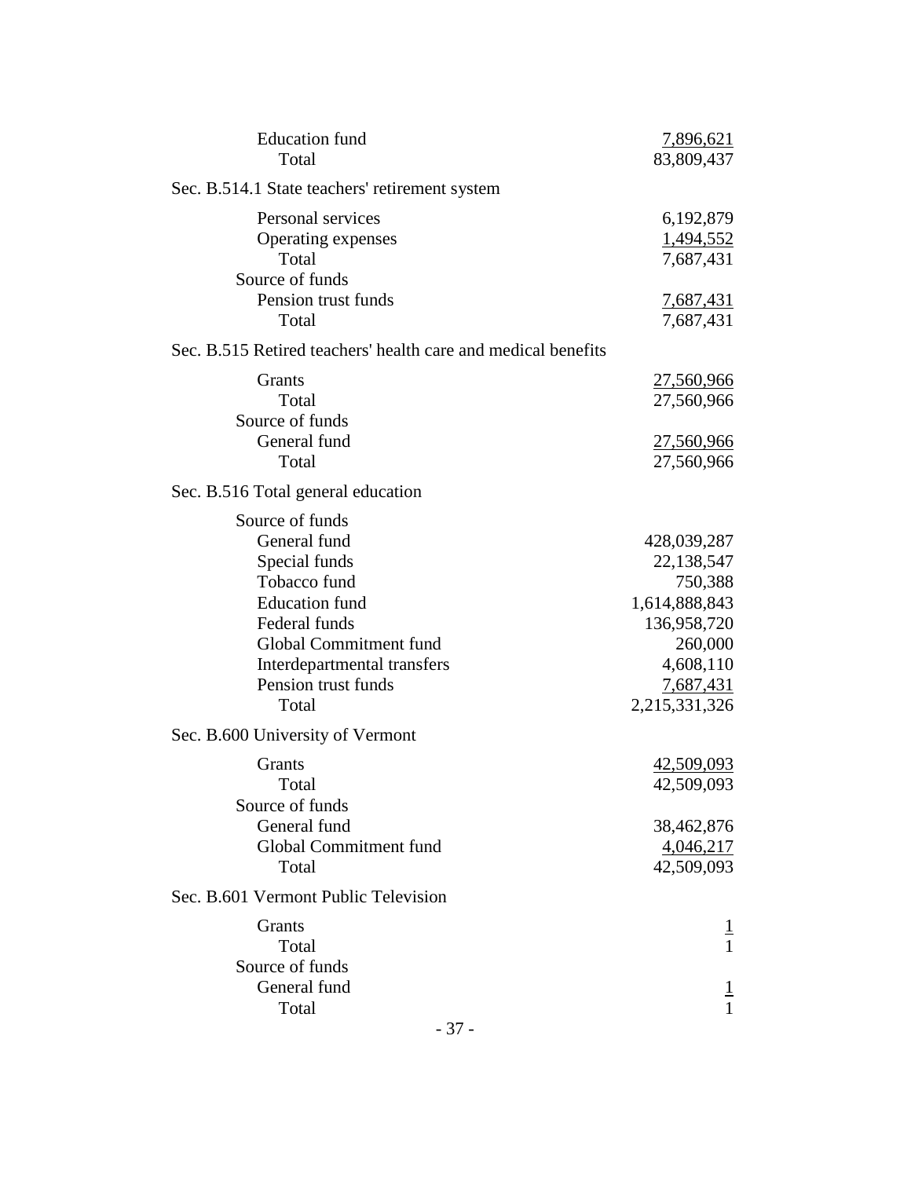| | |
|---|---|
| Education fund | 7,896,621 |
| Total | 83,809,437 |

Sec. B.514.1 State teachers' retirement system

| | |
|---|---|
| Personal services | 6,192,879 |
| Operating expenses | 1,494,552 |
| Total | 7,687,431 |
| Source of funds | |
| Pension trust funds | 7,687,431 |
| Total | 7,687,431 |

Sec. B.515 Retired teachers' health care and medical benefits

| | |
|---|---|
| Grants | 27,560,966 |
| Total | 27,560,966 |
| Source of funds | |
| General fund | 27,560,966 |
| Total | 27,560,966 |

Sec. B.516 Total general education

| | |
|---|---|
| Source of funds | |
| General fund | 428,039,287 |
| Special funds | 22,138,547 |
| Tobacco fund | 750,388 |
| Education fund | 1,614,888,843 |
| Federal funds | 136,958,720 |
| Global Commitment fund | 260,000 |
| Interdepartmental transfers | 4,608,110 |
| Pension trust funds | 7,687,431 |
| Total | 2,215,331,326 |

Sec. B.600 University of Vermont

| | |
|---|---|
| Grants | 42,509,093 |
| Total | 42,509,093 |
| Source of funds | |
| General fund | 38,462,876 |
| Global Commitment fund | 4,046,217 |
| Total | 42,509,093 |

Sec. B.601 Vermont Public Television

| | |
|---|---|
| Grants | 1 |
| Total | 1 |
| Source of funds | |
| General fund | 1 |
| Total | 1 |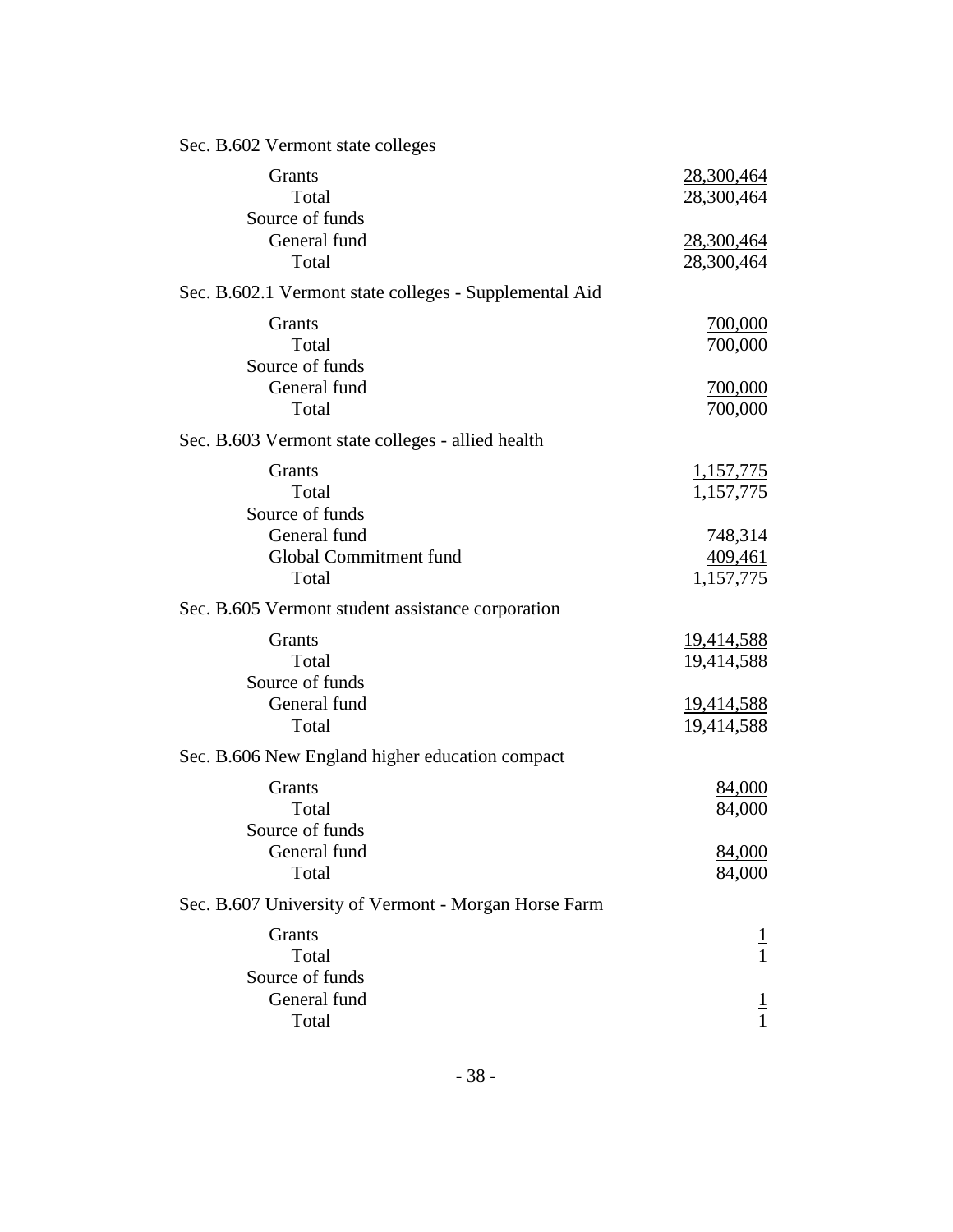Sec. B.602 Vermont state colleges

| | |
|---|---:|
| Grants | 28,300,464 |
| Total | 28,300,464 |
| Source of funds | |
| General fund | 28,300,464 |
| Total | 28,300,464 |

Sec. B.602.1 Vermont state colleges - Supplemental Aid

| | |
|---|---:|
| Grants | 700,000 |
| Total | 700,000 |
| Source of funds | |
| General fund | 700,000 |
| Total | 700,000 |

Sec. B.603 Vermont state colleges - allied health

| | |
|---|---:|
| Grants | 1,157,775 |
| Total | 1,157,775 |
| Source of funds | |
| General fund | 748,314 |
| Global Commitment fund | 409,461 |
| Total | 1,157,775 |

Sec. B.605 Vermont student assistance corporation

| | |
|---|---:|
| Grants | 19,414,588 |
| Total | 19,414,588 |
| Source of funds | |
| General fund | 19,414,588 |
| Total | 19,414,588 |

Sec. B.606 New England higher education compact

| | |
|---|---:|
| Grants | 84,000 |
| Total | 84,000 |
| Source of funds | |
| General fund | 84,000 |
| Total | 84,000 |

Sec. B.607 University of Vermont - Morgan Horse Farm

| | |
|---|---:|
| Grants | 1 |
| Total | 1 |
| Source of funds | |
| General fund | 1 |
| Total | 1 |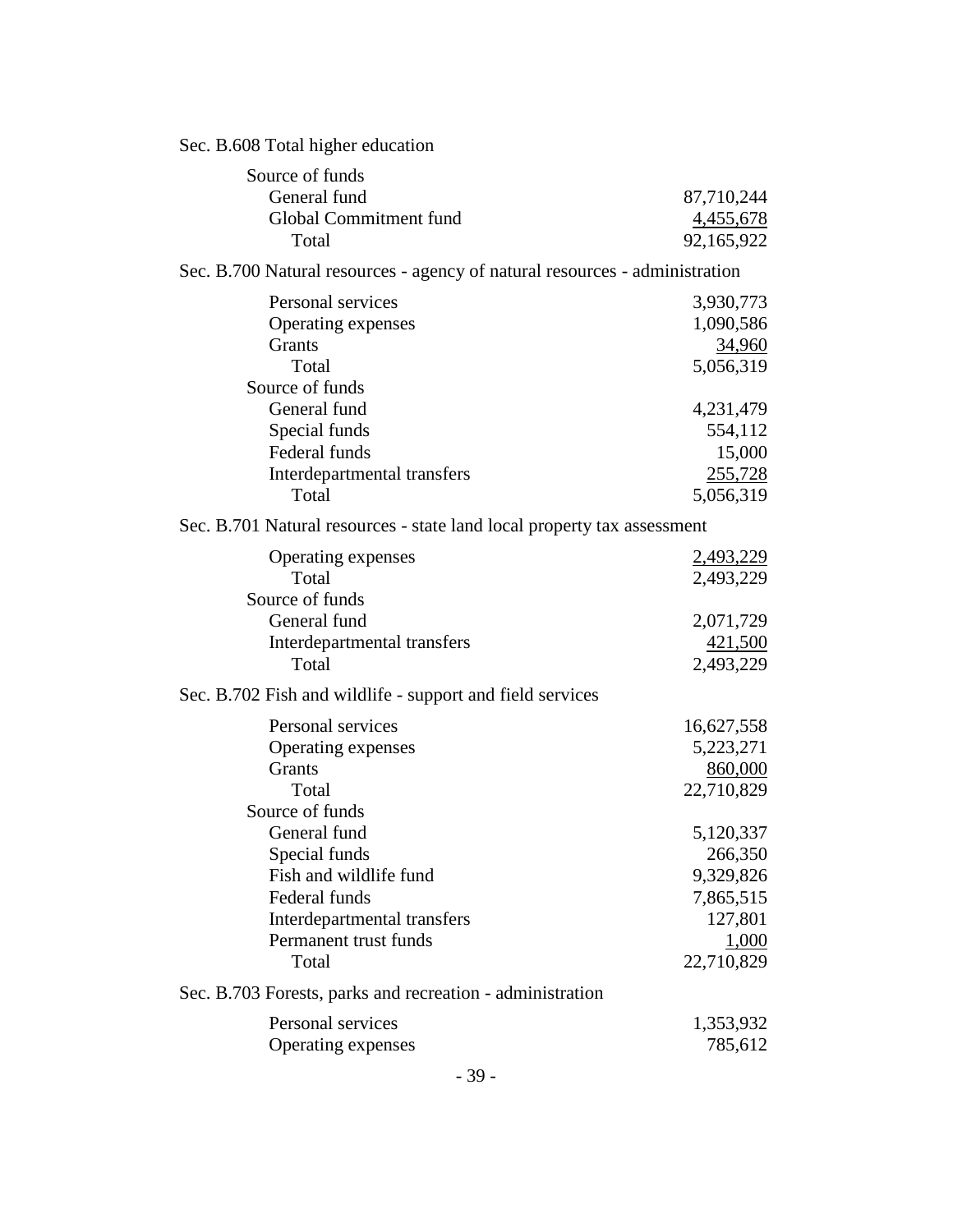Sec. B.608 Total higher education

| | |
|---|---|
| Source of funds | |
| General fund | 87,710,244 |
| Global Commitment fund | 4,455,678 |
| Total | 92,165,922 |

Sec. B.700 Natural resources - agency of natural resources - administration

| | |
|---|---|
| Personal services | 3,930,773 |
| Operating expenses | 1,090,586 |
| Grants | 34,960 |
| Total | 5,056,319 |
| Source of funds | |
| General fund | 4,231,479 |
| Special funds | 554,112 |
| Federal funds | 15,000 |
| Interdepartmental transfers | 255,728 |
| Total | 5,056,319 |

Sec. B.701 Natural resources - state land local property tax assessment

| | |
|---|---|
| Operating expenses | 2,493,229 |
| Total | 2,493,229 |
| Source of funds | |
| General fund | 2,071,729 |
| Interdepartmental transfers | 421,500 |
| Total | 2,493,229 |

Sec. B.702 Fish and wildlife - support and field services

| | |
|---|---|
| Personal services | 16,627,558 |
| Operating expenses | 5,223,271 |
| Grants | 860,000 |
| Total | 22,710,829 |
| Source of funds | |
| General fund | 5,120,337 |
| Special funds | 266,350 |
| Fish and wildlife fund | 9,329,826 |
| Federal funds | 7,865,515 |
| Interdepartmental transfers | 127,801 |
| Permanent trust funds | 1,000 |
| Total | 22,710,829 |

Sec. B.703 Forests, parks and recreation - administration

| | |
|---|---|
| Personal services | 1,353,932 |
| Operating expenses | 785,612 |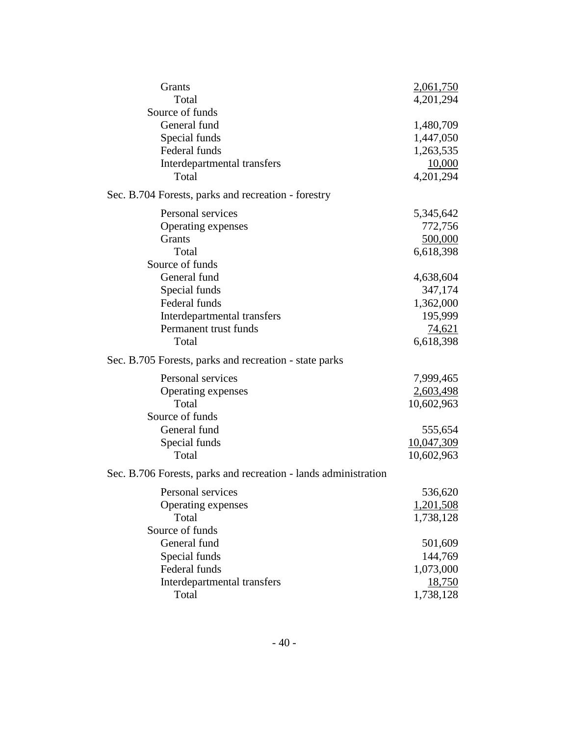| | |
|---|---|
| Grants | 2,061,750 |
| Total | 4,201,294 |
| Source of funds | |
| General fund | 1,480,709 |
| Special funds | 1,447,050 |
| Federal funds | 1,263,535 |
| Interdepartmental transfers | 10,000 |
| Total | 4,201,294 |

Sec. B.704 Forests, parks and recreation - forestry

| | |
|---|---|
| Personal services | 5,345,642 |
| Operating expenses | 772,756 |
| Grants | 500,000 |
| Total | 6,618,398 |
| Source of funds | |
| General fund | 4,638,604 |
| Special funds | 347,174 |
| Federal funds | 1,362,000 |
| Interdepartmental transfers | 195,999 |
| Permanent trust funds | 74,621 |
| Total | 6,618,398 |

Sec. B.705 Forests, parks and recreation - state parks

| | |
|---|---|
| Personal services | 7,999,465 |
| Operating expenses | 2,603,498 |
| Total | 10,602,963 |
| Source of funds | |
| General fund | 555,654 |
| Special funds | 10,047,309 |
| Total | 10,602,963 |

Sec. B.706 Forests, parks and recreation - lands administration

| | |
|---|---|
| Personal services | 536,620 |
| Operating expenses | 1,201,508 |
| Total | 1,738,128 |
| Source of funds | |
| General fund | 501,609 |
| Special funds | 144,769 |
| Federal funds | 1,073,000 |
| Interdepartmental transfers | 18,750 |
| Total | 1,738,128 |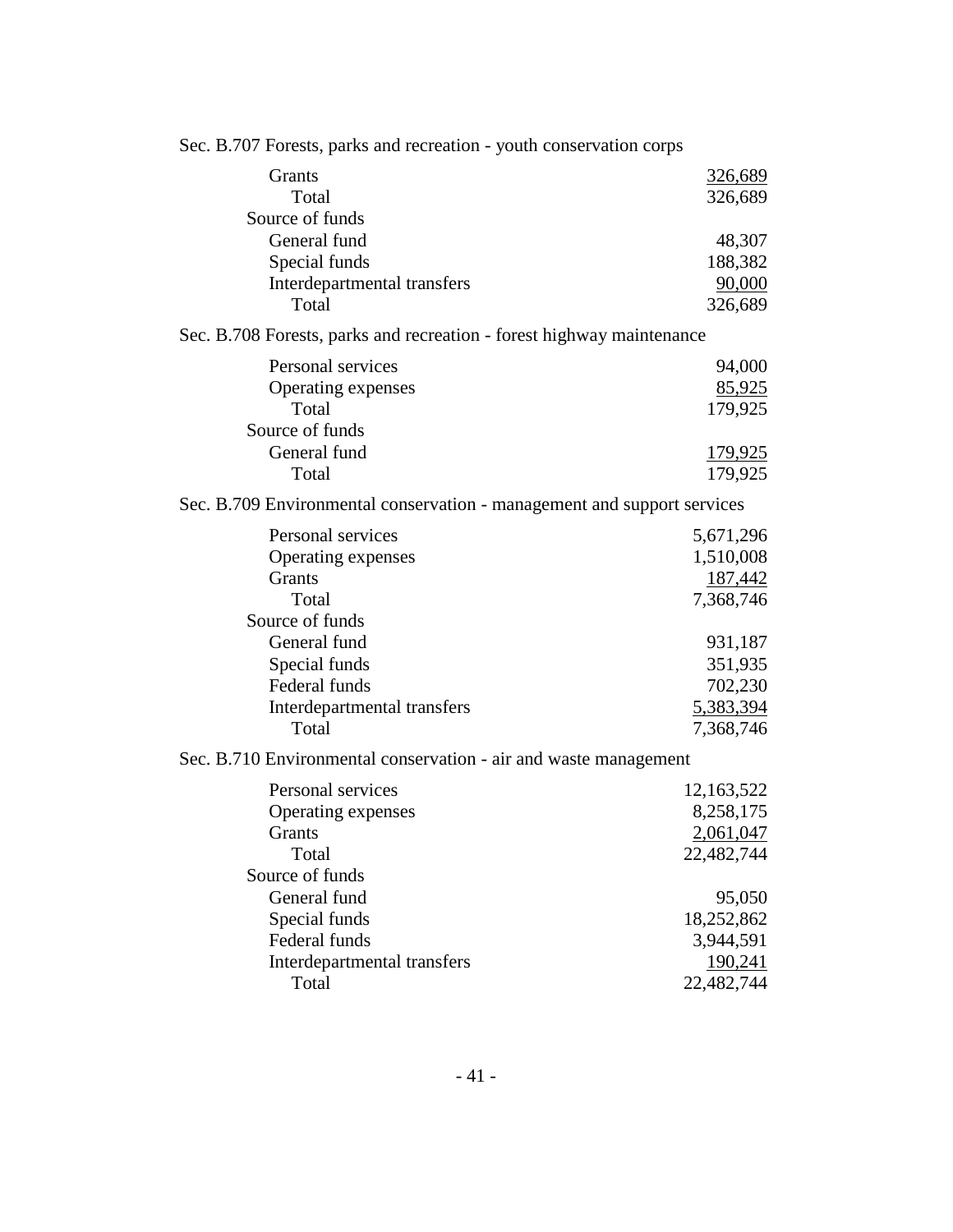Sec. B.707 Forests, parks and recreation - youth conservation corps

| | |
|---|---:|
| Grants | 326,689 |
| Total | 326,689 |
| Source of funds | |
| General fund | 48,307 |
| Special funds | 188,382 |
| Interdepartmental transfers | 90,000 |
| Total | 326,689 |

Sec. B.708 Forests, parks and recreation - forest highway maintenance

| | |
|---|---:|
| Personal services | 94,000 |
| Operating expenses | 85,925 |
| Total | 179,925 |
| Source of funds | |
| General fund | 179,925 |
| Total | 179,925 |

Sec. B.709 Environmental conservation - management and support services

| | |
|---|---:|
| Personal services | 5,671,296 |
| Operating expenses | 1,510,008 |
| Grants | 187,442 |
| Total | 7,368,746 |
| Source of funds | |
| General fund | 931,187 |
| Special funds | 351,935 |
| Federal funds | 702,230 |
| Interdepartmental transfers | 5,383,394 |
| Total | 7,368,746 |

Sec. B.710 Environmental conservation - air and waste management

| | |
|---|---:|
| Personal services | 12,163,522 |
| Operating expenses | 8,258,175 |
| Grants | 2,061,047 |
| Total | 22,482,744 |
| Source of funds | |
| General fund | 95,050 |
| Special funds | 18,252,862 |
| Federal funds | 3,944,591 |
| Interdepartmental transfers | 190,241 |
| Total | 22,482,744 |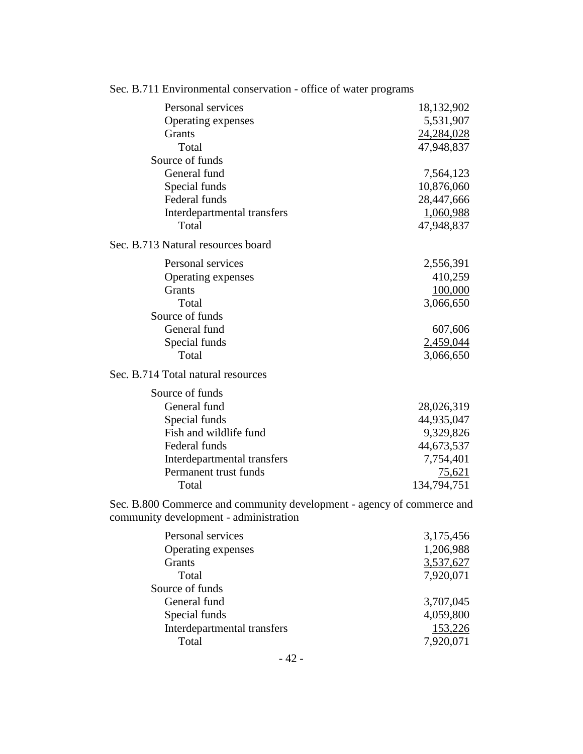Sec. B.711 Environmental conservation - office of water programs

| | |
|---|---:|
| Personal services | 18,132,902 |
| Operating expenses | 5,531,907 |
| Grants | 24,284,028 |
| Total | 47,948,837 |
| Source of funds | |
| General fund | 7,564,123 |
| Special funds | 10,876,060 |
| Federal funds | 28,447,666 |
| Interdepartmental transfers | 1,060,988 |
| Total | 47,948,837 |

Sec. B.713 Natural resources board

| | |
|---|---:|
| Personal services | 2,556,391 |
| Operating expenses | 410,259 |
| Grants | 100,000 |
| Total | 3,066,650 |
| Source of funds | |
| General fund | 607,606 |
| Special funds | 2,459,044 |
| Total | 3,066,650 |

Sec. B.714 Total natural resources

| | |
|---|---:|
| Source of funds | |
| General fund | 28,026,319 |
| Special funds | 44,935,047 |
| Fish and wildlife fund | 9,329,826 |
| Federal funds | 44,673,537 |
| Interdepartmental transfers | 7,754,401 |
| Permanent trust funds | 75,621 |
| Total | 134,794,751 |

Sec. B.800 Commerce and community development - agency of commerce and community development - administration

| | |
|---|---:|
| Personal services | 3,175,456 |
| Operating expenses | 1,206,988 |
| Grants | 3,537,627 |
| Total | 7,920,071 |
| Source of funds | |
| General fund | 3,707,045 |
| Special funds | 4,059,800 |
| Interdepartmental transfers | 153,226 |
| Total | 7,920,071 |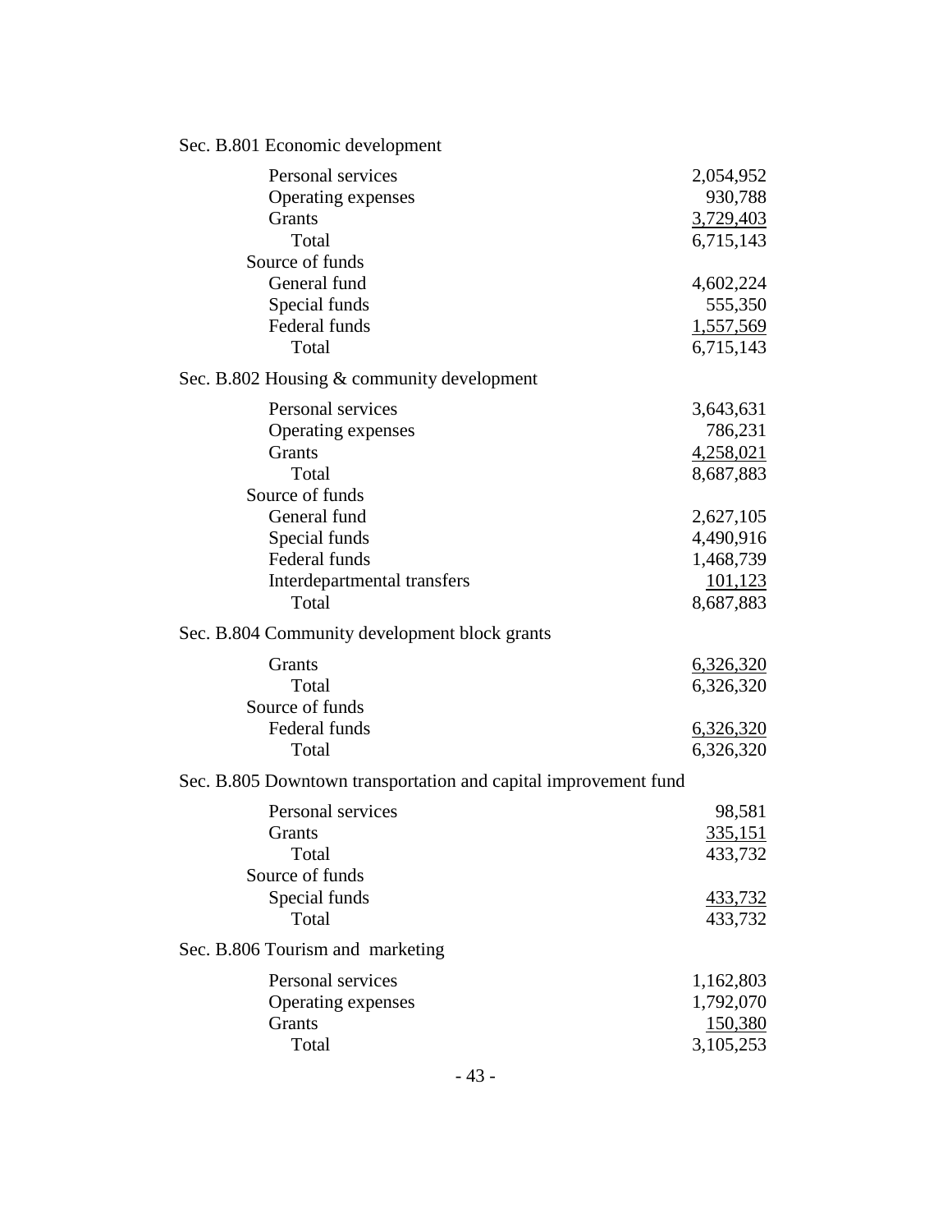Sec. B.801 Economic development

| | |
|---|---:|
| Personal services | 2,054,952 |
| Operating expenses | 930,788 |
| Grants | 3,729,403 |
| Total | 6,715,143 |
| Source of funds | |
| General fund | 4,602,224 |
| Special funds | 555,350 |
| Federal funds | 1,557,569 |
| Total | 6,715,143 |

Sec. B.802 Housing & community development

| | |
|---|---:|
| Personal services | 3,643,631 |
| Operating expenses | 786,231 |
| Grants | 4,258,021 |
| Total | 8,687,883 |
| Source of funds | |
| General fund | 2,627,105 |
| Special funds | 4,490,916 |
| Federal funds | 1,468,739 |
| Interdepartmental transfers | 101,123 |
| Total | 8,687,883 |

Sec. B.804 Community development block grants

| | |
|---|---:|
| Grants | 6,326,320 |
| Total | 6,326,320 |
| Source of funds | |
| Federal funds | 6,326,320 |
| Total | 6,326,320 |

Sec. B.805 Downtown transportation and capital improvement fund

| | |
|---|---:|
| Personal services | 98,581 |
| Grants | 335,151 |
| Total | 433,732 |
| Source of funds | |
| Special funds | 433,732 |
| Total | 433,732 |

Sec. B.806 Tourism and marketing

| | |
|---|---:|
| Personal services | 1,162,803 |
| Operating expenses | 1,792,070 |
| Grants | 150,380 |
| Total | 3,105,253 |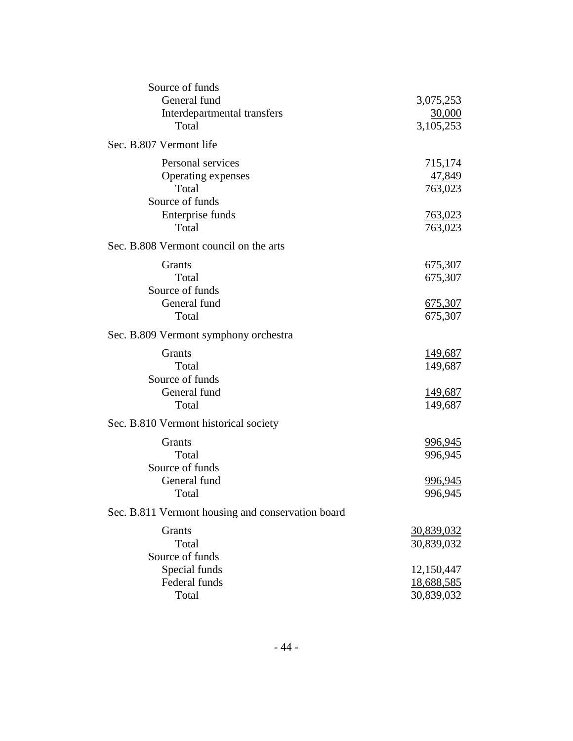| | |
|---|---|
| Source of funds | |
| General fund | 3,075,253 |
| Interdepartmental transfers | 30,000 |
| Total | 3,105,253 |

Sec. B.807 Vermont life

| | |
|---|---|
| Personal services | 715,174 |
| Operating expenses | 47,849 |
| Total | 763,023 |
| Source of funds | |
| Enterprise funds | 763,023 |
| Total | 763,023 |

Sec. B.808 Vermont council on the arts

| | |
|---|---|
| Grants | 675,307 |
| Total | 675,307 |
| Source of funds | |
| General fund | 675,307 |
| Total | 675,307 |

Sec. B.809 Vermont symphony orchestra

| | |
|---|---|
| Grants | 149,687 |
| Total | 149,687 |
| Source of funds | |
| General fund | 149,687 |
| Total | 149,687 |

Sec. B.810 Vermont historical society

| | |
|---|---|
| Grants | 996,945 |
| Total | 996,945 |
| Source of funds | |
| General fund | 996,945 |
| Total | 996,945 |

Sec. B.811 Vermont housing and conservation board

| | |
|---|---|
| Grants | 30,839,032 |
| Total | 30,839,032 |
| Source of funds | |
| Special funds | 12,150,447 |
| Federal funds | 18,688,585 |
| Total | 30,839,032 |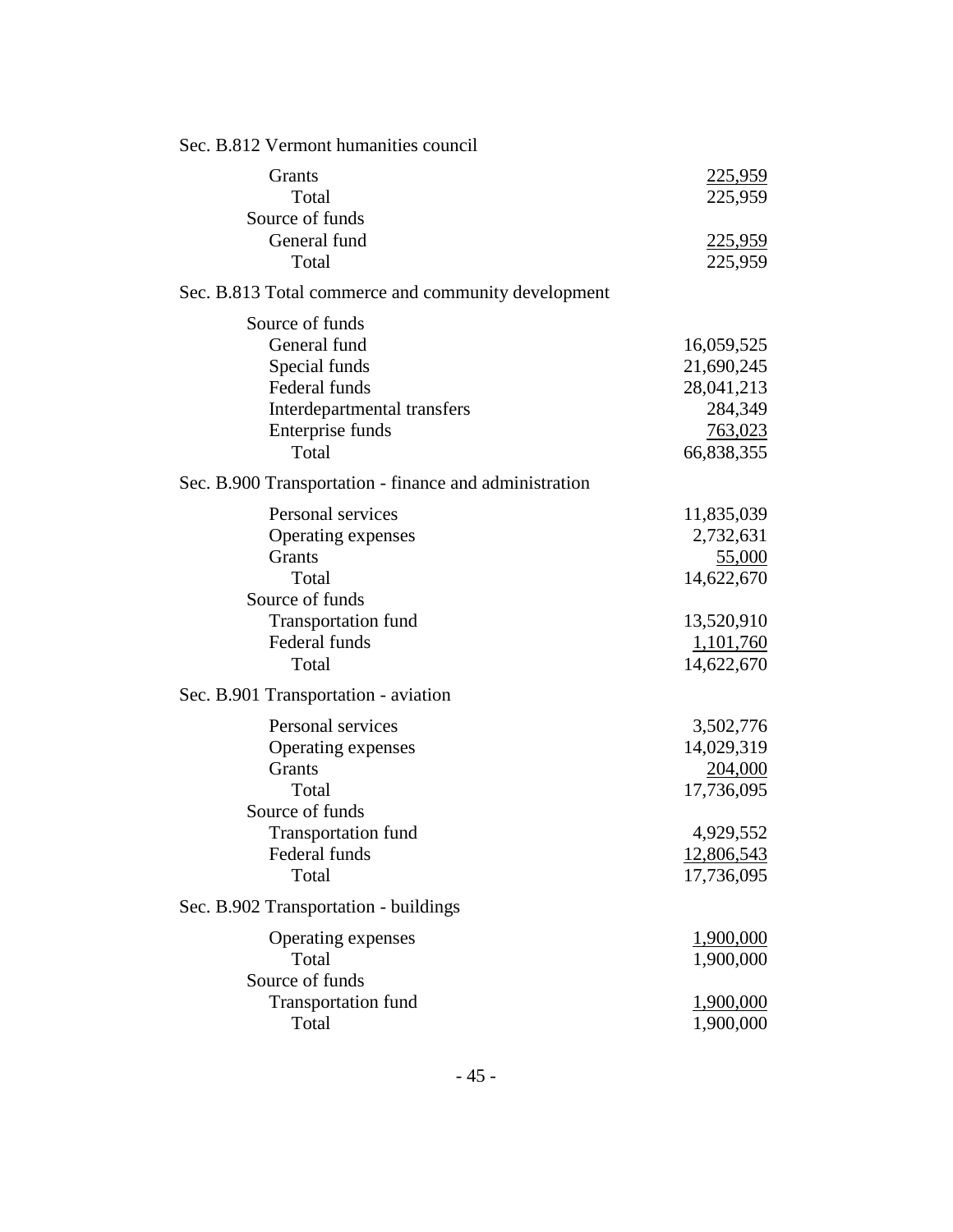Sec. B.812 Vermont humanities council

| | |
|---|---|
| Grants | 225,959 |
| Total | 225,959 |
| Source of funds | |
| General fund | 225,959 |
| Total | 225,959 |

Sec. B.813 Total commerce and community development

| | |
|---|---|
| Source of funds | |
| General fund | 16,059,525 |
| Special funds | 21,690,245 |
| Federal funds | 28,041,213 |
| Interdepartmental transfers | 284,349 |
| Enterprise funds | 763,023 |
| Total | 66,838,355 |

Sec. B.900 Transportation - finance and administration

| | |
|---|---|
| Personal services | 11,835,039 |
| Operating expenses | 2,732,631 |
| Grants | 55,000 |
| Total | 14,622,670 |
| Source of funds | |
| Transportation fund | 13,520,910 |
| Federal funds | 1,101,760 |
| Total | 14,622,670 |

Sec. B.901 Transportation - aviation

| | |
|---|---|
| Personal services | 3,502,776 |
| Operating expenses | 14,029,319 |
| Grants | 204,000 |
| Total | 17,736,095 |
| Source of funds | |
| Transportation fund | 4,929,552 |
| Federal funds | 12,806,543 |
| Total | 17,736,095 |

Sec. B.902 Transportation - buildings

| | |
|---|---|
| Operating expenses | 1,900,000 |
| Total | 1,900,000 |
| Source of funds | |
| Transportation fund | 1,900,000 |
| Total | 1,900,000 |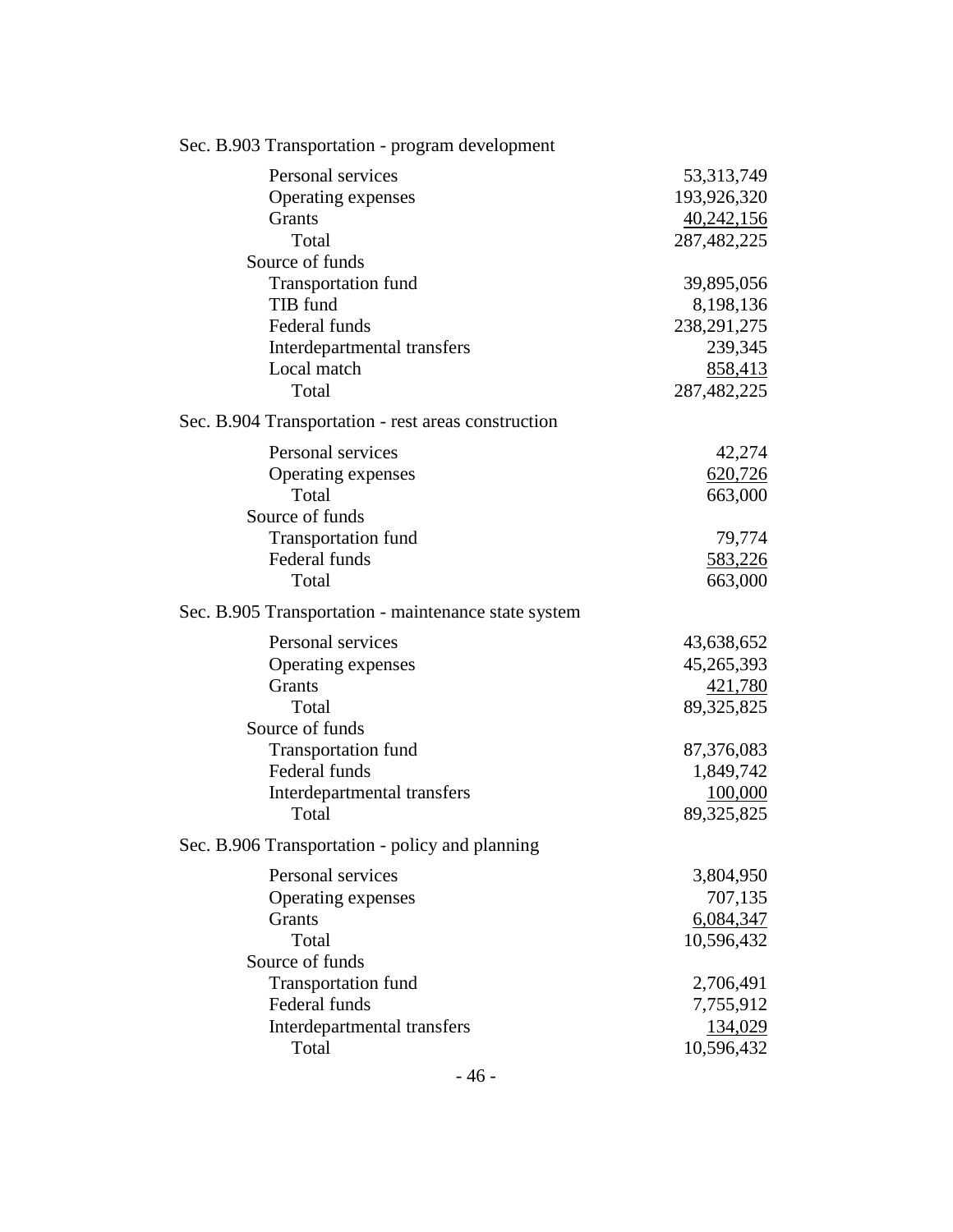Sec. B.903 Transportation - program development

| | |
|---|---:|
| Personal services | 53,313,749 |
| Operating expenses | 193,926,320 |
| Grants | 40,242,156 |
| Total | 287,482,225 |
| Source of funds | |
| Transportation fund | 39,895,056 |
| TIB fund | 8,198,136 |
| Federal funds | 238,291,275 |
| Interdepartmental transfers | 239,345 |
| Local match | 858,413 |
| Total | 287,482,225 |

Sec. B.904 Transportation - rest areas construction

| | |
|---|---:|
| Personal services | 42,274 |
| Operating expenses | 620,726 |
| Total | 663,000 |
| Source of funds | |
| Transportation fund | 79,774 |
| Federal funds | 583,226 |
| Total | 663,000 |

Sec. B.905 Transportation - maintenance state system

| | |
|---|---:|
| Personal services | 43,638,652 |
| Operating expenses | 45,265,393 |
| Grants | 421,780 |
| Total | 89,325,825 |
| Source of funds | |
| Transportation fund | 87,376,083 |
| Federal funds | 1,849,742 |
| Interdepartmental transfers | 100,000 |
| Total | 89,325,825 |

Sec. B.906 Transportation - policy and planning

| | |
|---|---:|
| Personal services | 3,804,950 |
| Operating expenses | 707,135 |
| Grants | 6,084,347 |
| Total | 10,596,432 |
| Source of funds | |
| Transportation fund | 2,706,491 |
| Federal funds | 7,755,912 |
| Interdepartmental transfers | 134,029 |
| Total | 10,596,432 |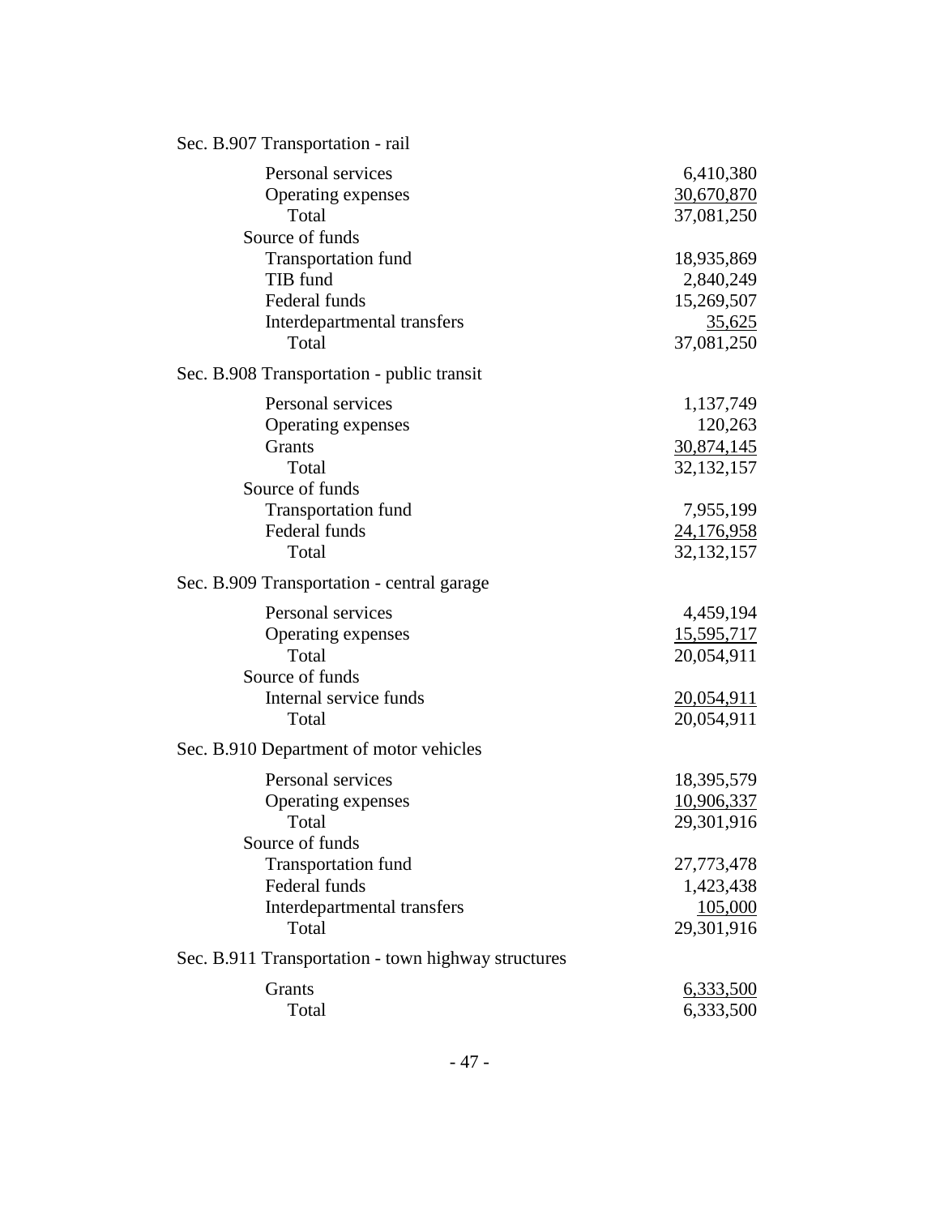Sec. B.907 Transportation - rail

| | |
|---|---:|
| Personal services | 6,410,380 |
| Operating expenses | 30,670,870 |
| Total | 37,081,250 |
| Source of funds | |
| Transportation fund | 18,935,869 |
| TIB fund | 2,840,249 |
| Federal funds | 15,269,507 |
| Interdepartmental transfers | 35,625 |
| Total | 37,081,250 |

Sec. B.908 Transportation - public transit

| | |
|---|---:|
| Personal services | 1,137,749 |
| Operating expenses | 120,263 |
| Grants | 30,874,145 |
| Total | 32,132,157 |
| Source of funds | |
| Transportation fund | 7,955,199 |
| Federal funds | 24,176,958 |
| Total | 32,132,157 |

Sec. B.909 Transportation - central garage

| | |
|---|---:|
| Personal services | 4,459,194 |
| Operating expenses | 15,595,717 |
| Total | 20,054,911 |
| Source of funds | |
| Internal service funds | 20,054,911 |
| Total | 20,054,911 |

Sec. B.910 Department of motor vehicles

| | |
|---|---:|
| Personal services | 18,395,579 |
| Operating expenses | 10,906,337 |
| Total | 29,301,916 |
| Source of funds | |
| Transportation fund | 27,773,478 |
| Federal funds | 1,423,438 |
| Interdepartmental transfers | 105,000 |
| Total | 29,301,916 |

Sec. B.911 Transportation - town highway structures

| | |
|---|---:|
| Grants | 6,333,500 |
| Total | 6,333,500 |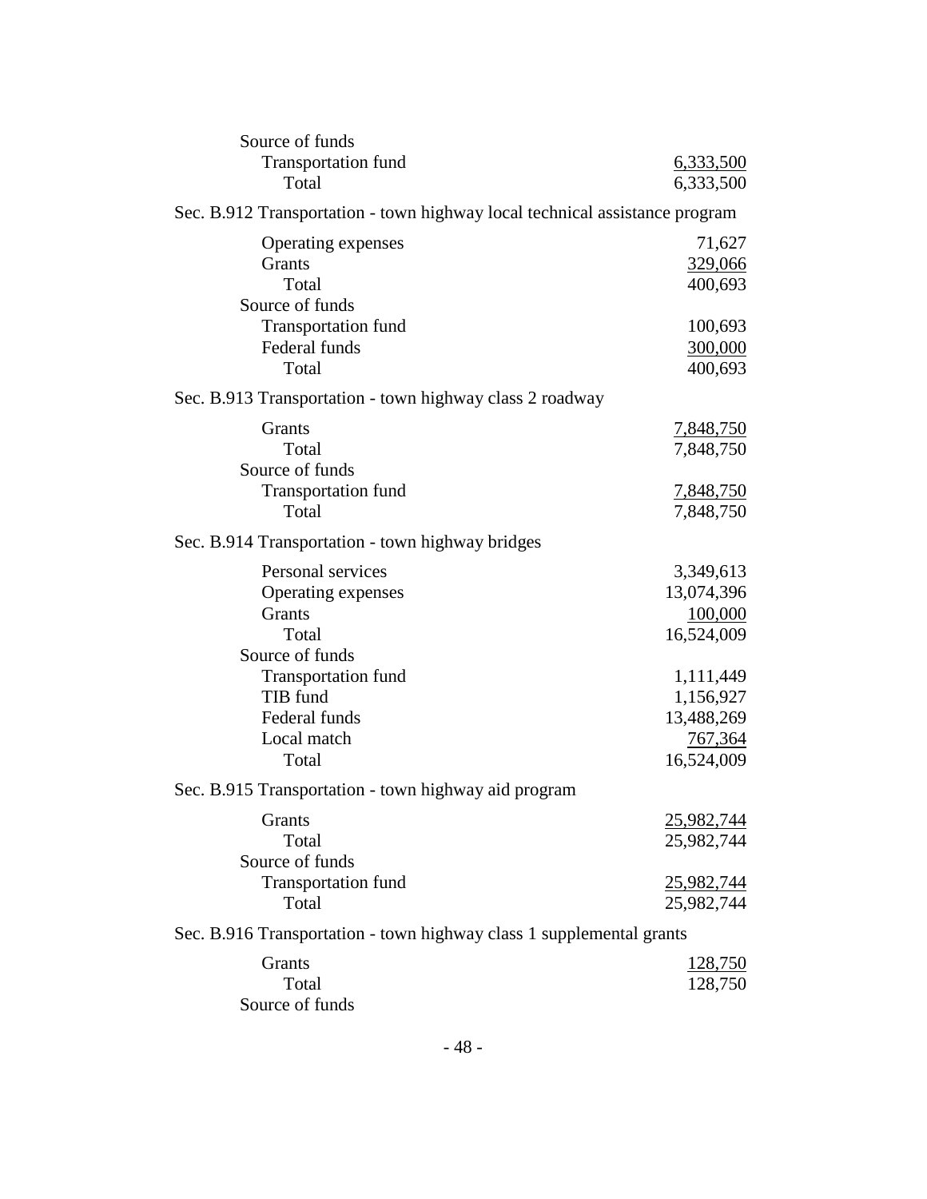Source of funds

| | |
|---|---|
| Transportation fund | 6,333,500 |
| Total | 6,333,500 |

Sec. B.912 Transportation - town highway local technical assistance program

| | |
|---|---|
| Operating expenses | 71,627 |
| Grants | 329,066 |
| Total | 400,693 |
| Source of funds | |
| Transportation fund | 100,693 |
| Federal funds | 300,000 |
| Total | 400,693 |

Sec. B.913 Transportation - town highway class 2 roadway

| | |
|---|---|
| Grants | 7,848,750 |
| Total | 7,848,750 |
| Source of funds | |
| Transportation fund | 7,848,750 |
| Total | 7,848,750 |

Sec. B.914 Transportation - town highway bridges

| | |
|---|---|
| Personal services | 3,349,613 |
| Operating expenses | 13,074,396 |
| Grants | 100,000 |
| Total | 16,524,009 |
| Source of funds | |
| Transportation fund | 1,111,449 |
| TIB fund | 1,156,927 |
| Federal funds | 13,488,269 |
| Local match | 767,364 |
| Total | 16,524,009 |

Sec. B.915 Transportation - town highway aid program

| | |
|---|---|
| Grants | 25,982,744 |
| Total | 25,982,744 |
| Source of funds | |
| Transportation fund | 25,982,744 |
| Total | 25,982,744 |

Sec. B.916 Transportation - town highway class 1 supplemental grants

| | |
|---|---|
| Grants | 128,750 |
| Total | 128,750 |
| Source of funds | |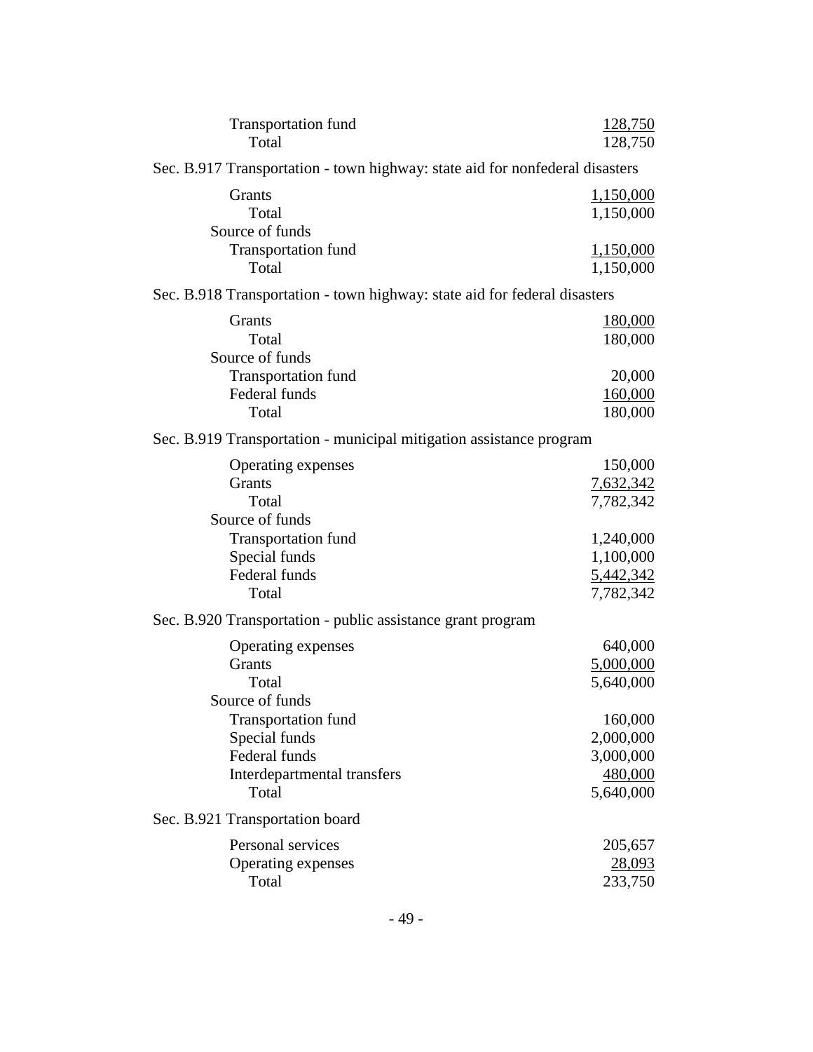| | |
|---|---:|
| Transportation fund | 128,750 |
| Total | 128,750 |

Sec. B.917 Transportation - town highway: state aid for nonfederal disasters

| | |
|---|---:|
| Grants | 1,150,000 |
| Total | 1,150,000 |
| Source of funds | |
| Transportation fund | 1,150,000 |
| Total | 1,150,000 |

Sec. B.918 Transportation - town highway: state aid for federal disasters

| | |
|---|---:|
| Grants | 180,000 |
| Total | 180,000 |
| Source of funds | |
| Transportation fund | 20,000 |
| Federal funds | 160,000 |
| Total | 180,000 |

Sec. B.919 Transportation - municipal mitigation assistance program

| | |
|---|---:|
| Operating expenses | 150,000 |
| Grants | 7,632,342 |
| Total | 7,782,342 |
| Source of funds | |
| Transportation fund | 1,240,000 |
| Special funds | 1,100,000 |
| Federal funds | 5,442,342 |
| Total | 7,782,342 |

Sec. B.920 Transportation - public assistance grant program

| | |
|---|---:|
| Operating expenses | 640,000 |
| Grants | 5,000,000 |
| Total | 5,640,000 |
| Source of funds | |
| Transportation fund | 160,000 |
| Special funds | 2,000,000 |
| Federal funds | 3,000,000 |
| Interdepartmental transfers | 480,000 |
| Total | 5,640,000 |

Sec. B.921 Transportation board

| | |
|---|---:|
| Personal services | 205,657 |
| Operating expenses | 28,093 |
| Total | 233,750 |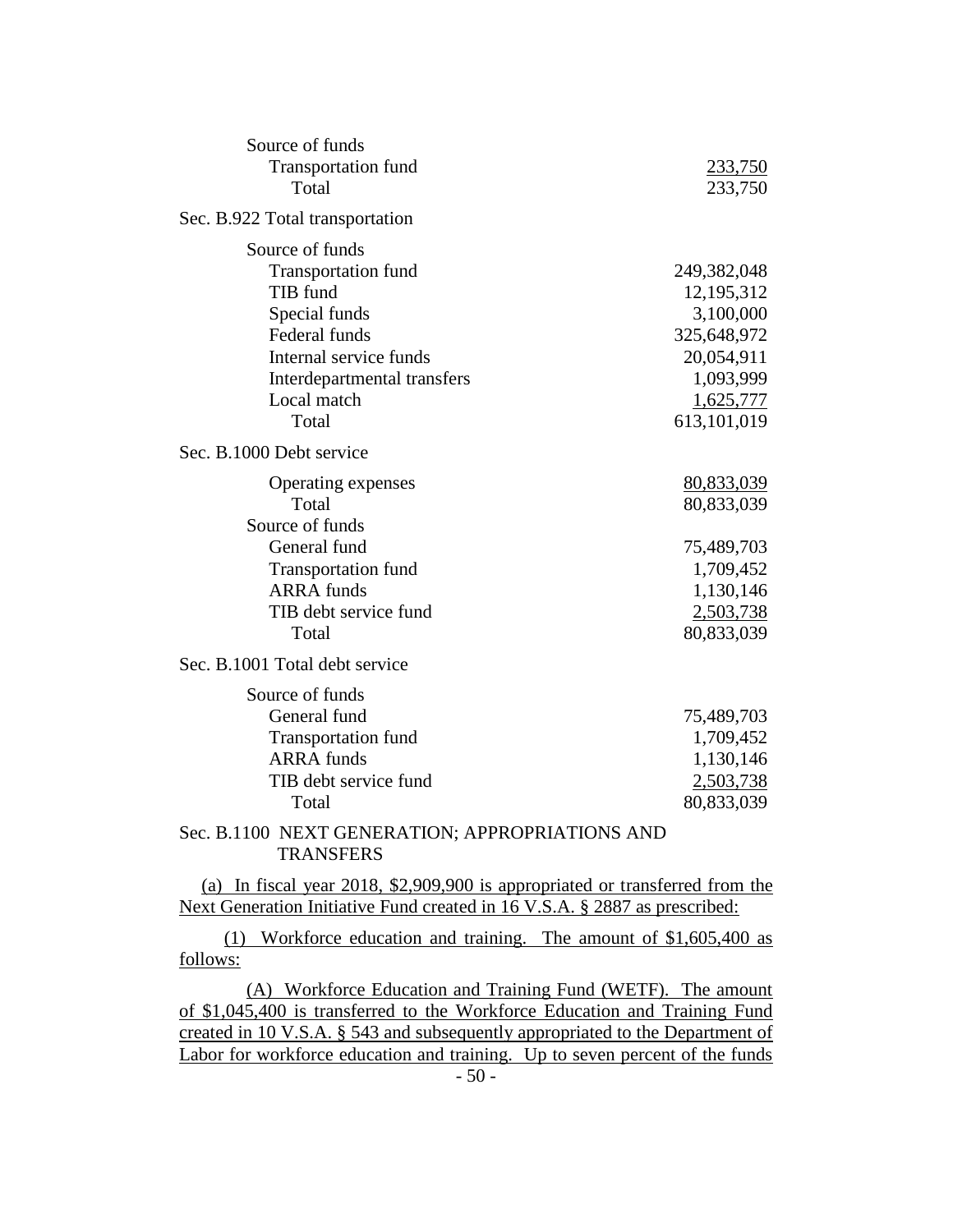| | |
|---|---|
| Source of funds | |
| Transportation fund | 233,750 |
| Total | 233,750 |

Sec. B.922 Total transportation

| | |
|---|---|
| Source of funds | |
| Transportation fund | 249,382,048 |
| TIB fund | 12,195,312 |
| Special funds | 3,100,000 |
| Federal funds | 325,648,972 |
| Internal service funds | 20,054,911 |
| Interdepartmental transfers | 1,093,999 |
| Local match | 1,625,777 |
| Total | 613,101,019 |

Sec. B.1000 Debt service

| | |
|---|---|
| Operating expenses | 80,833,039 |
| Total | 80,833,039 |
| Source of funds | |
| General fund | 75,489,703 |
| Transportation fund | 1,709,452 |
| ARRA funds | 1,130,146 |
| TIB debt service fund | 2,503,738 |
| Total | 80,833,039 |

Sec. B.1001 Total debt service

| | |
|---|---|
| Source of funds | |
| General fund | 75,489,703 |
| Transportation fund | 1,709,452 |
| ARRA funds | 1,130,146 |
| TIB debt service fund | 2,503,738 |
| Total | 80,833,039 |

Sec. B.1100 NEXT GENERATION; APPROPRIATIONS AND TRANSFERS

(a) In fiscal year 2018, $2,909,900 is appropriated or transferred from the Next Generation Initiative Fund created in 16 V.S.A. § 2887 as prescribed:

(1) Workforce education and training. The amount of $1,605,400 as follows:

(A) Workforce Education and Training Fund (WETF). The amount of $1,045,400 is transferred to the Workforce Education and Training Fund created in 10 V.S.A. § 543 and subsequently appropriated to the Department of Labor for workforce education and training. Up to seven percent of the funds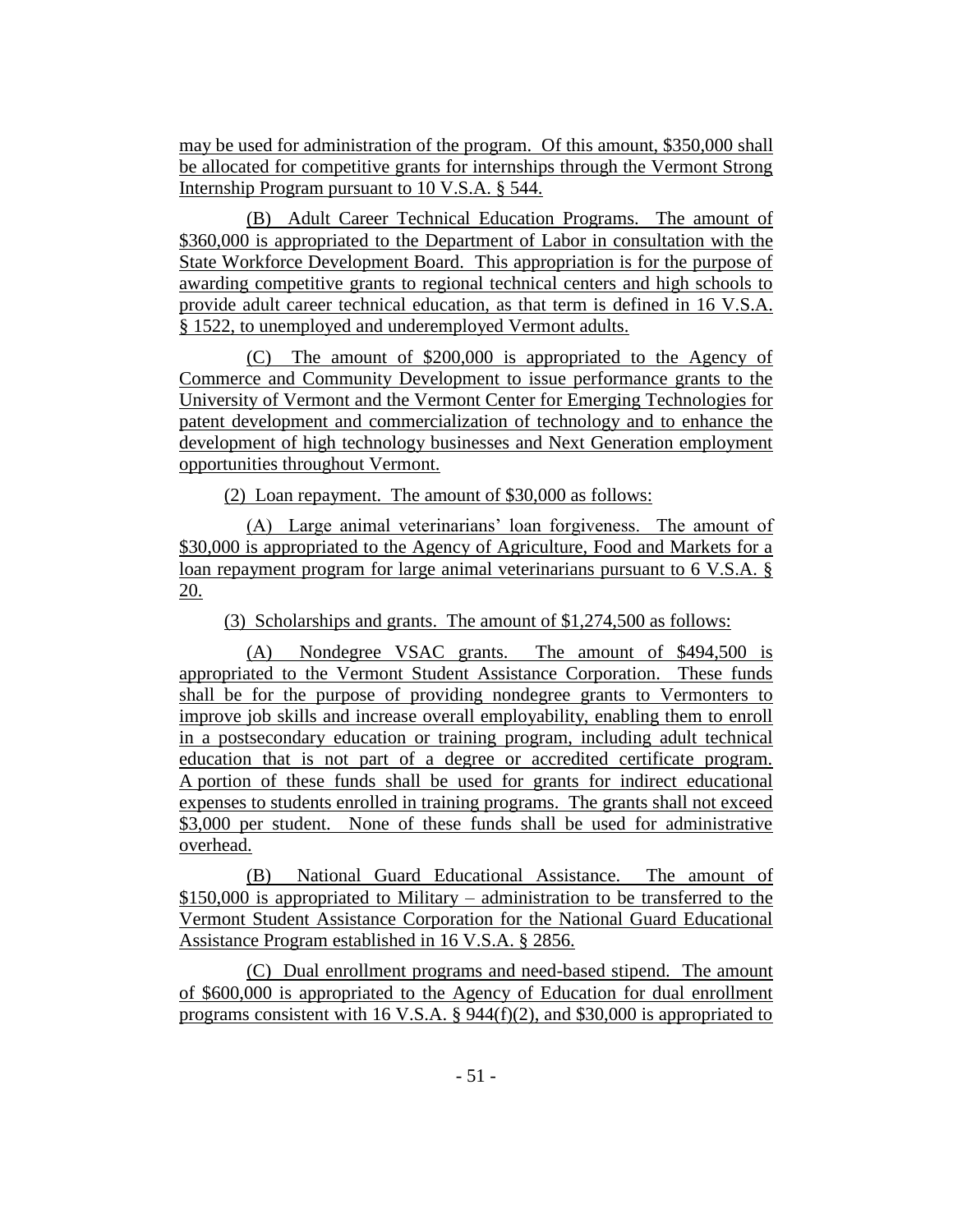may be used for administration of the program. Of this amount, $350,000 shall be allocated for competitive grants for internships through the Vermont Strong Internship Program pursuant to 10 V.S.A. § 544.

(B) Adult Career Technical Education Programs. The amount of $360,000 is appropriated to the Department of Labor in consultation with the State Workforce Development Board. This appropriation is for the purpose of awarding competitive grants to regional technical centers and high schools to provide adult career technical education, as that term is defined in 16 V.S.A. § 1522, to unemployed and underemployed Vermont adults.

(C) The amount of $200,000 is appropriated to the Agency of Commerce and Community Development to issue performance grants to the University of Vermont and the Vermont Center for Emerging Technologies for patent development and commercialization of technology and to enhance the development of high technology businesses and Next Generation employment opportunities throughout Vermont.

(2) Loan repayment. The amount of $30,000 as follows:

(A) Large animal veterinarians' loan forgiveness. The amount of $30,000 is appropriated to the Agency of Agriculture, Food and Markets for a loan repayment program for large animal veterinarians pursuant to 6 V.S.A. § 20.

(3) Scholarships and grants. The amount of $1,274,500 as follows:

(A) Nondegree VSAC grants. The amount of $494,500 is appropriated to the Vermont Student Assistance Corporation. These funds shall be for the purpose of providing nondegree grants to Vermonters to improve job skills and increase overall employability, enabling them to enroll in a postsecondary education or training program, including adult technical education that is not part of a degree or accredited certificate program. A portion of these funds shall be used for grants for indirect educational expenses to students enrolled in training programs. The grants shall not exceed $3,000 per student. None of these funds shall be used for administrative overhead.

(B) National Guard Educational Assistance. The amount of $150,000 is appropriated to Military – administration to be transferred to the Vermont Student Assistance Corporation for the National Guard Educational Assistance Program established in 16 V.S.A. § 2856.

(C) Dual enrollment programs and need-based stipend. The amount of $600,000 is appropriated to the Agency of Education for dual enrollment programs consistent with 16 V.S.A. § 944(f)(2), and $30,000 is appropriated to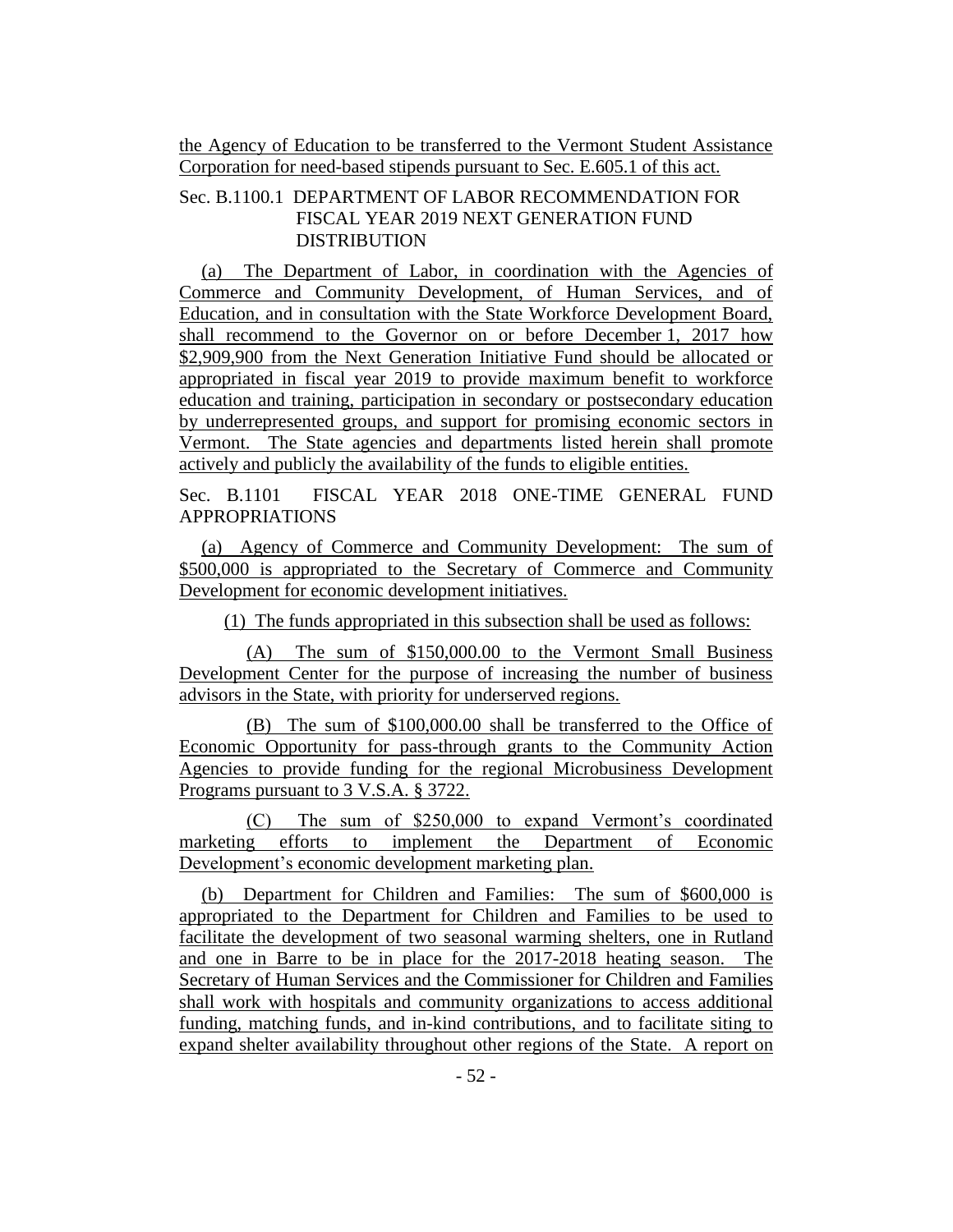the Agency of Education to be transferred to the Vermont Student Assistance Corporation for need-based stipends pursuant to Sec. E.605.1 of this act.

Sec. B.1100.1 DEPARTMENT OF LABOR RECOMMENDATION FOR FISCAL YEAR 2019 NEXT GENERATION FUND DISTRIBUTION

(a) The Department of Labor, in coordination with the Agencies of Commerce and Community Development, of Human Services, and of Education, and in consultation with the State Workforce Development Board, shall recommend to the Governor on or before December 1, 2017 how \$2,909,900 from the Next Generation Initiative Fund should be allocated or appropriated in fiscal year 2019 to provide maximum benefit to workforce education and training, participation in secondary or postsecondary education by underrepresented groups, and support for promising economic sectors in Vermont. The State agencies and departments listed herein shall promote actively and publicly the availability of the funds to eligible entities.

Sec. B.1101 FISCAL YEAR 2018 ONE-TIME GENERAL FUND APPROPRIATIONS

(a) Agency of Commerce and Community Development: The sum of \$500,000 is appropriated to the Secretary of Commerce and Community Development for economic development initiatives.

(1) The funds appropriated in this subsection shall be used as follows:

(A) The sum of \$150,000.00 to the Vermont Small Business Development Center for the purpose of increasing the number of business advisors in the State, with priority for underserved regions.

(B) The sum of \$100,000.00 shall be transferred to the Office of Economic Opportunity for pass-through grants to the Community Action Agencies to provide funding for the regional Microbusiness Development Programs pursuant to 3 V.S.A. § 3722.

(C) The sum of \$250,000 to expand Vermont's coordinated marketing efforts to implement the Department of Economic Development's economic development marketing plan.

(b) Department for Children and Families: The sum of \$600,000 is appropriated to the Department for Children and Families to be used to facilitate the development of two seasonal warming shelters, one in Rutland and one in Barre to be in place for the 2017-2018 heating season. The Secretary of Human Services and the Commissioner for Children and Families shall work with hospitals and community organizations to access additional funding, matching funds, and in-kind contributions, and to facilitate siting to expand shelter availability throughout other regions of the State. A report on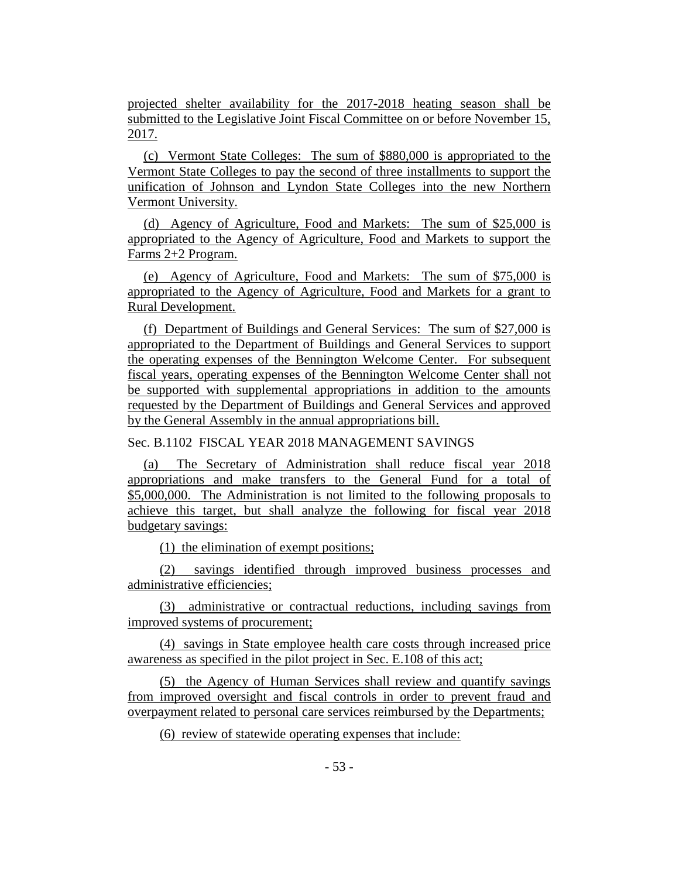projected shelter availability for the 2017-2018 heating season shall be submitted to the Legislative Joint Fiscal Committee on or before November 15, 2017.

(c) Vermont State Colleges: The sum of $880,000 is appropriated to the Vermont State Colleges to pay the second of three installments to support the unification of Johnson and Lyndon State Colleges into the new Northern Vermont University.

(d) Agency of Agriculture, Food and Markets: The sum of $25,000 is appropriated to the Agency of Agriculture, Food and Markets to support the Farms 2+2 Program.

(e) Agency of Agriculture, Food and Markets: The sum of $75,000 is appropriated to the Agency of Agriculture, Food and Markets for a grant to Rural Development.

(f) Department of Buildings and General Services: The sum of $27,000 is appropriated to the Department of Buildings and General Services to support the operating expenses of the Bennington Welcome Center. For subsequent fiscal years, operating expenses of the Bennington Welcome Center shall not be supported with supplemental appropriations in addition to the amounts requested by the Department of Buildings and General Services and approved by the General Assembly in the annual appropriations bill.

Sec. B.1102 FISCAL YEAR 2018 MANAGEMENT SAVINGS

(a) The Secretary of Administration shall reduce fiscal year 2018 appropriations and make transfers to the General Fund for a total of $5,000,000. The Administration is not limited to the following proposals to achieve this target, but shall analyze the following for fiscal year 2018 budgetary savings:

(1) the elimination of exempt positions;

(2) savings identified through improved business processes and administrative efficiencies;

(3) administrative or contractual reductions, including savings from improved systems of procurement;

(4) savings in State employee health care costs through increased price awareness as specified in the pilot project in Sec. E.108 of this act;

(5) the Agency of Human Services shall review and quantify savings from improved oversight and fiscal controls in order to prevent fraud and overpayment related to personal care services reimbursed by the Departments;

(6) review of statewide operating expenses that include: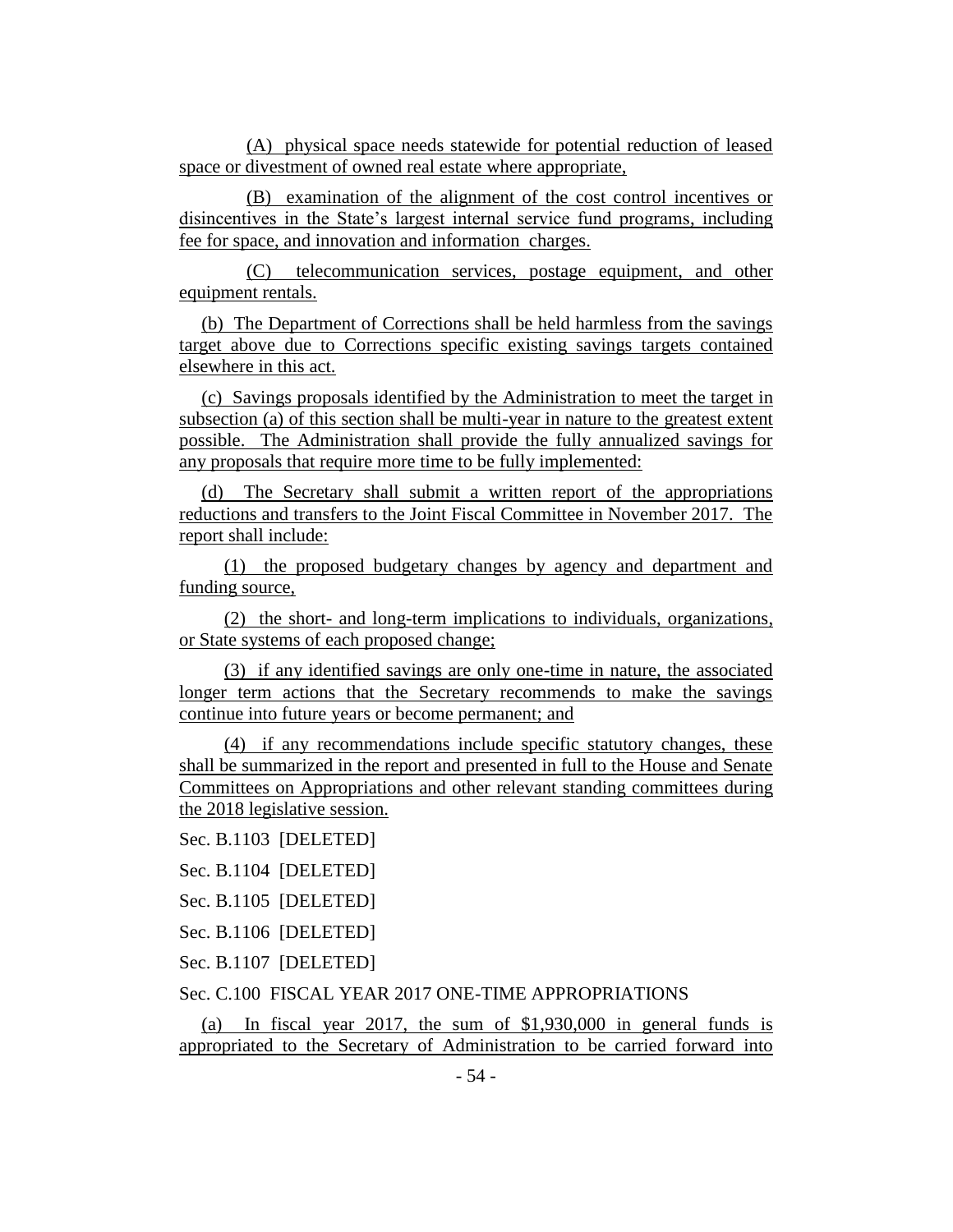(A) physical space needs statewide for potential reduction of leased space or divestment of owned real estate where appropriate,

(B) examination of the alignment of the cost control incentives or disincentives in the State's largest internal service fund programs, including fee for space, and innovation and information charges.

(C) telecommunication services, postage equipment, and other equipment rentals.

(b) The Department of Corrections shall be held harmless from the savings target above due to Corrections specific existing savings targets contained elsewhere in this act.

(c) Savings proposals identified by the Administration to meet the target in subsection (a) of this section shall be multi-year in nature to the greatest extent possible. The Administration shall provide the fully annualized savings for any proposals that require more time to be fully implemented:

(d) The Secretary shall submit a written report of the appropriations reductions and transfers to the Joint Fiscal Committee in November 2017. The report shall include:

(1) the proposed budgetary changes by agency and department and funding source,

(2) the short- and long-term implications to individuals, organizations, or State systems of each proposed change;

(3) if any identified savings are only one-time in nature, the associated longer term actions that the Secretary recommends to make the savings continue into future years or become permanent; and

(4) if any recommendations include specific statutory changes, these shall be summarized in the report and presented in full to the House and Senate Committees on Appropriations and other relevant standing committees during the 2018 legislative session.

Sec. B.1103 [DELETED]

Sec. B.1104 [DELETED]

Sec. B.1105 [DELETED]

Sec. B.1106 [DELETED]

Sec. B.1107 [DELETED]

Sec. C.100 FISCAL YEAR 2017 ONE-TIME APPROPRIATIONS

(a) In fiscal year 2017, the sum of $1,930,000 in general funds is appropriated to the Secretary of Administration to be carried forward into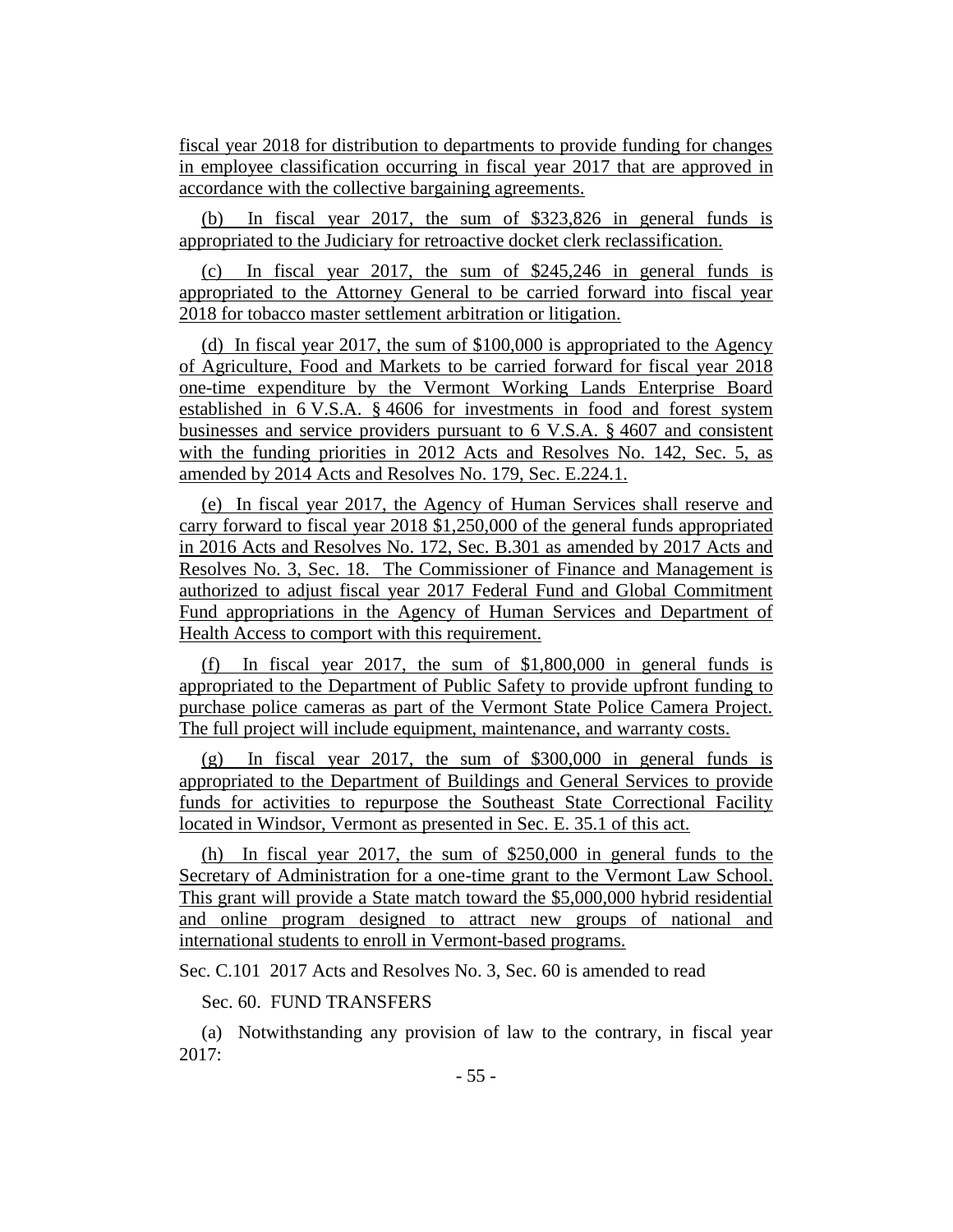fiscal year 2018 for distribution to departments to provide funding for changes in employee classification occurring in fiscal year 2017 that are approved in accordance with the collective bargaining agreements.

(b) In fiscal year 2017, the sum of $323,826 in general funds is appropriated to the Judiciary for retroactive docket clerk reclassification.

(c) In fiscal year 2017, the sum of $245,246 in general funds is appropriated to the Attorney General to be carried forward into fiscal year 2018 for tobacco master settlement arbitration or litigation.

(d) In fiscal year 2017, the sum of $100,000 is appropriated to the Agency of Agriculture, Food and Markets to be carried forward for fiscal year 2018 one-time expenditure by the Vermont Working Lands Enterprise Board established in 6 V.S.A. § 4606 for investments in food and forest system businesses and service providers pursuant to 6 V.S.A. § 4607 and consistent with the funding priorities in 2012 Acts and Resolves No. 142, Sec. 5, as amended by 2014 Acts and Resolves No. 179, Sec. E.224.1.

(e) In fiscal year 2017, the Agency of Human Services shall reserve and carry forward to fiscal year 2018 $1,250,000 of the general funds appropriated in 2016 Acts and Resolves No. 172, Sec. B.301 as amended by 2017 Acts and Resolves No. 3, Sec. 18. The Commissioner of Finance and Management is authorized to adjust fiscal year 2017 Federal Fund and Global Commitment Fund appropriations in the Agency of Human Services and Department of Health Access to comport with this requirement.

(f) In fiscal year 2017, the sum of $1,800,000 in general funds is appropriated to the Department of Public Safety to provide upfront funding to purchase police cameras as part of the Vermont State Police Camera Project. The full project will include equipment, maintenance, and warranty costs.

(g) In fiscal year 2017, the sum of $300,000 in general funds is appropriated to the Department of Buildings and General Services to provide funds for activities to repurpose the Southeast State Correctional Facility located in Windsor, Vermont as presented in Sec. E. 35.1 of this act.

(h) In fiscal year 2017, the sum of $250,000 in general funds to the Secretary of Administration for a one-time grant to the Vermont Law School. This grant will provide a State match toward the $5,000,000 hybrid residential and online program designed to attract new groups of national and international students to enroll in Vermont-based programs.

Sec. C.101 2017 Acts and Resolves No. 3, Sec. 60 is amended to read

Sec. 60. FUND TRANSFERS

(a) Notwithstanding any provision of law to the contrary, in fiscal year 2017: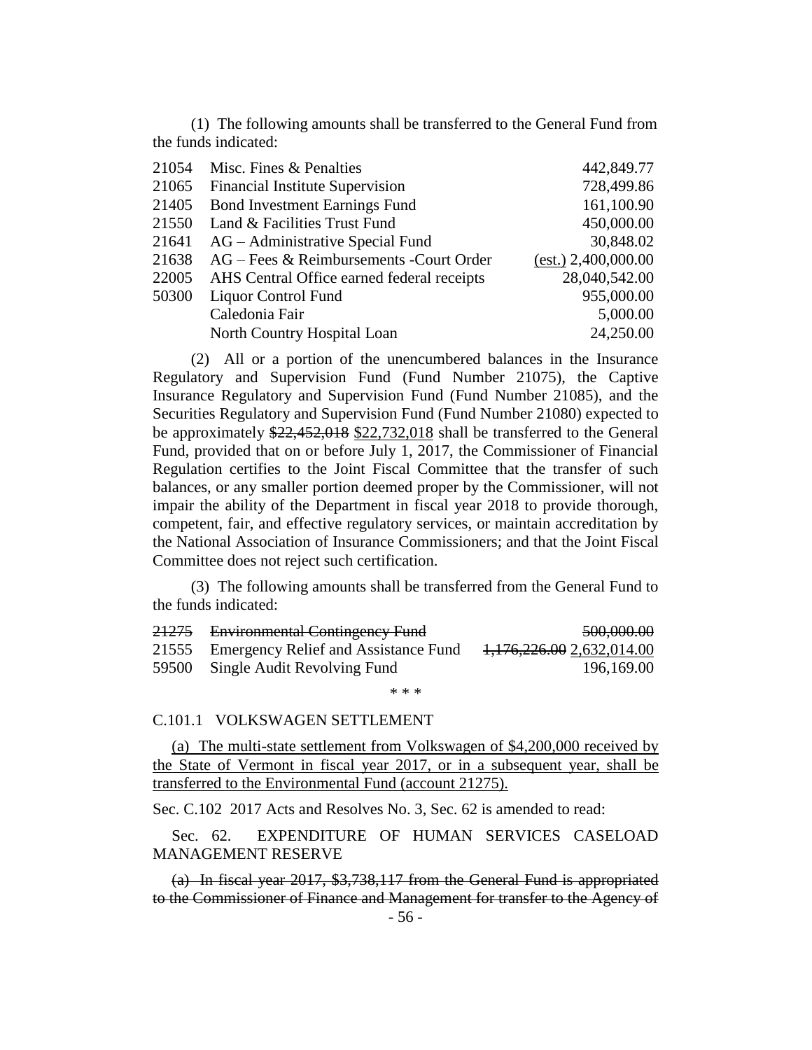(1) The following amounts shall be transferred to the General Fund from the funds indicated:

| | | |
|---|---|---|
| 21054 | Misc. Fines & Penalties | 442,849.77 |
| 21065 | Financial Institute Supervision | 728,499.86 |
| 21405 | Bond Investment Earnings Fund | 161,100.90 |
| 21550 | Land & Facilities Trust Fund | 450,000.00 |
| 21641 | AG – Administrative Special Fund | 30,848.02 |
| 21638 | AG – Fees & Reimbursements -Court Order | (est.) 2,400,000.00 |
| 22005 | AHS Central Office earned federal receipts | 28,040,542.00 |
| 50300 | Liquor Control Fund | 955,000.00 |
| | Caledonia Fair | 5,000.00 |
| | North Country Hospital Loan | 24,250.00 |

(2) All or a portion of the unencumbered balances in the Insurance Regulatory and Supervision Fund (Fund Number 21075), the Captive Insurance Regulatory and Supervision Fund (Fund Number 21085), and the Securities Regulatory and Supervision Fund (Fund Number 21080) expected to be approximately ~~$22,452,018~~ $22,732,018 shall be transferred to the General Fund, provided that on or before July 1, 2017, the Commissioner of Financial Regulation certifies to the Joint Fiscal Committee that the transfer of such balances, or any smaller portion deemed proper by the Commissioner, will not impair the ability of the Department in fiscal year 2018 to provide thorough, competent, fair, and effective regulatory services, or maintain accreditation by the National Association of Insurance Commissioners; and that the Joint Fiscal Committee does not reject such certification.

(3) The following amounts shall be transferred from the General Fund to the funds indicated:

| | | |
|---|---|---|
| ~~21275~~ | ~~Environmental Contingency Fund~~ | ~~500,000.00~~ |
| 21555 | Emergency Relief and Assistance Fund | ~~1,176,226.00~~ 2,632,014.00 |
| 59500 | Single Audit Revolving Fund | 196,169.00 |

\* \* \*

C.101.1 VOLKSWAGEN SETTLEMENT

(a) The multi-state settlement from Volkswagen of $4,200,000 received by the State of Vermont in fiscal year 2017, or in a subsequent year, shall be transferred to the Environmental Fund (account 21275).

Sec. C.102 2017 Acts and Resolves No. 3, Sec. 62 is amended to read:

Sec. 62. EXPENDITURE OF HUMAN SERVICES CASELOAD MANAGEMENT RESERVE

~~(a) In fiscal year 2017, $3,738,117 from the General Fund is appropriated to the Commissioner of Finance and Management for transfer to the Agency of~~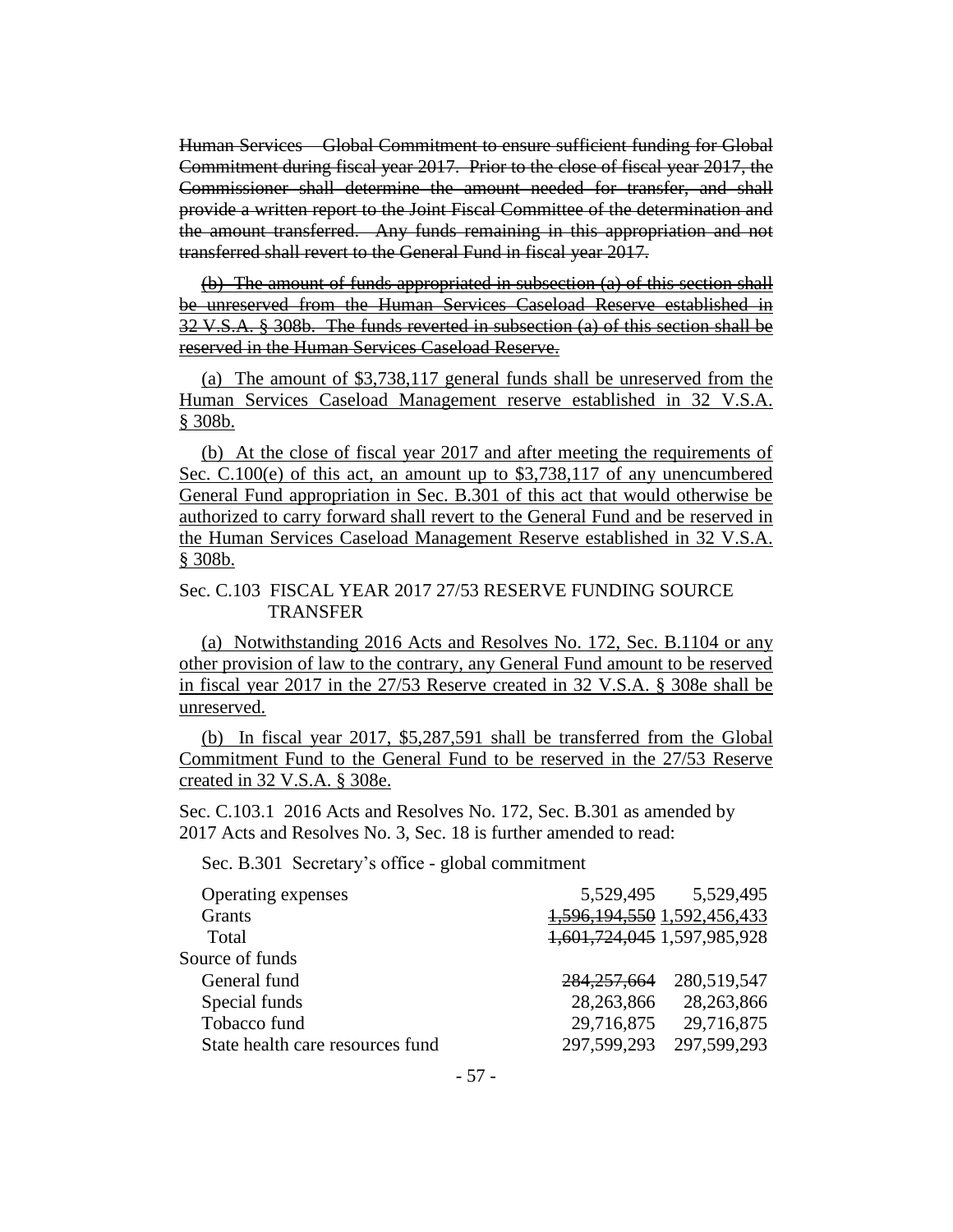~~Human Services – Global Commitment to ensure sufficient funding for Global Commitment during fiscal year 2017. Prior to the close of fiscal year 2017, the Commissioner shall determine the amount needed for transfer, and shall provide a written report to the Joint Fiscal Committee of the determination and the amount transferred. Any funds remaining in this appropriation and not transferred shall revert to the General Fund in fiscal year 2017.~~

~~(b) The amount of funds appropriated in subsection (a) of this section shall be unreserved from the Human Services Caseload Reserve established in 32 V.S.A. § 308b. The funds reverted in subsection (a) of this section shall be reserved in the Human Services Caseload Reserve.~~

<u>(a) The amount of $3,738,117 general funds shall be unreserved from the Human Services Caseload Management reserve established in 32 V.S.A. § 308b.</u>

<u>(b) At the close of fiscal year 2017 and after meeting the requirements of Sec. C.100(e) of this act, an amount up to $3,738,117 of any unencumbered General Fund appropriation in Sec. B.301 of this act that would otherwise be authorized to carry forward shall revert to the General Fund and be reserved in the Human Services Caseload Management Reserve established in 32 V.S.A. § 308b.</u>

Sec. C.103 FISCAL YEAR 2017 27/53 RESERVE FUNDING SOURCE TRANSFER

<u>(a) Notwithstanding 2016 Acts and Resolves No. 172, Sec. B.1104 or any other provision of law to the contrary, any General Fund amount to be reserved in fiscal year 2017 in the 27/53 Reserve created in 32 V.S.A. § 308e shall be unreserved.</u>

<u>(b) In fiscal year 2017, $5,287,591 shall be transferred from the Global Commitment Fund to the General Fund to be reserved in the 27/53 Reserve created in 32 V.S.A. § 308e.</u>

Sec. C.103.1 2016 Acts and Resolves No. 172, Sec. B.301 as amended by 2017 Acts and Resolves No. 3, Sec. 18 is further amended to read:

Sec. B.301 Secretary's office - global commitment

| | | |
|---|---|---|
| Operating expenses | 5,529,495 | 5,529,495 |
| Grants | ~~1,596,194,550~~ | 1,592,456,433 |
| Total | ~~1,601,724,045~~ | 1,597,985,928 |
| Source of funds | | |
| General fund | ~~284,257,664~~ | 280,519,547 |
| Special funds | 28,263,866 | 28,263,866 |
| Tobacco fund | 29,716,875 | 29,716,875 |
| State health care resources fund | 297,599,293 | 297,599,293 |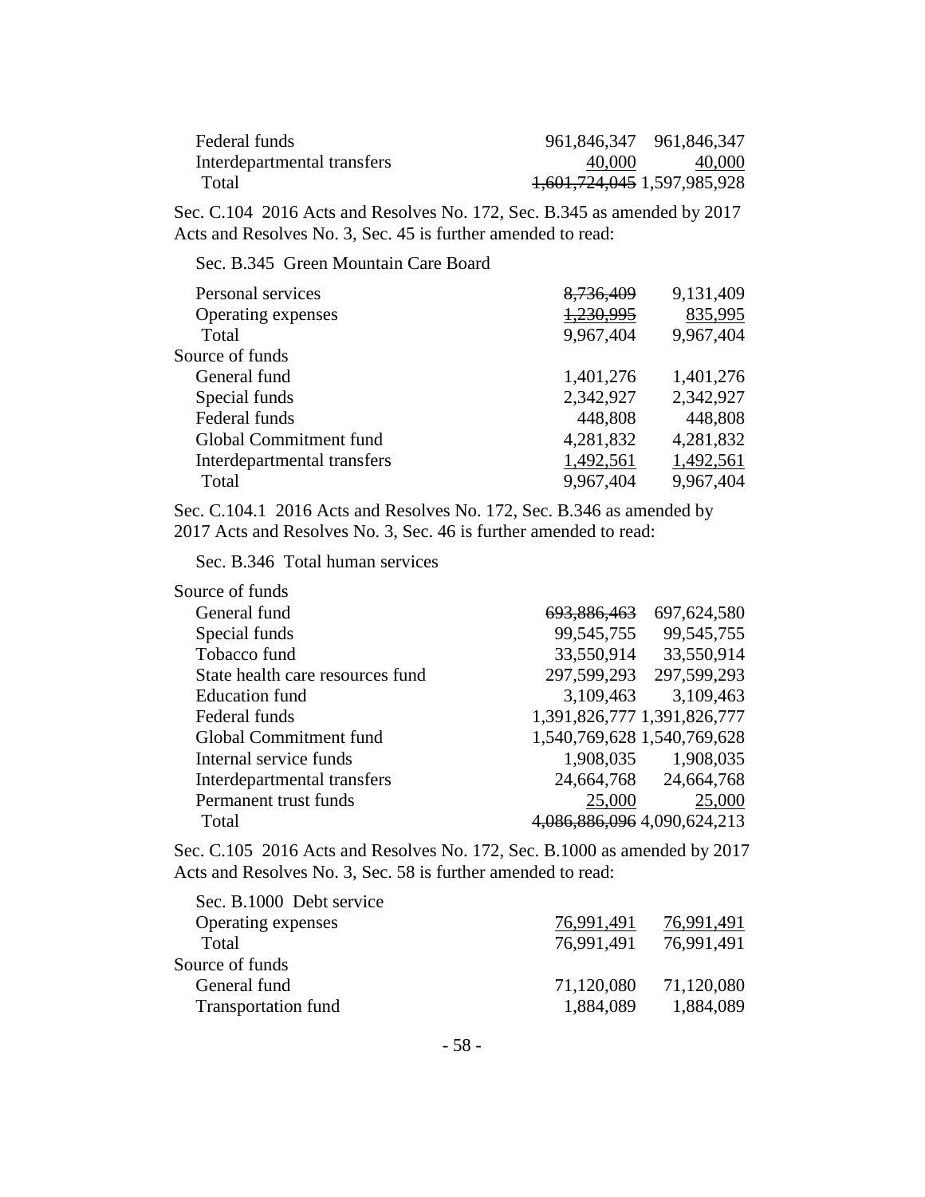| | | |
|---|---|---|
| Federal funds | 961,846,347 | 961,846,347 |
| Interdepartmental transfers | 40,000 | 40,000 |
| Total | ~~1,601,724,045~~ | 1,597,985,928 |

Sec. C.104 2016 Acts and Resolves No. 172, Sec. B.345 as amended by 2017 Acts and Resolves No. 3, Sec. 45 is further amended to read:

Sec. B.345 Green Mountain Care Board

| | | |
|---|---|---|
| Personal services | ~~8,736,409~~ | 9,131,409 |
| Operating expenses | ~~1,230,995~~ | 835,995 |
| Total | 9,967,404 | 9,967,404 |
| Source of funds | | |
| General fund | 1,401,276 | 1,401,276 |
| Special funds | 2,342,927 | 2,342,927 |
| Federal funds | 448,808 | 448,808 |
| Global Commitment fund | 4,281,832 | 4,281,832 |
| Interdepartmental transfers | 1,492,561 | 1,492,561 |
| Total | 9,967,404 | 9,967,404 |

Sec. C.104.1 2016 Acts and Resolves No. 172, Sec. B.346 as amended by 2017 Acts and Resolves No. 3, Sec. 46 is further amended to read:

Sec. B.346 Total human services

| | | |
|---|---|---|
| Source of funds | | |
| General fund | ~~693,886,463~~ | 697,624,580 |
| Special funds | 99,545,755 | 99,545,755 |
| Tobacco fund | 33,550,914 | 33,550,914 |
| State health care resources fund | 297,599,293 | 297,599,293 |
| Education fund | 3,109,463 | 3,109,463 |
| Federal funds | 1,391,826,777 | 1,391,826,777 |
| Global Commitment fund | 1,540,769,628 | 1,540,769,628 |
| Internal service funds | 1,908,035 | 1,908,035 |
| Interdepartmental transfers | 24,664,768 | 24,664,768 |
| Permanent trust funds | 25,000 | 25,000 |
| Total | ~~4,086,886,096~~ | 4,090,624,213 |

Sec. C.105 2016 Acts and Resolves No. 172, Sec. B.1000 as amended by 2017 Acts and Resolves No. 3, Sec. 58 is further amended to read:

Sec. B.1000 Debt service

| | | |
|---|---|---|
| Operating expenses | 76,991,491 | 76,991,491 |
| Total | 76,991,491 | 76,991,491 |
| Source of funds | | |
| General fund | 71,120,080 | 71,120,080 |
| Transportation fund | 1,884,089 | 1,884,089 |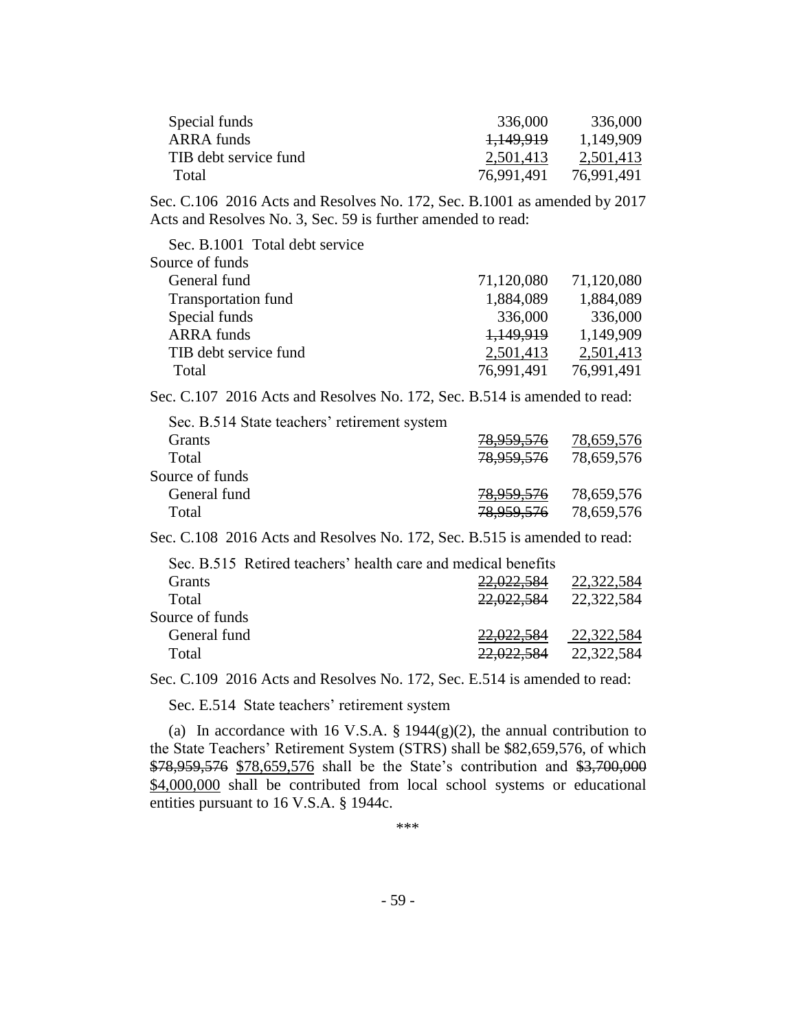| | | |
|---|---|---|
| Special funds | 336,000 | 336,000 |
| ARRA funds | ~~1,149,919~~ | 1,149,909 |
| TIB debt service fund | 2,501,413 | 2,501,413 |
| Total | 76,991,491 | 76,991,491 |

Sec. C.106 2016 Acts and Resolves No. 172, Sec. B.1001 as amended by 2017 Acts and Resolves No. 3, Sec. 59 is further amended to read:

Sec. B.1001 Total debt service

| | | |
|---|---|---|
| Source of funds | | |
| General fund | 71,120,080 | 71,120,080 |
| Transportation fund | 1,884,089 | 1,884,089 |
| Special funds | 336,000 | 336,000 |
| ARRA funds | ~~1,149,919~~ | 1,149,909 |
| TIB debt service fund | 2,501,413 | 2,501,413 |
| Total | 76,991,491 | 76,991,491 |

Sec. C.107 2016 Acts and Resolves No. 172, Sec. B.514 is amended to read:

Sec. B.514 State teachers' retirement system

| | | |
|---|---|---|
| Grants | ~~78,959,576~~ | 78,659,576 |
| Total | ~~78,959,576~~ | 78,659,576 |
| Source of funds | | |
| General fund | ~~78,959,576~~ | 78,659,576 |
| Total | ~~78,959,576~~ | 78,659,576 |

Sec. C.108 2016 Acts and Resolves No. 172, Sec. B.515 is amended to read:

Sec. B.515 Retired teachers' health care and medical benefits

| | | |
|---|---|---|
| Grants | ~~22,022,584~~ | 22,322,584 |
| Total | ~~22,022,584~~ | 22,322,584 |
| Source of funds | | |
| General fund | ~~22,022,584~~ | 22,322,584 |
| Total | ~~22,022,584~~ | 22,322,584 |

Sec. C.109 2016 Acts and Resolves No. 172, Sec. E.514 is amended to read:

Sec. E.514 State teachers' retirement system

(a) In accordance with 16 V.S.A. § 1944(g)(2), the annual contribution to the State Teachers' Retirement System (STRS) shall be $82,659,576, of which ~~$78,959,576~~ $78,659,576 shall be the State's contribution and ~~$3,700,000~~ $4,000,000 shall be contributed from local school systems or educational entities pursuant to 16 V.S.A. § 1944c.

\*\*\*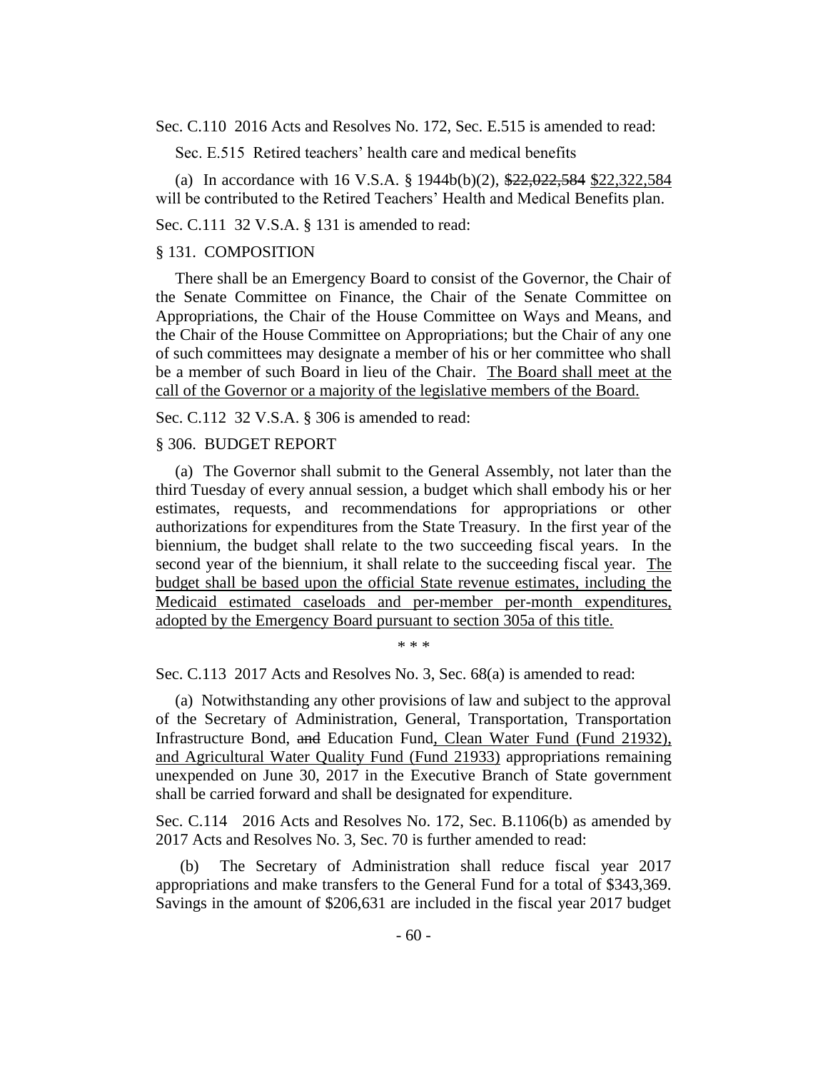Sec. C.110 2016 Acts and Resolves No. 172, Sec. E.515 is amended to read:

Sec. E.515 Retired teachers' health care and medical benefits

(a) In accordance with 16 V.S.A. § 1944b(b)(2), ~~$22,022,584~~ <u>$22,322,584</u> will be contributed to the Retired Teachers' Health and Medical Benefits plan.

Sec. C.111 32 V.S.A. § 131 is amended to read:

§ 131. COMPOSITION

There shall be an Emergency Board to consist of the Governor, the Chair of the Senate Committee on Finance, the Chair of the Senate Committee on Appropriations, the Chair of the House Committee on Ways and Means, and the Chair of the House Committee on Appropriations; but the Chair of any one of such committees may designate a member of his or her committee who shall be a member of such Board in lieu of the Chair. <u>The Board shall meet at the call of the Governor or a majority of the legislative members of the Board.</u>

Sec. C.112 32 V.S.A. § 306 is amended to read:

§ 306. BUDGET REPORT

(a) The Governor shall submit to the General Assembly, not later than the third Tuesday of every annual session, a budget which shall embody his or her estimates, requests, and recommendations for appropriations or other authorizations for expenditures from the State Treasury. In the first year of the biennium, the budget shall relate to the two succeeding fiscal years. In the second year of the biennium, it shall relate to the succeeding fiscal year. <u>The budget shall be based upon the official State revenue estimates, including the Medicaid estimated caseloads and per-member per-month expenditures, adopted by the Emergency Board pursuant to section 305a of this title.</u>

\* \* \*

Sec. C.113 2017 Acts and Resolves No. 3, Sec. 68(a) is amended to read:

(a) Notwithstanding any other provisions of law and subject to the approval of the Secretary of Administration, General, Transportation, Transportation Infrastructure Bond, ~~and~~ Education Fund<u>, Clean Water Fund (Fund 21932), and Agricultural Water Quality Fund (Fund 21933)</u> appropriations remaining unexpended on June 30, 2017 in the Executive Branch of State government shall be carried forward and shall be designated for expenditure.

Sec. C.114 2016 Acts and Resolves No. 172, Sec. B.1106(b) as amended by 2017 Acts and Resolves No. 3, Sec. 70 is further amended to read:

(b) The Secretary of Administration shall reduce fiscal year 2017 appropriations and make transfers to the General Fund for a total of $343,369. Savings in the amount of $206,631 are included in the fiscal year 2017 budget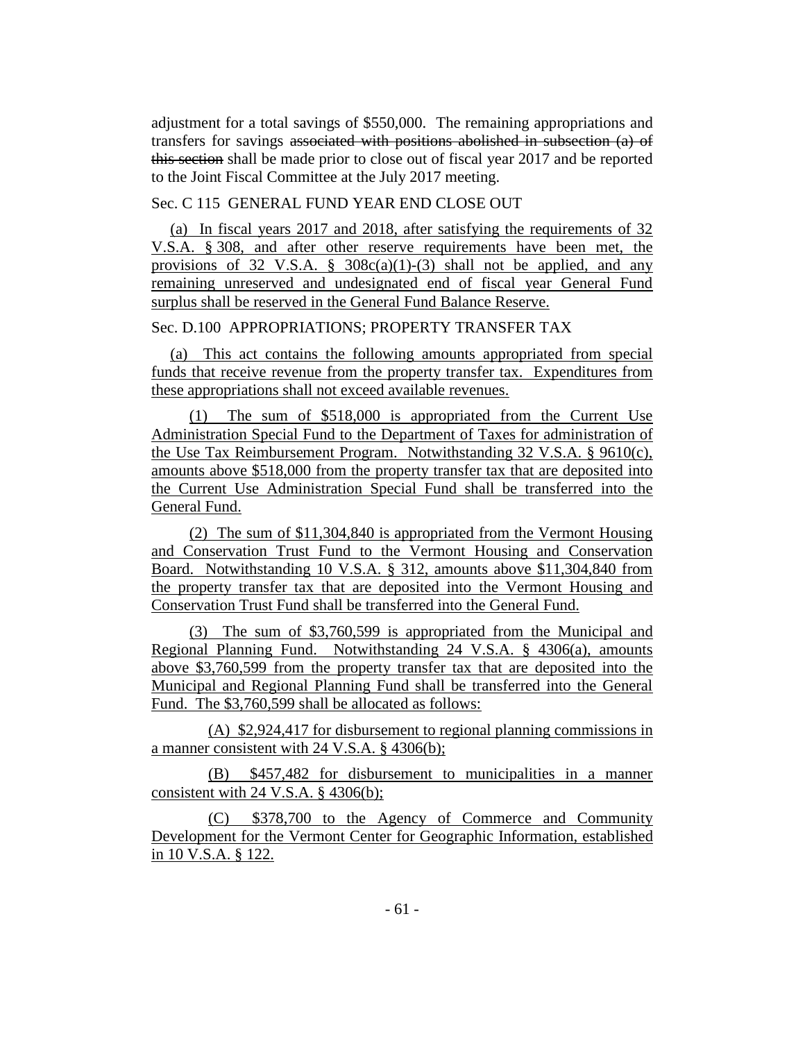adjustment for a total savings of $550,000. The remaining appropriations and transfers for savings ~~associated with positions abolished in subsection (a) of this section~~ shall be made prior to close out of fiscal year 2017 and be reported to the Joint Fiscal Committee at the July 2017 meeting.

Sec. C 115 GENERAL FUND YEAR END CLOSE OUT

(a) In fiscal years 2017 and 2018, after satisfying the requirements of 32 V.S.A. § 308, and after other reserve requirements have been met, the provisions of 32 V.S.A. § 308c(a)(1)-(3) shall not be applied, and any remaining unreserved and undesignated end of fiscal year General Fund surplus shall be reserved in the General Fund Balance Reserve.

Sec. D.100 APPROPRIATIONS; PROPERTY TRANSFER TAX

(a) This act contains the following amounts appropriated from special funds that receive revenue from the property transfer tax. Expenditures from these appropriations shall not exceed available revenues.

(1) The sum of $518,000 is appropriated from the Current Use Administration Special Fund to the Department of Taxes for administration of the Use Tax Reimbursement Program. Notwithstanding 32 V.S.A. § 9610(c), amounts above $518,000 from the property transfer tax that are deposited into the Current Use Administration Special Fund shall be transferred into the General Fund.

(2) The sum of $11,304,840 is appropriated from the Vermont Housing and Conservation Trust Fund to the Vermont Housing and Conservation Board. Notwithstanding 10 V.S.A. § 312, amounts above $11,304,840 from the property transfer tax that are deposited into the Vermont Housing and Conservation Trust Fund shall be transferred into the General Fund.

(3) The sum of $3,760,599 is appropriated from the Municipal and Regional Planning Fund. Notwithstanding 24 V.S.A. § 4306(a), amounts above $3,760,599 from the property transfer tax that are deposited into the Municipal and Regional Planning Fund shall be transferred into the General Fund. The $3,760,599 shall be allocated as follows:

(A) $2,924,417 for disbursement to regional planning commissions in a manner consistent with 24 V.S.A. § 4306(b);

(B) $457,482 for disbursement to municipalities in a manner consistent with 24 V.S.A. § 4306(b);

(C) $378,700 to the Agency of Commerce and Community Development for the Vermont Center for Geographic Information, established in 10 V.S.A. § 122.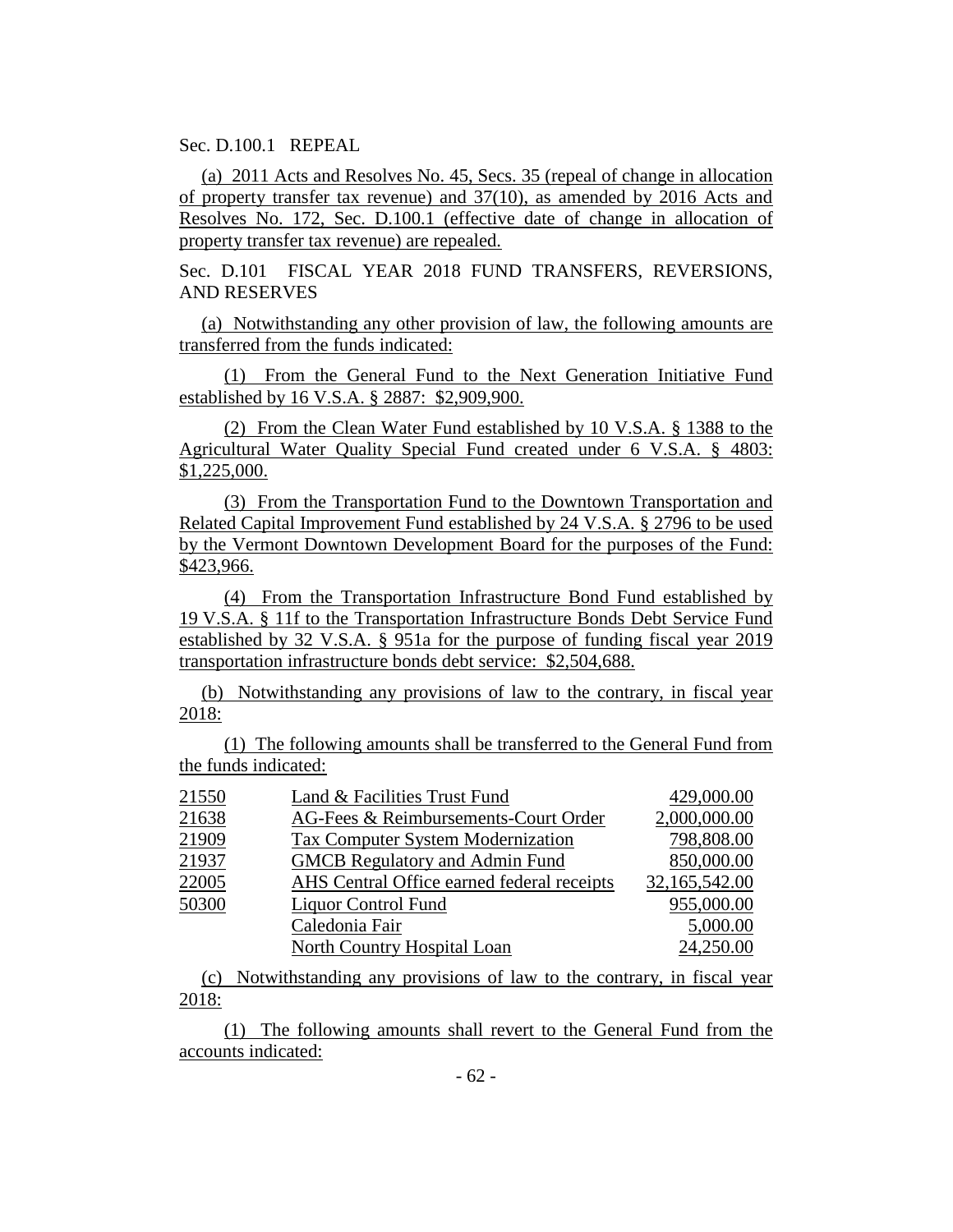Sec. D.100.1 REPEAL

(a) 2011 Acts and Resolves No. 45, Secs. 35 (repeal of change in allocation of property transfer tax revenue) and 37(10), as amended by 2016 Acts and Resolves No. 172, Sec. D.100.1 (effective date of change in allocation of property transfer tax revenue) are repealed.

Sec. D.101 FISCAL YEAR 2018 FUND TRANSFERS, REVERSIONS, AND RESERVES

(a) Notwithstanding any other provision of law, the following amounts are transferred from the funds indicated:

(1) From the General Fund to the Next Generation Initiative Fund established by 16 V.S.A. § 2887: $2,909,900.

(2) From the Clean Water Fund established by 10 V.S.A. § 1388 to the Agricultural Water Quality Special Fund created under 6 V.S.A. § 4803: $1,225,000.

(3) From the Transportation Fund to the Downtown Transportation and Related Capital Improvement Fund established by 24 V.S.A. § 2796 to be used by the Vermont Downtown Development Board for the purposes of the Fund: $423,966.

(4) From the Transportation Infrastructure Bond Fund established by 19 V.S.A. § 11f to the Transportation Infrastructure Bonds Debt Service Fund established by 32 V.S.A. § 951a for the purpose of funding fiscal year 2019 transportation infrastructure bonds debt service: $2,504,688.

(b) Notwithstanding any provisions of law to the contrary, in fiscal year 2018:

(1) The following amounts shall be transferred to the General Fund from the funds indicated:

| | | |
|---|---|---|
| 21550 | Land & Facilities Trust Fund | 429,000.00 |
| 21638 | AG-Fees & Reimbursements-Court Order | 2,000,000.00 |
| 21909 | Tax Computer System Modernization | 798,808.00 |
| 21937 | GMCB Regulatory and Admin Fund | 850,000.00 |
| 22005 | AHS Central Office earned federal receipts | 32,165,542.00 |
| 50300 | Liquor Control Fund | 955,000.00 |
| | Caledonia Fair | 5,000.00 |
| | North Country Hospital Loan | 24,250.00 |

(c) Notwithstanding any provisions of law to the contrary, in fiscal year 2018:

(1) The following amounts shall revert to the General Fund from the accounts indicated: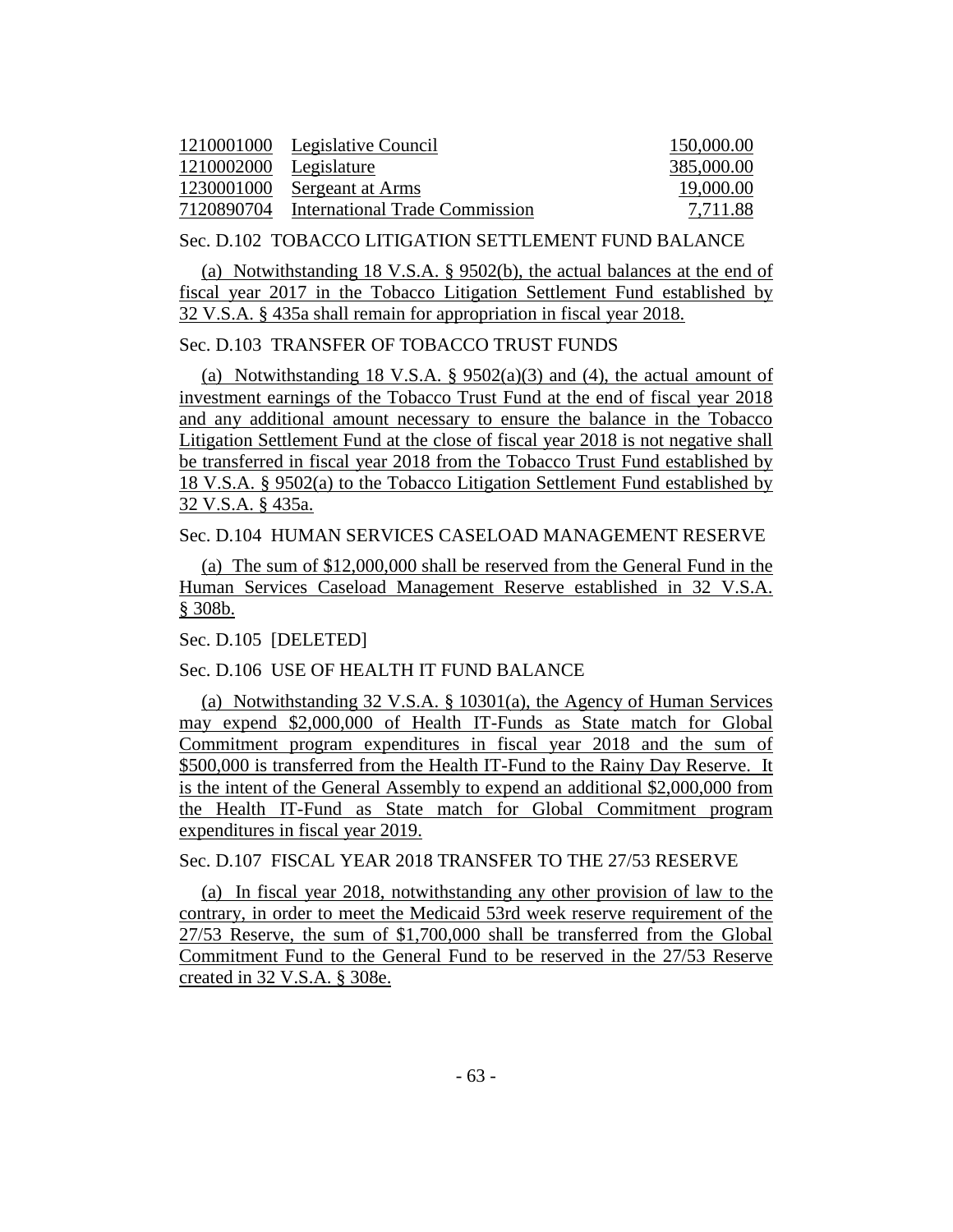| | | |
|---|---|---|
| 1210001000 | Legislative Council | 150,000.00 |
| 1210002000 | Legislature | 385,000.00 |
| 1230001000 | Sergeant at Arms | 19,000.00 |
| 7120890704 | International Trade Commission | 7,711.88 |

Sec. D.102 TOBACCO LITIGATION SETTLEMENT FUND BALANCE

(a) Notwithstanding 18 V.S.A. § 9502(b), the actual balances at the end of fiscal year 2017 in the Tobacco Litigation Settlement Fund established by 32 V.S.A. § 435a shall remain for appropriation in fiscal year 2018.

Sec. D.103 TRANSFER OF TOBACCO TRUST FUNDS

(a) Notwithstanding 18 V.S.A. § 9502(a)(3) and (4), the actual amount of investment earnings of the Tobacco Trust Fund at the end of fiscal year 2018 and any additional amount necessary to ensure the balance in the Tobacco Litigation Settlement Fund at the close of fiscal year 2018 is not negative shall be transferred in fiscal year 2018 from the Tobacco Trust Fund established by 18 V.S.A. § 9502(a) to the Tobacco Litigation Settlement Fund established by 32 V.S.A. § 435a.

Sec. D.104 HUMAN SERVICES CASELOAD MANAGEMENT RESERVE

(a) The sum of $12,000,000 shall be reserved from the General Fund in the Human Services Caseload Management Reserve established in 32 V.S.A. § 308b.

Sec. D.105 [DELETED]

Sec. D.106 USE OF HEALTH IT FUND BALANCE

(a) Notwithstanding 32 V.S.A. § 10301(a), the Agency of Human Services may expend $2,000,000 of Health IT-Funds as State match for Global Commitment program expenditures in fiscal year 2018 and the sum of $500,000 is transferred from the Health IT-Fund to the Rainy Day Reserve. It is the intent of the General Assembly to expend an additional $2,000,000 from the Health IT-Fund as State match for Global Commitment program expenditures in fiscal year 2019.

Sec. D.107 FISCAL YEAR 2018 TRANSFER TO THE 27/53 RESERVE

(a) In fiscal year 2018, notwithstanding any other provision of law to the contrary, in order to meet the Medicaid 53rd week reserve requirement of the 27/53 Reserve, the sum of $1,700,000 shall be transferred from the Global Commitment Fund to the General Fund to be reserved in the 27/53 Reserve created in 32 V.S.A. § 308e.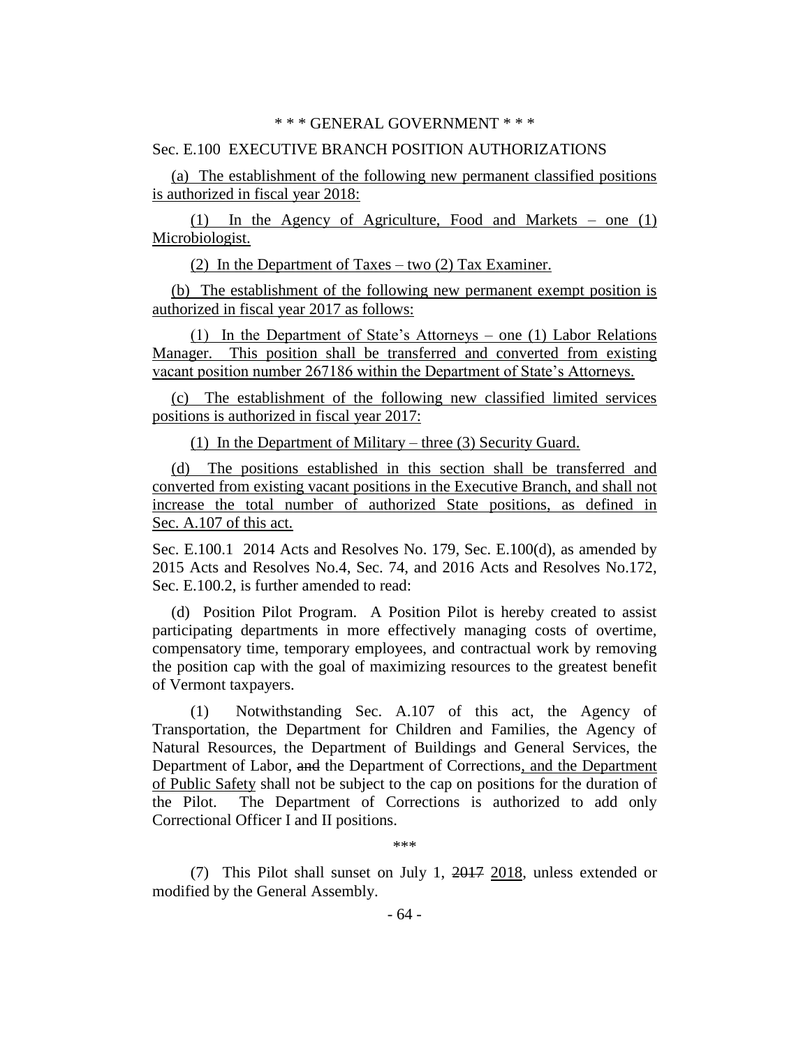\* \* \* GENERAL GOVERNMENT \* \* \*

Sec. E.100 EXECUTIVE BRANCH POSITION AUTHORIZATIONS

(a) The establishment of the following new permanent classified positions is authorized in fiscal year 2018:

(1) In the Agency of Agriculture, Food and Markets – one (1) Microbiologist.

(2) In the Department of Taxes – two (2) Tax Examiner.

(b) The establishment of the following new permanent exempt position is authorized in fiscal year 2017 as follows:

(1) In the Department of State's Attorneys – one (1) Labor Relations Manager. This position shall be transferred and converted from existing vacant position number 267186 within the Department of State's Attorneys.

(c) The establishment of the following new classified limited services positions is authorized in fiscal year 2017:

(1) In the Department of Military – three (3) Security Guard.

(d) The positions established in this section shall be transferred and converted from existing vacant positions in the Executive Branch, and shall not increase the total number of authorized State positions, as defined in Sec. A.107 of this act.

Sec. E.100.1 2014 Acts and Resolves No. 179, Sec. E.100(d), as amended by 2015 Acts and Resolves No.4, Sec. 74, and 2016 Acts and Resolves No.172, Sec. E.100.2, is further amended to read:

(d) Position Pilot Program. A Position Pilot is hereby created to assist participating departments in more effectively managing costs of overtime, compensatory time, temporary employees, and contractual work by removing the position cap with the goal of maximizing resources to the greatest benefit of Vermont taxpayers.

(1) Notwithstanding Sec. A.107 of this act, the Agency of Transportation, the Department for Children and Families, the Agency of Natural Resources, the Department of Buildings and General Services, the Department of Labor, ~~and~~ the Department of Corrections, and the Department of Public Safety shall not be subject to the cap on positions for the duration of the Pilot. The Department of Corrections is authorized to add only Correctional Officer I and II positions.

\*\*\*

(7) This Pilot shall sunset on July 1, ~~2017~~ 2018, unless extended or modified by the General Assembly.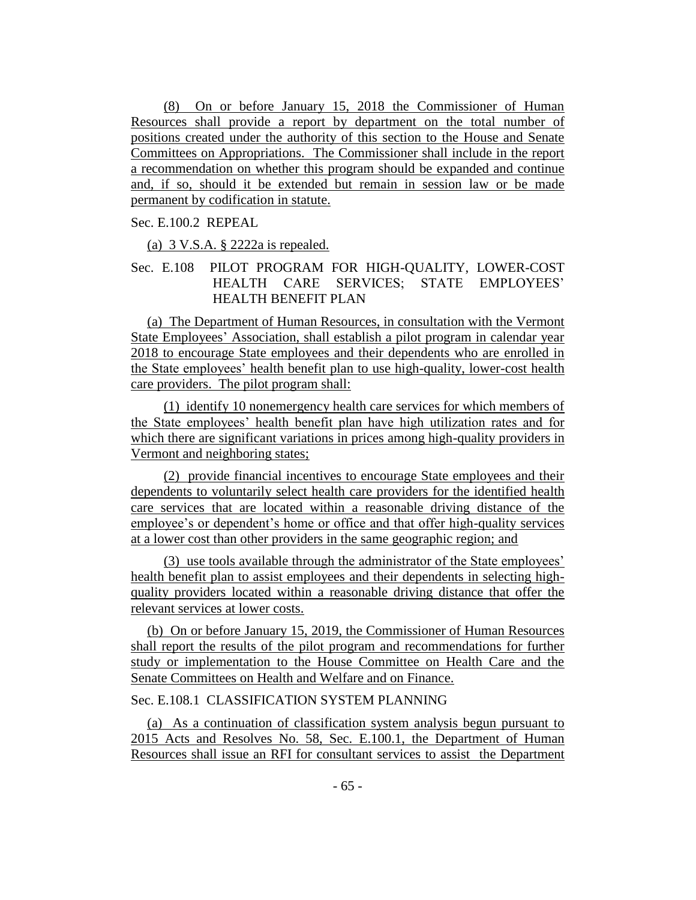(8) On or before January 15, 2018 the Commissioner of Human Resources shall provide a report by department on the total number of positions created under the authority of this section to the House and Senate Committees on Appropriations. The Commissioner shall include in the report a recommendation on whether this program should be expanded and continue and, if so, should it be extended but remain in session law or be made permanent by codification in statute.

Sec. E.100.2 REPEAL

(a) 3 V.S.A. § 2222a is repealed.

Sec. E.108 PILOT PROGRAM FOR HIGH-QUALITY, LOWER-COST HEALTH CARE SERVICES; STATE EMPLOYEES' HEALTH BENEFIT PLAN

(a) The Department of Human Resources, in consultation with the Vermont State Employees' Association, shall establish a pilot program in calendar year 2018 to encourage State employees and their dependents who are enrolled in the State employees' health benefit plan to use high-quality, lower-cost health care providers. The pilot program shall:

(1) identify 10 nonemergency health care services for which members of the State employees' health benefit plan have high utilization rates and for which there are significant variations in prices among high-quality providers in Vermont and neighboring states;

(2) provide financial incentives to encourage State employees and their dependents to voluntarily select health care providers for the identified health care services that are located within a reasonable driving distance of the employee's or dependent's home or office and that offer high-quality services at a lower cost than other providers in the same geographic region; and

(3) use tools available through the administrator of the State employees' health benefit plan to assist employees and their dependents in selecting high-quality providers located within a reasonable driving distance that offer the relevant services at lower costs.

(b) On or before January 15, 2019, the Commissioner of Human Resources shall report the results of the pilot program and recommendations for further study or implementation to the House Committee on Health Care and the Senate Committees on Health and Welfare and on Finance.

Sec. E.108.1 CLASSIFICATION SYSTEM PLANNING

(a) As a continuation of classification system analysis begun pursuant to 2015 Acts and Resolves No. 58, Sec. E.100.1, the Department of Human Resources shall issue an RFI for consultant services to assist the Department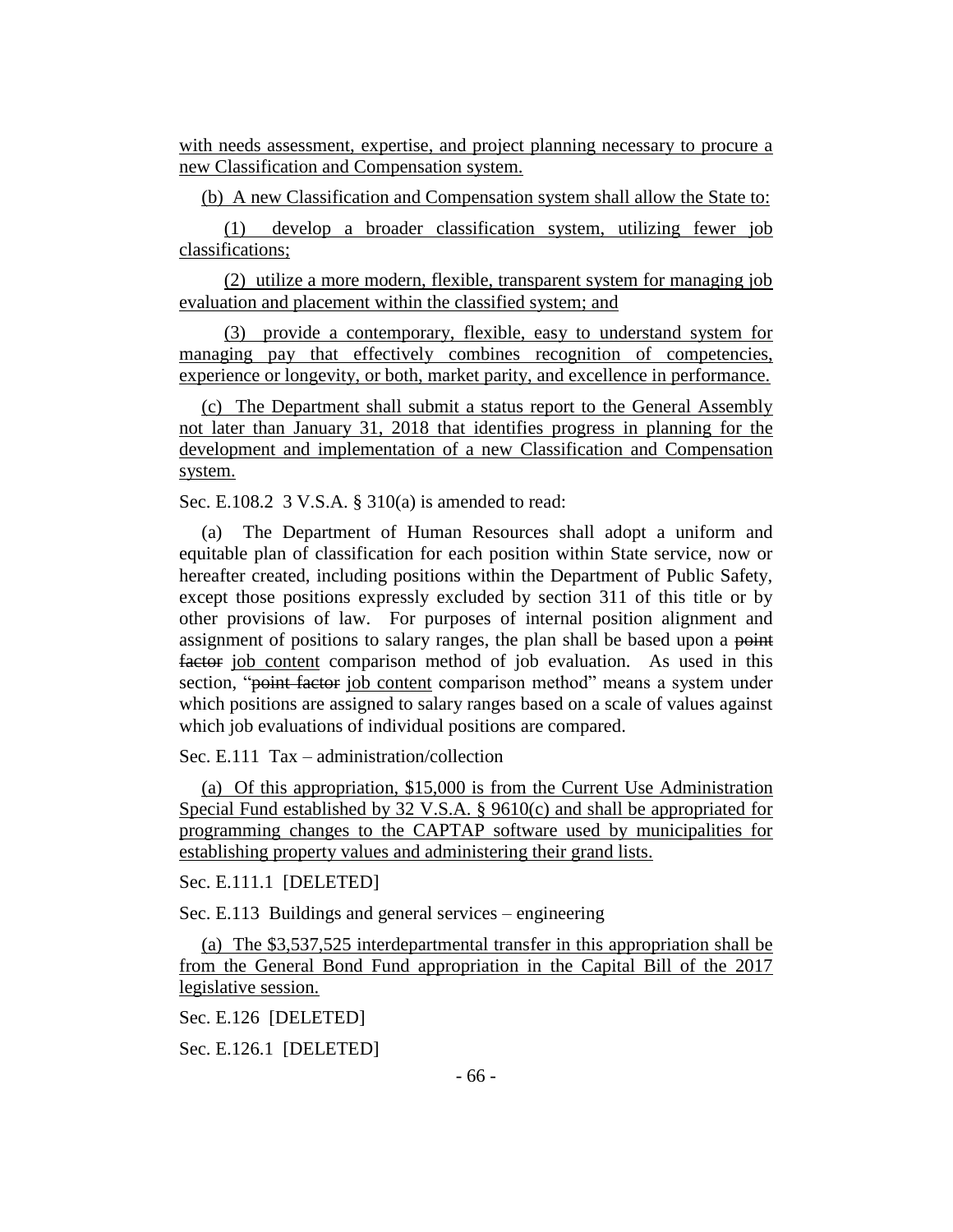with needs assessment, expertise, and project planning necessary to procure a new Classification and Compensation system.

(b) A new Classification and Compensation system shall allow the State to:

(1) develop a broader classification system, utilizing fewer job classifications;

(2) utilize a more modern, flexible, transparent system for managing job evaluation and placement within the classified system; and

(3) provide a contemporary, flexible, easy to understand system for managing pay that effectively combines recognition of competencies, experience or longevity, or both, market parity, and excellence in performance.

(c) The Department shall submit a status report to the General Assembly not later than January 31, 2018 that identifies progress in planning for the development and implementation of a new Classification and Compensation system.

Sec. E.108.2 3 V.S.A. § 310(a) is amended to read:

(a) The Department of Human Resources shall adopt a uniform and equitable plan of classification for each position within State service, now or hereafter created, including positions within the Department of Public Safety, except those positions expressly excluded by section 311 of this title or by other provisions of law. For purposes of internal position alignment and assignment of positions to salary ranges, the plan shall be based upon a ~~point factor~~ job content comparison method of job evaluation. As used in this section, "~~point factor~~ job content comparison method" means a system under which positions are assigned to salary ranges based on a scale of values against which job evaluations of individual positions are compared.

Sec. E.111 Tax – administration/collection

(a) Of this appropriation, $15,000 is from the Current Use Administration Special Fund established by 32 V.S.A. § 9610(c) and shall be appropriated for programming changes to the CAPTAP software used by municipalities for establishing property values and administering their grand lists.

Sec. E.111.1 [DELETED]

Sec. E.113 Buildings and general services – engineering

(a) The $3,537,525 interdepartmental transfer in this appropriation shall be from the General Bond Fund appropriation in the Capital Bill of the 2017 legislative session.

Sec. E.126 [DELETED]

Sec. E.126.1 [DELETED]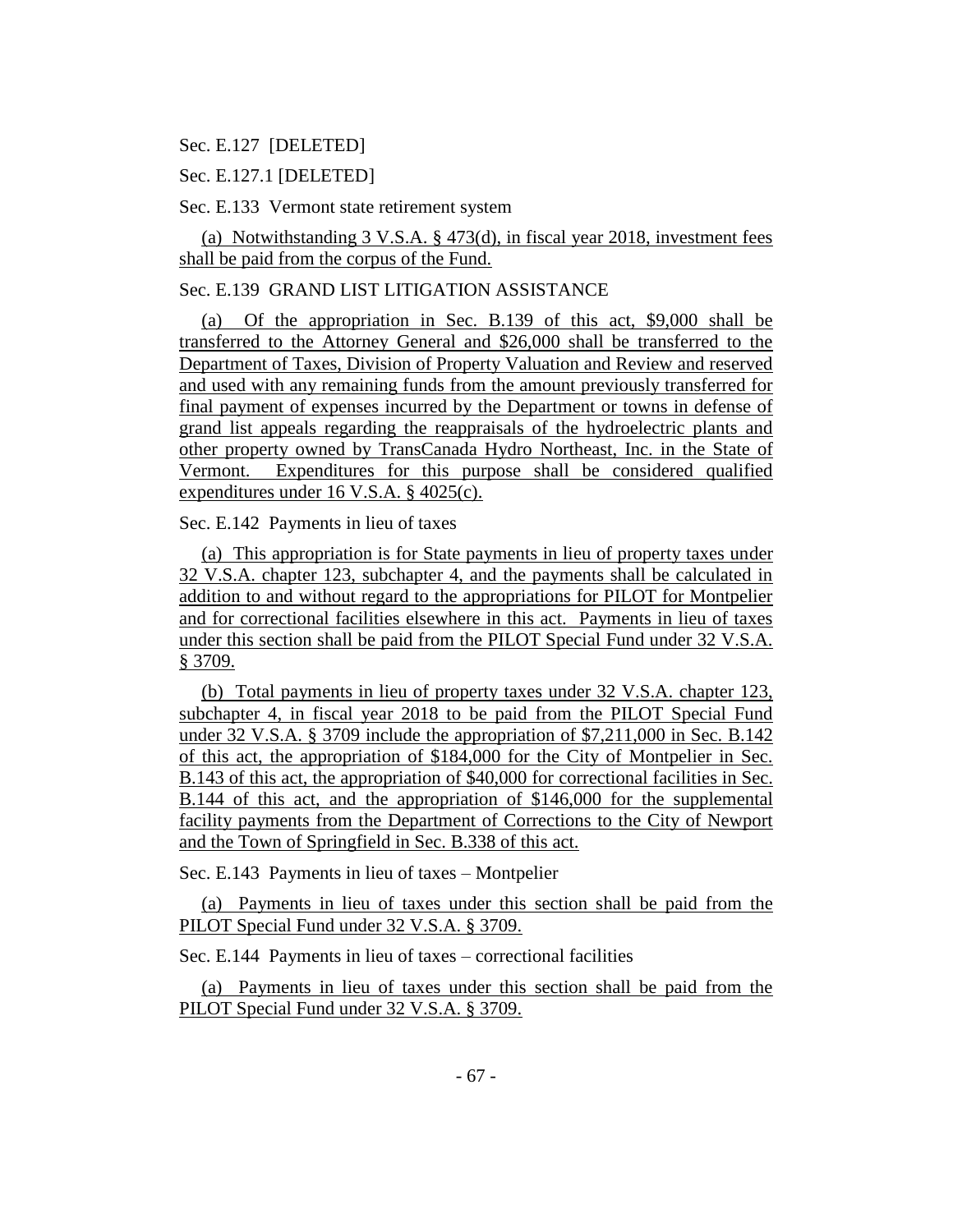Sec. E.127 [DELETED]

Sec. E.127.1 [DELETED]

Sec. E.133 Vermont state retirement system

(a) Notwithstanding 3 V.S.A. § 473(d), in fiscal year 2018, investment fees shall be paid from the corpus of the Fund.

Sec. E.139 GRAND LIST LITIGATION ASSISTANCE

(a) Of the appropriation in Sec. B.139 of this act, $9,000 shall be transferred to the Attorney General and $26,000 shall be transferred to the Department of Taxes, Division of Property Valuation and Review and reserved and used with any remaining funds from the amount previously transferred for final payment of expenses incurred by the Department or towns in defense of grand list appeals regarding the reappraisals of the hydroelectric plants and other property owned by TransCanada Hydro Northeast, Inc. in the State of Vermont. Expenditures for this purpose shall be considered qualified expenditures under 16 V.S.A. § 4025(c).

Sec. E.142 Payments in lieu of taxes

(a) This appropriation is for State payments in lieu of property taxes under 32 V.S.A. chapter 123, subchapter 4, and the payments shall be calculated in addition to and without regard to the appropriations for PILOT for Montpelier and for correctional facilities elsewhere in this act. Payments in lieu of taxes under this section shall be paid from the PILOT Special Fund under 32 V.S.A. § 3709.

(b) Total payments in lieu of property taxes under 32 V.S.A. chapter 123, subchapter 4, in fiscal year 2018 to be paid from the PILOT Special Fund under 32 V.S.A. § 3709 include the appropriation of $7,211,000 in Sec. B.142 of this act, the appropriation of $184,000 for the City of Montpelier in Sec. B.143 of this act, the appropriation of $40,000 for correctional facilities in Sec. B.144 of this act, and the appropriation of $146,000 for the supplemental facility payments from the Department of Corrections to the City of Newport and the Town of Springfield in Sec. B.338 of this act.

Sec. E.143 Payments in lieu of taxes – Montpelier

(a) Payments in lieu of taxes under this section shall be paid from the PILOT Special Fund under 32 V.S.A. § 3709.

Sec. E.144 Payments in lieu of taxes – correctional facilities

(a) Payments in lieu of taxes under this section shall be paid from the PILOT Special Fund under 32 V.S.A. § 3709.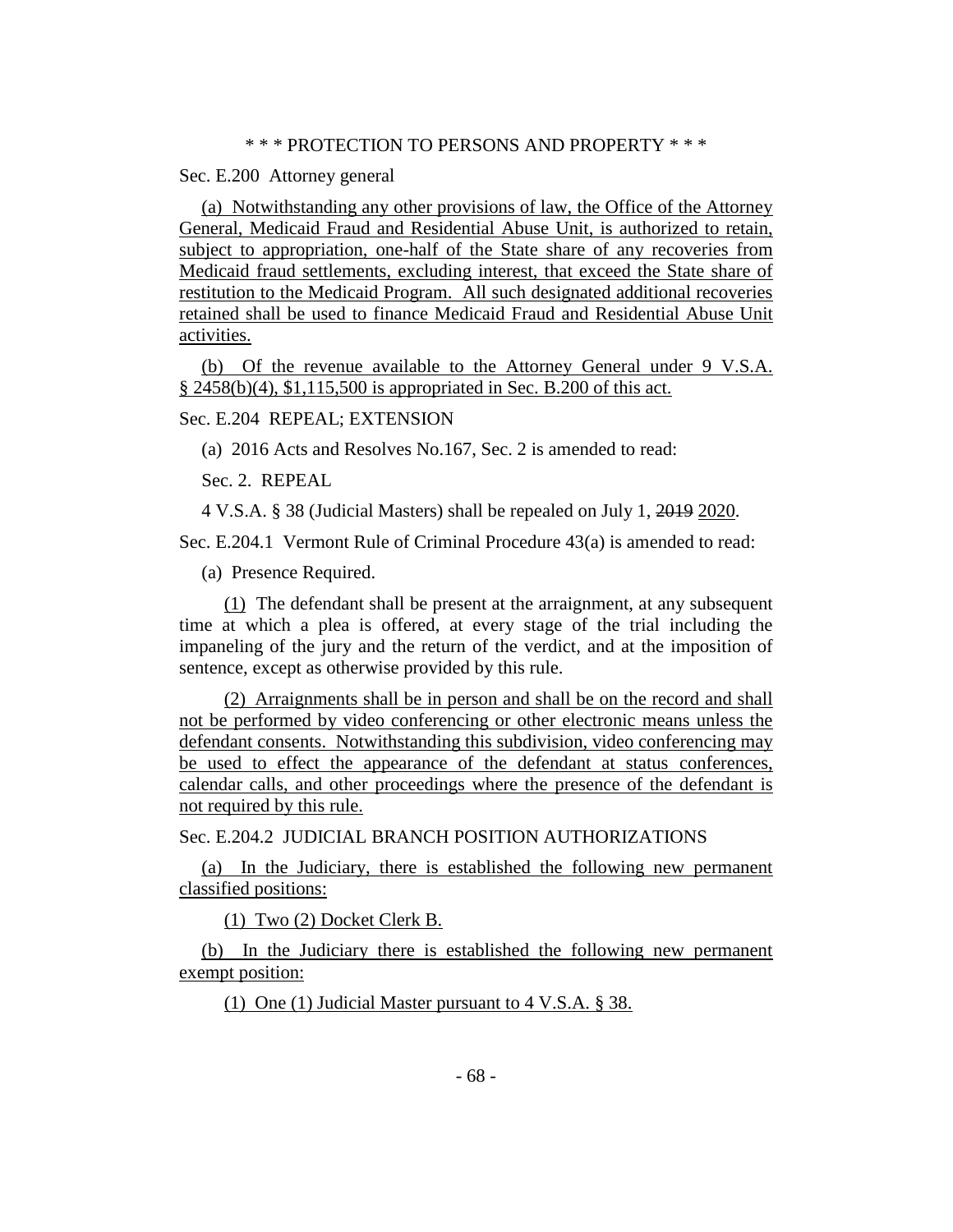\* \* \* PROTECTION TO PERSONS AND PROPERTY \* \* \*

Sec. E.200 Attorney general

(a) Notwithstanding any other provisions of law, the Office of the Attorney General, Medicaid Fraud and Residential Abuse Unit, is authorized to retain, subject to appropriation, one-half of the State share of any recoveries from Medicaid fraud settlements, excluding interest, that exceed the State share of restitution to the Medicaid Program. All such designated additional recoveries retained shall be used to finance Medicaid Fraud and Residential Abuse Unit activities.

(b) Of the revenue available to the Attorney General under 9 V.S.A. § 2458(b)(4), $1,115,500 is appropriated in Sec. B.200 of this act.

Sec. E.204 REPEAL; EXTENSION

(a) 2016 Acts and Resolves No.167, Sec. 2 is amended to read:

Sec. 2. REPEAL

4 V.S.A. § 38 (Judicial Masters) shall be repealed on July 1, ~~2019~~ 2020.

Sec. E.204.1 Vermont Rule of Criminal Procedure 43(a) is amended to read:

(a) Presence Required.

(1) The defendant shall be present at the arraignment, at any subsequent time at which a plea is offered, at every stage of the trial including the impaneling of the jury and the return of the verdict, and at the imposition of sentence, except as otherwise provided by this rule.

(2) Arraignments shall be in person and shall be on the record and shall not be performed by video conferencing or other electronic means unless the defendant consents. Notwithstanding this subdivision, video conferencing may be used to effect the appearance of the defendant at status conferences, calendar calls, and other proceedings where the presence of the defendant is not required by this rule.

Sec. E.204.2 JUDICIAL BRANCH POSITION AUTHORIZATIONS

(a) In the Judiciary, there is established the following new permanent classified positions:

(1) Two (2) Docket Clerk B.

(b) In the Judiciary there is established the following new permanent exempt position:

(1) One (1) Judicial Master pursuant to 4 V.S.A. § 38.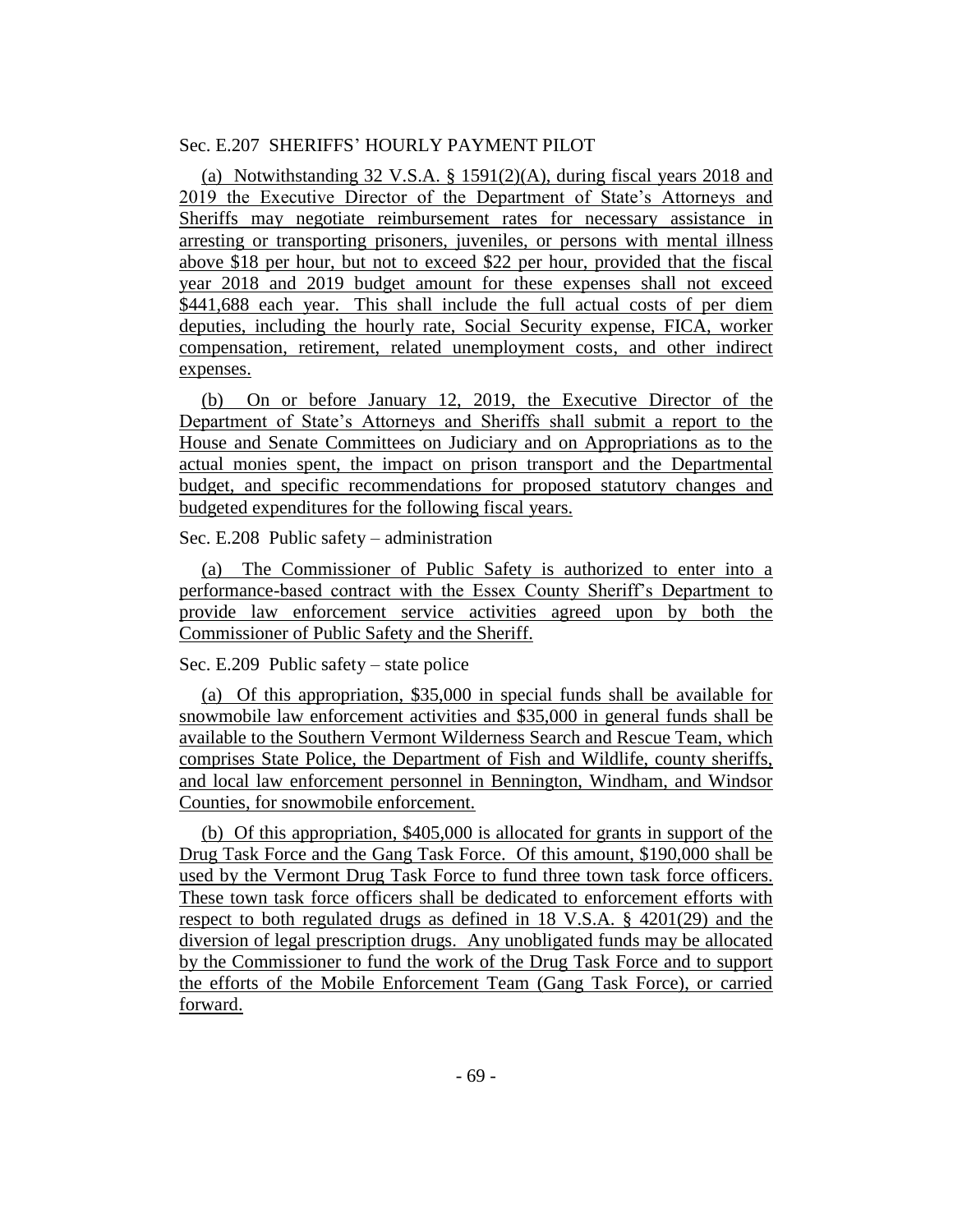Sec. E.207 SHERIFFS' HOURLY PAYMENT PILOT

(a) Notwithstanding 32 V.S.A. § 1591(2)(A), during fiscal years 2018 and 2019 the Executive Director of the Department of State's Attorneys and Sheriffs may negotiate reimbursement rates for necessary assistance in arresting or transporting prisoners, juveniles, or persons with mental illness above $18 per hour, but not to exceed $22 per hour, provided that the fiscal year 2018 and 2019 budget amount for these expenses shall not exceed $441,688 each year. This shall include the full actual costs of per diem deputies, including the hourly rate, Social Security expense, FICA, worker compensation, retirement, related unemployment costs, and other indirect expenses.

(b) On or before January 12, 2019, the Executive Director of the Department of State's Attorneys and Sheriffs shall submit a report to the House and Senate Committees on Judiciary and on Appropriations as to the actual monies spent, the impact on prison transport and the Departmental budget, and specific recommendations for proposed statutory changes and budgeted expenditures for the following fiscal years.

Sec. E.208 Public safety – administration

(a) The Commissioner of Public Safety is authorized to enter into a performance-based contract with the Essex County Sheriff's Department to provide law enforcement service activities agreed upon by both the Commissioner of Public Safety and the Sheriff.

Sec. E.209 Public safety – state police

(a) Of this appropriation, $35,000 in special funds shall be available for snowmobile law enforcement activities and $35,000 in general funds shall be available to the Southern Vermont Wilderness Search and Rescue Team, which comprises State Police, the Department of Fish and Wildlife, county sheriffs, and local law enforcement personnel in Bennington, Windham, and Windsor Counties, for snowmobile enforcement.

(b) Of this appropriation, $405,000 is allocated for grants in support of the Drug Task Force and the Gang Task Force. Of this amount, $190,000 shall be used by the Vermont Drug Task Force to fund three town task force officers. These town task force officers shall be dedicated to enforcement efforts with respect to both regulated drugs as defined in 18 V.S.A. § 4201(29) and the diversion of legal prescription drugs. Any unobligated funds may be allocated by the Commissioner to fund the work of the Drug Task Force and to support the efforts of the Mobile Enforcement Team (Gang Task Force), or carried forward.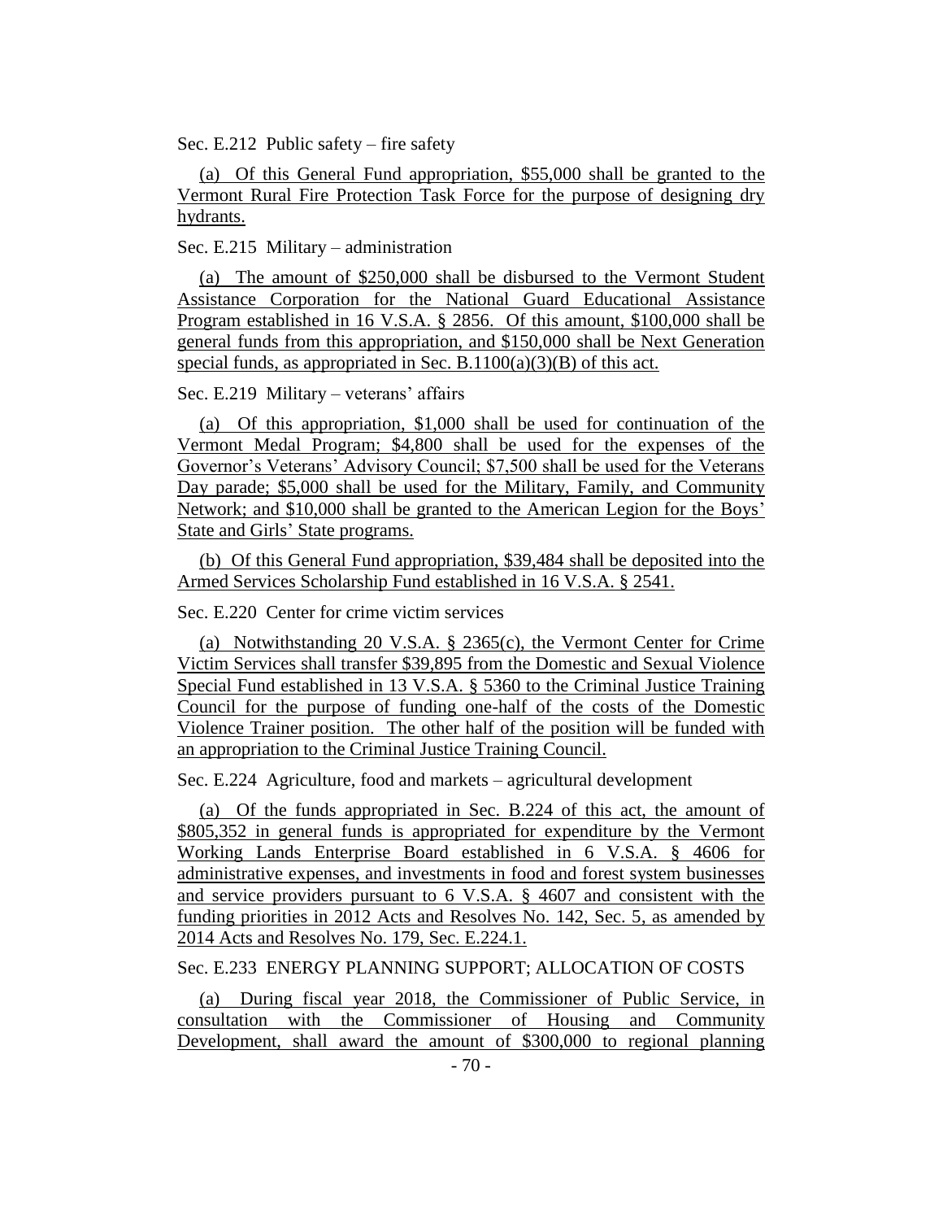Sec. E.212 Public safety – fire safety

(a) Of this General Fund appropriation, $55,000 shall be granted to the Vermont Rural Fire Protection Task Force for the purpose of designing dry hydrants.

Sec. E.215 Military – administration

(a) The amount of $250,000 shall be disbursed to the Vermont Student Assistance Corporation for the National Guard Educational Assistance Program established in 16 V.S.A. § 2856. Of this amount, $100,000 shall be general funds from this appropriation, and $150,000 shall be Next Generation special funds, as appropriated in Sec. B.1100(a)(3)(B) of this act.

Sec. E.219 Military – veterans' affairs

(a) Of this appropriation, $1,000 shall be used for continuation of the Vermont Medal Program; $4,800 shall be used for the expenses of the Governor's Veterans' Advisory Council; $7,500 shall be used for the Veterans Day parade; $5,000 shall be used for the Military, Family, and Community Network; and $10,000 shall be granted to the American Legion for the Boys' State and Girls' State programs.

(b) Of this General Fund appropriation, $39,484 shall be deposited into the Armed Services Scholarship Fund established in 16 V.S.A. § 2541.

Sec. E.220 Center for crime victim services

(a) Notwithstanding 20 V.S.A. § 2365(c), the Vermont Center for Crime Victim Services shall transfer $39,895 from the Domestic and Sexual Violence Special Fund established in 13 V.S.A. § 5360 to the Criminal Justice Training Council for the purpose of funding one-half of the costs of the Domestic Violence Trainer position. The other half of the position will be funded with an appropriation to the Criminal Justice Training Council.

Sec. E.224 Agriculture, food and markets – agricultural development

(a) Of the funds appropriated in Sec. B.224 of this act, the amount of $805,352 in general funds is appropriated for expenditure by the Vermont Working Lands Enterprise Board established in 6 V.S.A. § 4606 for administrative expenses, and investments in food and forest system businesses and service providers pursuant to 6 V.S.A. § 4607 and consistent with the funding priorities in 2012 Acts and Resolves No. 142, Sec. 5, as amended by 2014 Acts and Resolves No. 179, Sec. E.224.1.

Sec. E.233 ENERGY PLANNING SUPPORT; ALLOCATION OF COSTS

(a) During fiscal year 2018, the Commissioner of Public Service, in consultation with the Commissioner of Housing and Community Development, shall award the amount of $300,000 to regional planning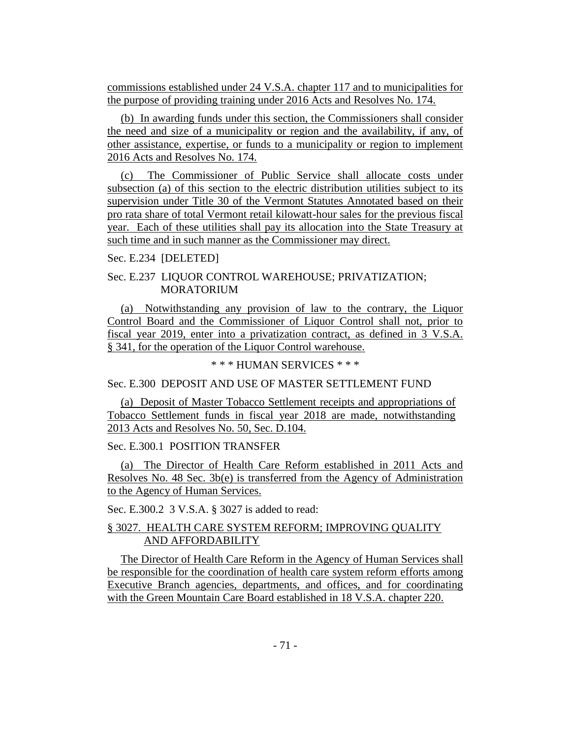commissions established under 24 V.S.A. chapter 117 and to municipalities for the purpose of providing training under 2016 Acts and Resolves No. 174.

(b) In awarding funds under this section, the Commissioners shall consider the need and size of a municipality or region and the availability, if any, of other assistance, expertise, or funds to a municipality or region to implement 2016 Acts and Resolves No. 174.

(c) The Commissioner of Public Service shall allocate costs under subsection (a) of this section to the electric distribution utilities subject to its supervision under Title 30 of the Vermont Statutes Annotated based on their pro rata share of total Vermont retail kilowatt-hour sales for the previous fiscal year. Each of these utilities shall pay its allocation into the State Treasury at such time and in such manner as the Commissioner may direct.

Sec. E.234 [DELETED]

Sec. E.237 LIQUOR CONTROL WAREHOUSE; PRIVATIZATION; MORATORIUM

(a) Notwithstanding any provision of law to the contrary, the Liquor Control Board and the Commissioner of Liquor Control shall not, prior to fiscal year 2019, enter into a privatization contract, as defined in 3 V.S.A. § 341, for the operation of the Liquor Control warehouse.

\* \* \* HUMAN SERVICES \* \* \*

Sec. E.300 DEPOSIT AND USE OF MASTER SETTLEMENT FUND

(a) Deposit of Master Tobacco Settlement receipts and appropriations of Tobacco Settlement funds in fiscal year 2018 are made, notwithstanding 2013 Acts and Resolves No. 50, Sec. D.104.

Sec. E.300.1 POSITION TRANSFER

(a) The Director of Health Care Reform established in 2011 Acts and Resolves No. 48 Sec. 3b(e) is transferred from the Agency of Administration to the Agency of Human Services.

Sec. E.300.2 3 V.S.A. § 3027 is added to read:

§ 3027. HEALTH CARE SYSTEM REFORM; IMPROVING QUALITY AND AFFORDABILITY

The Director of Health Care Reform in the Agency of Human Services shall be responsible for the coordination of health care system reform efforts among Executive Branch agencies, departments, and offices, and for coordinating with the Green Mountain Care Board established in 18 V.S.A. chapter 220.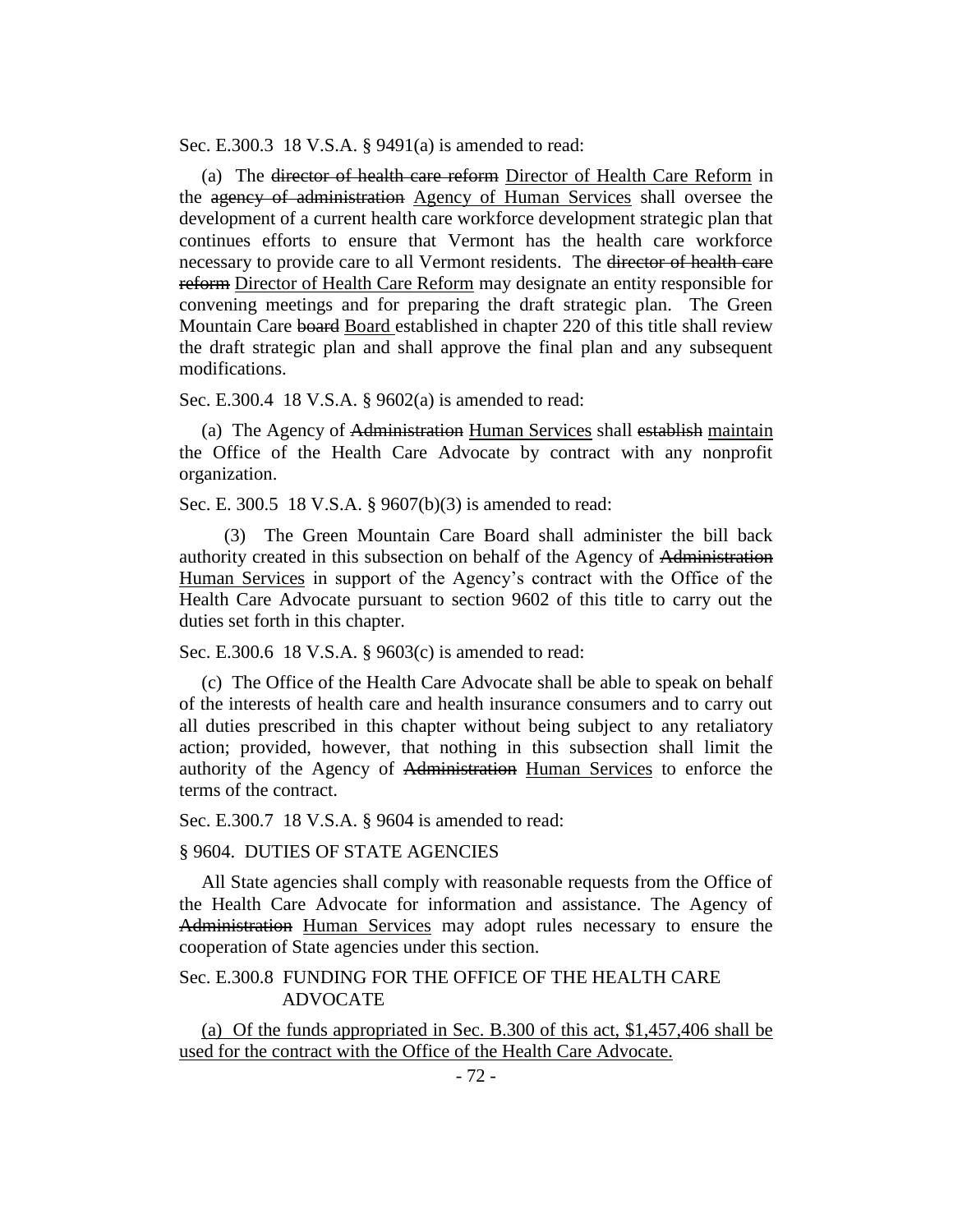Sec. E.300.3 18 V.S.A. § 9491(a) is amended to read:

(a) The ~~director of health care reform~~ <u>Director of Health Care Reform</u> in the ~~agency of administration~~ <u>Agency of Human Services</u> shall oversee the development of a current health care workforce development strategic plan that continues efforts to ensure that Vermont has the health care workforce necessary to provide care to all Vermont residents. The ~~director of health care reform~~ <u>Director of Health Care Reform</u> may designate an entity responsible for convening meetings and for preparing the draft strategic plan. The Green Mountain Care ~~board~~ <u>Board</u> established in chapter 220 of this title shall review the draft strategic plan and shall approve the final plan and any subsequent modifications.

Sec. E.300.4 18 V.S.A. § 9602(a) is amended to read:

(a) The Agency of ~~Administration~~ <u>Human Services</u> shall ~~establish~~ <u>maintain</u> the Office of the Health Care Advocate by contract with any nonprofit organization.

Sec. E. 300.5 18 V.S.A. § 9607(b)(3) is amended to read:

(3) The Green Mountain Care Board shall administer the bill back authority created in this subsection on behalf of the Agency of ~~Administration~~ <u>Human Services</u> in support of the Agency's contract with the Office of the Health Care Advocate pursuant to section 9602 of this title to carry out the duties set forth in this chapter.

Sec. E.300.6 18 V.S.A. § 9603(c) is amended to read:

(c) The Office of the Health Care Advocate shall be able to speak on behalf of the interests of health care and health insurance consumers and to carry out all duties prescribed in this chapter without being subject to any retaliatory action; provided, however, that nothing in this subsection shall limit the authority of the Agency of ~~Administration~~ <u>Human Services</u> to enforce the terms of the contract.

Sec. E.300.7 18 V.S.A. § 9604 is amended to read:

§ 9604. DUTIES OF STATE AGENCIES

All State agencies shall comply with reasonable requests from the Office of the Health Care Advocate for information and assistance. The Agency of ~~Administration~~ <u>Human Services</u> may adopt rules necessary to ensure the cooperation of State agencies under this section.

Sec. E.300.8 FUNDING FOR THE OFFICE OF THE HEALTH CARE ADVOCATE

<u>(a) Of the funds appropriated in Sec. B.300 of this act, $1,457,406 shall be used for the contract with the Office of the Health Care Advocate.</u>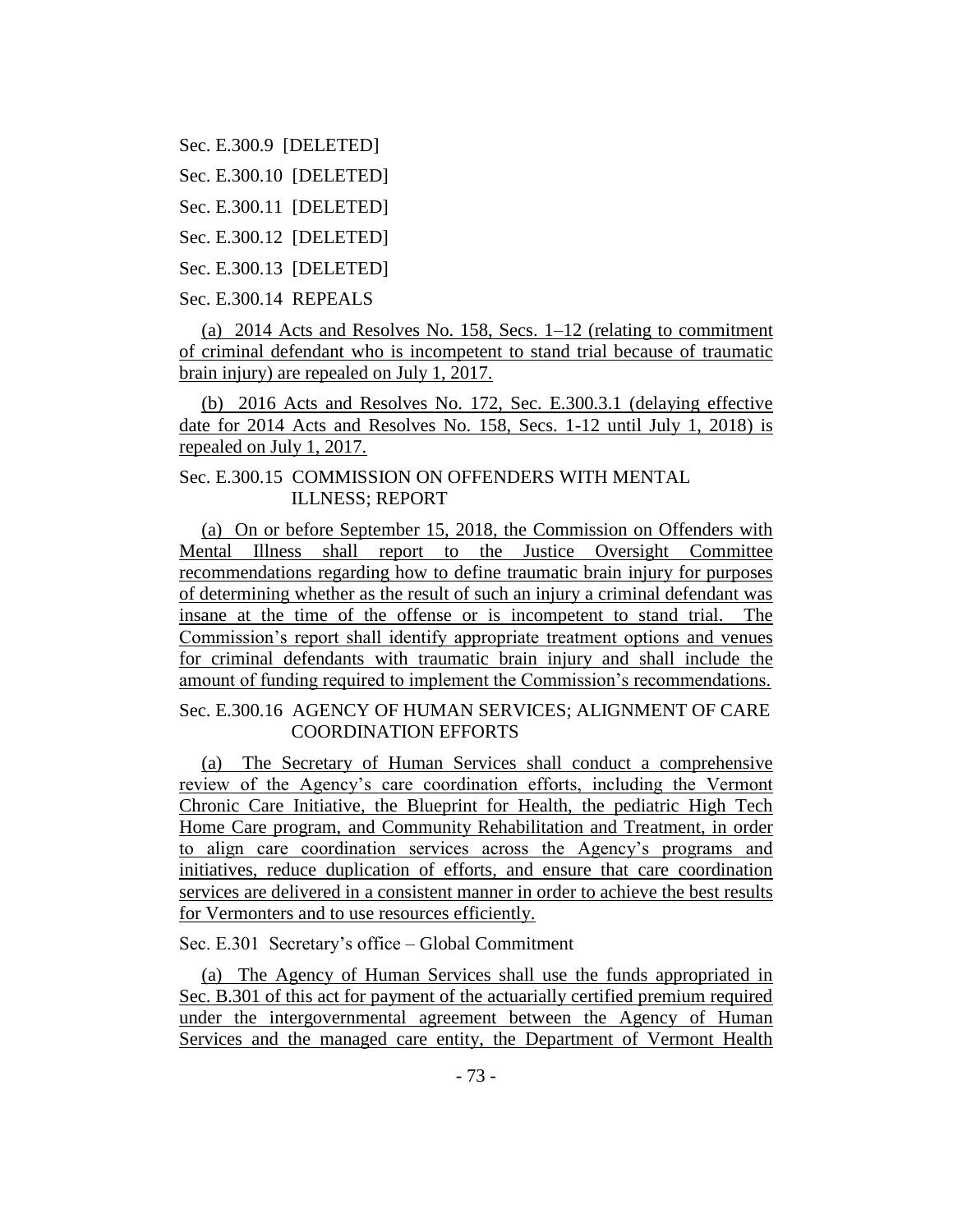Sec. E.300.9 [DELETED]

Sec. E.300.10 [DELETED]

Sec. E.300.11 [DELETED]

Sec. E.300.12 [DELETED]

Sec. E.300.13 [DELETED]

Sec. E.300.14 REPEALS

(a) 2014 Acts and Resolves No. 158, Secs. 1–12 (relating to commitment of criminal defendant who is incompetent to stand trial because of traumatic brain injury) are repealed on July 1, 2017.

(b) 2016 Acts and Resolves No. 172, Sec. E.300.3.1 (delaying effective date for 2014 Acts and Resolves No. 158, Secs. 1-12 until July 1, 2018) is repealed on July 1, 2017.

Sec. E.300.15 COMMISSION ON OFFENDERS WITH MENTAL ILLNESS; REPORT

(a) On or before September 15, 2018, the Commission on Offenders with Mental Illness shall report to the Justice Oversight Committee recommendations regarding how to define traumatic brain injury for purposes of determining whether as the result of such an injury a criminal defendant was insane at the time of the offense or is incompetent to stand trial. The Commission's report shall identify appropriate treatment options and venues for criminal defendants with traumatic brain injury and shall include the amount of funding required to implement the Commission's recommendations.

Sec. E.300.16 AGENCY OF HUMAN SERVICES; ALIGNMENT OF CARE COORDINATION EFFORTS

(a) The Secretary of Human Services shall conduct a comprehensive review of the Agency's care coordination efforts, including the Vermont Chronic Care Initiative, the Blueprint for Health, the pediatric High Tech Home Care program, and Community Rehabilitation and Treatment, in order to align care coordination services across the Agency's programs and initiatives, reduce duplication of efforts, and ensure that care coordination services are delivered in a consistent manner in order to achieve the best results for Vermonters and to use resources efficiently.

Sec. E.301 Secretary's office – Global Commitment

(a) The Agency of Human Services shall use the funds appropriated in Sec. B.301 of this act for payment of the actuarially certified premium required under the intergovernmental agreement between the Agency of Human Services and the managed care entity, the Department of Vermont Health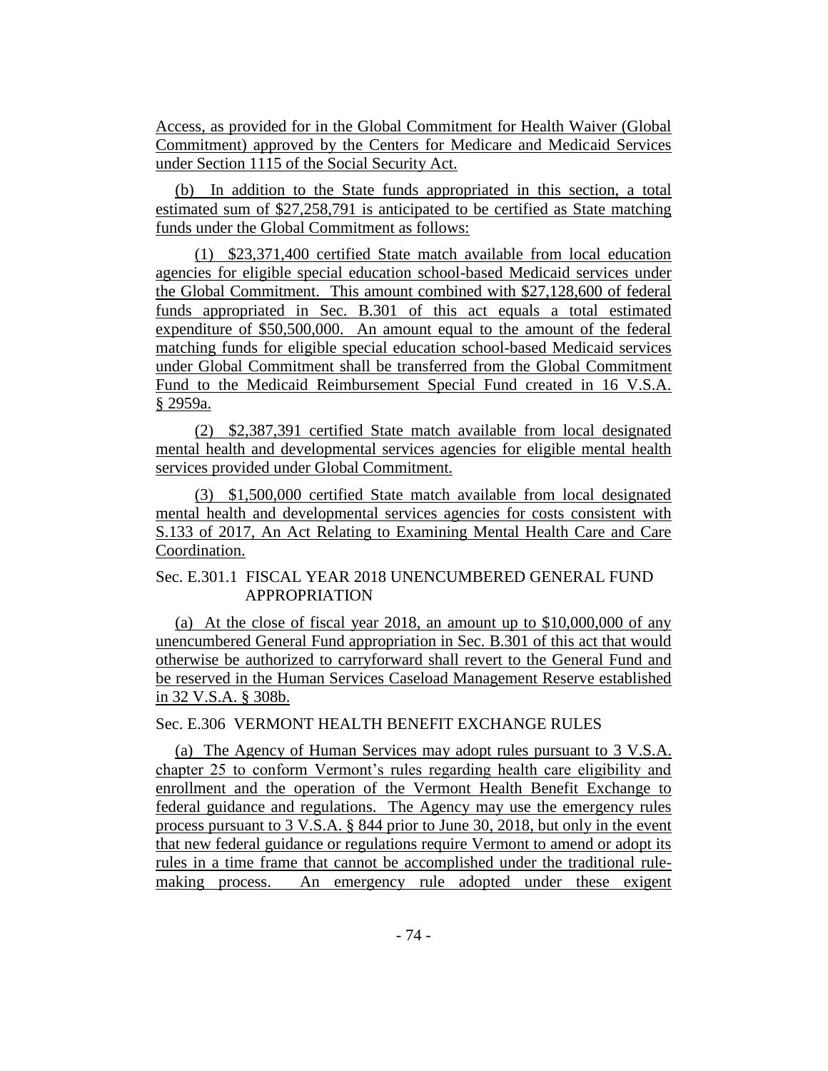Access, as provided for in the Global Commitment for Health Waiver (Global Commitment) approved by the Centers for Medicare and Medicaid Services under Section 1115 of the Social Security Act.

(b) In addition to the State funds appropriated in this section, a total estimated sum of $27,258,791 is anticipated to be certified as State matching funds under the Global Commitment as follows:

(1) $23,371,400 certified State match available from local education agencies for eligible special education school-based Medicaid services under the Global Commitment. This amount combined with $27,128,600 of federal funds appropriated in Sec. B.301 of this act equals a total estimated expenditure of $50,500,000. An amount equal to the amount of the federal matching funds for eligible special education school-based Medicaid services under Global Commitment shall be transferred from the Global Commitment Fund to the Medicaid Reimbursement Special Fund created in 16 V.S.A. § 2959a.

(2) $2,387,391 certified State match available from local designated mental health and developmental services agencies for eligible mental health services provided under Global Commitment.

(3) $1,500,000 certified State match available from local designated mental health and developmental services agencies for costs consistent with S.133 of 2017, An Act Relating to Examining Mental Health Care and Care Coordination.

Sec. E.301.1 FISCAL YEAR 2018 UNENCUMBERED GENERAL FUND APPROPRIATION

(a) At the close of fiscal year 2018, an amount up to $10,000,000 of any unencumbered General Fund appropriation in Sec. B.301 of this act that would otherwise be authorized to carryforward shall revert to the General Fund and be reserved in the Human Services Caseload Management Reserve established in 32 V.S.A. § 308b.

Sec. E.306 VERMONT HEALTH BENEFIT EXCHANGE RULES

(a) The Agency of Human Services may adopt rules pursuant to 3 V.S.A. chapter 25 to conform Vermont's rules regarding health care eligibility and enrollment and the operation of the Vermont Health Benefit Exchange to federal guidance and regulations. The Agency may use the emergency rules process pursuant to 3 V.S.A. § 844 prior to June 30, 2018, but only in the event that new federal guidance or regulations require Vermont to amend or adopt its rules in a time frame that cannot be accomplished under the traditional rule-making process. An emergency rule adopted under these exigent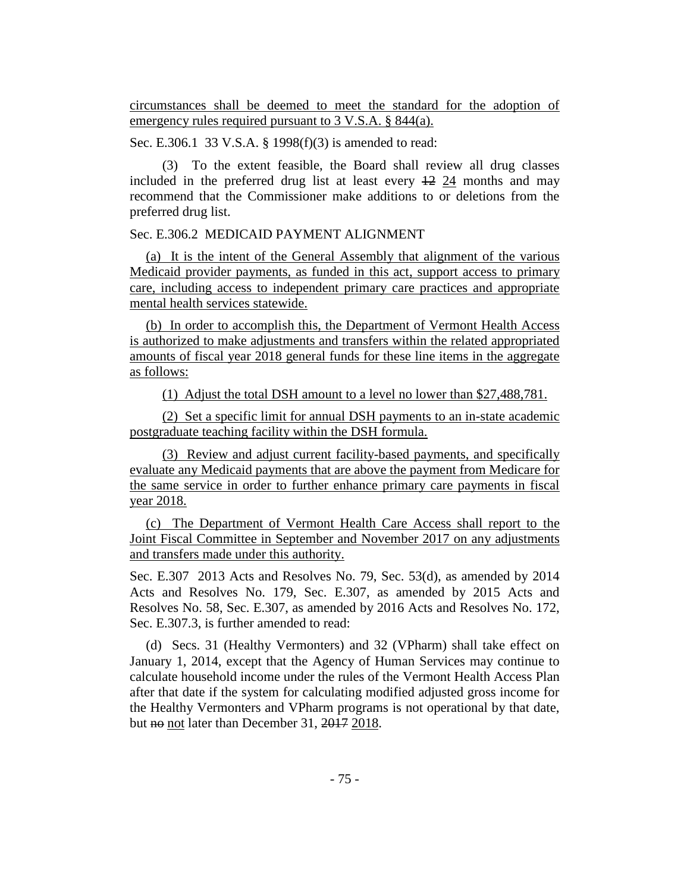circumstances shall be deemed to meet the standard for the adoption of emergency rules required pursuant to 3 V.S.A. § 844(a).

Sec. E.306.1 33 V.S.A. § 1998(f)(3) is amended to read:

(3) To the extent feasible, the Board shall review all drug classes included in the preferred drug list at least every ~~12~~ 24 months and may recommend that the Commissioner make additions to or deletions from the preferred drug list.

Sec. E.306.2 MEDICAID PAYMENT ALIGNMENT

(a) It is the intent of the General Assembly that alignment of the various Medicaid provider payments, as funded in this act, support access to primary care, including access to independent primary care practices and appropriate mental health services statewide.

(b) In order to accomplish this, the Department of Vermont Health Access is authorized to make adjustments and transfers within the related appropriated amounts of fiscal year 2018 general funds for these line items in the aggregate as follows:

(1) Adjust the total DSH amount to a level no lower than $27,488,781.

(2) Set a specific limit for annual DSH payments to an in-state academic postgraduate teaching facility within the DSH formula.

(3) Review and adjust current facility-based payments, and specifically evaluate any Medicaid payments that are above the payment from Medicare for the same service in order to further enhance primary care payments in fiscal year 2018.

(c) The Department of Vermont Health Care Access shall report to the Joint Fiscal Committee in September and November 2017 on any adjustments and transfers made under this authority.

Sec. E.307 2013 Acts and Resolves No. 79, Sec. 53(d), as amended by 2014 Acts and Resolves No. 179, Sec. E.307, as amended by 2015 Acts and Resolves No. 58, Sec. E.307, as amended by 2016 Acts and Resolves No. 172, Sec. E.307.3, is further amended to read:

(d) Secs. 31 (Healthy Vermonters) and 32 (VPharm) shall take effect on January 1, 2014, except that the Agency of Human Services may continue to calculate household income under the rules of the Vermont Health Access Plan after that date if the system for calculating modified adjusted gross income for the Healthy Vermonters and VPharm programs is not operational by that date, but ~~no~~ not later than December 31, ~~2017~~ 2018.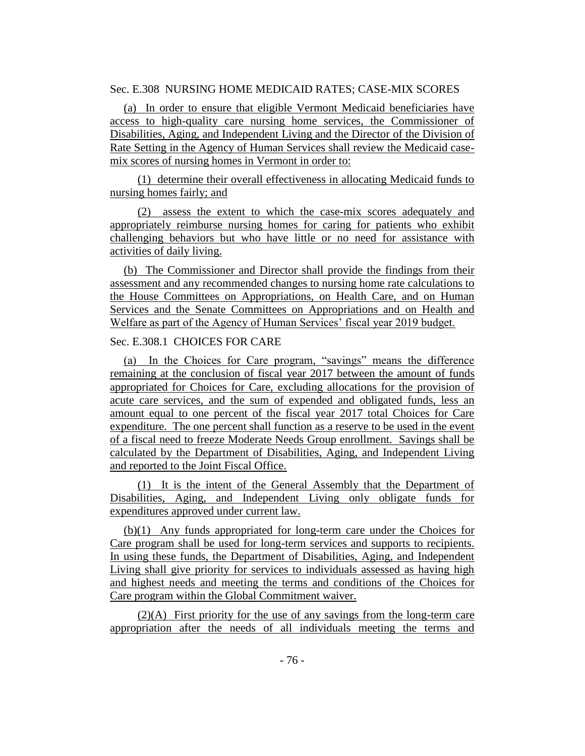Sec. E.308 NURSING HOME MEDICAID RATES; CASE-MIX SCORES

(a) In order to ensure that eligible Vermont Medicaid beneficiaries have access to high-quality care nursing home services, the Commissioner of Disabilities, Aging, and Independent Living and the Director of the Division of Rate Setting in the Agency of Human Services shall review the Medicaid case-mix scores of nursing homes in Vermont in order to:

(1) determine their overall effectiveness in allocating Medicaid funds to nursing homes fairly; and

(2) assess the extent to which the case-mix scores adequately and appropriately reimburse nursing homes for caring for patients who exhibit challenging behaviors but who have little or no need for assistance with activities of daily living.

(b) The Commissioner and Director shall provide the findings from their assessment and any recommended changes to nursing home rate calculations to the House Committees on Appropriations, on Health Care, and on Human Services and the Senate Committees on Appropriations and on Health and Welfare as part of the Agency of Human Services' fiscal year 2019 budget.

Sec. E.308.1 CHOICES FOR CARE

(a) In the Choices for Care program, "savings" means the difference remaining at the conclusion of fiscal year 2017 between the amount of funds appropriated for Choices for Care, excluding allocations for the provision of acute care services, and the sum of expended and obligated funds, less an amount equal to one percent of the fiscal year 2017 total Choices for Care expenditure. The one percent shall function as a reserve to be used in the event of a fiscal need to freeze Moderate Needs Group enrollment. Savings shall be calculated by the Department of Disabilities, Aging, and Independent Living and reported to the Joint Fiscal Office.

(1) It is the intent of the General Assembly that the Department of Disabilities, Aging, and Independent Living only obligate funds for expenditures approved under current law.

(b)(1) Any funds appropriated for long-term care under the Choices for Care program shall be used for long-term services and supports to recipients. In using these funds, the Department of Disabilities, Aging, and Independent Living shall give priority for services to individuals assessed as having high and highest needs and meeting the terms and conditions of the Choices for Care program within the Global Commitment waiver.

(2)(A) First priority for the use of any savings from the long-term care appropriation after the needs of all individuals meeting the terms and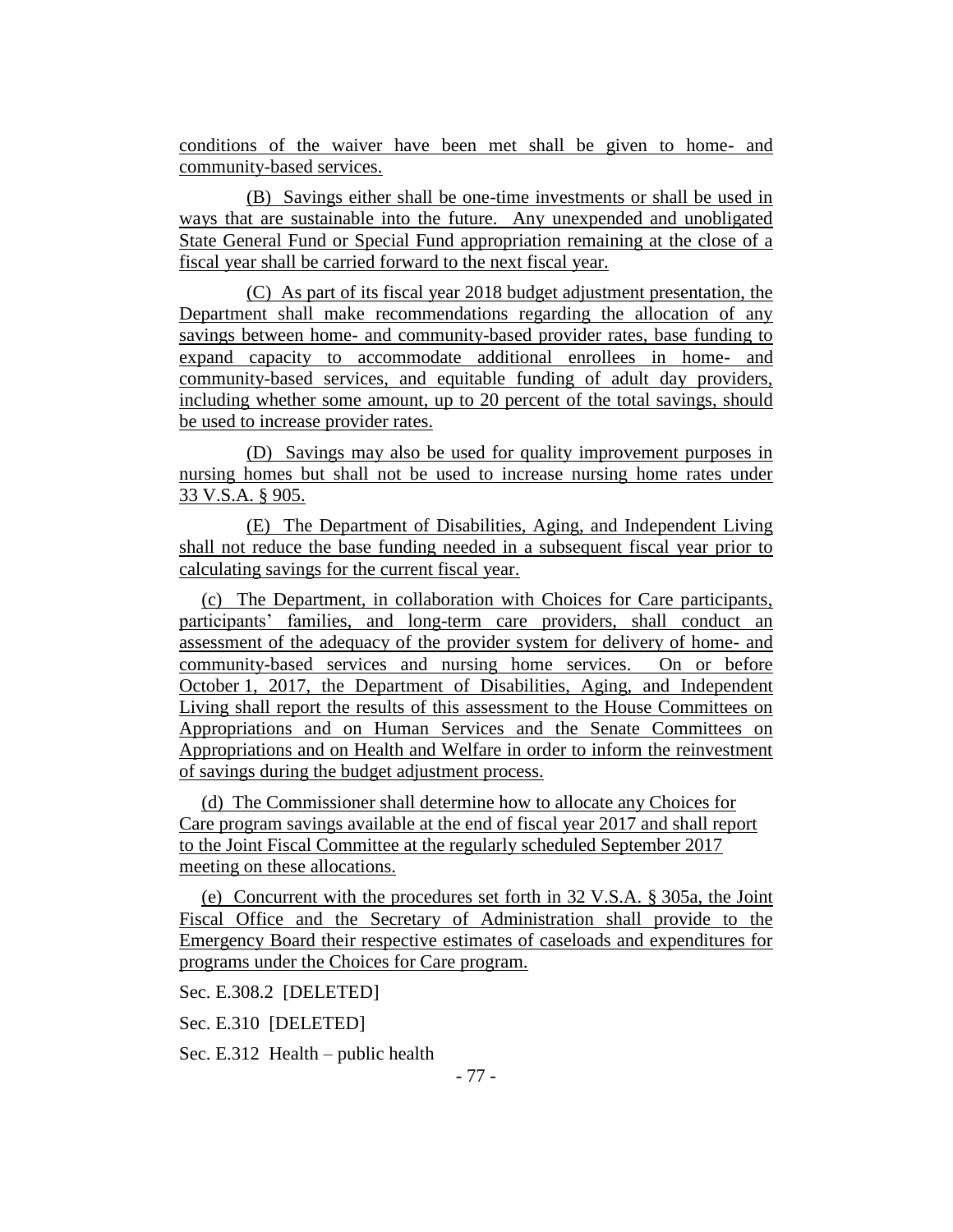conditions of the waiver have been met shall be given to home- and community-based services.

(B) Savings either shall be one-time investments or shall be used in ways that are sustainable into the future. Any unexpended and unobligated State General Fund or Special Fund appropriation remaining at the close of a fiscal year shall be carried forward to the next fiscal year.

(C) As part of its fiscal year 2018 budget adjustment presentation, the Department shall make recommendations regarding the allocation of any savings between home- and community-based provider rates, base funding to expand capacity to accommodate additional enrollees in home- and community-based services, and equitable funding of adult day providers, including whether some amount, up to 20 percent of the total savings, should be used to increase provider rates.

(D) Savings may also be used for quality improvement purposes in nursing homes but shall not be used to increase nursing home rates under 33 V.S.A. § 905.

(E) The Department of Disabilities, Aging, and Independent Living shall not reduce the base funding needed in a subsequent fiscal year prior to calculating savings for the current fiscal year.

(c) The Department, in collaboration with Choices for Care participants, participants' families, and long-term care providers, shall conduct an assessment of the adequacy of the provider system for delivery of home- and community-based services and nursing home services. On or before October 1, 2017, the Department of Disabilities, Aging, and Independent Living shall report the results of this assessment to the House Committees on Appropriations and on Human Services and the Senate Committees on Appropriations and on Health and Welfare in order to inform the reinvestment of savings during the budget adjustment process.

(d) The Commissioner shall determine how to allocate any Choices for Care program savings available at the end of fiscal year 2017 and shall report to the Joint Fiscal Committee at the regularly scheduled September 2017 meeting on these allocations.

(e) Concurrent with the procedures set forth in 32 V.S.A. § 305a, the Joint Fiscal Office and the Secretary of Administration shall provide to the Emergency Board their respective estimates of caseloads and expenditures for programs under the Choices for Care program.

Sec. E.308.2 [DELETED]

Sec. E.310 [DELETED]

Sec. E.312 Health – public health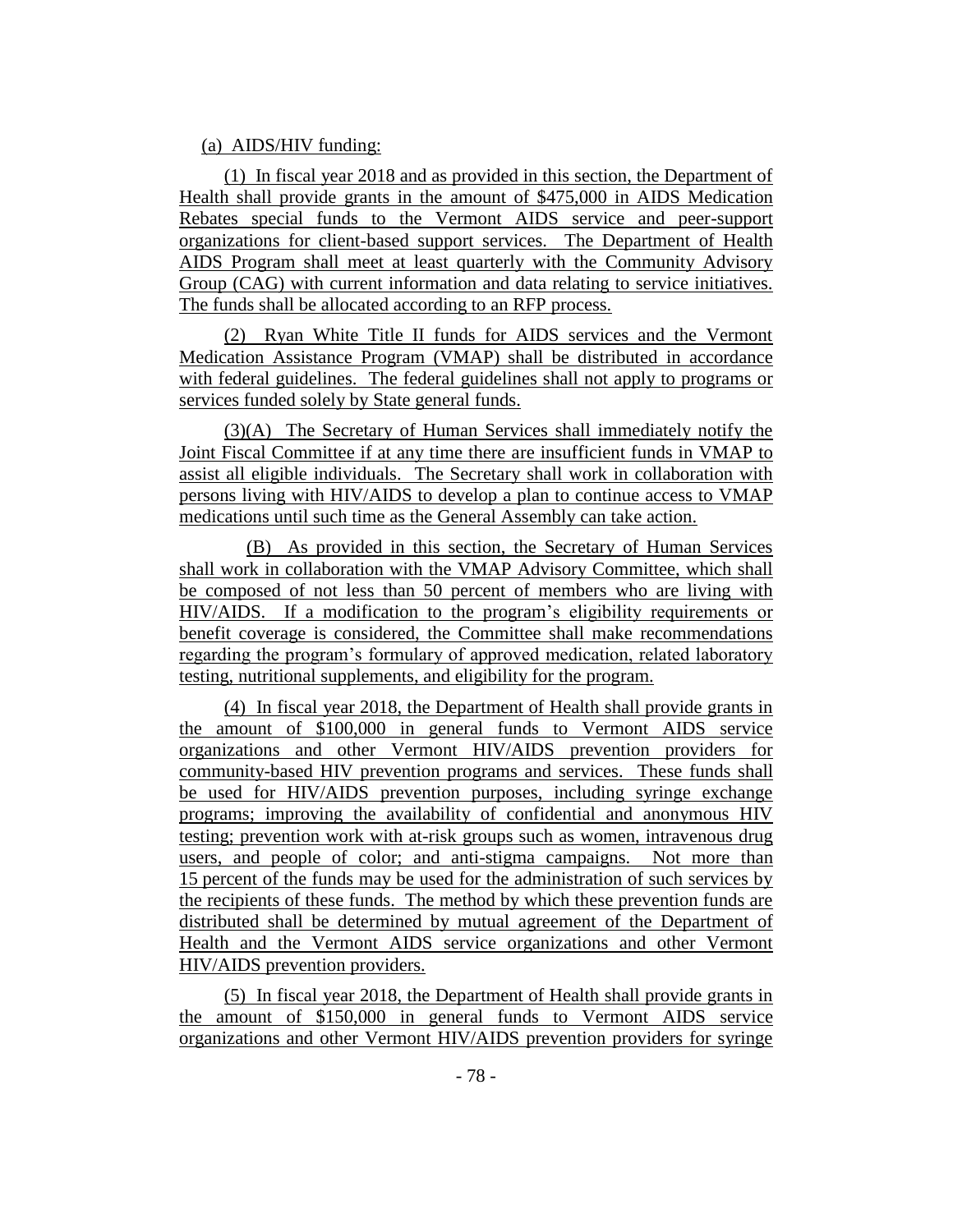(a) AIDS/HIV funding:

(1) In fiscal year 2018 and as provided in this section, the Department of Health shall provide grants in the amount of $475,000 in AIDS Medication Rebates special funds to the Vermont AIDS service and peer-support organizations for client-based support services. The Department of Health AIDS Program shall meet at least quarterly with the Community Advisory Group (CAG) with current information and data relating to service initiatives. The funds shall be allocated according to an RFP process.

(2) Ryan White Title II funds for AIDS services and the Vermont Medication Assistance Program (VMAP) shall be distributed in accordance with federal guidelines. The federal guidelines shall not apply to programs or services funded solely by State general funds.

(3)(A) The Secretary of Human Services shall immediately notify the Joint Fiscal Committee if at any time there are insufficient funds in VMAP to assist all eligible individuals. The Secretary shall work in collaboration with persons living with HIV/AIDS to develop a plan to continue access to VMAP medications until such time as the General Assembly can take action.

(B) As provided in this section, the Secretary of Human Services shall work in collaboration with the VMAP Advisory Committee, which shall be composed of not less than 50 percent of members who are living with HIV/AIDS. If a modification to the program's eligibility requirements or benefit coverage is considered, the Committee shall make recommendations regarding the program's formulary of approved medication, related laboratory testing, nutritional supplements, and eligibility for the program.

(4) In fiscal year 2018, the Department of Health shall provide grants in the amount of $100,000 in general funds to Vermont AIDS service organizations and other Vermont HIV/AIDS prevention providers for community-based HIV prevention programs and services. These funds shall be used for HIV/AIDS prevention purposes, including syringe exchange programs; improving the availability of confidential and anonymous HIV testing; prevention work with at-risk groups such as women, intravenous drug users, and people of color; and anti-stigma campaigns. Not more than 15 percent of the funds may be used for the administration of such services by the recipients of these funds. The method by which these prevention funds are distributed shall be determined by mutual agreement of the Department of Health and the Vermont AIDS service organizations and other Vermont HIV/AIDS prevention providers.

(5) In fiscal year 2018, the Department of Health shall provide grants in the amount of $150,000 in general funds to Vermont AIDS service organizations and other Vermont HIV/AIDS prevention providers for syringe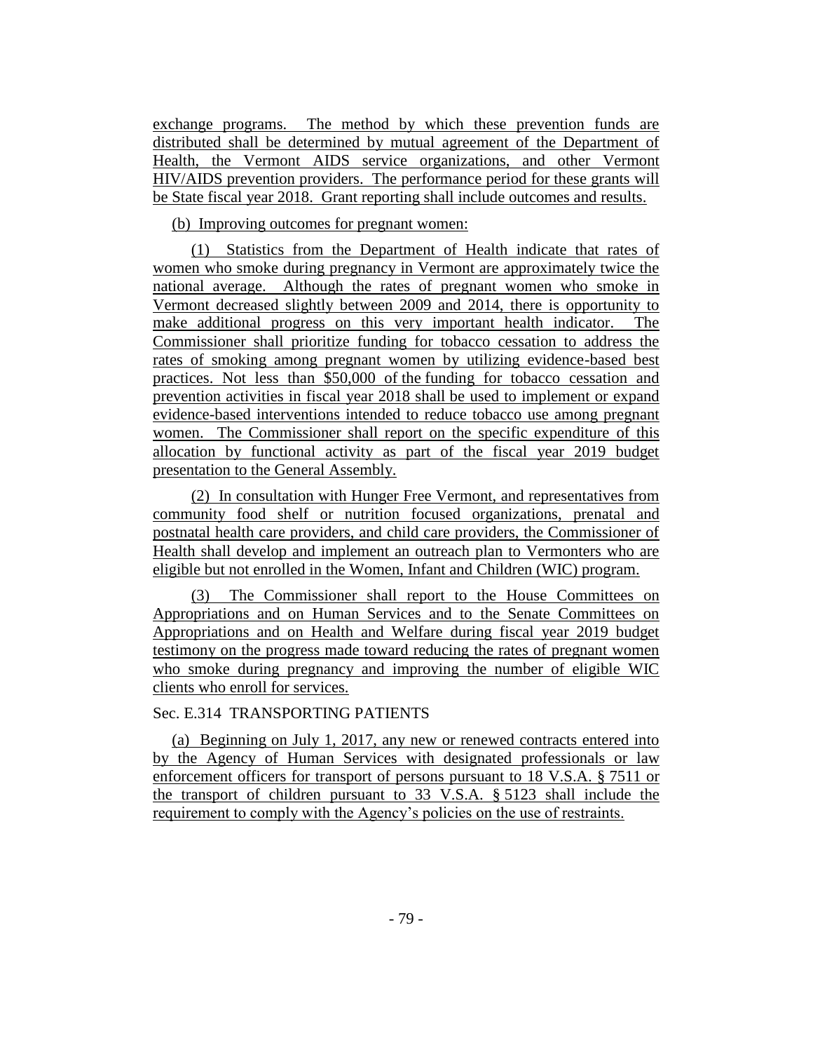exchange programs. The method by which these prevention funds are distributed shall be determined by mutual agreement of the Department of Health, the Vermont AIDS service organizations, and other Vermont HIV/AIDS prevention providers. The performance period for these grants will be State fiscal year 2018. Grant reporting shall include outcomes and results.

(b) Improving outcomes for pregnant women:

(1) Statistics from the Department of Health indicate that rates of women who smoke during pregnancy in Vermont are approximately twice the national average. Although the rates of pregnant women who smoke in Vermont decreased slightly between 2009 and 2014, there is opportunity to make additional progress on this very important health indicator. The Commissioner shall prioritize funding for tobacco cessation to address the rates of smoking among pregnant women by utilizing evidence-based best practices. Not less than $50,000 of the funding for tobacco cessation and prevention activities in fiscal year 2018 shall be used to implement or expand evidence-based interventions intended to reduce tobacco use among pregnant women. The Commissioner shall report on the specific expenditure of this allocation by functional activity as part of the fiscal year 2019 budget presentation to the General Assembly.

(2) In consultation with Hunger Free Vermont, and representatives from community food shelf or nutrition focused organizations, prenatal and postnatal health care providers, and child care providers, the Commissioner of Health shall develop and implement an outreach plan to Vermonters who are eligible but not enrolled in the Women, Infant and Children (WIC) program.

(3) The Commissioner shall report to the House Committees on Appropriations and on Human Services and to the Senate Committees on Appropriations and on Health and Welfare during fiscal year 2019 budget testimony on the progress made toward reducing the rates of pregnant women who smoke during pregnancy and improving the number of eligible WIC clients who enroll for services.

Sec. E.314 TRANSPORTING PATIENTS

(a) Beginning on July 1, 2017, any new or renewed contracts entered into by the Agency of Human Services with designated professionals or law enforcement officers for transport of persons pursuant to 18 V.S.A. § 7511 or the transport of children pursuant to 33 V.S.A. § 5123 shall include the requirement to comply with the Agency's policies on the use of restraints.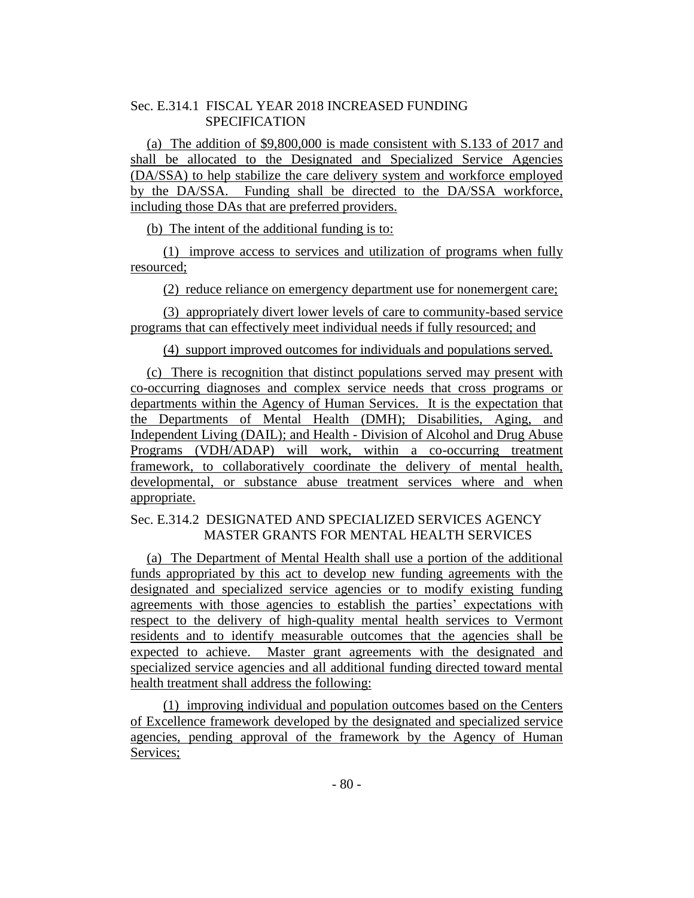Sec. E.314.1 FISCAL YEAR 2018 INCREASED FUNDING SPECIFICATION

(a) The addition of $9,800,000 is made consistent with S.133 of 2017 and shall be allocated to the Designated and Specialized Service Agencies (DA/SSA) to help stabilize the care delivery system and workforce employed by the DA/SSA. Funding shall be directed to the DA/SSA workforce, including those DAs that are preferred providers.

(b) The intent of the additional funding is to:

(1) improve access to services and utilization of programs when fully resourced;

(2) reduce reliance on emergency department use for nonemergent care;

(3) appropriately divert lower levels of care to community-based service programs that can effectively meet individual needs if fully resourced; and

(4) support improved outcomes for individuals and populations served.

(c) There is recognition that distinct populations served may present with co-occurring diagnoses and complex service needs that cross programs or departments within the Agency of Human Services. It is the expectation that the Departments of Mental Health (DMH); Disabilities, Aging, and Independent Living (DAIL); and Health - Division of Alcohol and Drug Abuse Programs (VDH/ADAP) will work, within a co-occurring treatment framework, to collaboratively coordinate the delivery of mental health, developmental, or substance abuse treatment services where and when appropriate.

Sec. E.314.2 DESIGNATED AND SPECIALIZED SERVICES AGENCY MASTER GRANTS FOR MENTAL HEALTH SERVICES

(a) The Department of Mental Health shall use a portion of the additional funds appropriated by this act to develop new funding agreements with the designated and specialized service agencies or to modify existing funding agreements with those agencies to establish the parties' expectations with respect to the delivery of high-quality mental health services to Vermont residents and to identify measurable outcomes that the agencies shall be expected to achieve. Master grant agreements with the designated and specialized service agencies and all additional funding directed toward mental health treatment shall address the following:

(1) improving individual and population outcomes based on the Centers of Excellence framework developed by the designated and specialized service agencies, pending approval of the framework by the Agency of Human Services;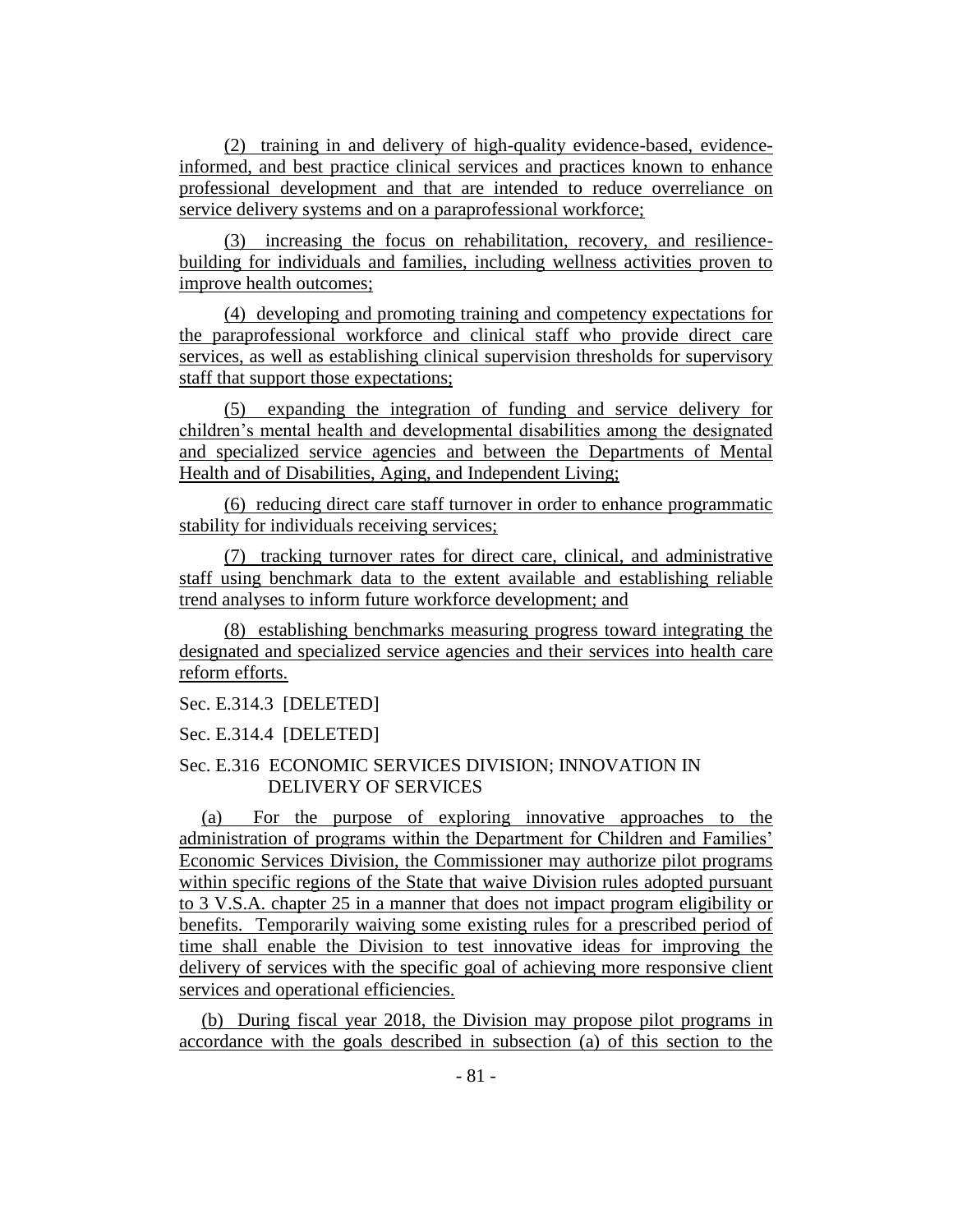(2) training in and delivery of high-quality evidence-based, evidence-informed, and best practice clinical services and practices known to enhance professional development and that are intended to reduce overreliance on service delivery systems and on a paraprofessional workforce;

(3) increasing the focus on rehabilitation, recovery, and resilience-building for individuals and families, including wellness activities proven to improve health outcomes;

(4) developing and promoting training and competency expectations for the paraprofessional workforce and clinical staff who provide direct care services, as well as establishing clinical supervision thresholds for supervisory staff that support those expectations;

(5) expanding the integration of funding and service delivery for children's mental health and developmental disabilities among the designated and specialized service agencies and between the Departments of Mental Health and of Disabilities, Aging, and Independent Living;

(6) reducing direct care staff turnover in order to enhance programmatic stability for individuals receiving services;

(7) tracking turnover rates for direct care, clinical, and administrative staff using benchmark data to the extent available and establishing reliable trend analyses to inform future workforce development; and

(8) establishing benchmarks measuring progress toward integrating the designated and specialized service agencies and their services into health care reform efforts.

Sec. E.314.3 [DELETED]

Sec. E.314.4 [DELETED]

Sec. E.316 ECONOMIC SERVICES DIVISION; INNOVATION IN DELIVERY OF SERVICES

(a) For the purpose of exploring innovative approaches to the administration of programs within the Department for Children and Families' Economic Services Division, the Commissioner may authorize pilot programs within specific regions of the State that waive Division rules adopted pursuant to 3 V.S.A. chapter 25 in a manner that does not impact program eligibility or benefits. Temporarily waiving some existing rules for a prescribed period of time shall enable the Division to test innovative ideas for improving the delivery of services with the specific goal of achieving more responsive client services and operational efficiencies.

(b) During fiscal year 2018, the Division may propose pilot programs in accordance with the goals described in subsection (a) of this section to the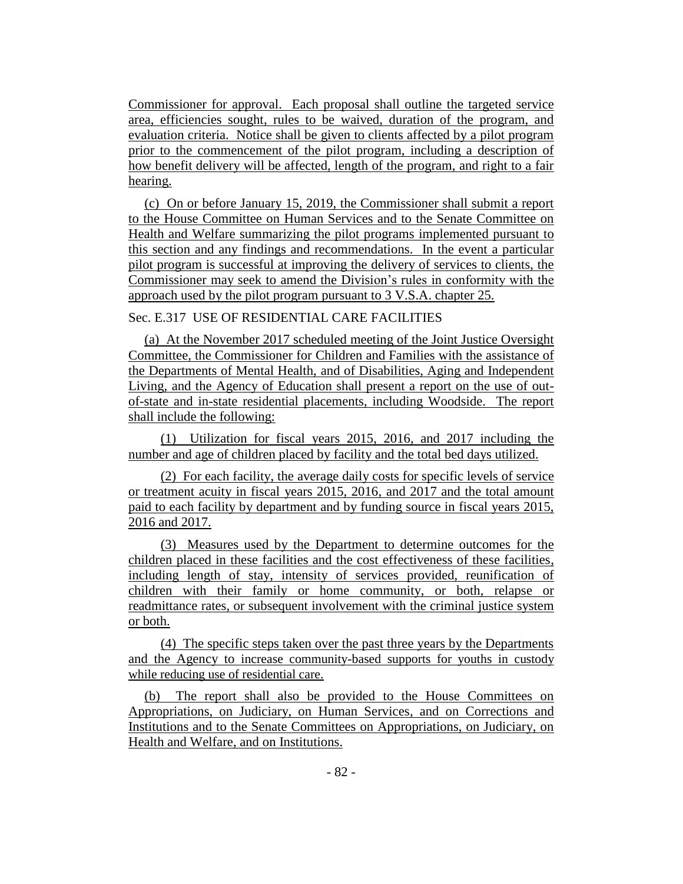Commissioner for approval. Each proposal shall outline the targeted service area, efficiencies sought, rules to be waived, duration of the program, and evaluation criteria. Notice shall be given to clients affected by a pilot program prior to the commencement of the pilot program, including a description of how benefit delivery will be affected, length of the program, and right to a fair hearing.

(c) On or before January 15, 2019, the Commissioner shall submit a report to the House Committee on Human Services and to the Senate Committee on Health and Welfare summarizing the pilot programs implemented pursuant to this section and any findings and recommendations. In the event a particular pilot program is successful at improving the delivery of services to clients, the Commissioner may seek to amend the Division's rules in conformity with the approach used by the pilot program pursuant to 3 V.S.A. chapter 25.

Sec. E.317 USE OF RESIDENTIAL CARE FACILITIES

(a) At the November 2017 scheduled meeting of the Joint Justice Oversight Committee, the Commissioner for Children and Families with the assistance of the Departments of Mental Health, and of Disabilities, Aging and Independent Living, and the Agency of Education shall present a report on the use of out-of-state and in-state residential placements, including Woodside. The report shall include the following:

(1) Utilization for fiscal years 2015, 2016, and 2017 including the number and age of children placed by facility and the total bed days utilized.

(2) For each facility, the average daily costs for specific levels of service or treatment acuity in fiscal years 2015, 2016, and 2017 and the total amount paid to each facility by department and by funding source in fiscal years 2015, 2016 and 2017.

(3) Measures used by the Department to determine outcomes for the children placed in these facilities and the cost effectiveness of these facilities, including length of stay, intensity of services provided, reunification of children with their family or home community, or both, relapse or readmittance rates, or subsequent involvement with the criminal justice system or both.

(4) The specific steps taken over the past three years by the Departments and the Agency to increase community-based supports for youths in custody while reducing use of residential care.

(b) The report shall also be provided to the House Committees on Appropriations, on Judiciary, on Human Services, and on Corrections and Institutions and to the Senate Committees on Appropriations, on Judiciary, on Health and Welfare, and on Institutions.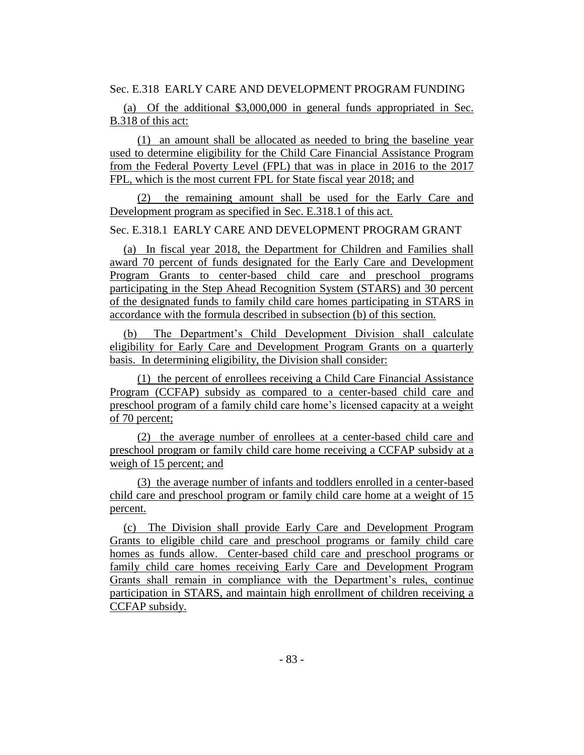Sec. E.318 EARLY CARE AND DEVELOPMENT PROGRAM FUNDING

(a) Of the additional $3,000,000 in general funds appropriated in Sec. B.318 of this act:

(1) an amount shall be allocated as needed to bring the baseline year used to determine eligibility for the Child Care Financial Assistance Program from the Federal Poverty Level (FPL) that was in place in 2016 to the 2017 FPL, which is the most current FPL for State fiscal year 2018; and

(2) the remaining amount shall be used for the Early Care and Development program as specified in Sec. E.318.1 of this act.

Sec. E.318.1 EARLY CARE AND DEVELOPMENT PROGRAM GRANT

(a) In fiscal year 2018, the Department for Children and Families shall award 70 percent of funds designated for the Early Care and Development Program Grants to center-based child care and preschool programs participating in the Step Ahead Recognition System (STARS) and 30 percent of the designated funds to family child care homes participating in STARS in accordance with the formula described in subsection (b) of this section.

(b) The Department's Child Development Division shall calculate eligibility for Early Care and Development Program Grants on a quarterly basis. In determining eligibility, the Division shall consider:

(1) the percent of enrollees receiving a Child Care Financial Assistance Program (CCFAP) subsidy as compared to a center-based child care and preschool program of a family child care home's licensed capacity at a weight of 70 percent;

(2) the average number of enrollees at a center-based child care and preschool program or family child care home receiving a CCFAP subsidy at a weigh of 15 percent; and

(3) the average number of infants and toddlers enrolled in a center-based child care and preschool program or family child care home at a weight of 15 percent.

(c) The Division shall provide Early Care and Development Program Grants to eligible child care and preschool programs or family child care homes as funds allow. Center-based child care and preschool programs or family child care homes receiving Early Care and Development Program Grants shall remain in compliance with the Department's rules, continue participation in STARS, and maintain high enrollment of children receiving a CCFAP subsidy.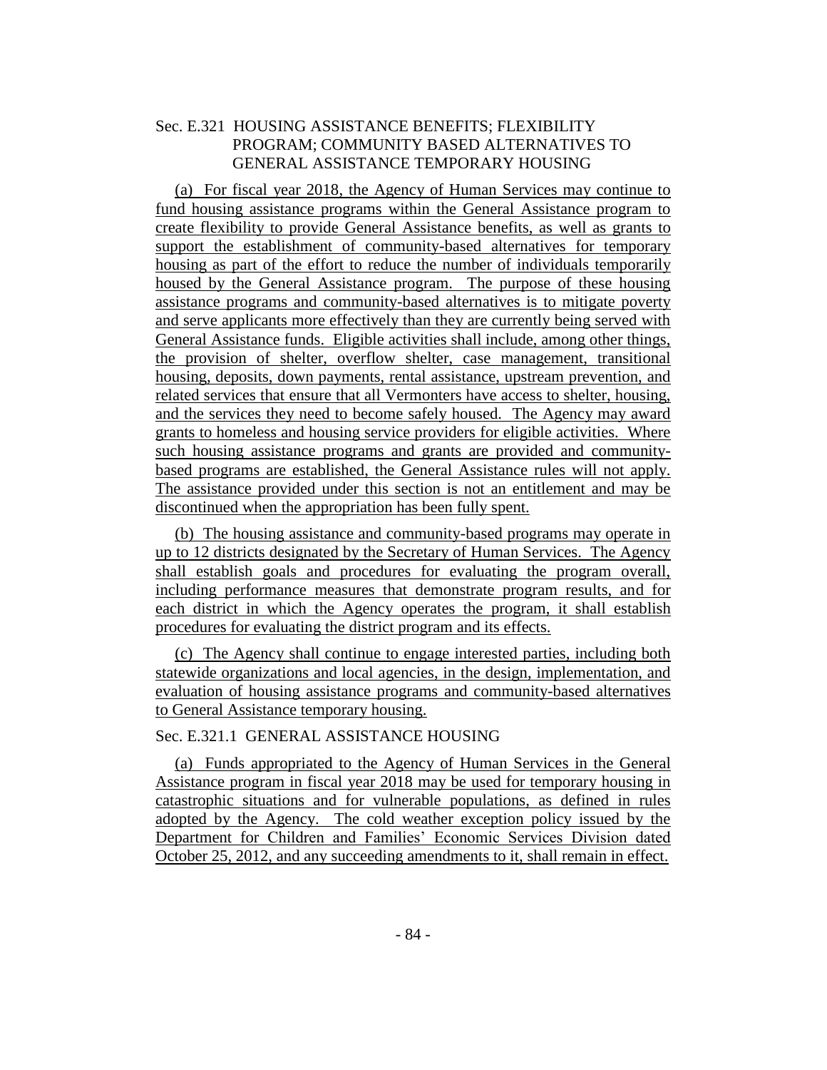Sec. E.321 HOUSING ASSISTANCE BENEFITS; FLEXIBILITY PROGRAM; COMMUNITY BASED ALTERNATIVES TO GENERAL ASSISTANCE TEMPORARY HOUSING

(a) For fiscal year 2018, the Agency of Human Services may continue to fund housing assistance programs within the General Assistance program to create flexibility to provide General Assistance benefits, as well as grants to support the establishment of community-based alternatives for temporary housing as part of the effort to reduce the number of individuals temporarily housed by the General Assistance program. The purpose of these housing assistance programs and community-based alternatives is to mitigate poverty and serve applicants more effectively than they are currently being served with General Assistance funds. Eligible activities shall include, among other things, the provision of shelter, overflow shelter, case management, transitional housing, deposits, down payments, rental assistance, upstream prevention, and related services that ensure that all Vermonters have access to shelter, housing, and the services they need to become safely housed. The Agency may award grants to homeless and housing service providers for eligible activities. Where such housing assistance programs and grants are provided and community-based programs are established, the General Assistance rules will not apply. The assistance provided under this section is not an entitlement and may be discontinued when the appropriation has been fully spent.

(b) The housing assistance and community-based programs may operate in up to 12 districts designated by the Secretary of Human Services. The Agency shall establish goals and procedures for evaluating the program overall, including performance measures that demonstrate program results, and for each district in which the Agency operates the program, it shall establish procedures for evaluating the district program and its effects.

(c) The Agency shall continue to engage interested parties, including both statewide organizations and local agencies, in the design, implementation, and evaluation of housing assistance programs and community-based alternatives to General Assistance temporary housing.

Sec. E.321.1 GENERAL ASSISTANCE HOUSING

(a) Funds appropriated to the Agency of Human Services in the General Assistance program in fiscal year 2018 may be used for temporary housing in catastrophic situations and for vulnerable populations, as defined in rules adopted by the Agency. The cold weather exception policy issued by the Department for Children and Families' Economic Services Division dated October 25, 2012, and any succeeding amendments to it, shall remain in effect.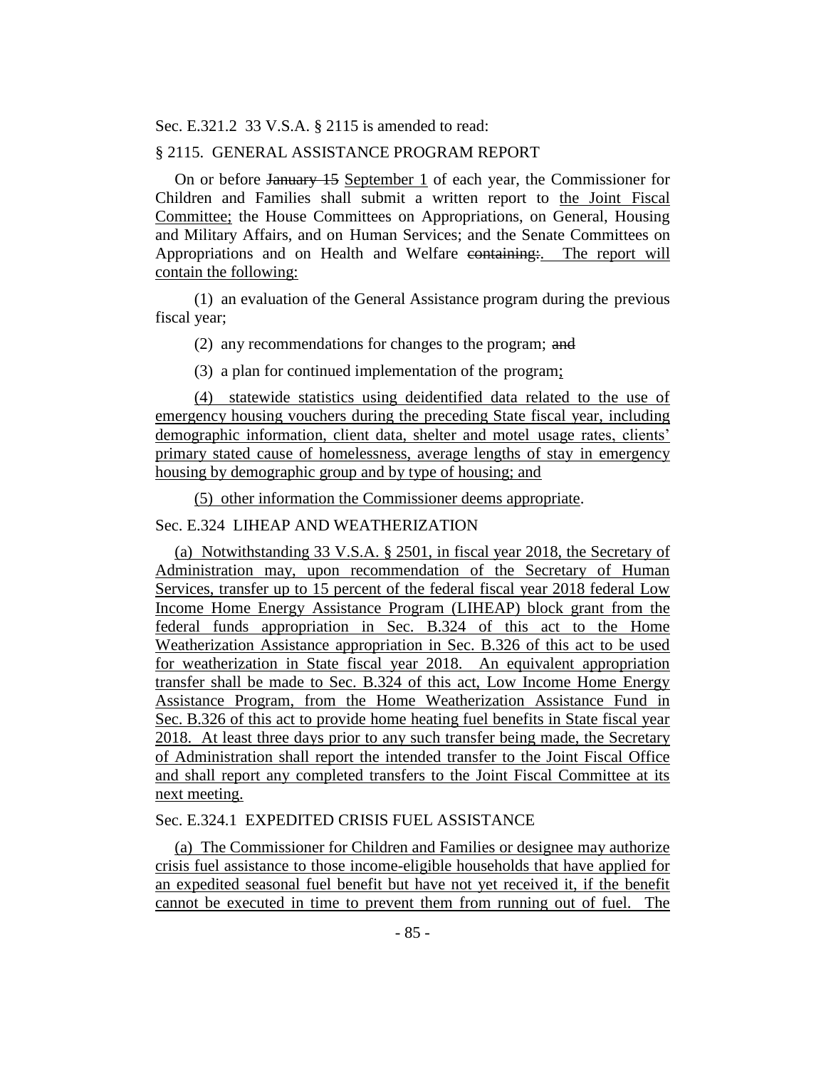Sec. E.321.2 33 V.S.A. § 2115 is amended to read:

§ 2115. GENERAL ASSISTANCE PROGRAM REPORT

On or before ~~January 15~~ September 1 of each year, the Commissioner for Children and Families shall submit a written report to the Joint Fiscal Committee; the House Committees on Appropriations, on General, Housing and Military Affairs, and on Human Services; and the Senate Committees on Appropriations and on Health and Welfare ~~containing:~~. The report will contain the following:

(1) an evaluation of the General Assistance program during the previous fiscal year;

(2) any recommendations for changes to the program; ~~and~~

(3) a plan for continued implementation of the program;

(4) statewide statistics using deidentified data related to the use of emergency housing vouchers during the preceding State fiscal year, including demographic information, client data, shelter and motel usage rates, clients' primary stated cause of homelessness, average lengths of stay in emergency housing by demographic group and by type of housing; and

(5) other information the Commissioner deems appropriate.

Sec. E.324 LIHEAP AND WEATHERIZATION

(a) Notwithstanding 33 V.S.A. § 2501, in fiscal year 2018, the Secretary of Administration may, upon recommendation of the Secretary of Human Services, transfer up to 15 percent of the federal fiscal year 2018 federal Low Income Home Energy Assistance Program (LIHEAP) block grant from the federal funds appropriation in Sec. B.324 of this act to the Home Weatherization Assistance appropriation in Sec. B.326 of this act to be used for weatherization in State fiscal year 2018. An equivalent appropriation transfer shall be made to Sec. B.324 of this act, Low Income Home Energy Assistance Program, from the Home Weatherization Assistance Fund in Sec. B.326 of this act to provide home heating fuel benefits in State fiscal year 2018. At least three days prior to any such transfer being made, the Secretary of Administration shall report the intended transfer to the Joint Fiscal Office and shall report any completed transfers to the Joint Fiscal Committee at its next meeting.

Sec. E.324.1 EXPEDITED CRISIS FUEL ASSISTANCE

(a) The Commissioner for Children and Families or designee may authorize crisis fuel assistance to those income-eligible households that have applied for an expedited seasonal fuel benefit but have not yet received it, if the benefit cannot be executed in time to prevent them from running out of fuel. The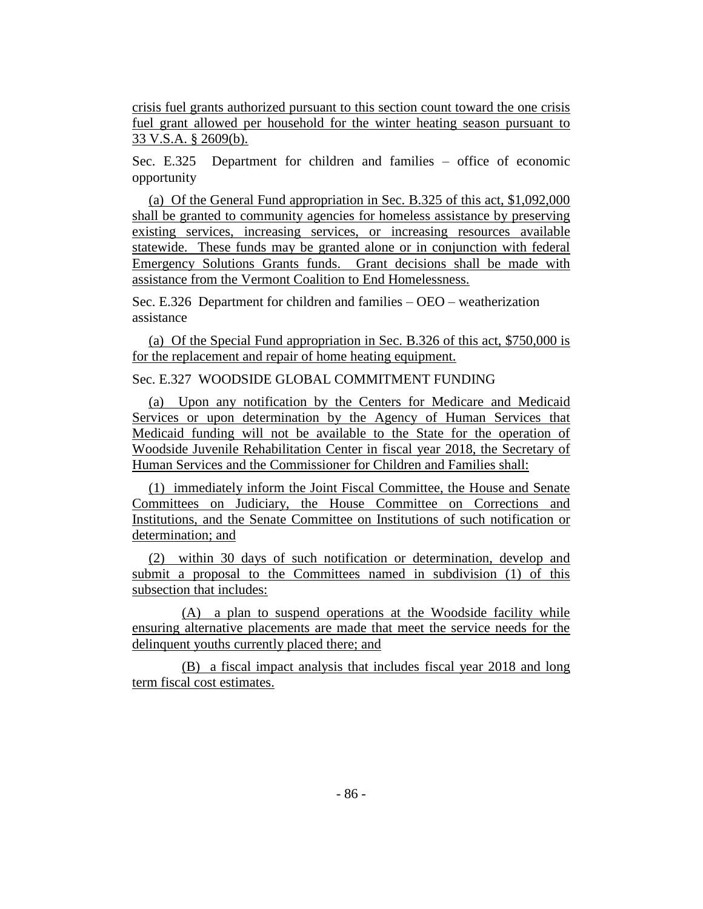crisis fuel grants authorized pursuant to this section count toward the one crisis fuel grant allowed per household for the winter heating season pursuant to 33 V.S.A. § 2609(b).

Sec. E.325 Department for children and families – office of economic opportunity

(a) Of the General Fund appropriation in Sec. B.325 of this act, $1,092,000 shall be granted to community agencies for homeless assistance by preserving existing services, increasing services, or increasing resources available statewide. These funds may be granted alone or in conjunction with federal Emergency Solutions Grants funds. Grant decisions shall be made with assistance from the Vermont Coalition to End Homelessness.

Sec. E.326 Department for children and families – OEO – weatherization assistance

(a) Of the Special Fund appropriation in Sec. B.326 of this act, $750,000 is for the replacement and repair of home heating equipment.

Sec. E.327 WOODSIDE GLOBAL COMMITMENT FUNDING

(a) Upon any notification by the Centers for Medicare and Medicaid Services or upon determination by the Agency of Human Services that Medicaid funding will not be available to the State for the operation of Woodside Juvenile Rehabilitation Center in fiscal year 2018, the Secretary of Human Services and the Commissioner for Children and Families shall:

(1) immediately inform the Joint Fiscal Committee, the House and Senate Committees on Judiciary, the House Committee on Corrections and Institutions, and the Senate Committee on Institutions of such notification or determination; and

(2) within 30 days of such notification or determination, develop and submit a proposal to the Committees named in subdivision (1) of this subsection that includes:

(A) a plan to suspend operations at the Woodside facility while ensuring alternative placements are made that meet the service needs for the delinquent youths currently placed there; and

(B) a fiscal impact analysis that includes fiscal year 2018 and long term fiscal cost estimates.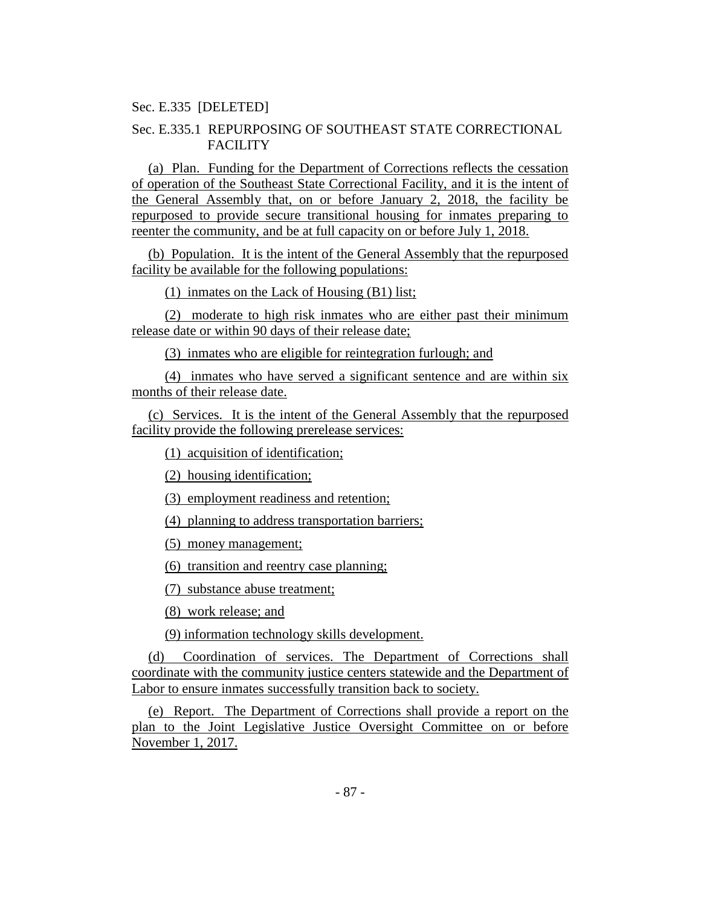Sec. E.335 [DELETED]

Sec. E.335.1 REPURPOSING OF SOUTHEAST STATE CORRECTIONAL FACILITY

(a) Plan. Funding for the Department of Corrections reflects the cessation of operation of the Southeast State Correctional Facility, and it is the intent of the General Assembly that, on or before January 2, 2018, the facility be repurposed to provide secure transitional housing for inmates preparing to reenter the community, and be at full capacity on or before July 1, 2018.

(b) Population. It is the intent of the General Assembly that the repurposed facility be available for the following populations:

(1) inmates on the Lack of Housing (B1) list;

(2) moderate to high risk inmates who are either past their minimum release date or within 90 days of their release date;

(3) inmates who are eligible for reintegration furlough; and

(4) inmates who have served a significant sentence and are within six months of their release date.

(c) Services. It is the intent of the General Assembly that the repurposed facility provide the following prerelease services:

(1) acquisition of identification;

(2) housing identification;

(3) employment readiness and retention;

(4) planning to address transportation barriers;

(5) money management;

(6) transition and reentry case planning;

(7) substance abuse treatment;

(8) work release; and

(9) information technology skills development.

(d) Coordination of services. The Department of Corrections shall coordinate with the community justice centers statewide and the Department of Labor to ensure inmates successfully transition back to society.

(e) Report. The Department of Corrections shall provide a report on the plan to the Joint Legislative Justice Oversight Committee on or before November 1, 2017.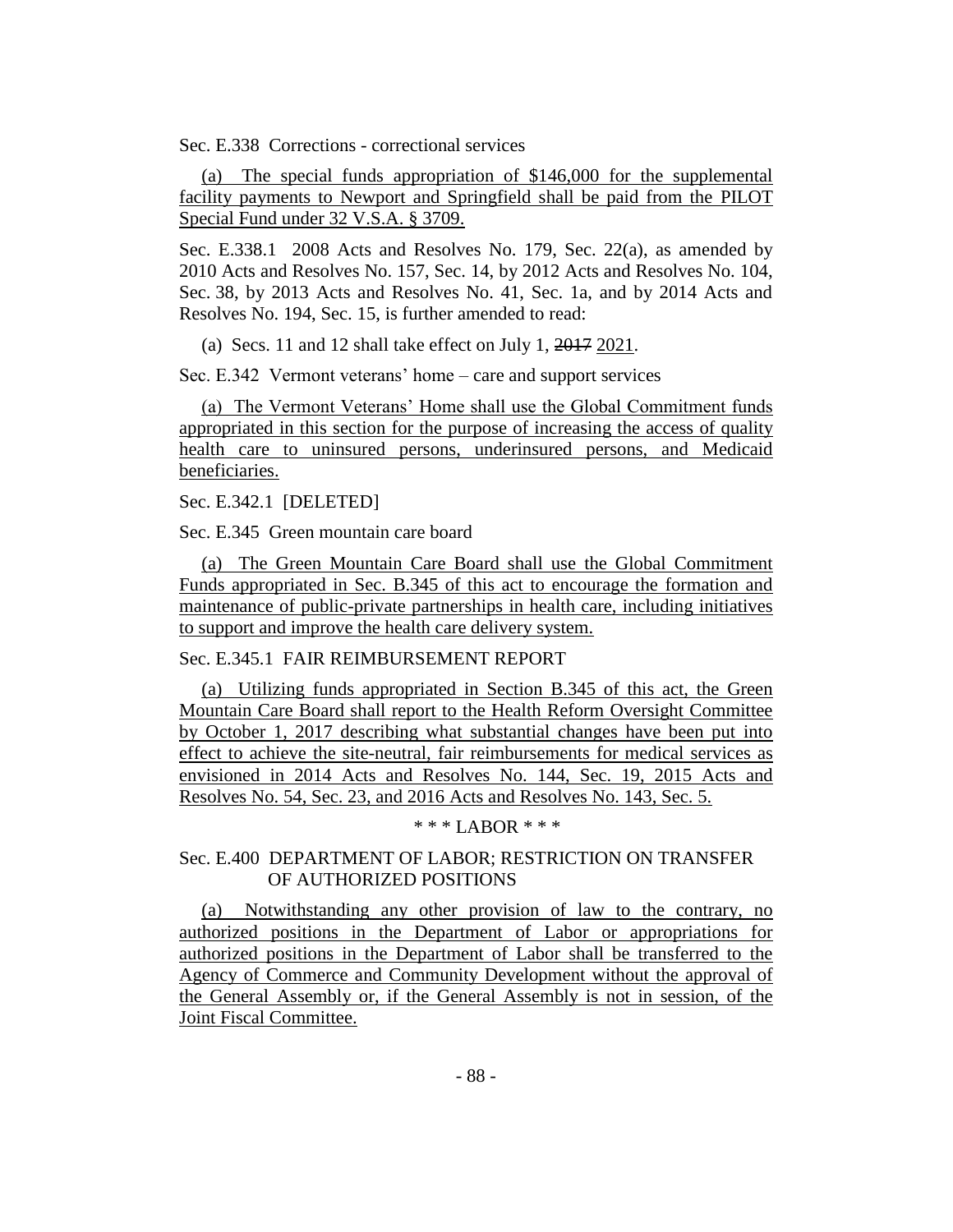Sec. E.338 Corrections - correctional services

(a) The special funds appropriation of $146,000 for the supplemental facility payments to Newport and Springfield shall be paid from the PILOT Special Fund under 32 V.S.A. § 3709.

Sec. E.338.1 2008 Acts and Resolves No. 179, Sec. 22(a), as amended by 2010 Acts and Resolves No. 157, Sec. 14, by 2012 Acts and Resolves No. 104, Sec. 38, by 2013 Acts and Resolves No. 41, Sec. 1a, and by 2014 Acts and Resolves No. 194, Sec. 15, is further amended to read:

(a) Secs. 11 and 12 shall take effect on July 1, ~~2017~~ 2021.

Sec. E.342 Vermont veterans' home – care and support services

(a) The Vermont Veterans' Home shall use the Global Commitment funds appropriated in this section for the purpose of increasing the access of quality health care to uninsured persons, underinsured persons, and Medicaid beneficiaries.

Sec. E.342.1 [DELETED]

Sec. E.345 Green mountain care board

(a) The Green Mountain Care Board shall use the Global Commitment Funds appropriated in Sec. B.345 of this act to encourage the formation and maintenance of public-private partnerships in health care, including initiatives to support and improve the health care delivery system.

Sec. E.345.1 FAIR REIMBURSEMENT REPORT

(a) Utilizing funds appropriated in Section B.345 of this act, the Green Mountain Care Board shall report to the Health Reform Oversight Committee by October 1, 2017 describing what substantial changes have been put into effect to achieve the site-neutral, fair reimbursements for medical services as envisioned in 2014 Acts and Resolves No. 144, Sec. 19, 2015 Acts and Resolves No. 54, Sec. 23, and 2016 Acts and Resolves No. 143, Sec. 5.

\* \* \* LABOR \* \* \*

Sec. E.400 DEPARTMENT OF LABOR; RESTRICTION ON TRANSFER OF AUTHORIZED POSITIONS

(a) Notwithstanding any other provision of law to the contrary, no authorized positions in the Department of Labor or appropriations for authorized positions in the Department of Labor shall be transferred to the Agency of Commerce and Community Development without the approval of the General Assembly or, if the General Assembly is not in session, of the Joint Fiscal Committee.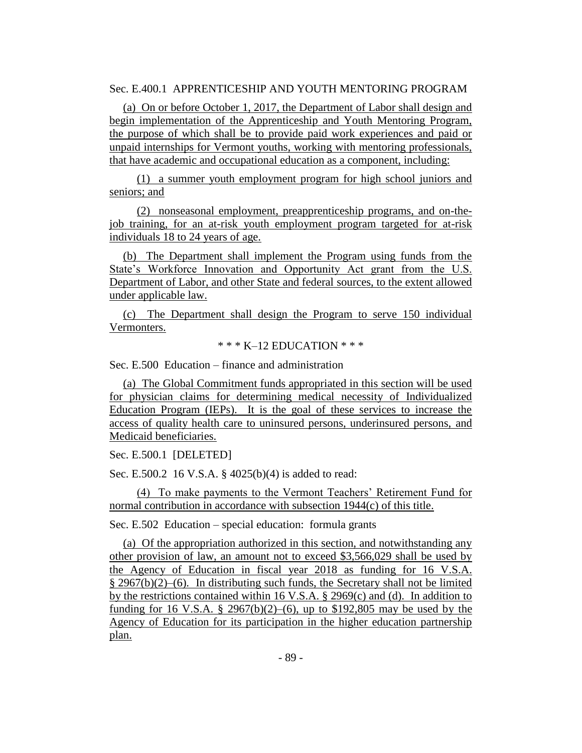Sec. E.400.1 APPRENTICESHIP AND YOUTH MENTORING PROGRAM

(a) On or before October 1, 2017, the Department of Labor shall design and begin implementation of the Apprenticeship and Youth Mentoring Program, the purpose of which shall be to provide paid work experiences and paid or unpaid internships for Vermont youths, working with mentoring professionals, that have academic and occupational education as a component, including:

(1) a summer youth employment program for high school juniors and seniors; and

(2) nonseasonal employment, preapprenticeship programs, and on-the-job training, for an at-risk youth employment program targeted for at-risk individuals 18 to 24 years of age.

(b) The Department shall implement the Program using funds from the State's Workforce Innovation and Opportunity Act grant from the U.S. Department of Labor, and other State and federal sources, to the extent allowed under applicable law.

(c) The Department shall design the Program to serve 150 individual Vermonters.

\* \* \* K–12 EDUCATION \* \* \*

Sec. E.500 Education – finance and administration

(a) The Global Commitment funds appropriated in this section will be used for physician claims for determining medical necessity of Individualized Education Program (IEPs). It is the goal of these services to increase the access of quality health care to uninsured persons, underinsured persons, and Medicaid beneficiaries.

Sec. E.500.1 [DELETED]

Sec. E.500.2 16 V.S.A. § 4025(b)(4) is added to read:

(4) To make payments to the Vermont Teachers' Retirement Fund for normal contribution in accordance with subsection 1944(c) of this title.

Sec. E.502 Education – special education: formula grants

(a) Of the appropriation authorized in this section, and notwithstanding any other provision of law, an amount not to exceed $3,566,029 shall be used by the Agency of Education in fiscal year 2018 as funding for 16 V.S.A. § 2967(b)(2)–(6). In distributing such funds, the Secretary shall not be limited by the restrictions contained within 16 V.S.A. § 2969(c) and (d). In addition to funding for 16 V.S.A. § 2967(b)(2)–(6), up to $192,805 may be used by the Agency of Education for its participation in the higher education partnership plan.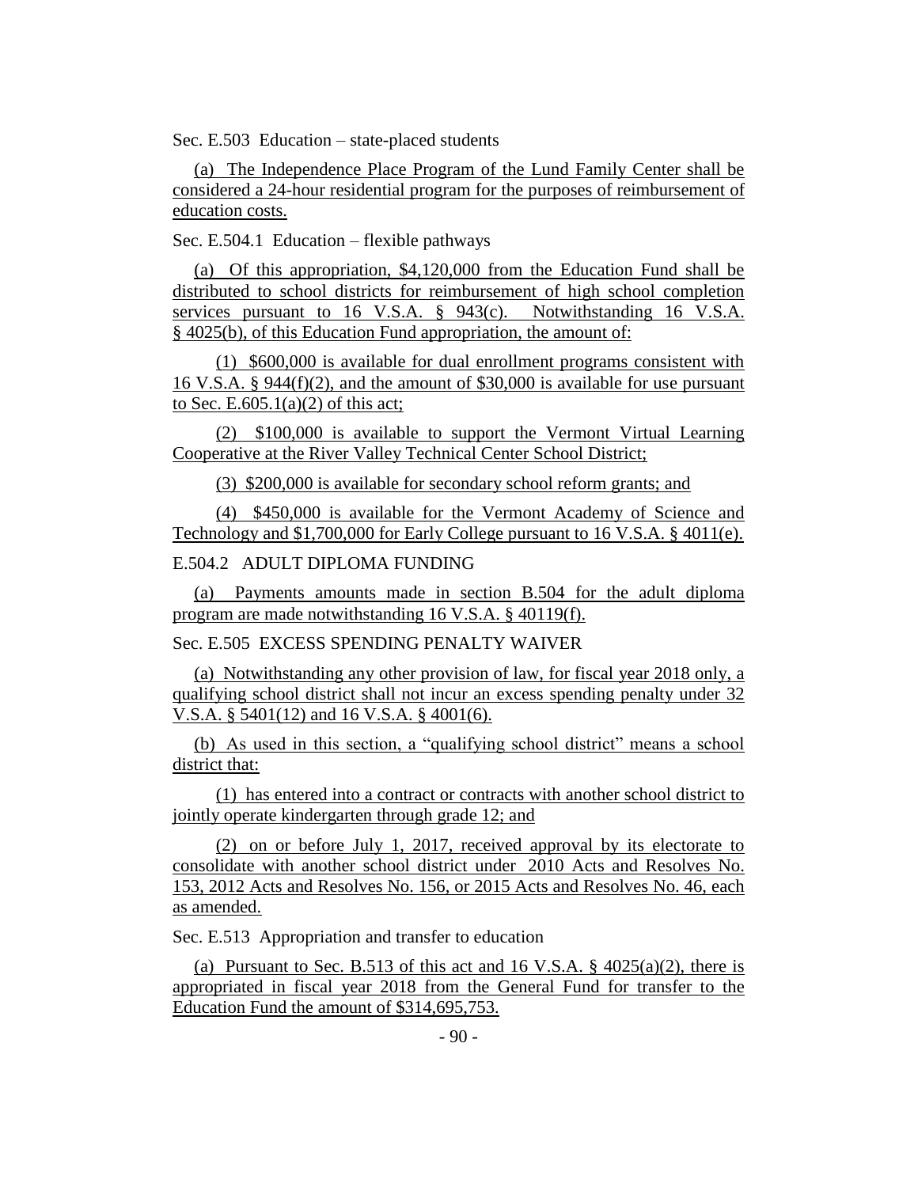Sec. E.503 Education – state-placed students

(a) The Independence Place Program of the Lund Family Center shall be considered a 24-hour residential program for the purposes of reimbursement of education costs.

Sec. E.504.1 Education – flexible pathways

(a) Of this appropriation, $4,120,000 from the Education Fund shall be distributed to school districts for reimbursement of high school completion services pursuant to 16 V.S.A. § 943(c). Notwithstanding 16 V.S.A. § 4025(b), of this Education Fund appropriation, the amount of:

(1) $600,000 is available for dual enrollment programs consistent with 16 V.S.A. § 944(f)(2), and the amount of $30,000 is available for use pursuant to Sec. E.605.1(a)(2) of this act;

(2) $100,000 is available to support the Vermont Virtual Learning Cooperative at the River Valley Technical Center School District;

(3) $200,000 is available for secondary school reform grants; and

(4) $450,000 is available for the Vermont Academy of Science and Technology and $1,700,000 for Early College pursuant to 16 V.S.A. § 4011(e).

E.504.2 ADULT DIPLOMA FUNDING

(a) Payments amounts made in section B.504 for the adult diploma program are made notwithstanding 16 V.S.A. § 40119(f).

Sec. E.505 EXCESS SPENDING PENALTY WAIVER

(a) Notwithstanding any other provision of law, for fiscal year 2018 only, a qualifying school district shall not incur an excess spending penalty under 32 V.S.A. § 5401(12) and 16 V.S.A. § 4001(6).

(b) As used in this section, a "qualifying school district" means a school district that:

(1) has entered into a contract or contracts with another school district to jointly operate kindergarten through grade 12; and

(2) on or before July 1, 2017, received approval by its electorate to consolidate with another school district under 2010 Acts and Resolves No. 153, 2012 Acts and Resolves No. 156, or 2015 Acts and Resolves No. 46, each as amended.

Sec. E.513 Appropriation and transfer to education

(a) Pursuant to Sec. B.513 of this act and 16 V.S.A. § 4025(a)(2), there is appropriated in fiscal year 2018 from the General Fund for transfer to the Education Fund the amount of $314,695,753.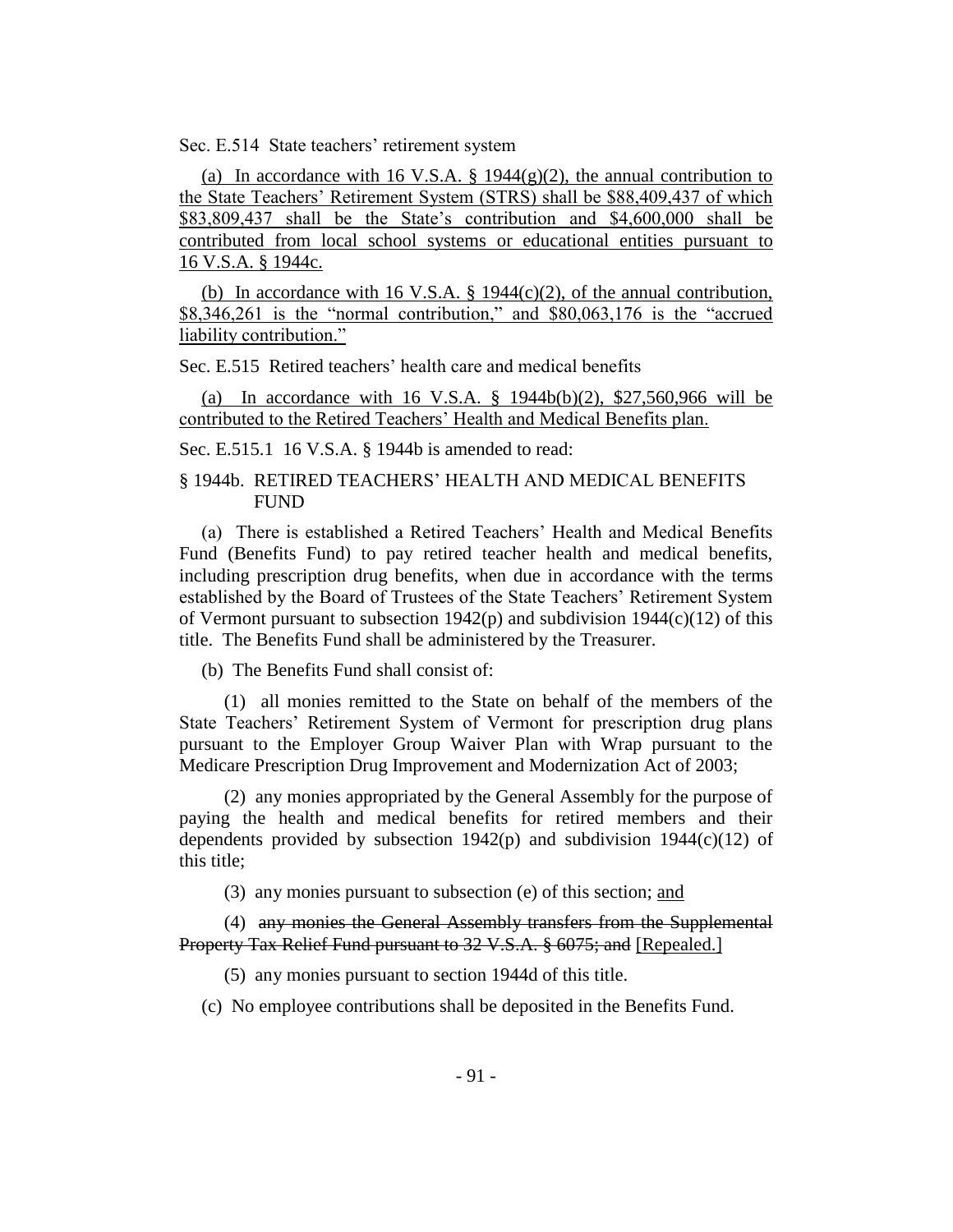Sec. E.514 State teachers' retirement system

(a) In accordance with 16 V.S.A. § 1944(g)(2), the annual contribution to the State Teachers' Retirement System (STRS) shall be $88,409,437 of which $83,809,437 shall be the State's contribution and $4,600,000 shall be contributed from local school systems or educational entities pursuant to 16 V.S.A. § 1944c.

(b) In accordance with 16 V.S.A. § 1944(c)(2), of the annual contribution, $8,346,261 is the "normal contribution," and $80,063,176 is the "accrued liability contribution."

Sec. E.515 Retired teachers' health care and medical benefits

(a) In accordance with 16 V.S.A. § 1944b(b)(2), $27,560,966 will be contributed to the Retired Teachers' Health and Medical Benefits plan.

Sec. E.515.1 16 V.S.A. § 1944b is amended to read:

§ 1944b. RETIRED TEACHERS' HEALTH AND MEDICAL BENEFITS FUND

(a) There is established a Retired Teachers' Health and Medical Benefits Fund (Benefits Fund) to pay retired teacher health and medical benefits, including prescription drug benefits, when due in accordance with the terms established by the Board of Trustees of the State Teachers' Retirement System of Vermont pursuant to subsection 1942(p) and subdivision 1944(c)(12) of this title. The Benefits Fund shall be administered by the Treasurer.

(b) The Benefits Fund shall consist of:

(1) all monies remitted to the State on behalf of the members of the State Teachers' Retirement System of Vermont for prescription drug plans pursuant to the Employer Group Waiver Plan with Wrap pursuant to the Medicare Prescription Drug Improvement and Modernization Act of 2003;

(2) any monies appropriated by the General Assembly for the purpose of paying the health and medical benefits for retired members and their dependents provided by subsection 1942(p) and subdivision 1944(c)(12) of this title;

(3) any monies pursuant to subsection (e) of this section; and

(4) ~~any monies the General Assembly transfers from the Supplemental Property Tax Relief Fund pursuant to 32 V.S.A. § 6075; and~~ [Repealed.]

(5) any monies pursuant to section 1944d of this title.

(c) No employee contributions shall be deposited in the Benefits Fund.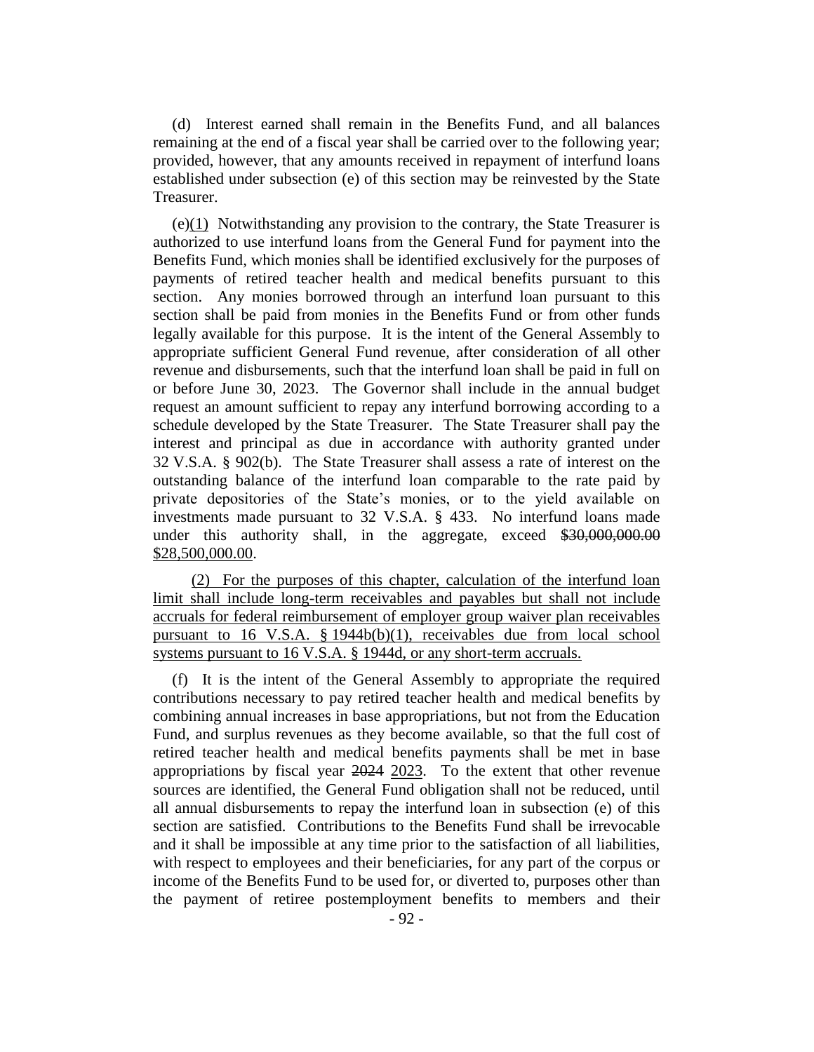(d) Interest earned shall remain in the Benefits Fund, and all balances remaining at the end of a fiscal year shall be carried over to the following year; provided, however, that any amounts received in repayment of interfund loans established under subsection (e) of this section may be reinvested by the State Treasurer.

(e)(1) Notwithstanding any provision to the contrary, the State Treasurer is authorized to use interfund loans from the General Fund for payment into the Benefits Fund, which monies shall be identified exclusively for the purposes of payments of retired teacher health and medical benefits pursuant to this section. Any monies borrowed through an interfund loan pursuant to this section shall be paid from monies in the Benefits Fund or from other funds legally available for this purpose. It is the intent of the General Assembly to appropriate sufficient General Fund revenue, after consideration of all other revenue and disbursements, such that the interfund loan shall be paid in full on or before June 30, 2023. The Governor shall include in the annual budget request an amount sufficient to repay any interfund borrowing according to a schedule developed by the State Treasurer. The State Treasurer shall pay the interest and principal as due in accordance with authority granted under 32 V.S.A. § 902(b). The State Treasurer shall assess a rate of interest on the outstanding balance of the interfund loan comparable to the rate paid by private depositories of the State's monies, or to the yield available on investments made pursuant to 32 V.S.A. § 433. No interfund loans made under this authority shall, in the aggregate, exceed ~~$30,000,000.00~~ $28,500,000.00.

(2) For the purposes of this chapter, calculation of the interfund loan limit shall include long-term receivables and payables but shall not include accruals for federal reimbursement of employer group waiver plan receivables pursuant to 16 V.S.A. § 1944b(b)(1), receivables due from local school systems pursuant to 16 V.S.A. § 1944d, or any short-term accruals.

(f) It is the intent of the General Assembly to appropriate the required contributions necessary to pay retired teacher health and medical benefits by combining annual increases in base appropriations, but not from the Education Fund, and surplus revenues as they become available, so that the full cost of retired teacher health and medical benefits payments shall be met in base appropriations by fiscal year ~~2024~~ 2023. To the extent that other revenue sources are identified, the General Fund obligation shall not be reduced, until all annual disbursements to repay the interfund loan in subsection (e) of this section are satisfied. Contributions to the Benefits Fund shall be irrevocable and it shall be impossible at any time prior to the satisfaction of all liabilities, with respect to employees and their beneficiaries, for any part of the corpus or income of the Benefits Fund to be used for, or diverted to, purposes other than the payment of retiree postemployment benefits to members and their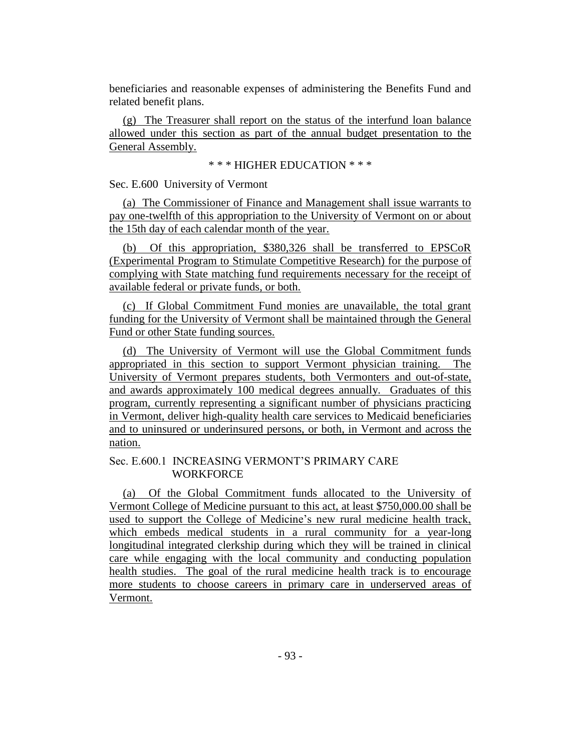beneficiaries and reasonable expenses of administering the Benefits Fund and related benefit plans.

(g) The Treasurer shall report on the status of the interfund loan balance allowed under this section as part of the annual budget presentation to the General Assembly.

\* \* \* HIGHER EDUCATION \* \* \*

Sec. E.600 University of Vermont

(a) The Commissioner of Finance and Management shall issue warrants to pay one-twelfth of this appropriation to the University of Vermont on or about the 15th day of each calendar month of the year.

(b) Of this appropriation, $380,326 shall be transferred to EPSCoR (Experimental Program to Stimulate Competitive Research) for the purpose of complying with State matching fund requirements necessary for the receipt of available federal or private funds, or both.

(c) If Global Commitment Fund monies are unavailable, the total grant funding for the University of Vermont shall be maintained through the General Fund or other State funding sources.

(d) The University of Vermont will use the Global Commitment funds appropriated in this section to support Vermont physician training. The University of Vermont prepares students, both Vermonters and out-of-state, and awards approximately 100 medical degrees annually. Graduates of this program, currently representing a significant number of physicians practicing in Vermont, deliver high-quality health care services to Medicaid beneficiaries and to uninsured or underinsured persons, or both, in Vermont and across the nation.

Sec. E.600.1 INCREASING VERMONT'S PRIMARY CARE WORKFORCE

(a) Of the Global Commitment funds allocated to the University of Vermont College of Medicine pursuant to this act, at least $750,000.00 shall be used to support the College of Medicine's new rural medicine health track, which embeds medical students in a rural community for a year-long longitudinal integrated clerkship during which they will be trained in clinical care while engaging with the local community and conducting population health studies. The goal of the rural medicine health track is to encourage more students to choose careers in primary care in underserved areas of Vermont.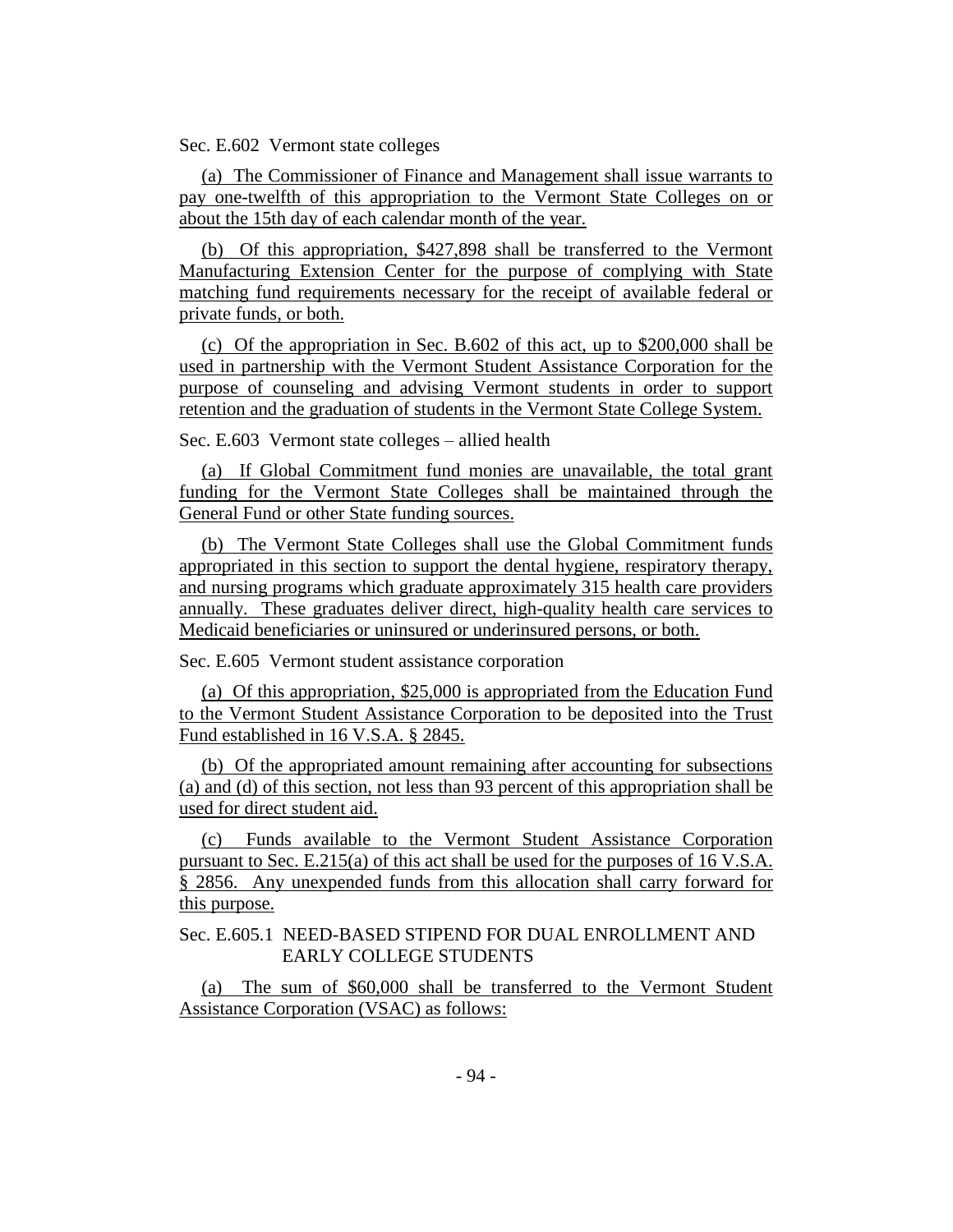Sec. E.602 Vermont state colleges

(a) The Commissioner of Finance and Management shall issue warrants to pay one-twelfth of this appropriation to the Vermont State Colleges on or about the 15th day of each calendar month of the year.

(b) Of this appropriation, $427,898 shall be transferred to the Vermont Manufacturing Extension Center for the purpose of complying with State matching fund requirements necessary for the receipt of available federal or private funds, or both.

(c) Of the appropriation in Sec. B.602 of this act, up to $200,000 shall be used in partnership with the Vermont Student Assistance Corporation for the purpose of counseling and advising Vermont students in order to support retention and the graduation of students in the Vermont State College System.

Sec. E.603 Vermont state colleges – allied health

(a) If Global Commitment fund monies are unavailable, the total grant funding for the Vermont State Colleges shall be maintained through the General Fund or other State funding sources.

(b) The Vermont State Colleges shall use the Global Commitment funds appropriated in this section to support the dental hygiene, respiratory therapy, and nursing programs which graduate approximately 315 health care providers annually. These graduates deliver direct, high-quality health care services to Medicaid beneficiaries or uninsured or underinsured persons, or both.

Sec. E.605 Vermont student assistance corporation

(a) Of this appropriation, $25,000 is appropriated from the Education Fund to the Vermont Student Assistance Corporation to be deposited into the Trust Fund established in 16 V.S.A. § 2845.

(b) Of the appropriated amount remaining after accounting for subsections (a) and (d) of this section, not less than 93 percent of this appropriation shall be used for direct student aid.

(c) Funds available to the Vermont Student Assistance Corporation pursuant to Sec. E.215(a) of this act shall be used for the purposes of 16 V.S.A. § 2856. Any unexpended funds from this allocation shall carry forward for this purpose.

Sec. E.605.1 NEED-BASED STIPEND FOR DUAL ENROLLMENT AND EARLY COLLEGE STUDENTS

(a) The sum of $60,000 shall be transferred to the Vermont Student Assistance Corporation (VSAC) as follows: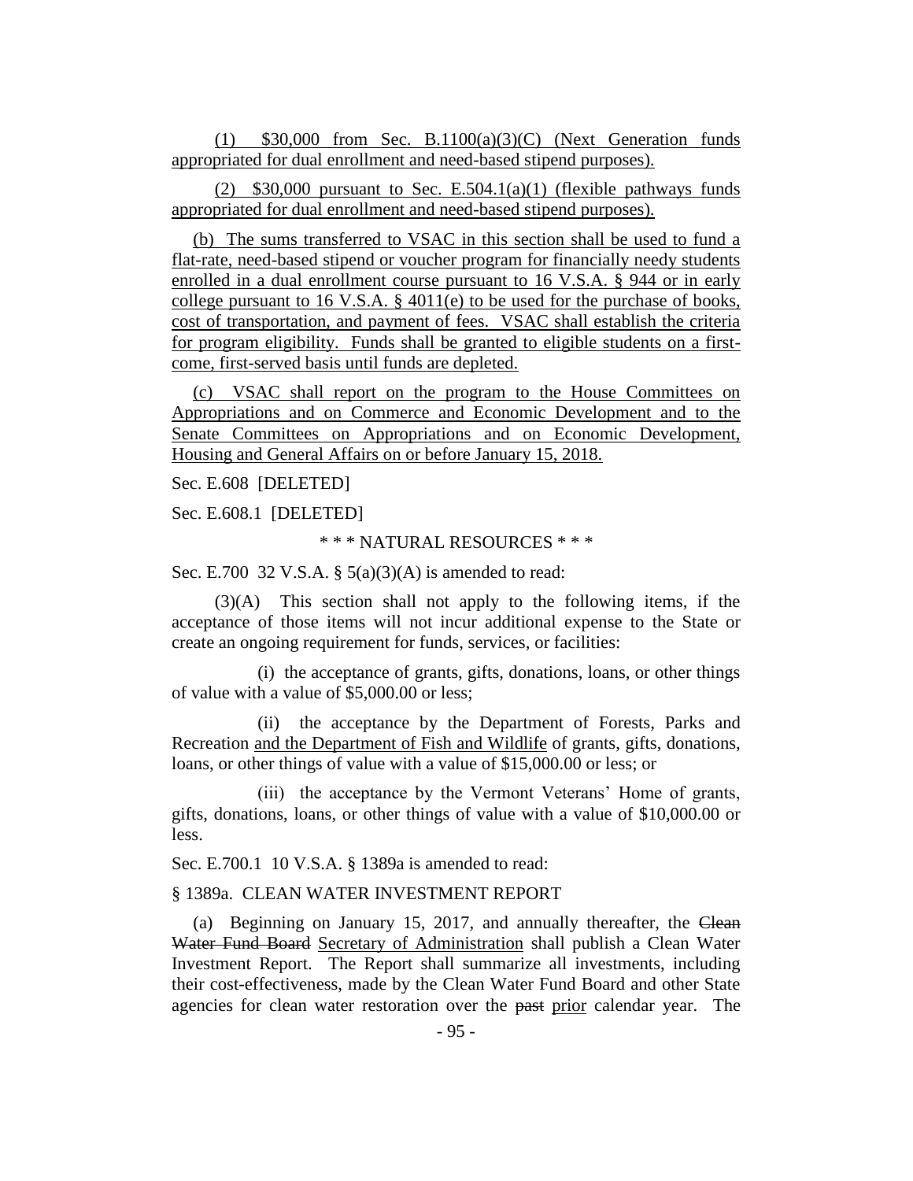(1) $30,000 from Sec. B.1100(a)(3)(C) (Next Generation funds appropriated for dual enrollment and need-based stipend purposes).

(2) $30,000 pursuant to Sec. E.504.1(a)(1) (flexible pathways funds appropriated for dual enrollment and need-based stipend purposes).

(b) The sums transferred to VSAC in this section shall be used to fund a flat-rate, need-based stipend or voucher program for financially needy students enrolled in a dual enrollment course pursuant to 16 V.S.A. § 944 or in early college pursuant to 16 V.S.A. § 4011(e) to be used for the purchase of books, cost of transportation, and payment of fees. VSAC shall establish the criteria for program eligibility. Funds shall be granted to eligible students on a first-come, first-served basis until funds are depleted.

(c) VSAC shall report on the program to the House Committees on Appropriations and on Commerce and Economic Development and to the Senate Committees on Appropriations and on Economic Development, Housing and General Affairs on or before January 15, 2018.

Sec. E.608 [DELETED]

Sec. E.608.1 [DELETED]

\* \* \* NATURAL RESOURCES \* \* \*

Sec. E.700 32 V.S.A. § 5(a)(3)(A) is amended to read:

(3)(A) This section shall not apply to the following items, if the acceptance of those items will not incur additional expense to the State or create an ongoing requirement for funds, services, or facilities:

(i) the acceptance of grants, gifts, donations, loans, or other things of value with a value of $5,000.00 or less;

(ii) the acceptance by the Department of Forests, Parks and Recreation and the Department of Fish and Wildlife of grants, gifts, donations, loans, or other things of value with a value of $15,000.00 or less; or

(iii) the acceptance by the Vermont Veterans' Home of grants, gifts, donations, loans, or other things of value with a value of $10,000.00 or less.

Sec. E.700.1 10 V.S.A. § 1389a is amended to read:

§ 1389a. CLEAN WATER INVESTMENT REPORT

(a) Beginning on January 15, 2017, and annually thereafter, the ~~Clean Water Fund Board~~ Secretary of Administration shall publish a Clean Water Investment Report. The Report shall summarize all investments, including their cost-effectiveness, made by the Clean Water Fund Board and other State agencies for clean water restoration over the ~~past~~ prior calendar year. The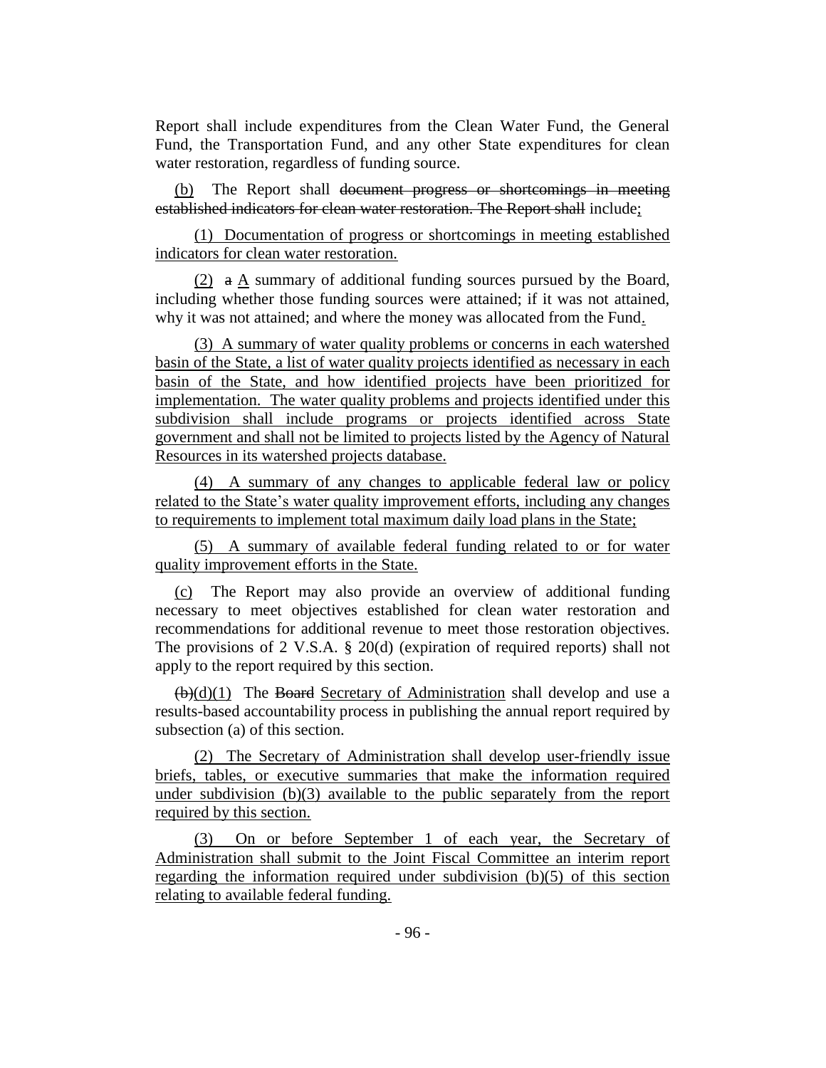Report shall include expenditures from the Clean Water Fund, the General Fund, the Transportation Fund, and any other State expenditures for clean water restoration, regardless of funding source.

(b) The Report shall ~~document progress or shortcomings in meeting established indicators for clean water restoration. The Report shall~~ include;

(1) Documentation of progress or shortcomings in meeting established indicators for clean water restoration.

(2) ~~a~~ A summary of additional funding sources pursued by the Board, including whether those funding sources were attained; if it was not attained, why it was not attained; and where the money was allocated from the Fund.

(3) A summary of water quality problems or concerns in each watershed basin of the State, a list of water quality projects identified as necessary in each basin of the State, and how identified projects have been prioritized for implementation. The water quality problems and projects identified under this subdivision shall include programs or projects identified across State government and shall not be limited to projects listed by the Agency of Natural Resources in its watershed projects database.

(4) A summary of any changes to applicable federal law or policy related to the State's water quality improvement efforts, including any changes to requirements to implement total maximum daily load plans in the State;

(5) A summary of available federal funding related to or for water quality improvement efforts in the State.

(c) The Report may also provide an overview of additional funding necessary to meet objectives established for clean water restoration and recommendations for additional revenue to meet those restoration objectives. The provisions of 2 V.S.A. § 20(d) (expiration of required reports) shall not apply to the report required by this section.

~~(b)~~(d)(1) The ~~Board~~ Secretary of Administration shall develop and use a results-based accountability process in publishing the annual report required by subsection (a) of this section.

(2) The Secretary of Administration shall develop user-friendly issue briefs, tables, or executive summaries that make the information required under subdivision (b)(3) available to the public separately from the report required by this section.

(3) On or before September 1 of each year, the Secretary of Administration shall submit to the Joint Fiscal Committee an interim report regarding the information required under subdivision (b)(5) of this section relating to available federal funding.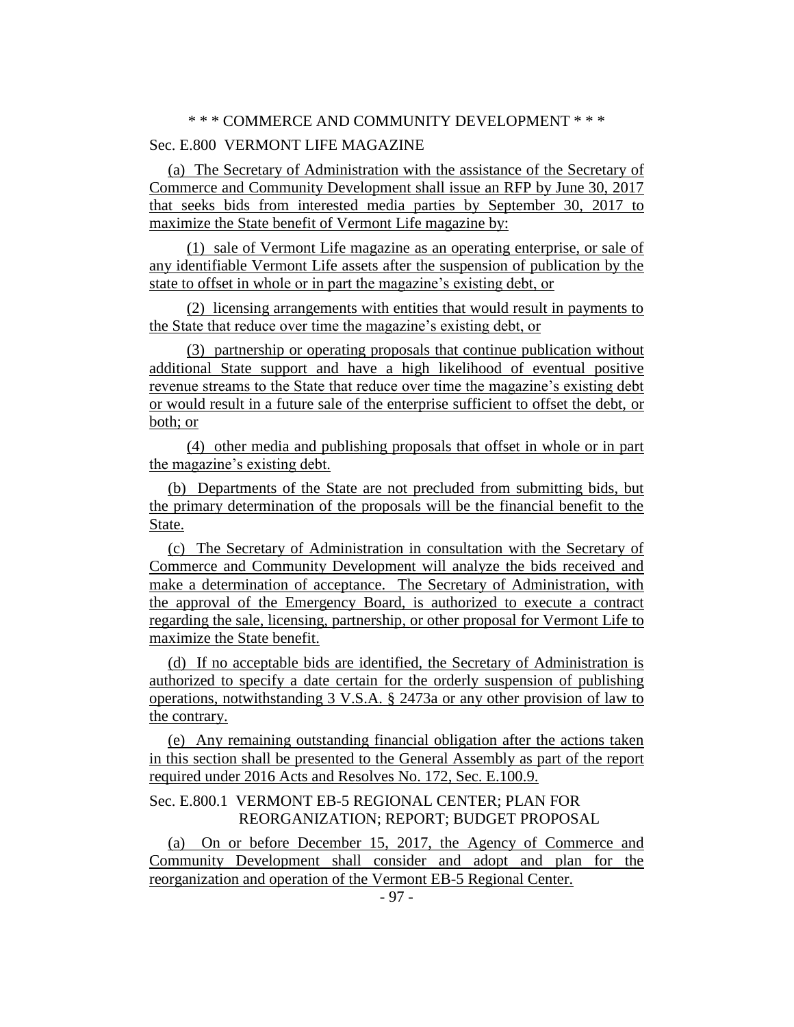\* \* \* COMMERCE AND COMMUNITY DEVELOPMENT \* \* \*

Sec. E.800 VERMONT LIFE MAGAZINE

(a) The Secretary of Administration with the assistance of the Secretary of Commerce and Community Development shall issue an RFP by June 30, 2017 that seeks bids from interested media parties by September 30, 2017 to maximize the State benefit of Vermont Life magazine by:

(1) sale of Vermont Life magazine as an operating enterprise, or sale of any identifiable Vermont Life assets after the suspension of publication by the state to offset in whole or in part the magazine's existing debt, or

(2) licensing arrangements with entities that would result in payments to the State that reduce over time the magazine's existing debt, or

(3) partnership or operating proposals that continue publication without additional State support and have a high likelihood of eventual positive revenue streams to the State that reduce over time the magazine's existing debt or would result in a future sale of the enterprise sufficient to offset the debt, or both; or

(4) other media and publishing proposals that offset in whole or in part the magazine's existing debt.

(b) Departments of the State are not precluded from submitting bids, but the primary determination of the proposals will be the financial benefit to the State.

(c) The Secretary of Administration in consultation with the Secretary of Commerce and Community Development will analyze the bids received and make a determination of acceptance. The Secretary of Administration, with the approval of the Emergency Board, is authorized to execute a contract regarding the sale, licensing, partnership, or other proposal for Vermont Life to maximize the State benefit.

(d) If no acceptable bids are identified, the Secretary of Administration is authorized to specify a date certain for the orderly suspension of publishing operations, notwithstanding 3 V.S.A. § 2473a or any other provision of law to the contrary.

(e) Any remaining outstanding financial obligation after the actions taken in this section shall be presented to the General Assembly as part of the report required under 2016 Acts and Resolves No. 172, Sec. E.100.9.

Sec. E.800.1 VERMONT EB-5 REGIONAL CENTER; PLAN FOR REORGANIZATION; REPORT; BUDGET PROPOSAL

(a) On or before December 15, 2017, the Agency of Commerce and Community Development shall consider and adopt and plan for the reorganization and operation of the Vermont EB-5 Regional Center.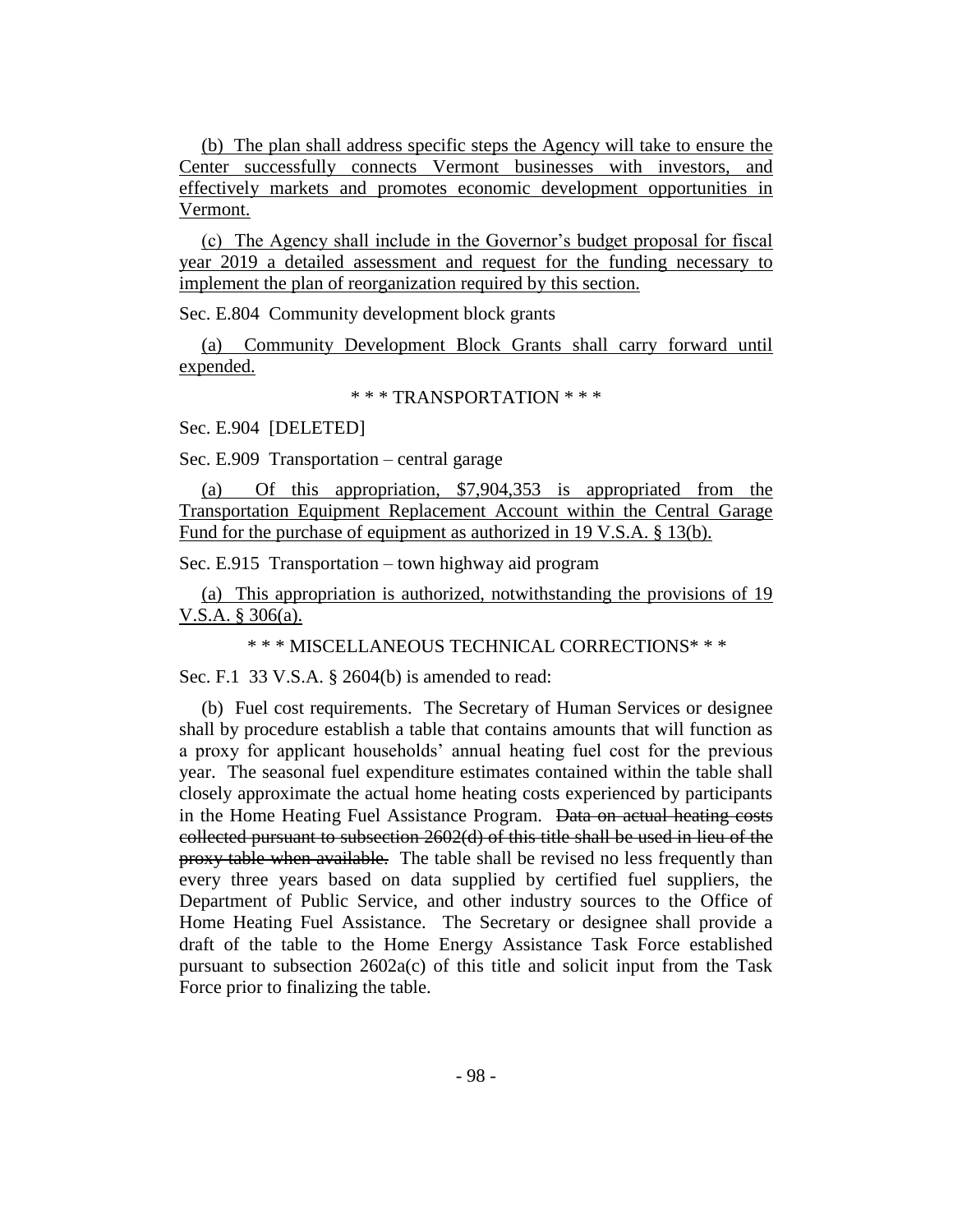(b) The plan shall address specific steps the Agency will take to ensure the Center successfully connects Vermont businesses with investors, and effectively markets and promotes economic development opportunities in Vermont.

(c) The Agency shall include in the Governor's budget proposal for fiscal year 2019 a detailed assessment and request for the funding necessary to implement the plan of reorganization required by this section.

Sec. E.804 Community development block grants

(a) Community Development Block Grants shall carry forward until expended.

\* \* \* TRANSPORTATION \* \* \*

Sec. E.904 [DELETED]

Sec. E.909 Transportation – central garage

(a) Of this appropriation, $7,904,353 is appropriated from the Transportation Equipment Replacement Account within the Central Garage Fund for the purchase of equipment as authorized in 19 V.S.A. § 13(b).

Sec. E.915 Transportation – town highway aid program

(a) This appropriation is authorized, notwithstanding the provisions of 19 V.S.A. § 306(a).

\* \* \* MISCELLANEOUS TECHNICAL CORRECTIONS\* \* \*

Sec. F.1 33 V.S.A. § 2604(b) is amended to read:

(b) Fuel cost requirements. The Secretary of Human Services or designee shall by procedure establish a table that contains amounts that will function as a proxy for applicant households' annual heating fuel cost for the previous year. The seasonal fuel expenditure estimates contained within the table shall closely approximate the actual home heating costs experienced by participants in the Home Heating Fuel Assistance Program. ~~Data on actual heating costs collected pursuant to subsection 2602(d) of this title shall be used in lieu of the proxy table when available.~~ The table shall be revised no less frequently than every three years based on data supplied by certified fuel suppliers, the Department of Public Service, and other industry sources to the Office of Home Heating Fuel Assistance. The Secretary or designee shall provide a draft of the table to the Home Energy Assistance Task Force established pursuant to subsection 2602a(c) of this title and solicit input from the Task Force prior to finalizing the table.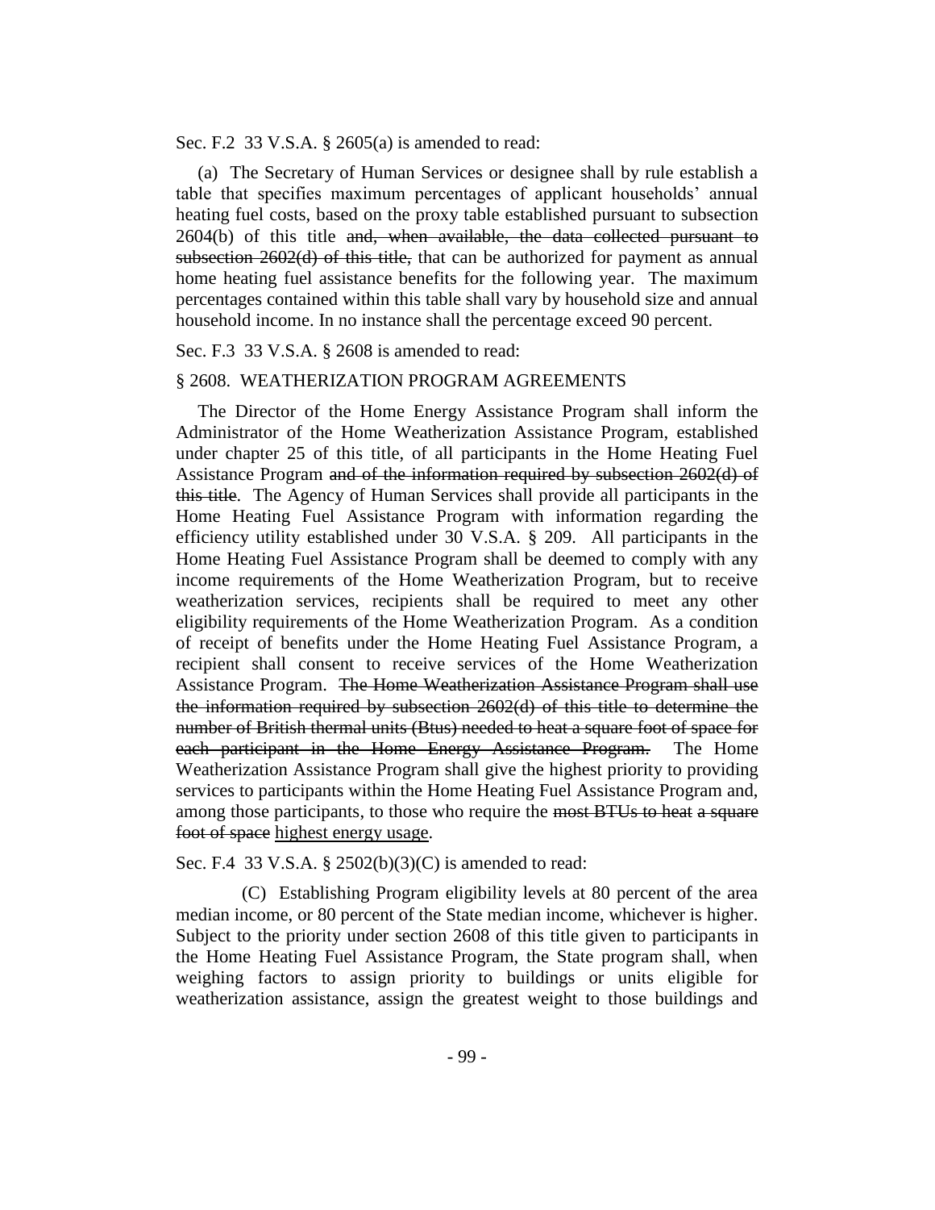Sec. F.2 33 V.S.A. § 2605(a) is amended to read:

(a) The Secretary of Human Services or designee shall by rule establish a table that specifies maximum percentages of applicant households' annual heating fuel costs, based on the proxy table established pursuant to subsection 2604(b) of this title ~~and, when available, the data collected pursuant to subsection 2602(d) of this title,~~ that can be authorized for payment as annual home heating fuel assistance benefits for the following year. The maximum percentages contained within this table shall vary by household size and annual household income. In no instance shall the percentage exceed 90 percent.

Sec. F.3 33 V.S.A. § 2608 is amended to read:

§ 2608. WEATHERIZATION PROGRAM AGREEMENTS

The Director of the Home Energy Assistance Program shall inform the Administrator of the Home Weatherization Assistance Program, established under chapter 25 of this title, of all participants in the Home Heating Fuel Assistance Program ~~and of the information required by subsection 2602(d) of this title~~. The Agency of Human Services shall provide all participants in the Home Heating Fuel Assistance Program with information regarding the efficiency utility established under 30 V.S.A. § 209. All participants in the Home Heating Fuel Assistance Program shall be deemed to comply with any income requirements of the Home Weatherization Program, but to receive weatherization services, recipients shall be required to meet any other eligibility requirements of the Home Weatherization Program. As a condition of receipt of benefits under the Home Heating Fuel Assistance Program, a recipient shall consent to receive services of the Home Weatherization Assistance Program. ~~The Home Weatherization Assistance Program shall use the information required by subsection 2602(d) of this title to determine the number of British thermal units (Btus) needed to heat a square foot of space for each participant in the Home Energy Assistance Program.~~ The Home Weatherization Assistance Program shall give the highest priority to providing services to participants within the Home Heating Fuel Assistance Program and, among those participants, to those who require the ~~most BTUs to heat a square foot of space~~ <u>highest energy usage</u>.

Sec. F.4 33 V.S.A. § 2502(b)(3)(C) is amended to read:

(C) Establishing Program eligibility levels at 80 percent of the area median income, or 80 percent of the State median income, whichever is higher. Subject to the priority under section 2608 of this title given to participants in the Home Heating Fuel Assistance Program, the State program shall, when weighing factors to assign priority to buildings or units eligible for weatherization assistance, assign the greatest weight to those buildings and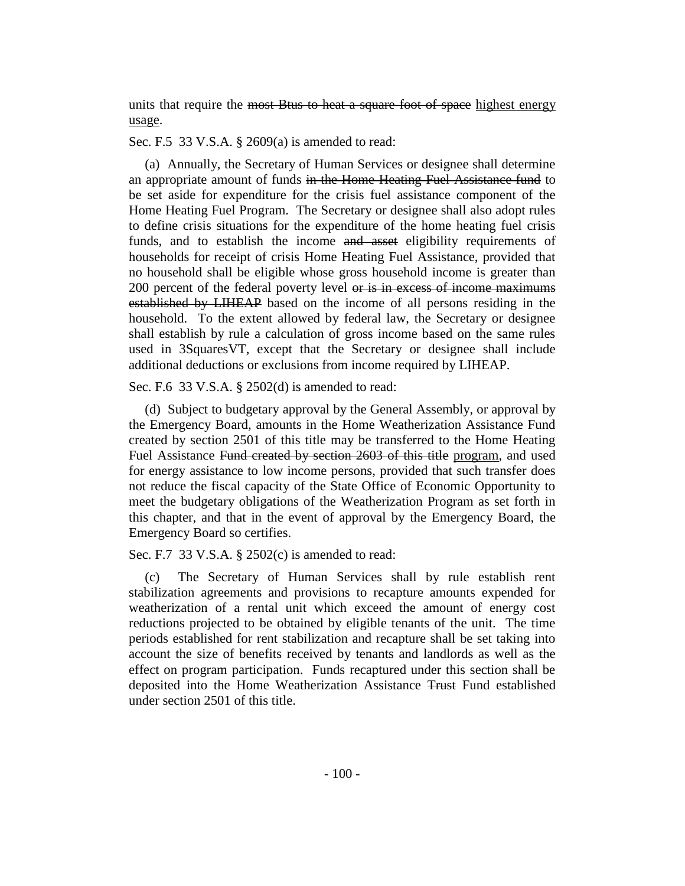units that require the ~~most Btus to heat a square foot of space~~ highest energy usage.

Sec. F.5 33 V.S.A. § 2609(a) is amended to read:

(a) Annually, the Secretary of Human Services or designee shall determine an appropriate amount of funds ~~in the Home Heating Fuel Assistance fund~~ to be set aside for expenditure for the crisis fuel assistance component of the Home Heating Fuel Program. The Secretary or designee shall also adopt rules to define crisis situations for the expenditure of the home heating fuel crisis funds, and to establish the income ~~and asset~~ eligibility requirements of households for receipt of crisis Home Heating Fuel Assistance, provided that no household shall be eligible whose gross household income is greater than 200 percent of the federal poverty level ~~or is in excess of income maximums established by LIHEAP~~ based on the income of all persons residing in the household. To the extent allowed by federal law, the Secretary or designee shall establish by rule a calculation of gross income based on the same rules used in 3SquaresVT, except that the Secretary or designee shall include additional deductions or exclusions from income required by LIHEAP.

Sec. F.6 33 V.S.A. § 2502(d) is amended to read:

(d) Subject to budgetary approval by the General Assembly, or approval by the Emergency Board, amounts in the Home Weatherization Assistance Fund created by section 2501 of this title may be transferred to the Home Heating Fuel Assistance ~~Fund created by section 2603 of this title~~ program, and used for energy assistance to low income persons, provided that such transfer does not reduce the fiscal capacity of the State Office of Economic Opportunity to meet the budgetary obligations of the Weatherization Program as set forth in this chapter, and that in the event of approval by the Emergency Board, the Emergency Board so certifies.

Sec. F.7 33 V.S.A. § 2502(c) is amended to read:

(c) The Secretary of Human Services shall by rule establish rent stabilization agreements and provisions to recapture amounts expended for weatherization of a rental unit which exceed the amount of energy cost reductions projected to be obtained by eligible tenants of the unit. The time periods established for rent stabilization and recapture shall be set taking into account the size of benefits received by tenants and landlords as well as the effect on program participation. Funds recaptured under this section shall be deposited into the Home Weatherization Assistance ~~Trust~~ Fund established under section 2501 of this title.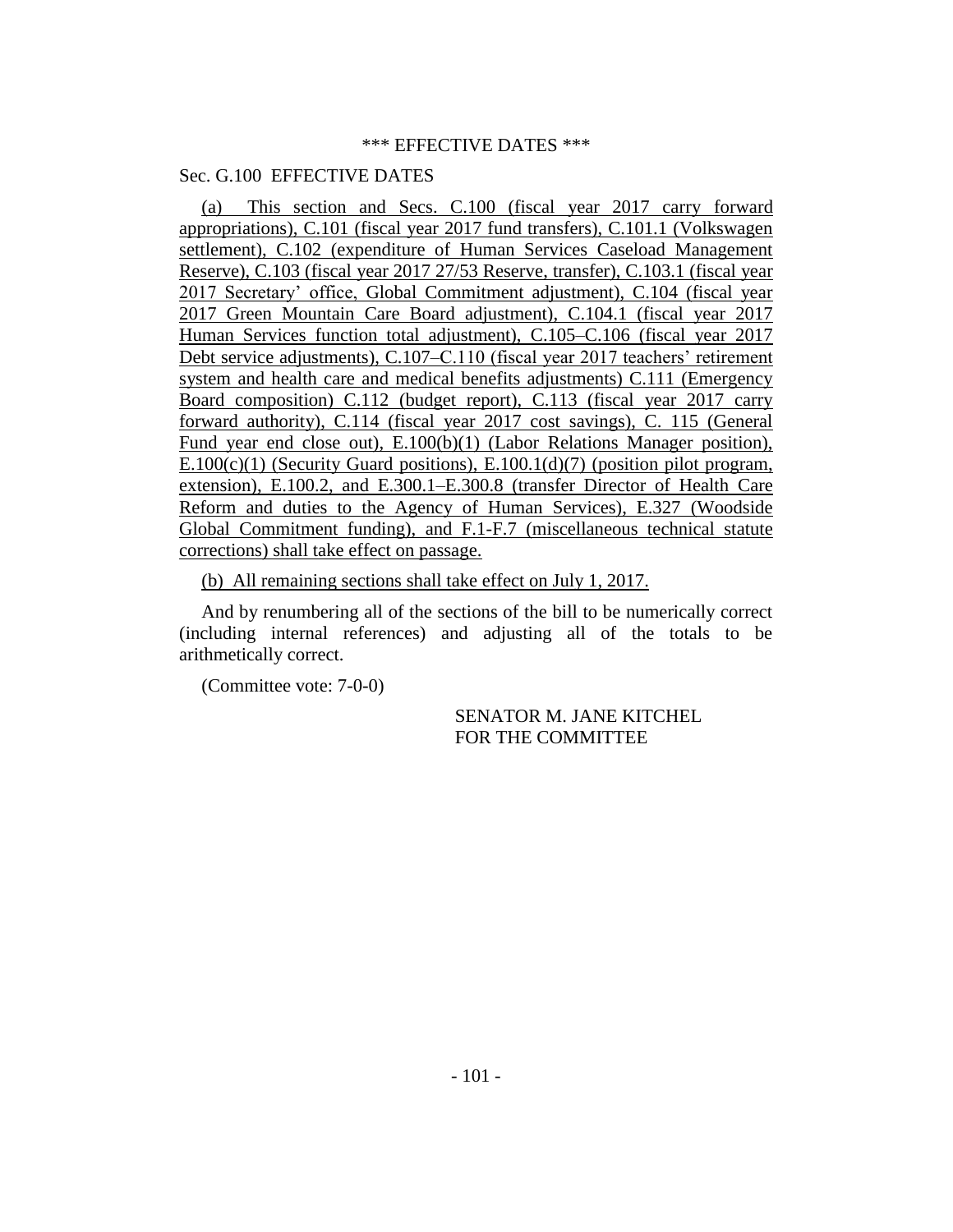\*\*\* EFFECTIVE DATES \*\*\*

Sec. G.100 EFFECTIVE DATES

(a) This section and Secs. C.100 (fiscal year 2017 carry forward appropriations), C.101 (fiscal year 2017 fund transfers), C.101.1 (Volkswagen settlement), C.102 (expenditure of Human Services Caseload Management Reserve), C.103 (fiscal year 2017 27/53 Reserve, transfer), C.103.1 (fiscal year 2017 Secretary' office, Global Commitment adjustment), C.104 (fiscal year 2017 Green Mountain Care Board adjustment), C.104.1 (fiscal year 2017 Human Services function total adjustment), C.105–C.106 (fiscal year 2017 Debt service adjustments), C.107–C.110 (fiscal year 2017 teachers' retirement system and health care and medical benefits adjustments) C.111 (Emergency Board composition) C.112 (budget report), C.113 (fiscal year 2017 carry forward authority), C.114 (fiscal year 2017 cost savings), C. 115 (General Fund year end close out), E.100(b)(1) (Labor Relations Manager position), E.100(c)(1) (Security Guard positions), E.100.1(d)(7) (position pilot program, extension), E.100.2, and E.300.1–E.300.8 (transfer Director of Health Care Reform and duties to the Agency of Human Services), E.327 (Woodside Global Commitment funding), and F.1-F.7 (miscellaneous technical statute corrections) shall take effect on passage.

(b) All remaining sections shall take effect on July 1, 2017.

And by renumbering all of the sections of the bill to be numerically correct (including internal references) and adjusting all of the totals to be arithmetically correct.

(Committee vote: 7-0-0)

SENATOR M. JANE KITCHEL
FOR THE COMMITTEE